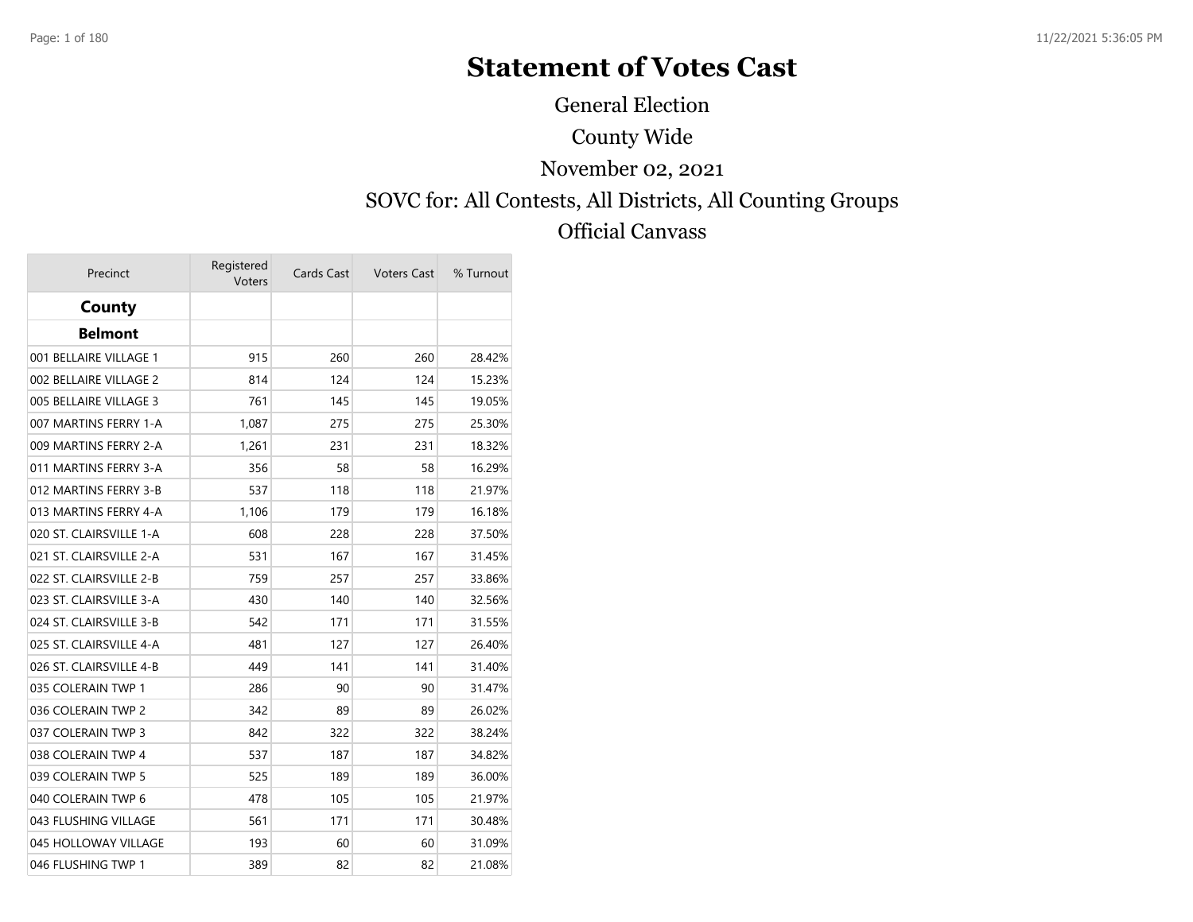# Statement of Votes Cast

General Election

County Wide

November 02, 2021

SOVC for: All Contests, All Districts, All Counting Groups

Official Canvass

| Precinct | Registered Voters | Cards Cast | Voters Cast | % Turnout |
|---|---|---|---|---|
| **County** | | | | |
| **Belmont** | | | | |
| 001 BELLAIRE VILLAGE 1 | 915 | 260 | 260 | 28.42% |
| 002 BELLAIRE VILLAGE 2 | 814 | 124 | 124 | 15.23% |
| 005 BELLAIRE VILLAGE 3 | 761 | 145 | 145 | 19.05% |
| 007 MARTINS FERRY 1-A | 1,087 | 275 | 275 | 25.30% |
| 009 MARTINS FERRY 2-A | 1,261 | 231 | 231 | 18.32% |
| 011 MARTINS FERRY 3-A | 356 | 58 | 58 | 16.29% |
| 012 MARTINS FERRY 3-B | 537 | 118 | 118 | 21.97% |
| 013 MARTINS FERRY 4-A | 1,106 | 179 | 179 | 16.18% |
| 020 ST. CLAIRSVILLE 1-A | 608 | 228 | 228 | 37.50% |
| 021 ST. CLAIRSVILLE 2-A | 531 | 167 | 167 | 31.45% |
| 022 ST. CLAIRSVILLE 2-B | 759 | 257 | 257 | 33.86% |
| 023 ST. CLAIRSVILLE 3-A | 430 | 140 | 140 | 32.56% |
| 024 ST. CLAIRSVILLE 3-B | 542 | 171 | 171 | 31.55% |
| 025 ST. CLAIRSVILLE 4-A | 481 | 127 | 127 | 26.40% |
| 026 ST. CLAIRSVILLE 4-B | 449 | 141 | 141 | 31.40% |
| 035 COLERAIN TWP 1 | 286 | 90 | 90 | 31.47% |
| 036 COLERAIN TWP 2 | 342 | 89 | 89 | 26.02% |
| 037 COLERAIN TWP 3 | 842 | 322 | 322 | 38.24% |
| 038 COLERAIN TWP 4 | 537 | 187 | 187 | 34.82% |
| 039 COLERAIN TWP 5 | 525 | 189 | 189 | 36.00% |
| 040 COLERAIN TWP 6 | 478 | 105 | 105 | 21.97% |
| 043 FLUSHING VILLAGE | 561 | 171 | 171 | 30.48% |
| 045 HOLLOWAY VILLAGE | 193 | 60 | 60 | 31.09% |
| 046 FLUSHING TWP 1 | 389 | 82 | 82 | 21.08% |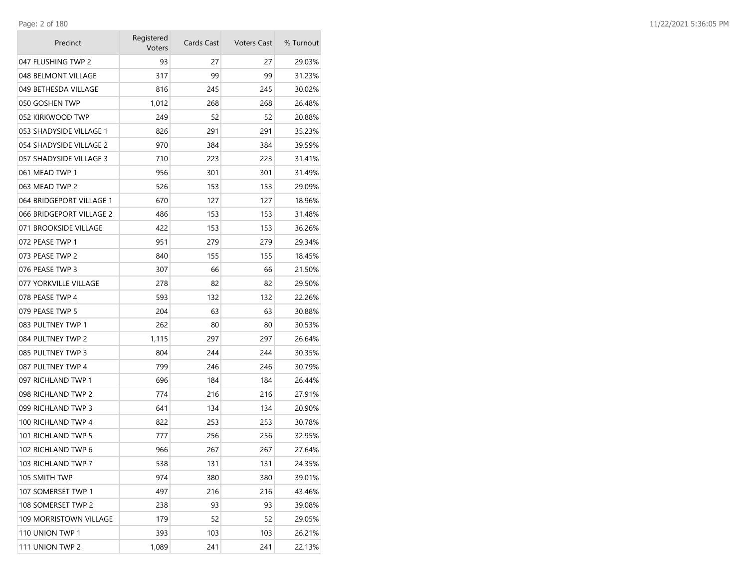| Precinct | Registered Voters | Cards Cast | Voters Cast | % Turnout |
|---|---|---|---|---|
| 047 FLUSHING TWP 2 | 93 | 27 | 27 | 29.03% |
| 048 BELMONT VILLAGE | 317 | 99 | 99 | 31.23% |
| 049 BETHESDA VILLAGE | 816 | 245 | 245 | 30.02% |
| 050 GOSHEN TWP | 1,012 | 268 | 268 | 26.48% |
| 052 KIRKWOOD TWP | 249 | 52 | 52 | 20.88% |
| 053 SHADYSIDE VILLAGE 1 | 826 | 291 | 291 | 35.23% |
| 054 SHADYSIDE VILLAGE 2 | 970 | 384 | 384 | 39.59% |
| 057 SHADYSIDE VILLAGE 3 | 710 | 223 | 223 | 31.41% |
| 061 MEAD TWP 1 | 956 | 301 | 301 | 31.49% |
| 063 MEAD TWP 2 | 526 | 153 | 153 | 29.09% |
| 064 BRIDGEPORT VILLAGE 1 | 670 | 127 | 127 | 18.96% |
| 066 BRIDGEPORT VILLAGE 2 | 486 | 153 | 153 | 31.48% |
| 071 BROOKSIDE VILLAGE | 422 | 153 | 153 | 36.26% |
| 072 PEASE TWP 1 | 951 | 279 | 279 | 29.34% |
| 073 PEASE TWP 2 | 840 | 155 | 155 | 18.45% |
| 076 PEASE TWP 3 | 307 | 66 | 66 | 21.50% |
| 077 YORKVILLE VILLAGE | 278 | 82 | 82 | 29.50% |
| 078 PEASE TWP 4 | 593 | 132 | 132 | 22.26% |
| 079 PEASE TWP 5 | 204 | 63 | 63 | 30.88% |
| 083 PULTNEY TWP 1 | 262 | 80 | 80 | 30.53% |
| 084 PULTNEY TWP 2 | 1,115 | 297 | 297 | 26.64% |
| 085 PULTNEY TWP 3 | 804 | 244 | 244 | 30.35% |
| 087 PULTNEY TWP 4 | 799 | 246 | 246 | 30.79% |
| 097 RICHLAND TWP 1 | 696 | 184 | 184 | 26.44% |
| 098 RICHLAND TWP 2 | 774 | 216 | 216 | 27.91% |
| 099 RICHLAND TWP 3 | 641 | 134 | 134 | 20.90% |
| 100 RICHLAND TWP 4 | 822 | 253 | 253 | 30.78% |
| 101 RICHLAND TWP 5 | 777 | 256 | 256 | 32.95% |
| 102 RICHLAND TWP 6 | 966 | 267 | 267 | 27.64% |
| 103 RICHLAND TWP 7 | 538 | 131 | 131 | 24.35% |
| 105 SMITH TWP | 974 | 380 | 380 | 39.01% |
| 107 SOMERSET TWP 1 | 497 | 216 | 216 | 43.46% |
| 108 SOMERSET TWP 2 | 238 | 93 | 93 | 39.08% |
| 109 MORRISTOWN VILLAGE | 179 | 52 | 52 | 29.05% |
| 110 UNION TWP 1 | 393 | 103 | 103 | 26.21% |
| 111 UNION TWP 2 | 1,089 | 241 | 241 | 22.13% |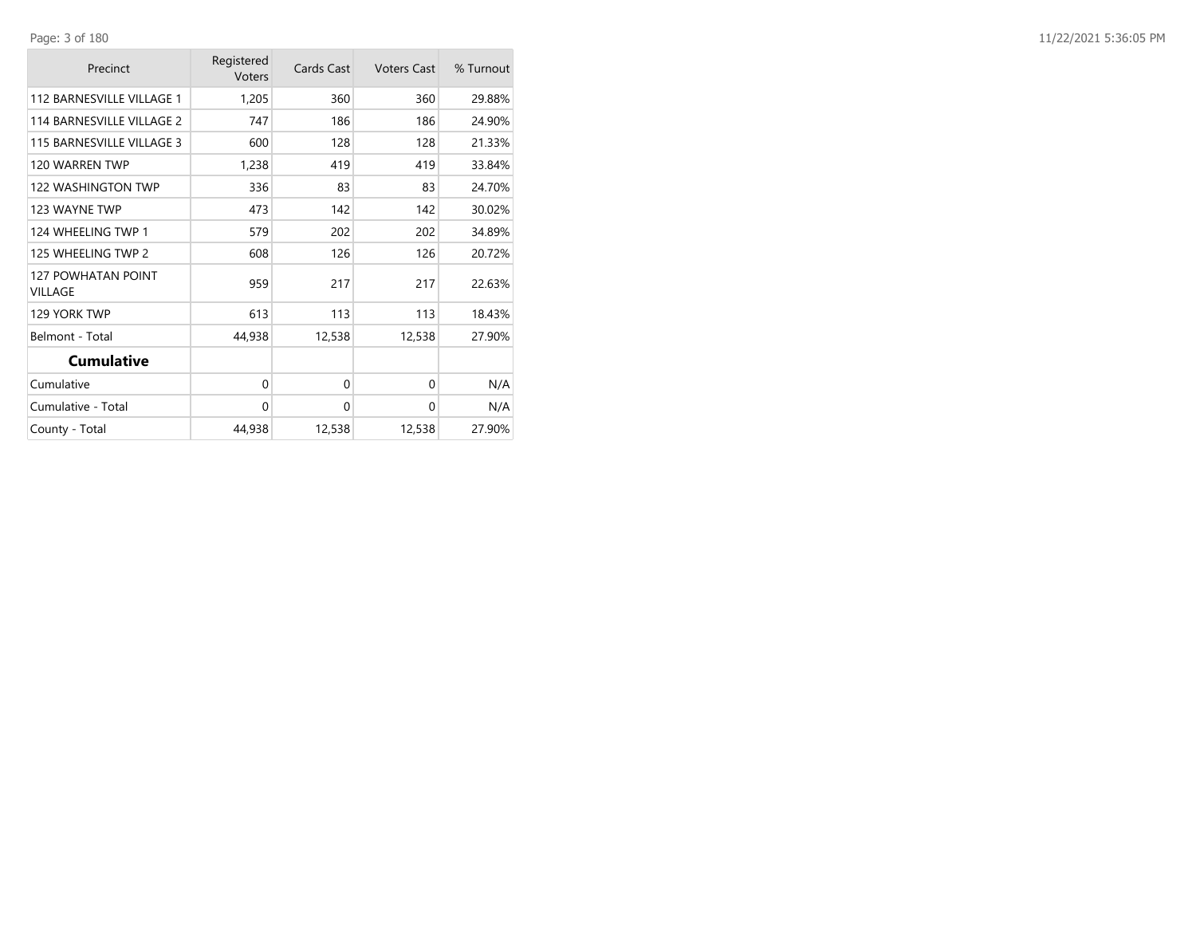| Precinct | Registered Voters | Cards Cast | Voters Cast | % Turnout |
| --- | --- | --- | --- | --- |
| 112 BARNESVILLE VILLAGE 1 | 1,205 | 360 | 360 | 29.88% |
| 114 BARNESVILLE VILLAGE 2 | 747 | 186 | 186 | 24.90% |
| 115 BARNESVILLE VILLAGE 3 | 600 | 128 | 128 | 21.33% |
| 120 WARREN TWP | 1,238 | 419 | 419 | 33.84% |
| 122 WASHINGTON TWP | 336 | 83 | 83 | 24.70% |
| 123 WAYNE TWP | 473 | 142 | 142 | 30.02% |
| 124 WHEELING TWP 1 | 579 | 202 | 202 | 34.89% |
| 125 WHEELING TWP 2 | 608 | 126 | 126 | 20.72% |
| 127 POWHATAN POINT VILLAGE | 959 | 217 | 217 | 22.63% |
| 129 YORK TWP | 613 | 113 | 113 | 18.43% |
| Belmont - Total | 44,938 | 12,538 | 12,538 | 27.90% |
| **Cumulative** | | | | |
| Cumulative | 0 | 0 | 0 | N/A |
| Cumulative - Total | 0 | 0 | 0 | N/A |
| County - Total | 44,938 | 12,538 | 12,538 | 27.90% |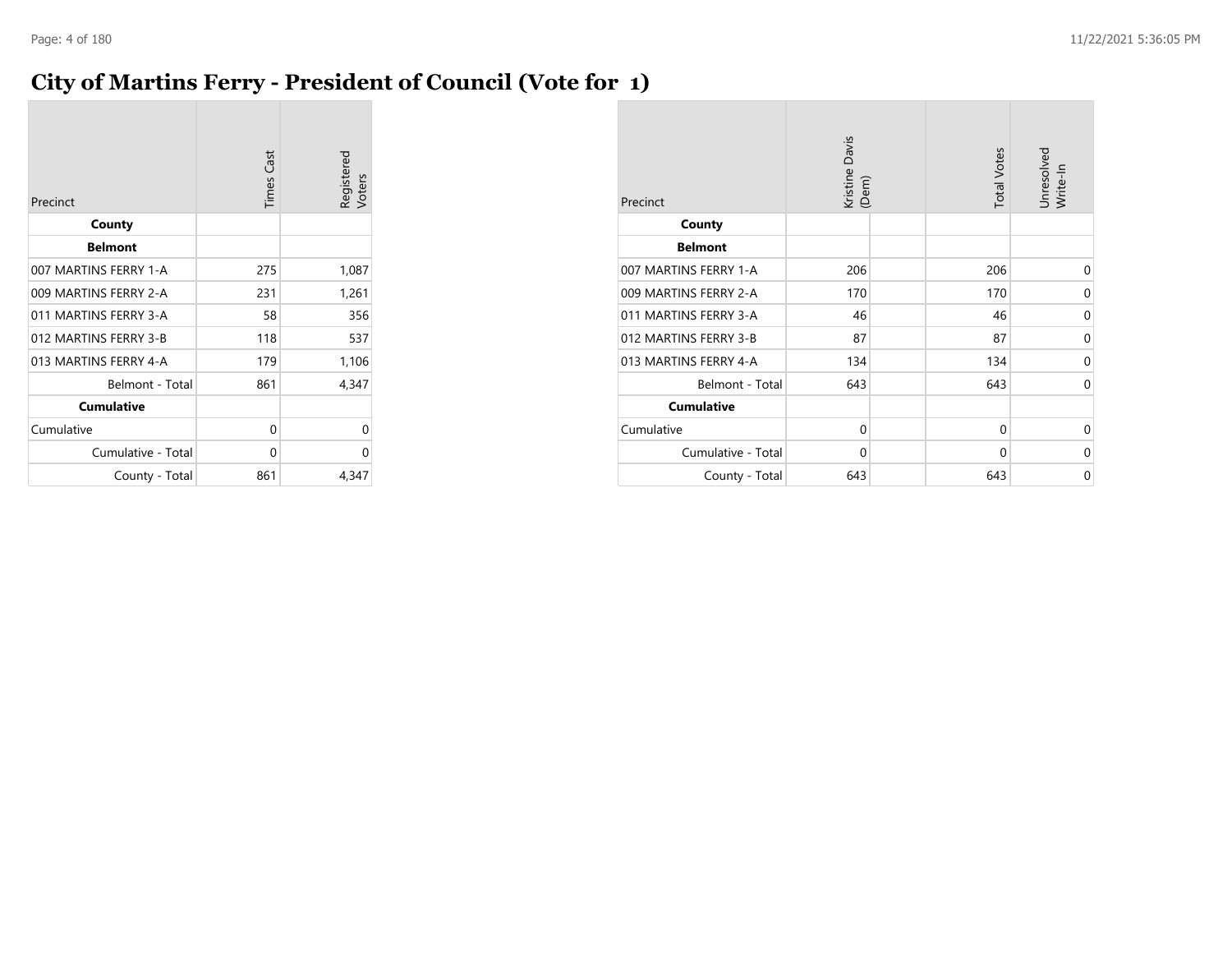# City of Martins Ferry - President of Council (Vote for 1)

| Precinct | Times Cast | Registered Voters |
|---|---|---|
| **County** | | |
| **Belmont** | | |
| 007 MARTINS FERRY 1-A | 275 | 1,087 |
| 009 MARTINS FERRY 2-A | 231 | 1,261 |
| 011 MARTINS FERRY 3-A | 58 | 356 |
| 012 MARTINS FERRY 3-B | 118 | 537 |
| 013 MARTINS FERRY 4-A | 179 | 1,106 |
| Belmont - Total | 861 | 4,347 |
| **Cumulative** | | |
| Cumulative | 0 | 0 |
| Cumulative - Total | 0 | 0 |
| County - Total | 861 | 4,347 |

| Precinct | Kristine Davis (Dem) | Total Votes | Unresolved Write-In |
|---|---|---|---|
| **County** | | | |
| **Belmont** | | | |
| 007 MARTINS FERRY 1-A | 206 | 206 | 0 |
| 009 MARTINS FERRY 2-A | 170 | 170 | 0 |
| 011 MARTINS FERRY 3-A | 46 | 46 | 0 |
| 012 MARTINS FERRY 3-B | 87 | 87 | 0 |
| 013 MARTINS FERRY 4-A | 134 | 134 | 0 |
| Belmont - Total | 643 | 643 | 0 |
| **Cumulative** | | | |
| Cumulative | 0 | 0 | 0 |
| Cumulative - Total | 0 | 0 | 0 |
| County - Total | 643 | 643 | 0 |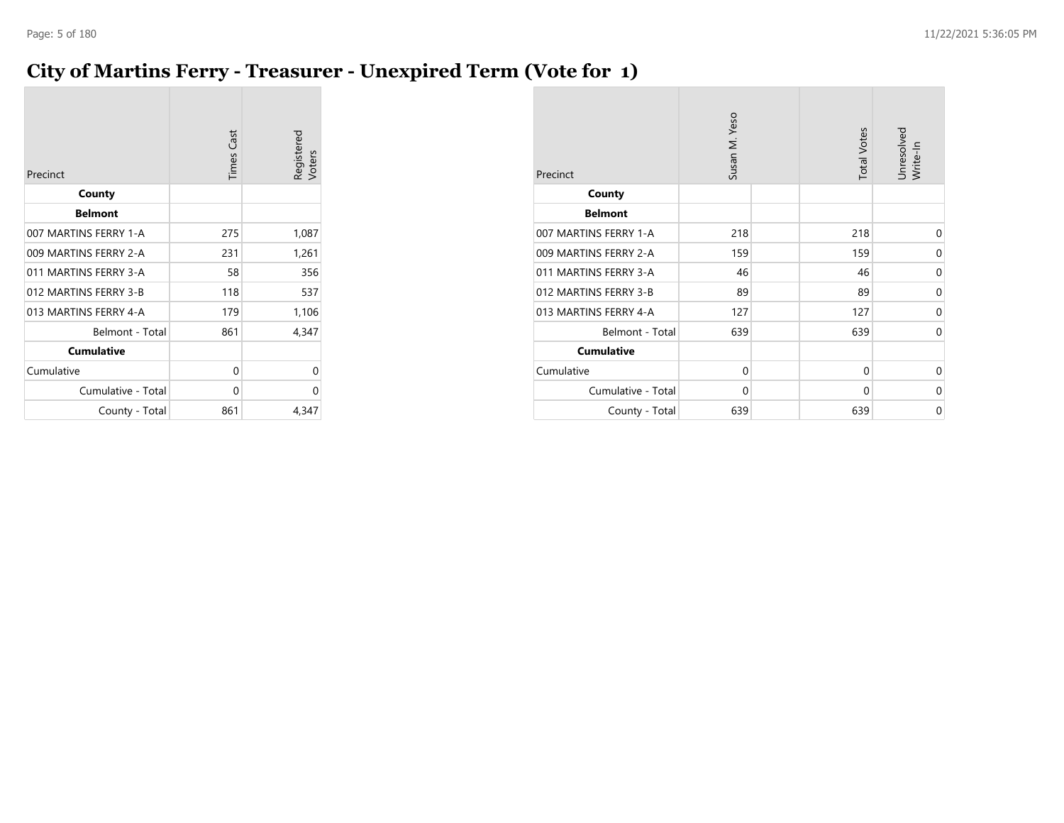# City of Martins Ferry - Treasurer - Unexpired Term (Vote for 1)

| Precinct | Times Cast | Registered Voters |
|---|---|---|
| **County** | | |
| **Belmont** | | |
| 007 MARTINS FERRY 1-A | 275 | 1,087 |
| 009 MARTINS FERRY 2-A | 231 | 1,261 |
| 011 MARTINS FERRY 3-A | 58 | 356 |
| 012 MARTINS FERRY 3-B | 118 | 537 |
| 013 MARTINS FERRY 4-A | 179 | 1,106 |
| Belmont - Total | 861 | 4,347 |
| **Cumulative** | | |
| Cumulative | 0 | 0 |
| Cumulative - Total | 0 | 0 |
| County - Total | 861 | 4,347 |

| Precinct | Susan M. Yeso | | Total Votes | Unresolved Write-In |
|---|---|---|---|---|
| **County** | | | | |
| **Belmont** | | | | |
| 007 MARTINS FERRY 1-A | 218 | | 218 | 0 |
| 009 MARTINS FERRY 2-A | 159 | | 159 | 0 |
| 011 MARTINS FERRY 3-A | 46 | | 46 | 0 |
| 012 MARTINS FERRY 3-B | 89 | | 89 | 0 |
| 013 MARTINS FERRY 4-A | 127 | | 127 | 0 |
| Belmont - Total | 639 | | 639 | 0 |
| **Cumulative** | | | | |
| Cumulative | 0 | | 0 | 0 |
| Cumulative - Total | 0 | | 0 | 0 |
| County - Total | 639 | | 639 | 0 |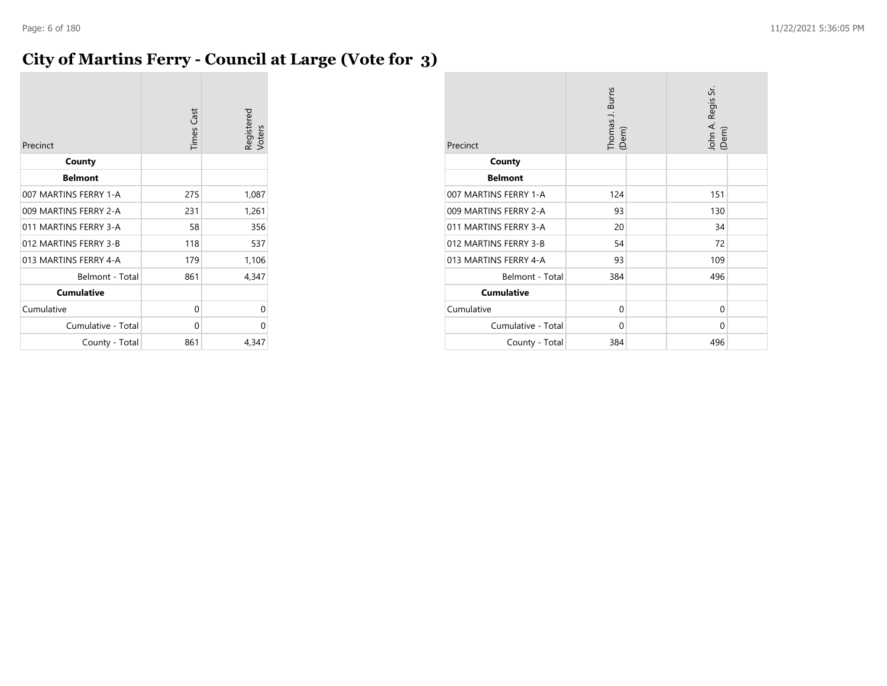# City of Martins Ferry - Council at Large (Vote for 3)

| Precinct | Times Cast | Registered Voters |
|---|---|---|
| **County** | | |
| **Belmont** | | |
| 007 MARTINS FERRY 1-A | 275 | 1,087 |
| 009 MARTINS FERRY 2-A | 231 | 1,261 |
| 011 MARTINS FERRY 3-A | 58 | 356 |
| 012 MARTINS FERRY 3-B | 118 | 537 |
| 013 MARTINS FERRY 4-A | 179 | 1,106 |
| Belmont - Total | 861 | 4,347 |
| **Cumulative** | | |
| Cumulative | 0 | 0 |
| Cumulative - Total | 0 | 0 |
| County - Total | 861 | 4,347 |

| Precinct | Thomas J. Burns (Dem) | John A. Regis Sr. (Dem) |
|---|---|---|
| **County** | | |
| **Belmont** | | |
| 007 MARTINS FERRY 1-A | 124 | 151 |
| 009 MARTINS FERRY 2-A | 93 | 130 |
| 011 MARTINS FERRY 3-A | 20 | 34 |
| 012 MARTINS FERRY 3-B | 54 | 72 |
| 013 MARTINS FERRY 4-A | 93 | 109 |
| Belmont - Total | 384 | 496 |
| **Cumulative** | | |
| Cumulative | 0 | 0 |
| Cumulative - Total | 0 | 0 |
| County - Total | 384 | 496 |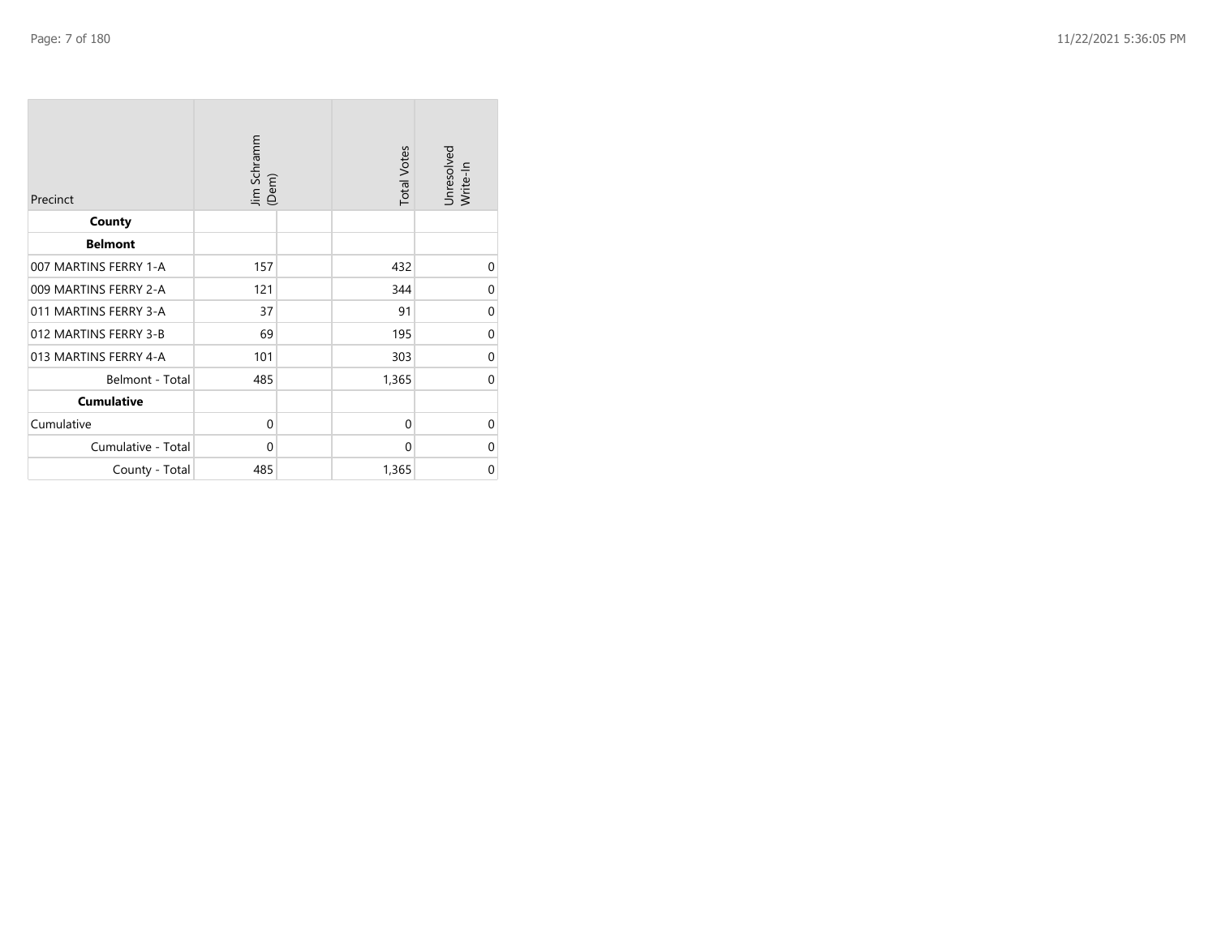| Precinct | Jim Schramm (Dem) | | Total Votes | Unresolved Write-In |
|---|---|---|---|---|
| **County** | | | | |
| **Belmont** | | | | |
| 007 MARTINS FERRY 1-A | 157 | | 432 | 0 |
| 009 MARTINS FERRY 2-A | 121 | | 344 | 0 |
| 011 MARTINS FERRY 3-A | 37 | | 91 | 0 |
| 012 MARTINS FERRY 3-B | 69 | | 195 | 0 |
| 013 MARTINS FERRY 4-A | 101 | | 303 | 0 |
| Belmont - Total | 485 | | 1,365 | 0 |
| **Cumulative** | | | | |
| Cumulative | 0 | | 0 | 0 |
| Cumulative - Total | 0 | | 0 | 0 |
| County - Total | 485 | | 1,365 | 0 |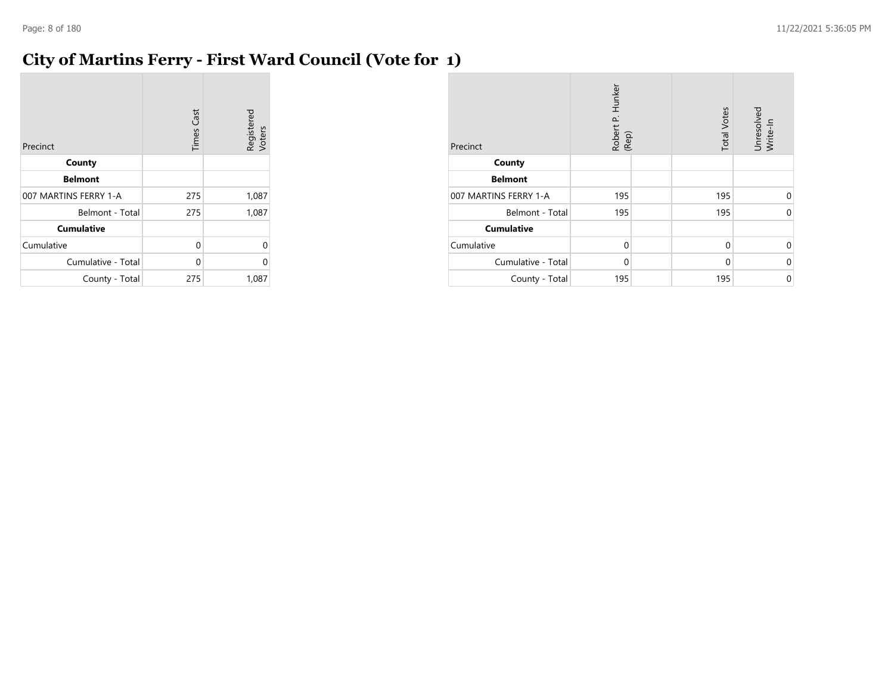# City of Martins Ferry - First Ward Council (Vote for 1)

| Precinct | Times Cast | Registered Voters |
|---|---|---|
| **County** | | |
| **Belmont** | | |
| 007 MARTINS FERRY 1-A | 275 | 1,087 |
| Belmont - Total | 275 | 1,087 |
| **Cumulative** | | |
| Cumulative | 0 | 0 |
| Cumulative - Total | 0 | 0 |
| County - Total | 275 | 1,087 |

| Precinct | Robert P. Hunker (Rep) | | Total Votes | Unresolved Write-In |
|---|---|---|---|---|
| **County** | | | | |
| **Belmont** | | | | |
| 007 MARTINS FERRY 1-A | 195 | | 195 | 0 |
| Belmont - Total | 195 | | 195 | 0 |
| **Cumulative** | | | | |
| Cumulative | 0 | | 0 | 0 |
| Cumulative - Total | 0 | | 0 | 0 |
| County - Total | 195 | | 195 | 0 |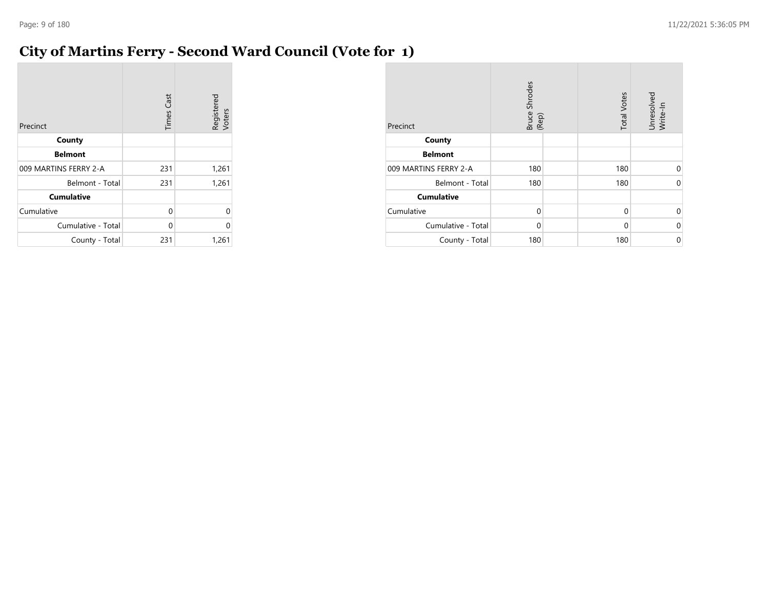# City of Martins Ferry - Second Ward Council (Vote for 1)

| Precinct | Times Cast | Registered Voters |
|---|---|---|
| **County** | | |
| **Belmont** | | |
| 009 MARTINS FERRY 2-A | 231 | 1,261 |
| Belmont - Total | 231 | 1,261 |
| **Cumulative** | | |
| Cumulative | 0 | 0 |
| Cumulative - Total | 0 | 0 |
| County - Total | 231 | 1,261 |

| Precinct | Bruce Shrodes (Rep) | | Total Votes | Unresolved Write-In |
|---|---|---|---|---|
| **County** | | | | |
| **Belmont** | | | | |
| 009 MARTINS FERRY 2-A | 180 | | 180 | 0 |
| Belmont - Total | 180 | | 180 | 0 |
| **Cumulative** | | | | |
| Cumulative | 0 | | 0 | 0 |
| Cumulative - Total | 0 | | 0 | 0 |
| County - Total | 180 | | 180 | 0 |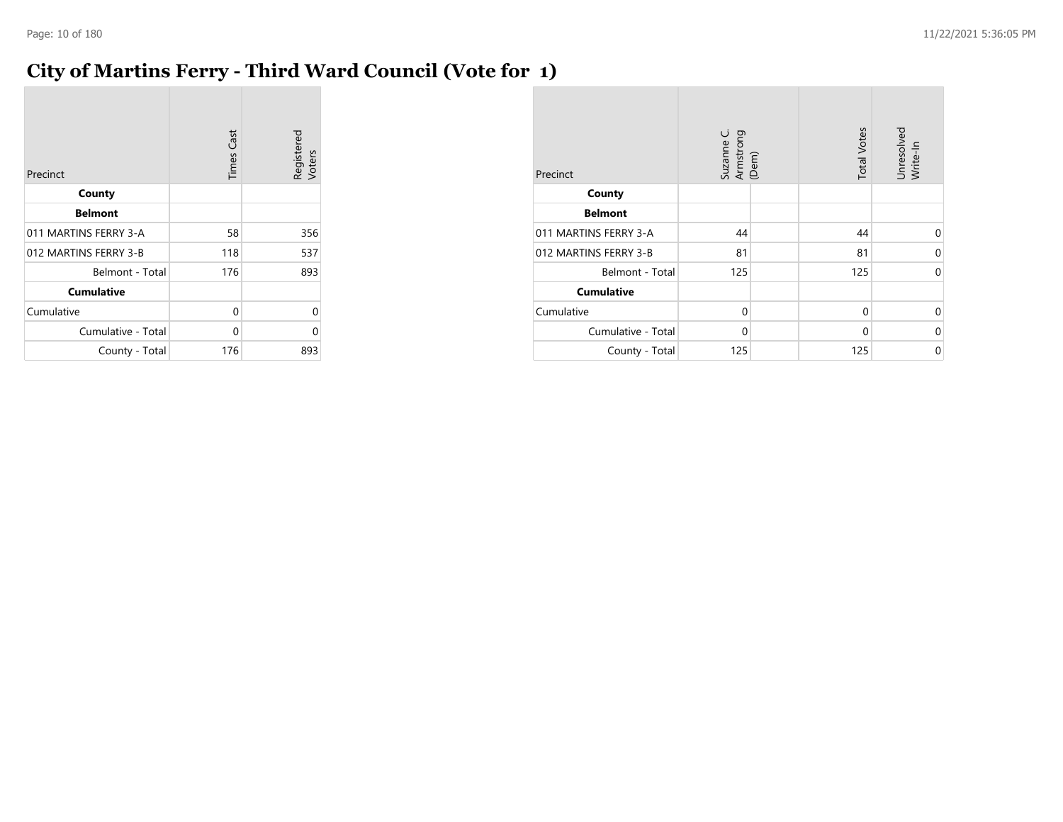# City of Martins Ferry - Third Ward Council (Vote for 1)

| Precinct | Times Cast | Registered Voters |
|---|---|---|
| **County** | | |
| **Belmont** | | |
| 011 MARTINS FERRY 3-A | 58 | 356 |
| 012 MARTINS FERRY 3-B | 118 | 537 |
| Belmont - Total | 176 | 893 |
| **Cumulative** | | |
| Cumulative | 0 | 0 |
| Cumulative - Total | 0 | 0 |
| County - Total | 176 | 893 |

| Precinct | Suzanne C. Armstrong (Dem) | | Total Votes | Unresolved Write-In |
|---|---|---|---|---|
| **County** | | | | |
| **Belmont** | | | | |
| 011 MARTINS FERRY 3-A | 44 | | 44 | 0 |
| 012 MARTINS FERRY 3-B | 81 | | 81 | 0 |
| Belmont - Total | 125 | | 125 | 0 |
| **Cumulative** | | | | |
| Cumulative | 0 | | 0 | 0 |
| Cumulative - Total | 0 | | 0 | 0 |
| County - Total | 125 | | 125 | 0 |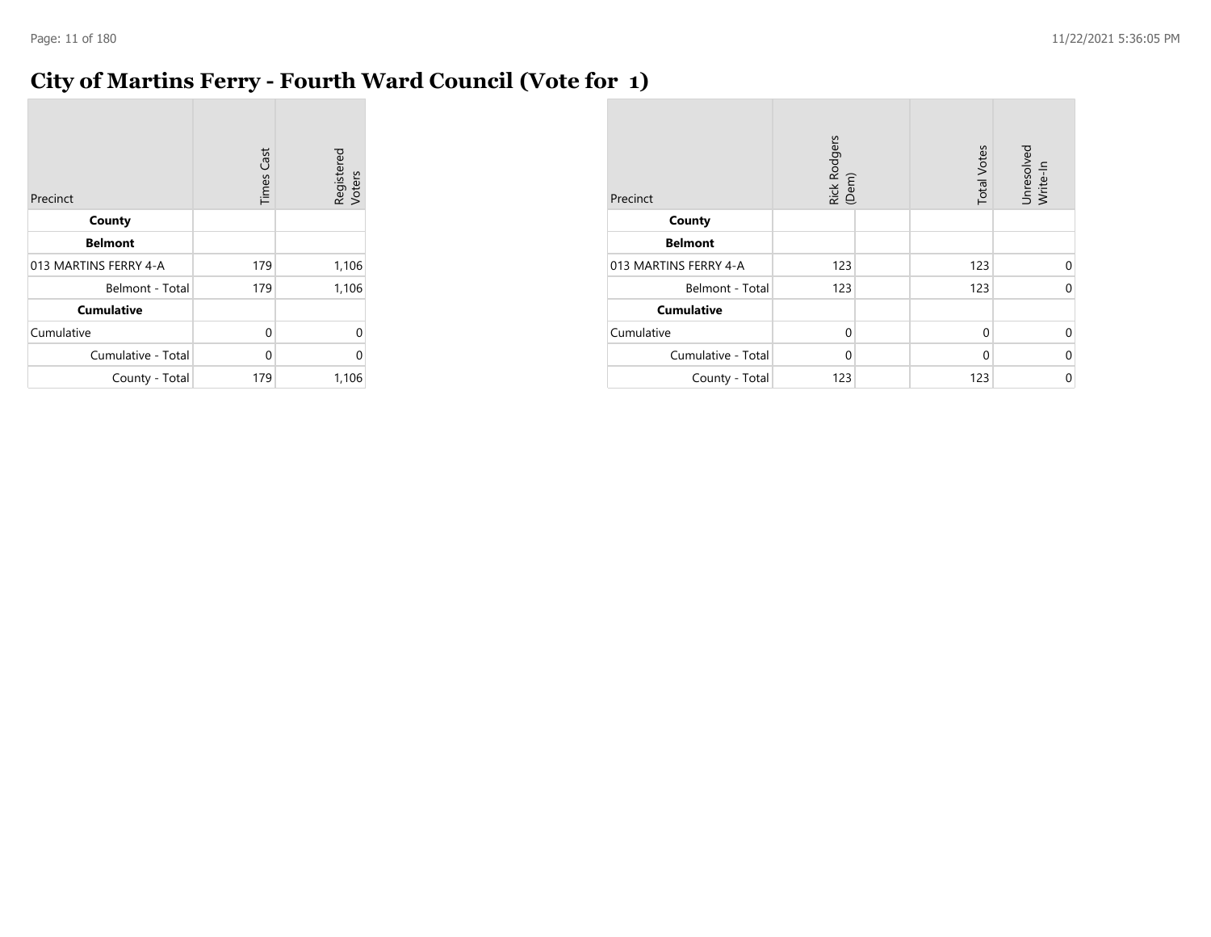# City of Martins Ferry - Fourth Ward Council (Vote for 1)

| Precinct | Times Cast | Registered Voters |
|---|---|---|
| **County** | | |
| **Belmont** | | |
| 013 MARTINS FERRY 4-A | 179 | 1,106 |
| Belmont - Total | 179 | 1,106 |
| **Cumulative** | | |
| Cumulative | 0 | 0 |
| Cumulative - Total | 0 | 0 |
| County - Total | 179 | 1,106 |

| Precinct | Rick Rodgers (Dem) | | Total Votes | Unresolved Write-In |
|---|---|---|---|---|
| **County** | | | | |
| **Belmont** | | | | |
| 013 MARTINS FERRY 4-A | 123 | | 123 | 0 |
| Belmont - Total | 123 | | 123 | 0 |
| **Cumulative** | | | | |
| Cumulative | 0 | | 0 | 0 |
| Cumulative - Total | 0 | | 0 | 0 |
| County - Total | 123 | | 123 | 0 |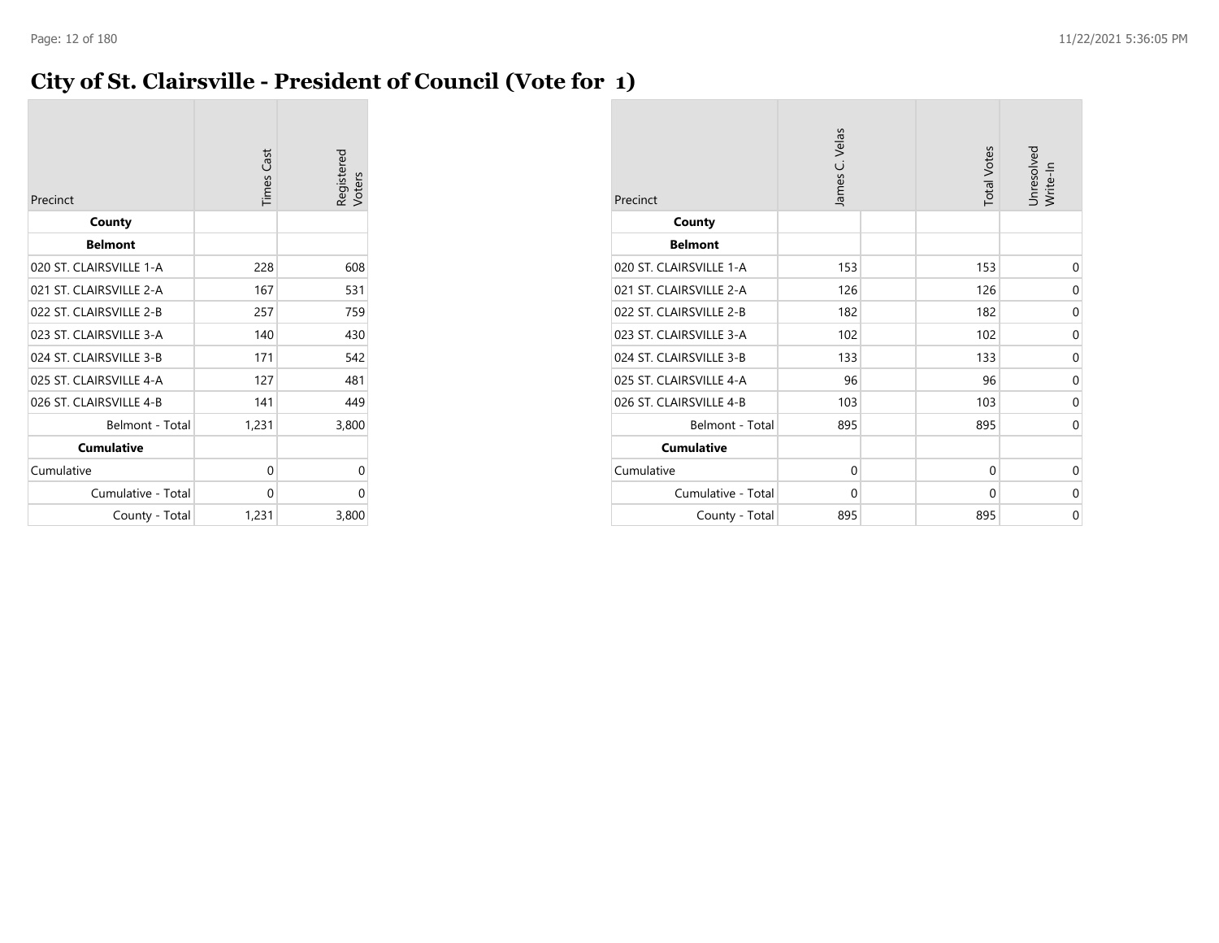# City of St. Clairsville - President of Council (Vote for 1)

| Precinct | Times Cast | Registered Voters |
|---|---|---|
| **County** | | |
| **Belmont** | | |
| 020 ST. CLAIRSVILLE 1-A | 228 | 608 |
| 021 ST. CLAIRSVILLE 2-A | 167 | 531 |
| 022 ST. CLAIRSVILLE 2-B | 257 | 759 |
| 023 ST. CLAIRSVILLE 3-A | 140 | 430 |
| 024 ST. CLAIRSVILLE 3-B | 171 | 542 |
| 025 ST. CLAIRSVILLE 4-A | 127 | 481 |
| 026 ST. CLAIRSVILLE 4-B | 141 | 449 |
| Belmont - Total | 1,231 | 3,800 |
| **Cumulative** | | |
| Cumulative | 0 | 0 |
| Cumulative - Total | 0 | 0 |
| County - Total | 1,231 | 3,800 |

| Precinct | James C. Velas | | Total Votes | Unresolved Write-In |
|---|---|---|---|---|
| **County** | | | | |
| **Belmont** | | | | |
| 020 ST. CLAIRSVILLE 1-A | 153 | | 153 | 0 |
| 021 ST. CLAIRSVILLE 2-A | 126 | | 126 | 0 |
| 022 ST. CLAIRSVILLE 2-B | 182 | | 182 | 0 |
| 023 ST. CLAIRSVILLE 3-A | 102 | | 102 | 0 |
| 024 ST. CLAIRSVILLE 3-B | 133 | | 133 | 0 |
| 025 ST. CLAIRSVILLE 4-A | 96 | | 96 | 0 |
| 026 ST. CLAIRSVILLE 4-B | 103 | | 103 | 0 |
| Belmont - Total | 895 | | 895 | 0 |
| **Cumulative** | | | | |
| Cumulative | 0 | | 0 | 0 |
| Cumulative - Total | 0 | | 0 | 0 |
| County - Total | 895 | | 895 | 0 |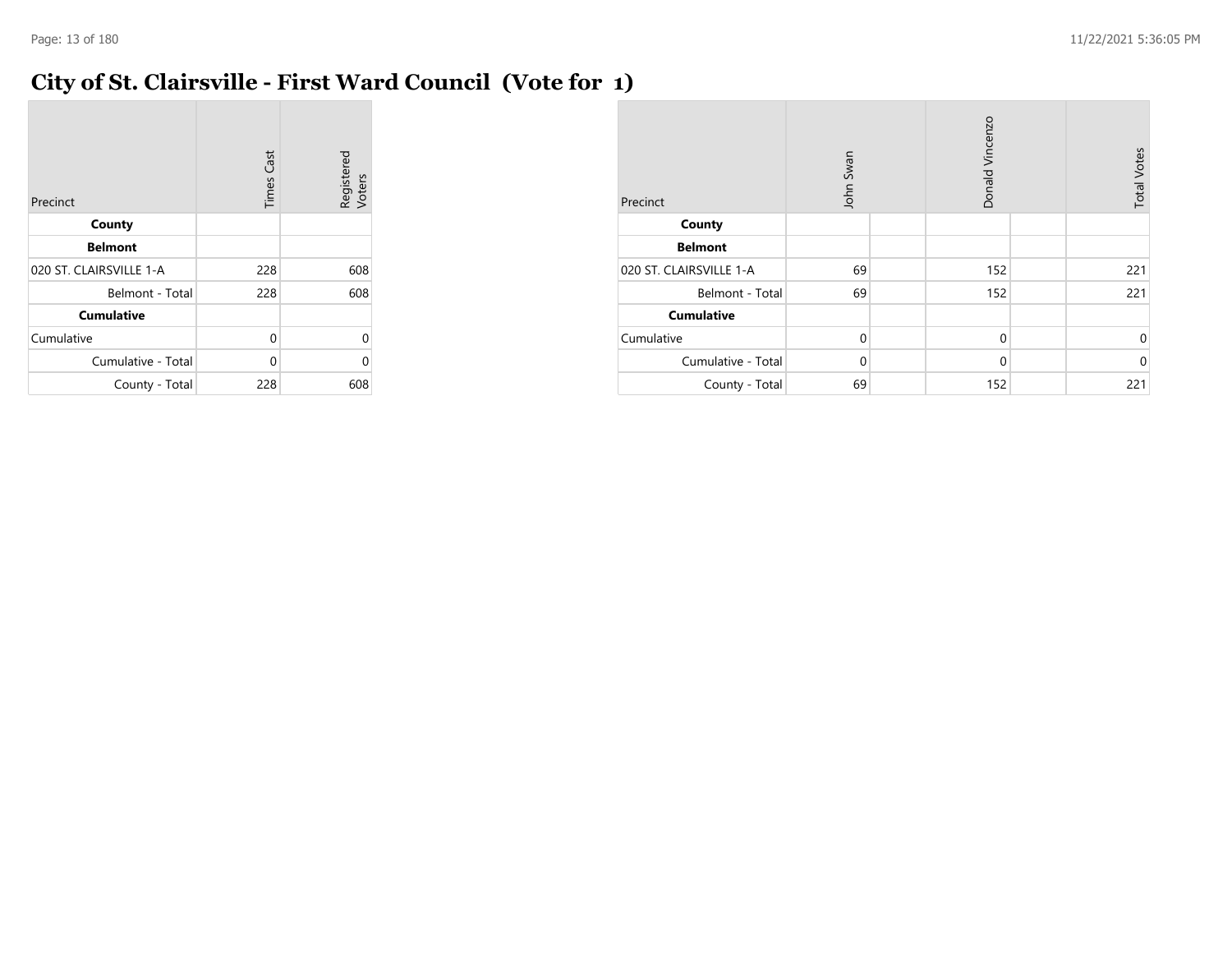# City of St. Clairsville - First Ward Council (Vote for 1)

| Precinct | Times Cast | Registered Voters |
|---|---|---|
| **County** | | |
| **Belmont** | | |
| 020 ST. CLAIRSVILLE 1-A | 228 | 608 |
| Belmont - Total | 228 | 608 |
| **Cumulative** | | |
| Cumulative | 0 | 0 |
| Cumulative - Total | 0 | 0 |
| County - Total | 228 | 608 |

| Precinct | John Swan | Donald Vincenzo | Total Votes |
|---|---|---|---|
| **County** | | | |
| **Belmont** | | | |
| 020 ST. CLAIRSVILLE 1-A | 69 | 152 | 221 |
| Belmont - Total | 69 | 152 | 221 |
| **Cumulative** | | | |
| Cumulative | 0 | 0 | 0 |
| Cumulative - Total | 0 | 0 | 0 |
| County - Total | 69 | 152 | 221 |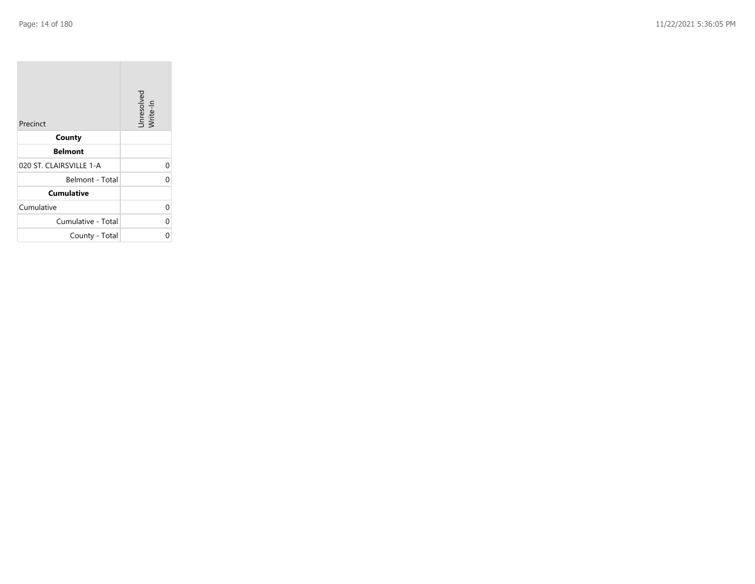| Precinct | Unresolved Write-In |
|---|---|
| **County** | |
| **Belmont** | |
| 020 ST. CLAIRSVILLE 1-A | 0 |
| Belmont - Total | 0 |
| **Cumulative** | |
| Cumulative | 0 |
| Cumulative - Total | 0 |
| County - Total | 0 |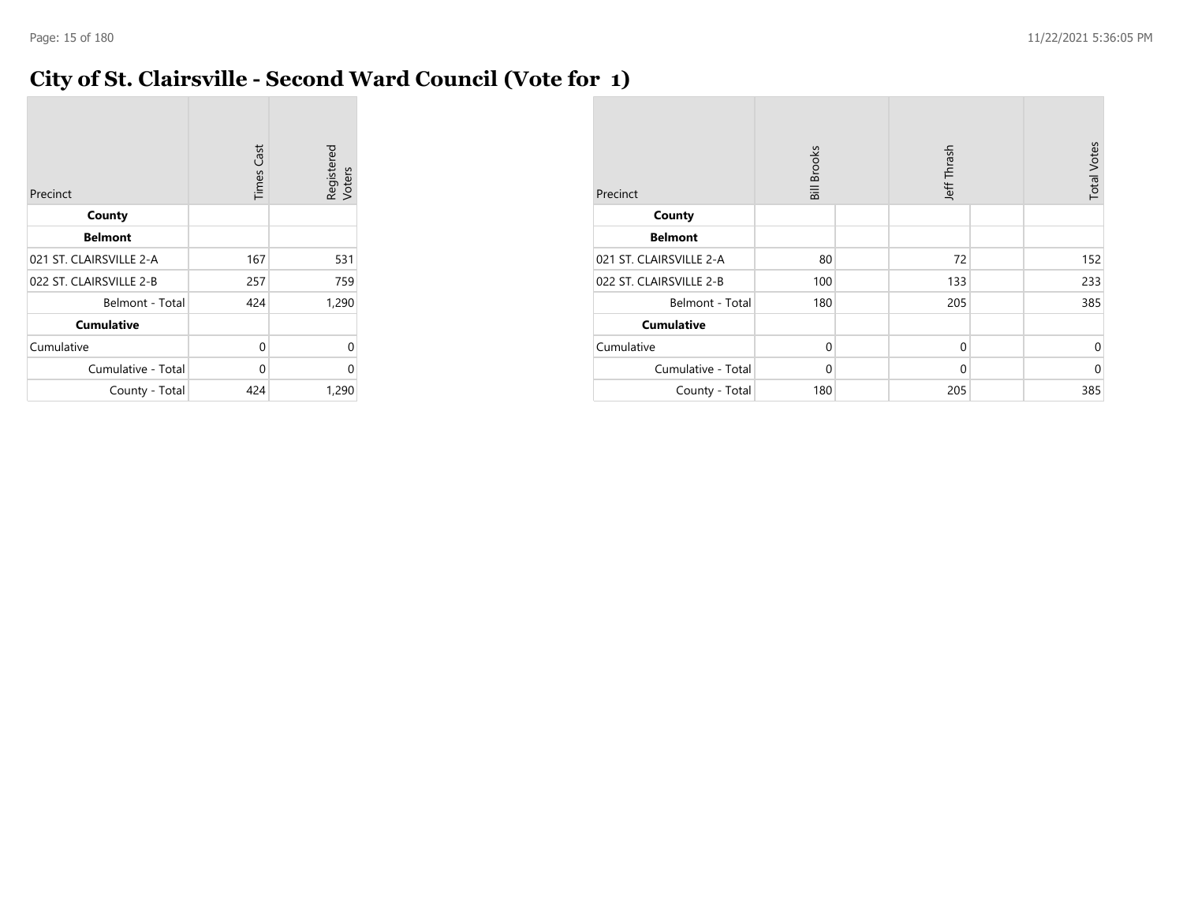# City of St. Clairsville - Second Ward Council (Vote for 1)

| Precinct | Times Cast | Registered Voters |
|---|---|---|
| **County** | | |
| **Belmont** | | |
| 021 ST. CLAIRSVILLE 2-A | 167 | 531 |
| 022 ST. CLAIRSVILLE 2-B | 257 | 759 |
| Belmont - Total | 424 | 1,290 |
| **Cumulative** | | |
| Cumulative | 0 | 0 |
| Cumulative - Total | 0 | 0 |
| County - Total | 424 | 1,290 |

| Precinct | Bill Brooks | | Jeff Thrash | | Total Votes |
|---|---|---|---|---|---|
| **County** | | | | | |
| **Belmont** | | | | | |
| 021 ST. CLAIRSVILLE 2-A | 80 | | 72 | | 152 |
| 022 ST. CLAIRSVILLE 2-B | 100 | | 133 | | 233 |
| Belmont - Total | 180 | | 205 | | 385 |
| **Cumulative** | | | | | |
| Cumulative | 0 | | 0 | | 0 |
| Cumulative - Total | 0 | | 0 | | 0 |
| County - Total | 180 | | 205 | | 385 |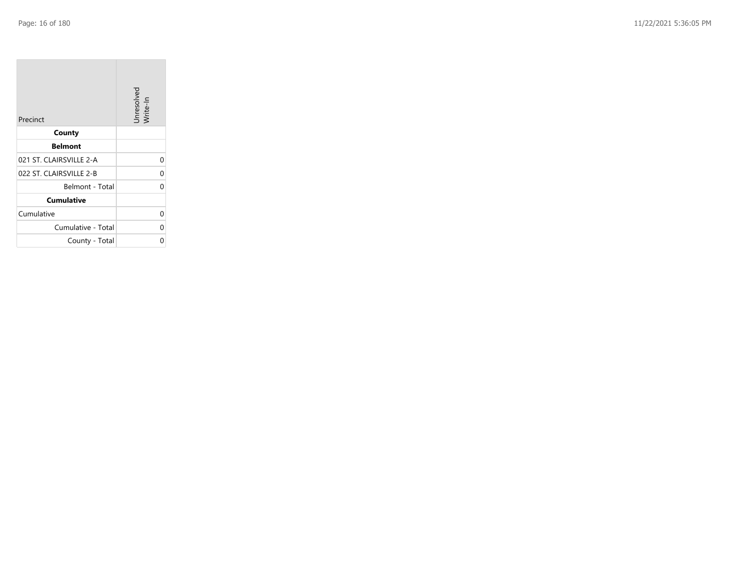| Precinct | Unresolved Write-In |
|---|---|
| **County** | |
| **Belmont** | |
| 021 ST. CLAIRSVILLE 2-A | 0 |
| 022 ST. CLAIRSVILLE 2-B | 0 |
| Belmont - Total | 0 |
| **Cumulative** | |
| Cumulative | 0 |
| Cumulative - Total | 0 |
| County - Total | 0 |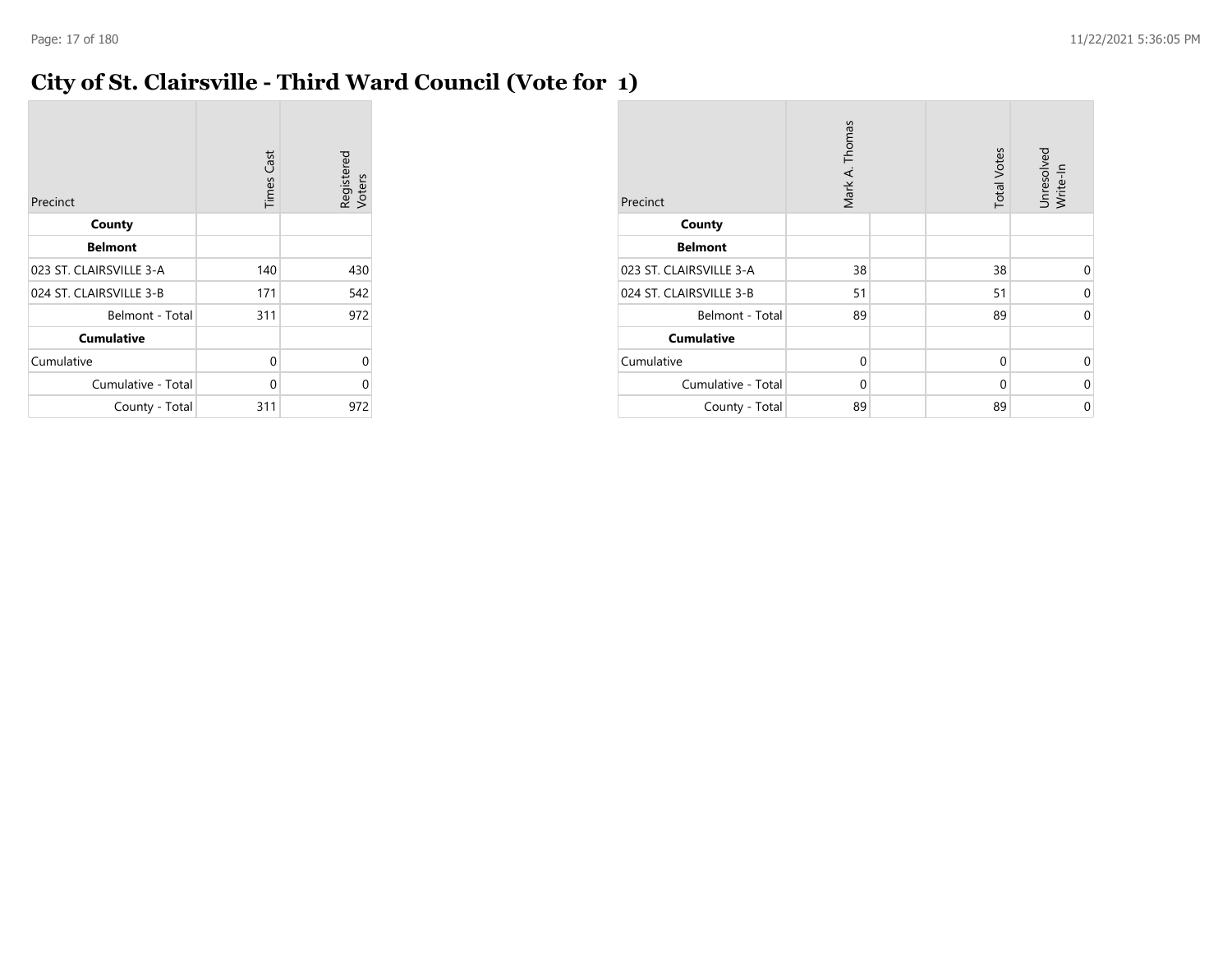# City of St. Clairsville - Third Ward Council (Vote for 1)

| Precinct | Times Cast | Registered Voters |
|---|---|---|
| **County** | | |
| **Belmont** | | |
| 023 ST. CLAIRSVILLE 3-A | 140 | 430 |
| 024 ST. CLAIRSVILLE 3-B | 171 | 542 |
| Belmont - Total | 311 | 972 |
| **Cumulative** | | |
| Cumulative | 0 | 0 |
| Cumulative - Total | 0 | 0 |
| County - Total | 311 | 972 |

| Precinct | Mark A. Thomas | | Total Votes | Unresolved Write-In |
|---|---|---|---|---|
| **County** | | | | |
| **Belmont** | | | | |
| 023 ST. CLAIRSVILLE 3-A | 38 | | 38 | 0 |
| 024 ST. CLAIRSVILLE 3-B | 51 | | 51 | 0 |
| Belmont - Total | 89 | | 89 | 0 |
| **Cumulative** | | | | |
| Cumulative | 0 | | 0 | 0 |
| Cumulative - Total | 0 | | 0 | 0 |
| County - Total | 89 | | 89 | 0 |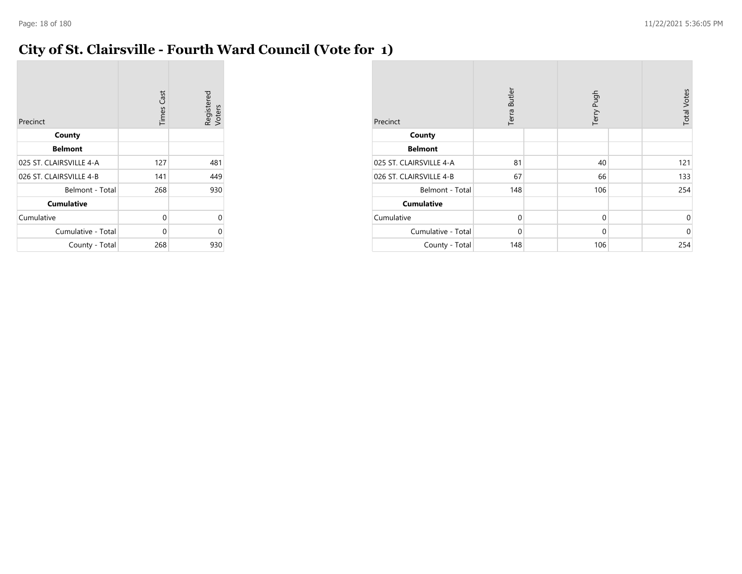# City of St. Clairsville - Fourth Ward Council (Vote for 1)

| Precinct | Times Cast | Registered Voters |
|---|---|---|
| **County** | | |
| **Belmont** | | |
| 025 ST. CLAIRSVILLE 4-A | 127 | 481 |
| 026 ST. CLAIRSVILLE 4-B | 141 | 449 |
| Belmont - Total | 268 | 930 |
| **Cumulative** | | |
| Cumulative | 0 | 0 |
| Cumulative - Total | 0 | 0 |
| County - Total | 268 | 930 |

| Precinct | Terra Butler | Terry Pugh | Total Votes |
|---|---|---|---|
| **County** | | | |
| **Belmont** | | | |
| 025 ST. CLAIRSVILLE 4-A | 81 | 40 | 121 |
| 026 ST. CLAIRSVILLE 4-B | 67 | 66 | 133 |
| Belmont - Total | 148 | 106 | 254 |
| **Cumulative** | | | |
| Cumulative | 0 | 0 | 0 |
| Cumulative - Total | 0 | 0 | 0 |
| County - Total | 148 | 106 | 254 |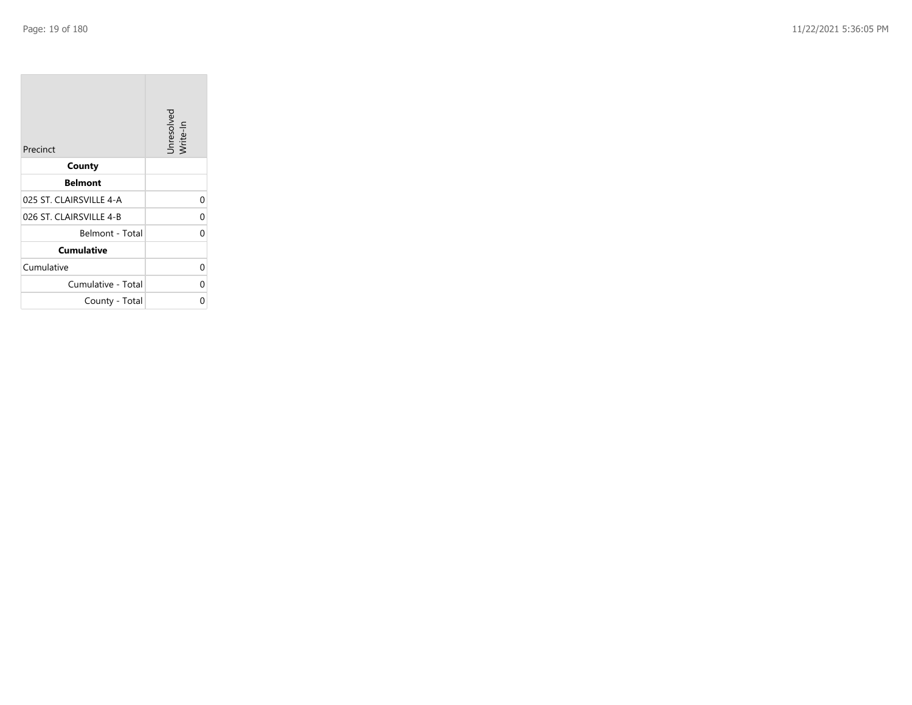| Precinct | Unresolved Write-In |
|---|---|
| **County** | |
| **Belmont** | |
| 025 ST. CLAIRSVILLE 4-A | 0 |
| 026 ST. CLAIRSVILLE 4-B | 0 |
| Belmont - Total | 0 |
| **Cumulative** | |
| Cumulative | 0 |
| Cumulative - Total | 0 |
| County - Total | 0 |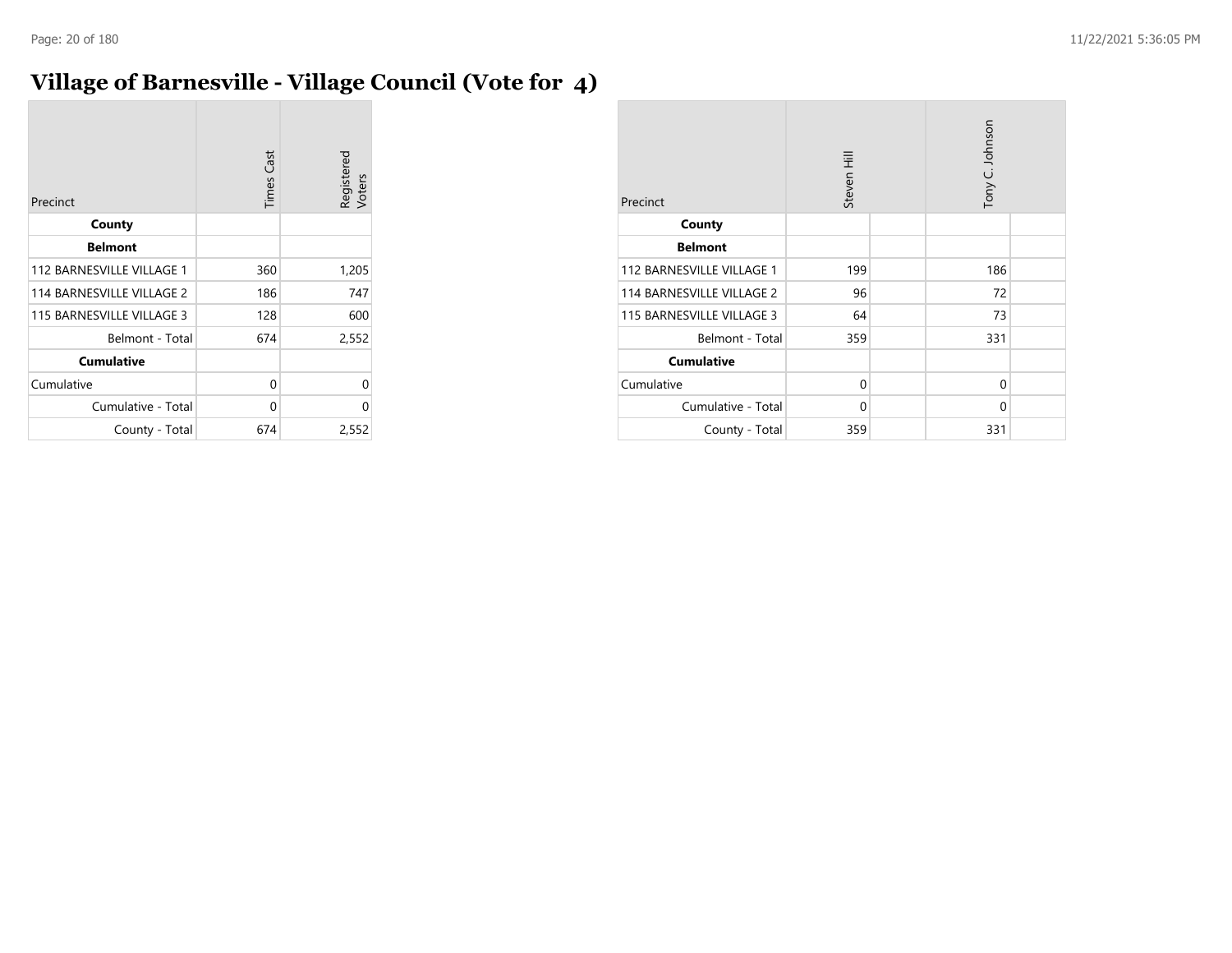# Village of Barnesville - Village Council (Vote for 4)

| Precinct | Times Cast | Registered Voters |
|---|---|---|
| **County** | | |
| **Belmont** | | |
| 112 BARNESVILLE VILLAGE 1 | 360 | 1,205 |
| 114 BARNESVILLE VILLAGE 2 | 186 | 747 |
| 115 BARNESVILLE VILLAGE 3 | 128 | 600 |
| Belmont - Total | 674 | 2,552 |
| **Cumulative** | | |
| Cumulative | 0 | 0 |
| Cumulative - Total | 0 | 0 |
| County - Total | 674 | 2,552 |

| Precinct | Steven Hill | | Tony C. Johnson | |
|---|---|---|---|---|
| **County** | | | | |
| **Belmont** | | | | |
| 112 BARNESVILLE VILLAGE 1 | 199 | | 186 | |
| 114 BARNESVILLE VILLAGE 2 | 96 | | 72 | |
| 115 BARNESVILLE VILLAGE 3 | 64 | | 73 | |
| Belmont - Total | 359 | | 331 | |
| **Cumulative** | | | | |
| Cumulative | 0 | | 0 | |
| Cumulative - Total | 0 | | 0 | |
| County - Total | 359 | | 331 | |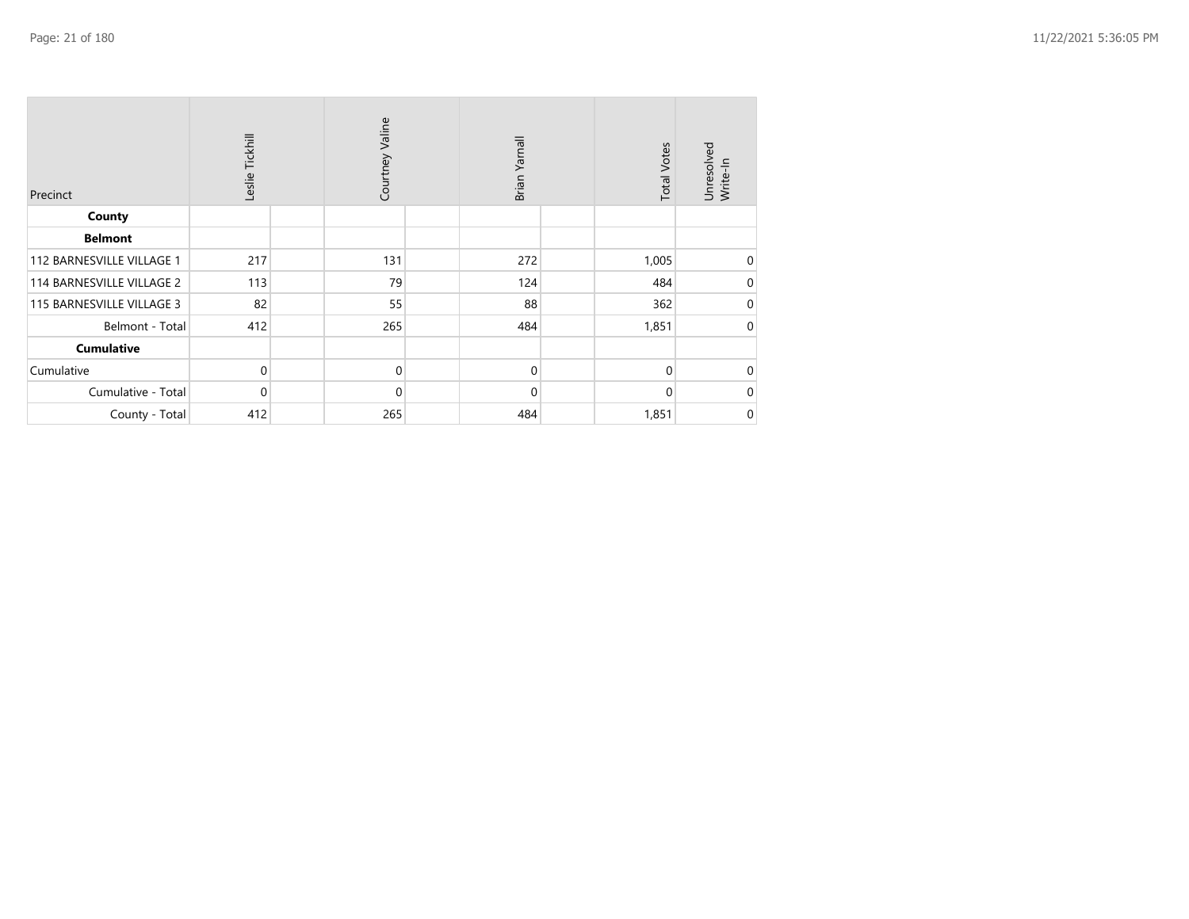| Precinct | Leslie Tickhill | | Courtney Valine | | Brian Yarnall | | Total Votes | Unresolved Write-In |
|---|---|---|---|---|---|---|---|---|
| **County** | | | | | | | | |
| **Belmont** | | | | | | | | |
| 112 BARNESVILLE VILLAGE 1 | 217 | | 131 | | 272 | | 1,005 | 0 |
| 114 BARNESVILLE VILLAGE 2 | 113 | | 79 | | 124 | | 484 | 0 |
| 115 BARNESVILLE VILLAGE 3 | 82 | | 55 | | 88 | | 362 | 0 |
| Belmont - Total | 412 | | 265 | | 484 | | 1,851 | 0 |
| **Cumulative** | | | | | | | | |
| Cumulative | 0 | | 0 | | 0 | | 0 | 0 |
| Cumulative - Total | 0 | | 0 | | 0 | | 0 | 0 |
| County - Total | 412 | | 265 | | 484 | | 1,851 | 0 |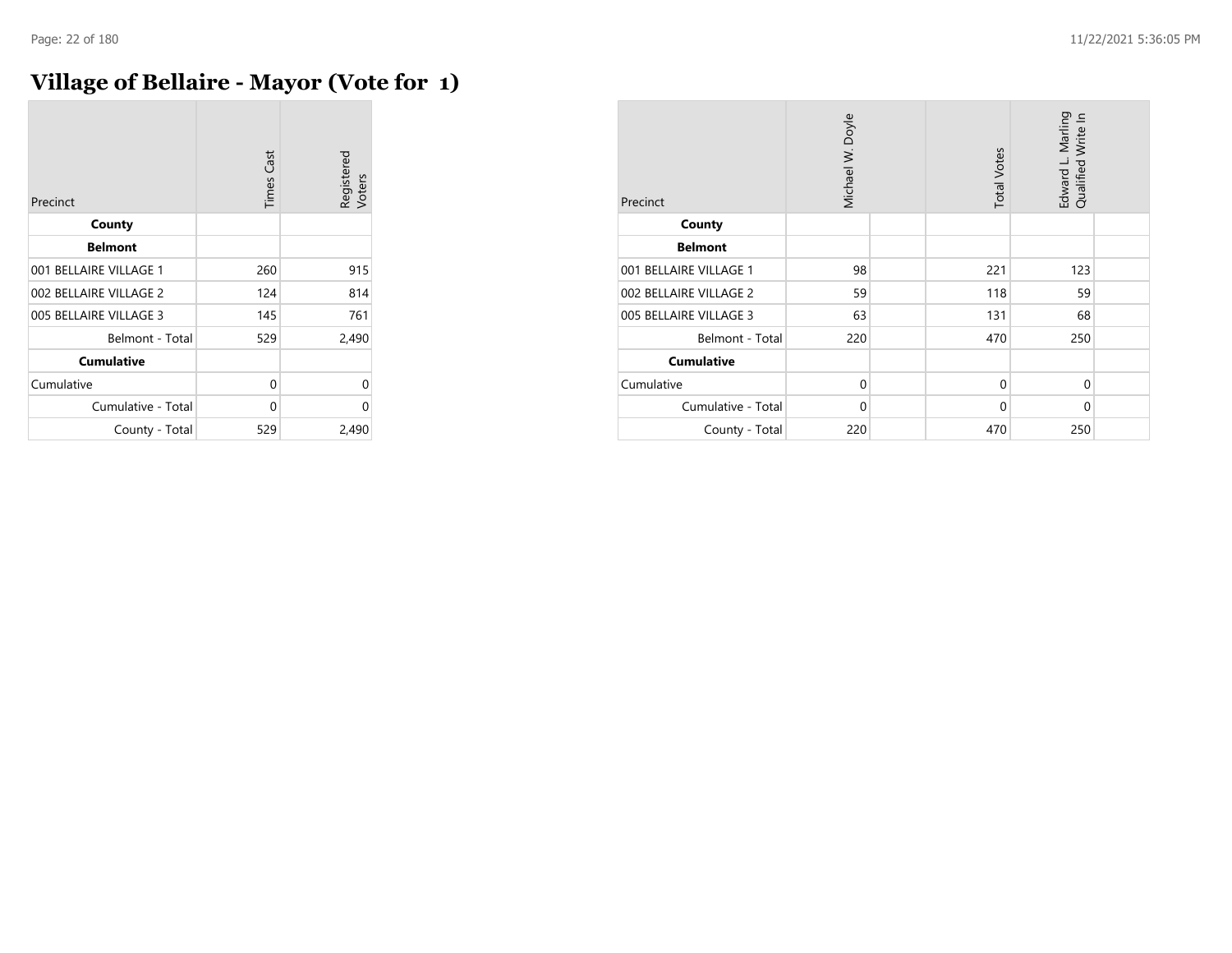# Village of Bellaire - Mayor (Vote for 1)

| Precinct | Times Cast | Registered Voters |
|---|---|---|
| **County** | | |
| **Belmont** | | |
| 001 BELLAIRE VILLAGE 1 | 260 | 915 |
| 002 BELLAIRE VILLAGE 2 | 124 | 814 |
| 005 BELLAIRE VILLAGE 3 | 145 | 761 |
| Belmont - Total | 529 | 2,490 |
| **Cumulative** | | |
| Cumulative | 0 | 0 |
| Cumulative - Total | 0 | 0 |
| County - Total | 529 | 2,490 |

| Precinct | Michael W. Doyle | | Total Votes | Edward L. Marling Qualified Write In | |
|---|---|---|---|---|---|
| **County** | | | | | |
| **Belmont** | | | | | |
| 001 BELLAIRE VILLAGE 1 | 98 | | 221 | 123 | |
| 002 BELLAIRE VILLAGE 2 | 59 | | 118 | 59 | |
| 005 BELLAIRE VILLAGE 3 | 63 | | 131 | 68 | |
| Belmont - Total | 220 | | 470 | 250 | |
| **Cumulative** | | | | | |
| Cumulative | 0 | | 0 | 0 | |
| Cumulative - Total | 0 | | 0 | 0 | |
| County - Total | 220 | | 470 | 250 | |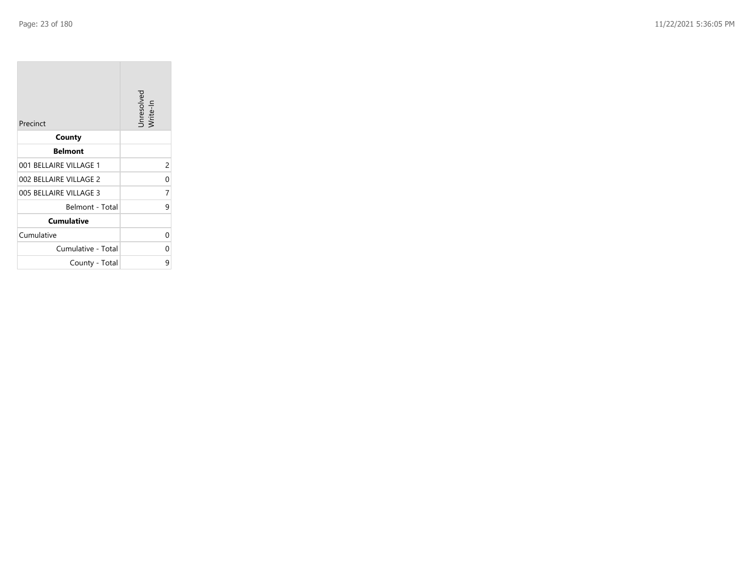| Precinct | Unresolved Write-In |
| --- | --- |
| **County** | |
| **Belmont** | |
| 001 BELLAIRE VILLAGE 1 | 2 |
| 002 BELLAIRE VILLAGE 2 | 0 |
| 005 BELLAIRE VILLAGE 3 | 7 |
| Belmont - Total | 9 |
| **Cumulative** | |
| Cumulative | 0 |
| Cumulative - Total | 0 |
| County - Total | 9 |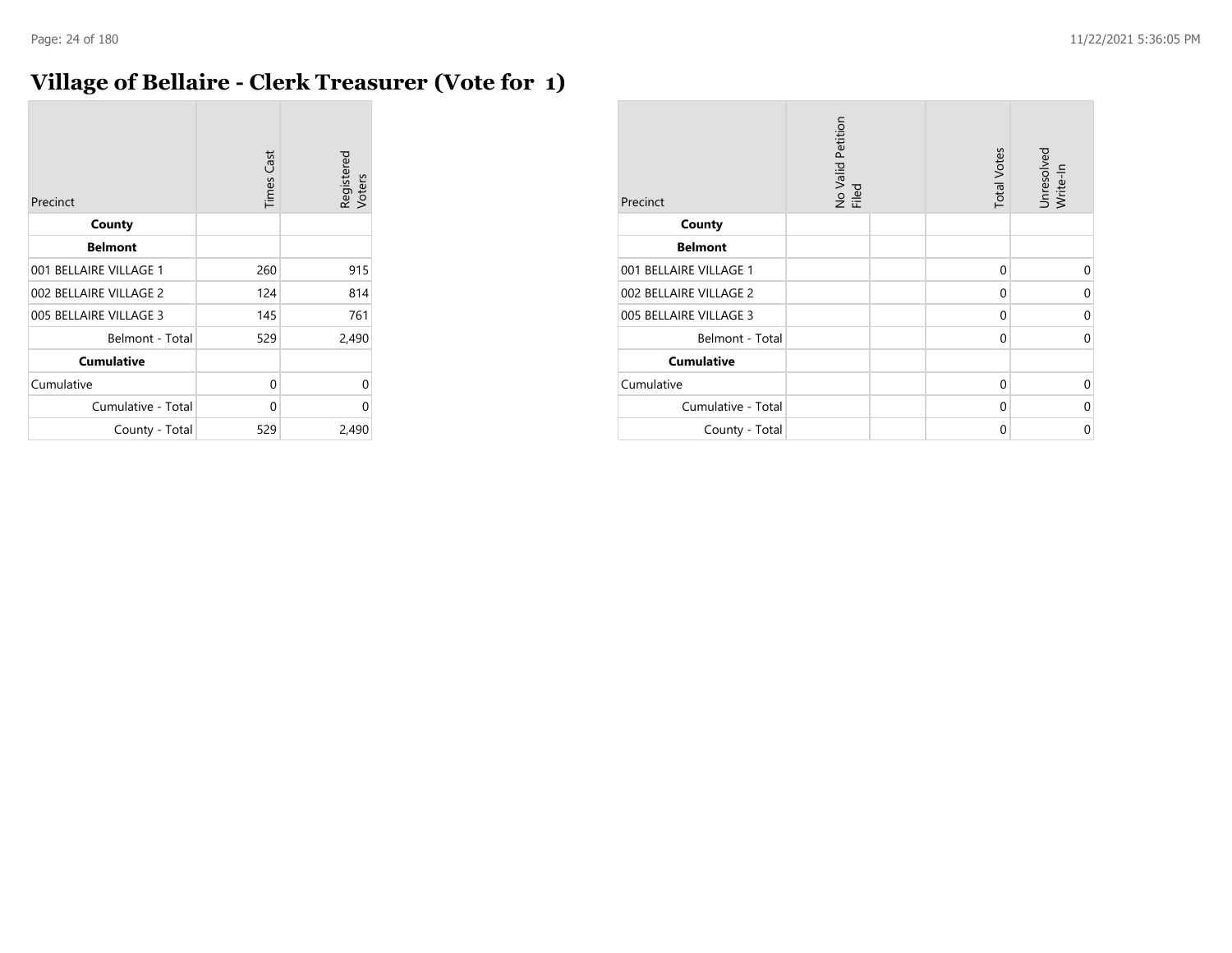# Village of Bellaire - Clerk Treasurer (Vote for 1)

| Precinct | Times Cast | Registered Voters |
|---|---|---|
| **County** | | |
| **Belmont** | | |
| 001 BELLAIRE VILLAGE 1 | 260 | 915 |
| 002 BELLAIRE VILLAGE 2 | 124 | 814 |
| 005 BELLAIRE VILLAGE 3 | 145 | 761 |
| Belmont - Total | 529 | 2,490 |
| **Cumulative** | | |
| Cumulative | 0 | 0 |
| Cumulative - Total | 0 | 0 |
| County - Total | 529 | 2,490 |

| Precinct | No Valid Petition Filed | | Total Votes | Unresolved Write-In |
|---|---|---|---|---|
| **County** | | | | |
| **Belmont** | | | | |
| 001 BELLAIRE VILLAGE 1 | | | 0 | 0 |
| 002 BELLAIRE VILLAGE 2 | | | 0 | 0 |
| 005 BELLAIRE VILLAGE 3 | | | 0 | 0 |
| Belmont - Total | | | 0 | 0 |
| **Cumulative** | | | | |
| Cumulative | | | 0 | 0 |
| Cumulative - Total | | | 0 | 0 |
| County - Total | | | 0 | 0 |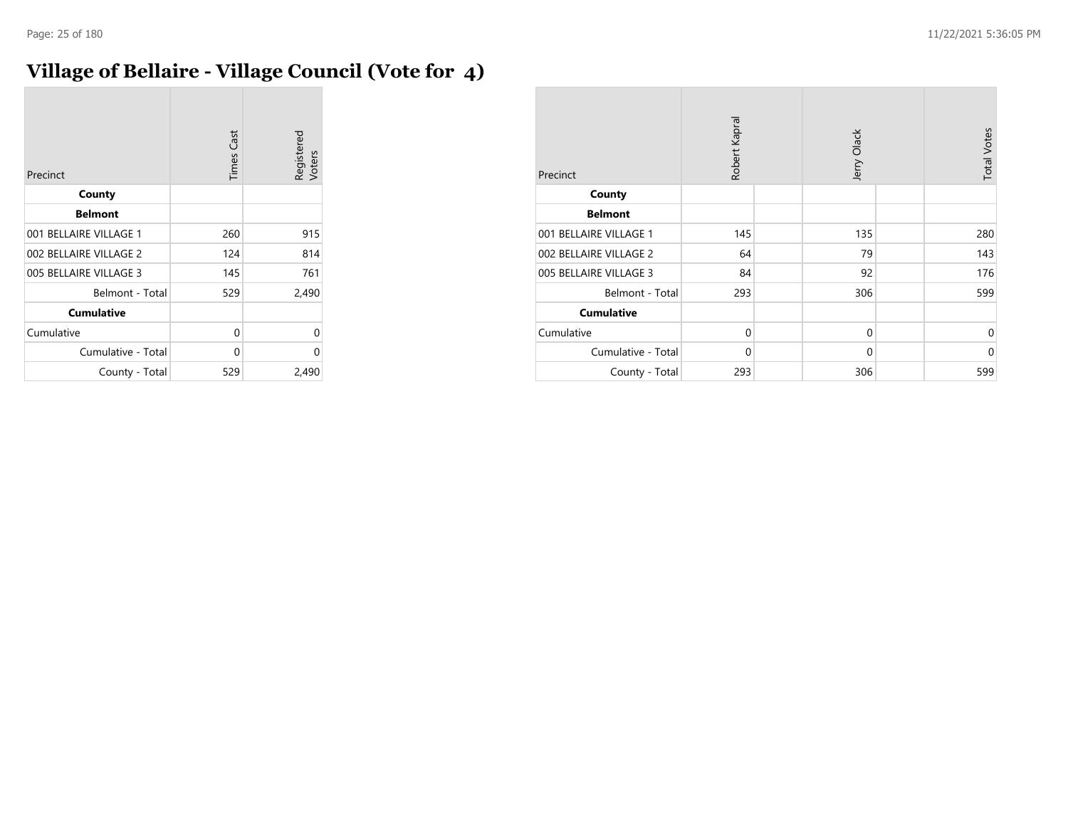# Village of Bellaire - Village Council (Vote for 4)

| Precinct | Times Cast | Registered Voters |
|---|---|---|
| **County** | | |
| **Belmont** | | |
| 001 BELLAIRE VILLAGE 1 | 260 | 915 |
| 002 BELLAIRE VILLAGE 2 | 124 | 814 |
| 005 BELLAIRE VILLAGE 3 | 145 | 761 |
| Belmont - Total | 529 | 2,490 |
| **Cumulative** | | |
| Cumulative | 0 | 0 |
| Cumulative - Total | 0 | 0 |
| County - Total | 529 | 2,490 |

| Precinct | Robert Kapral | | Jerry Olack | | Total Votes |
|---|---|---|---|---|---|
| **County** | | | | | |
| **Belmont** | | | | | |
| 001 BELLAIRE VILLAGE 1 | 145 | | 135 | | 280 |
| 002 BELLAIRE VILLAGE 2 | 64 | | 79 | | 143 |
| 005 BELLAIRE VILLAGE 3 | 84 | | 92 | | 176 |
| Belmont - Total | 293 | | 306 | | 599 |
| **Cumulative** | | | | | |
| Cumulative | 0 | | 0 | | 0 |
| Cumulative - Total | 0 | | 0 | | 0 |
| County - Total | 293 | | 306 | | 599 |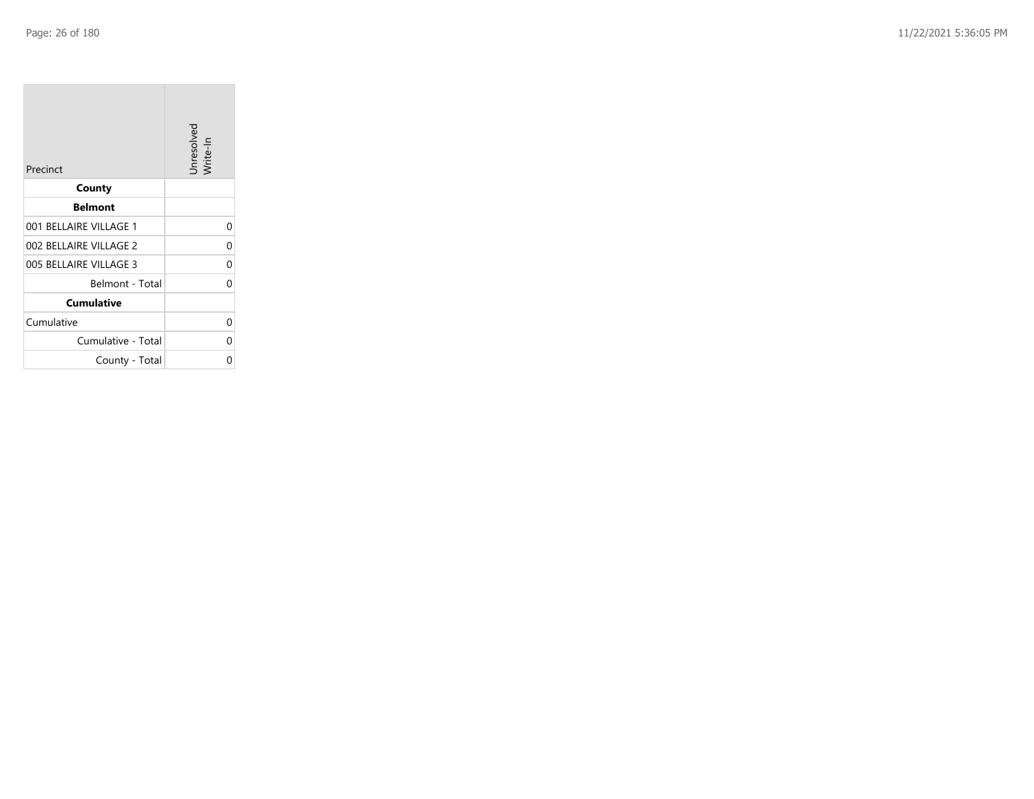| Precinct | Unresolved Write-In |
|---|---|
| **County** | |
| **Belmont** | |
| 001 BELLAIRE VILLAGE 1 | 0 |
| 002 BELLAIRE VILLAGE 2 | 0 |
| 005 BELLAIRE VILLAGE 3 | 0 |
| Belmont - Total | 0 |
| **Cumulative** | |
| Cumulative | 0 |
| Cumulative - Total | 0 |
| County - Total | 0 |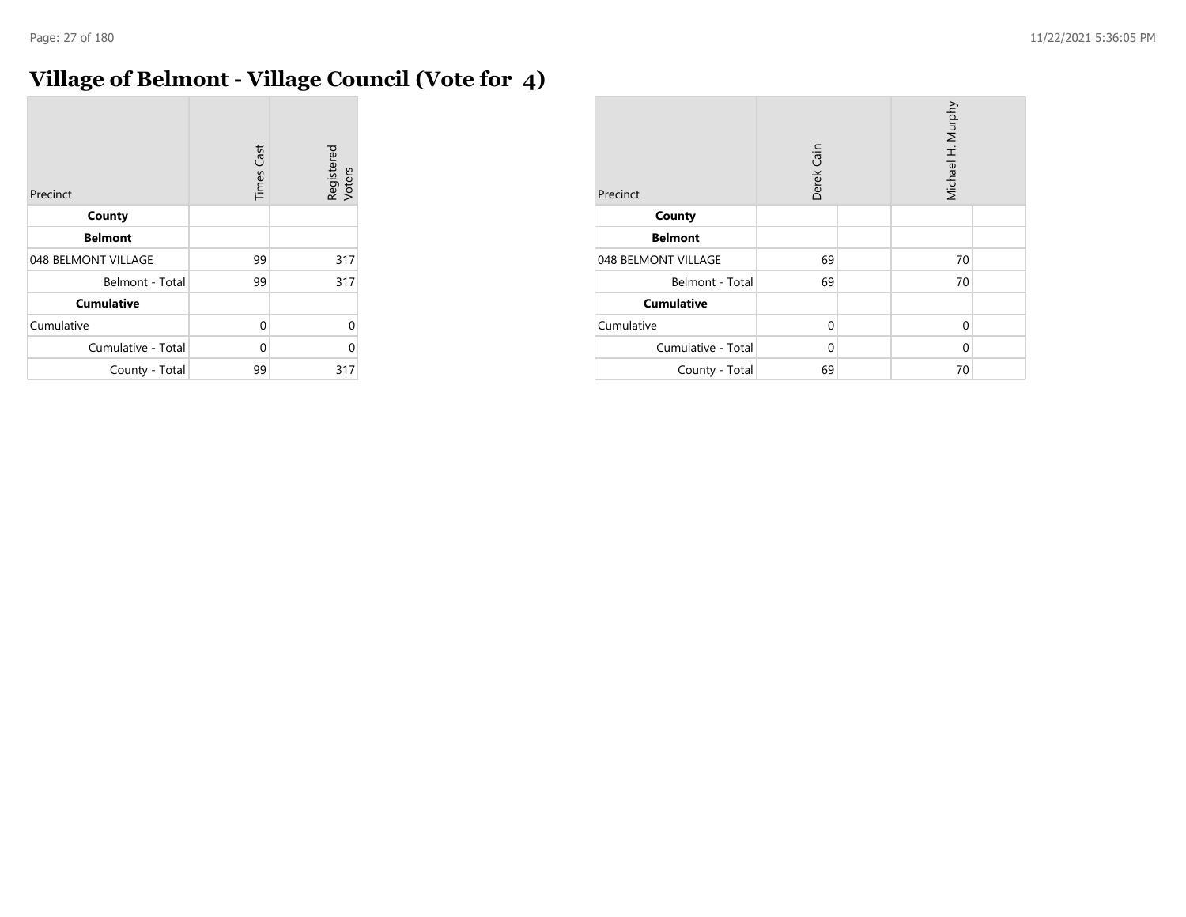# Village of Belmont - Village Council (Vote for 4)

| Precinct | Times Cast | Registered Voters |
|---|---|---|
| **County** | | |
| **Belmont** | | |
| 048 BELMONT VILLAGE | 99 | 317 |
| Belmont - Total | 99 | 317 |
| **Cumulative** | | |
| Cumulative | 0 | 0 |
| Cumulative - Total | 0 | 0 |
| County - Total | 99 | 317 |

| Precinct | Derek Cain | | Michael H. Murphy | |
|---|---|---|---|---|
| **County** | | | | |
| **Belmont** | | | | |
| 048 BELMONT VILLAGE | 69 | | 70 | |
| Belmont - Total | 69 | | 70 | |
| **Cumulative** | | | | |
| Cumulative | 0 | | 0 | |
| Cumulative - Total | 0 | | 0 | |
| County - Total | 69 | | 70 | |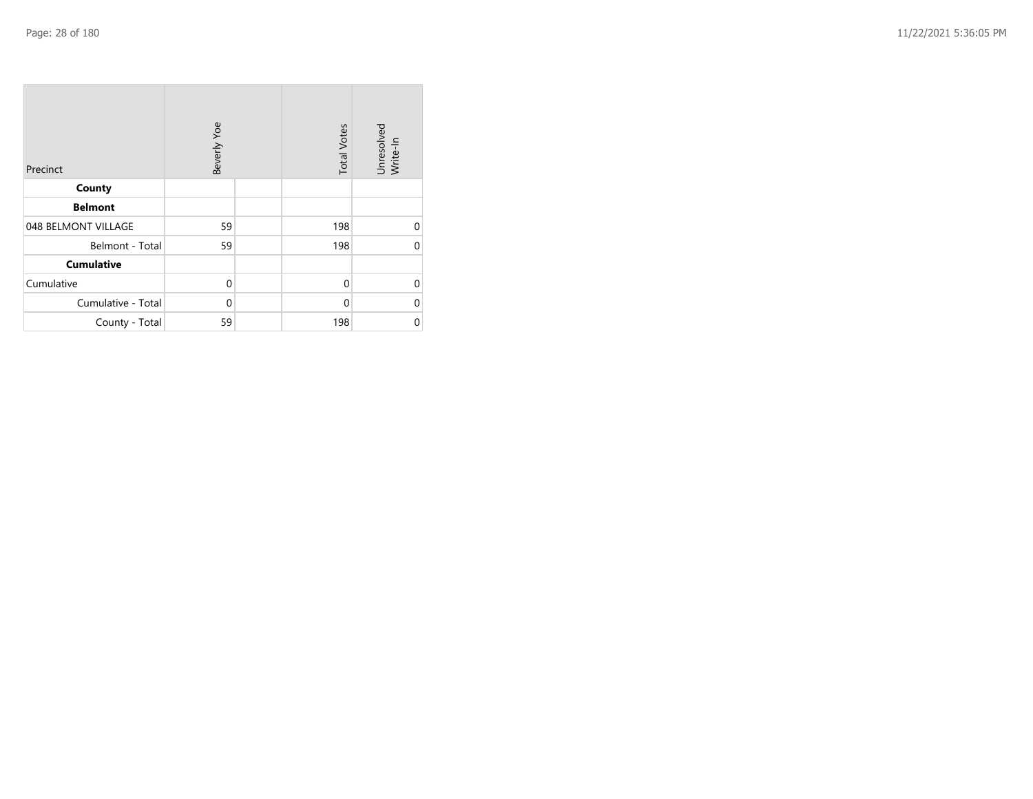| Precinct | Beverly Yoe | | Total Votes | Unresolved Write-In |
|---|---|---|---|---|
| **County** | | | | |
| **Belmont** | | | | |
| 048 BELMONT VILLAGE | 59 | | 198 | 0 |
| Belmont - Total | 59 | | 198 | 0 |
| **Cumulative** | | | | |
| Cumulative | 0 | | 0 | 0 |
| Cumulative - Total | 0 | | 0 | 0 |
| County - Total | 59 | | 198 | 0 |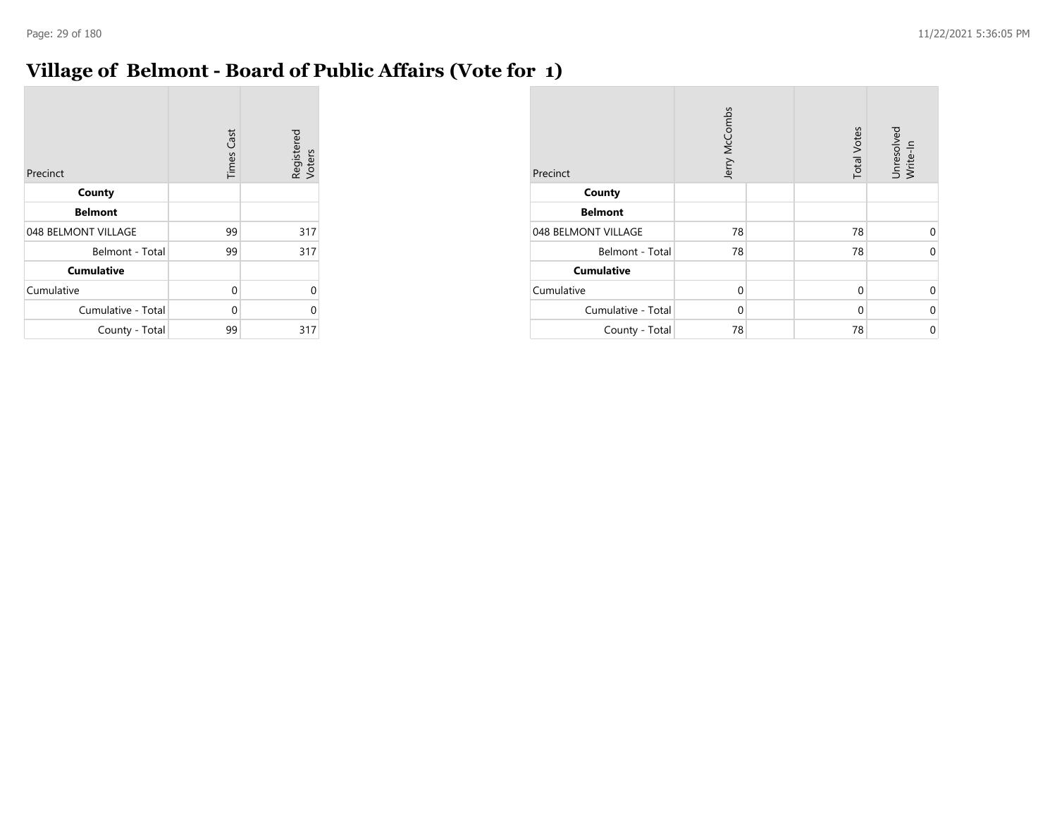# Village of Belmont - Board of Public Affairs (Vote for 1)

| Precinct | Times Cast | Registered Voters |
|---|---|---|
| **County** | | |
| **Belmont** | | |
| 048 BELMONT VILLAGE | 99 | 317 |
| Belmont - Total | 99 | 317 |
| **Cumulative** | | |
| Cumulative | 0 | 0 |
| Cumulative - Total | 0 | 0 |
| County - Total | 99 | 317 |

| Precinct | Jerry McCombs | | Total Votes | Unresolved Write-In |
|---|---|---|---|---|
| **County** | | | | |
| **Belmont** | | | | |
| 048 BELMONT VILLAGE | 78 | | 78 | 0 |
| Belmont - Total | 78 | | 78 | 0 |
| **Cumulative** | | | | |
| Cumulative | 0 | | 0 | 0 |
| Cumulative - Total | 0 | | 0 | 0 |
| County - Total | 78 | | 78 | 0 |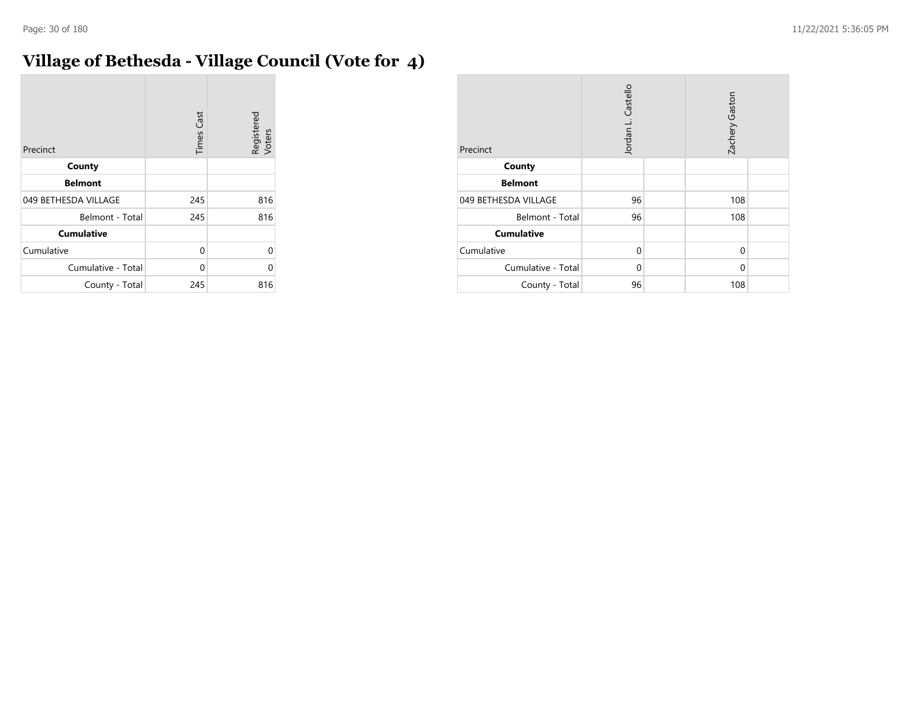# Village of Bethesda - Village Council (Vote for 4)

| Precinct | Times Cast | Registered Voters |
|---|---|---|
| **County** | | |
| **Belmont** | | |
| 049 BETHESDA VILLAGE | 245 | 816 |
| Belmont - Total | 245 | 816 |
| **Cumulative** | | |
| Cumulative | 0 | 0 |
| Cumulative - Total | 0 | 0 |
| County - Total | 245 | 816 |

| Precinct | Jordan L. Castello | Zachery Gaston |
|---|---|---|
| **County** | | |
| **Belmont** | | |
| 049 BETHESDA VILLAGE | 96 | 108 |
| Belmont - Total | 96 | 108 |
| **Cumulative** | | |
| Cumulative | 0 | 0 |
| Cumulative - Total | 0 | 0 |
| County - Total | 96 | 108 |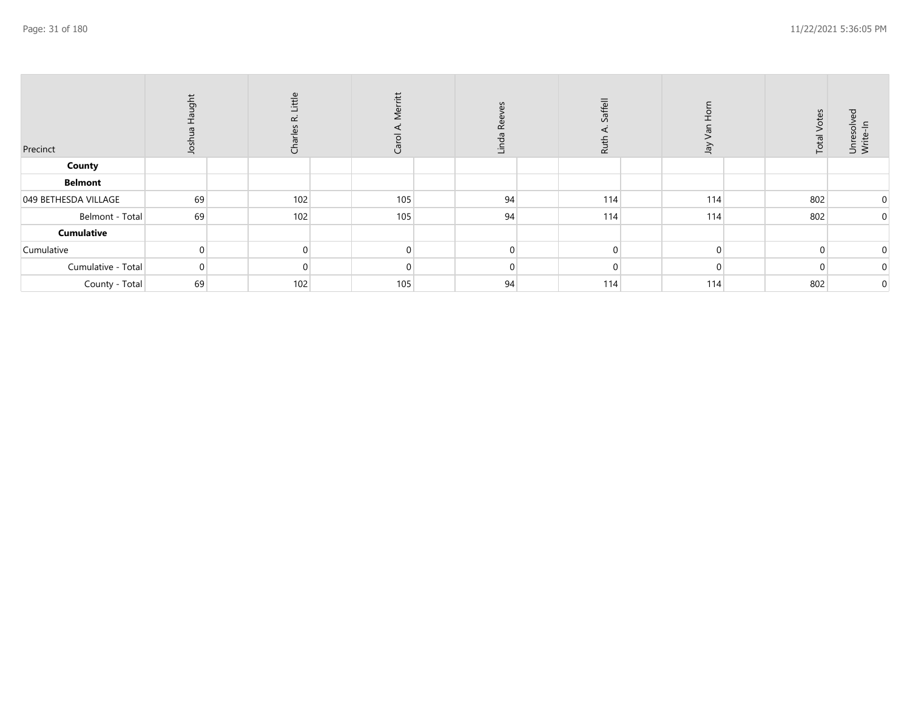| Precinct | Joshua Haught | Charles R. Little | Carol A. Merritt | Linda Reeves | Ruth A. Saffell | Jay Van Horn | Total Votes | Unresolved Write-In |
|---|---|---|---|---|---|---|---|---|
| **County** | | | | | | | | |
| **Belmont** | | | | | | | | |
| 049 BETHESDA VILLAGE | 69 | 102 | 105 | 94 | 114 | 114 | 802 | 0 |
| Belmont - Total | 69 | 102 | 105 | 94 | 114 | 114 | 802 | 0 |
| **Cumulative** | | | | | | | | |
| Cumulative | 0 | 0 | 0 | 0 | 0 | 0 | 0 | 0 |
| Cumulative - Total | 0 | 0 | 0 | 0 | 0 | 0 | 0 | 0 |
| County - Total | 69 | 102 | 105 | 94 | 114 | 114 | 802 | 0 |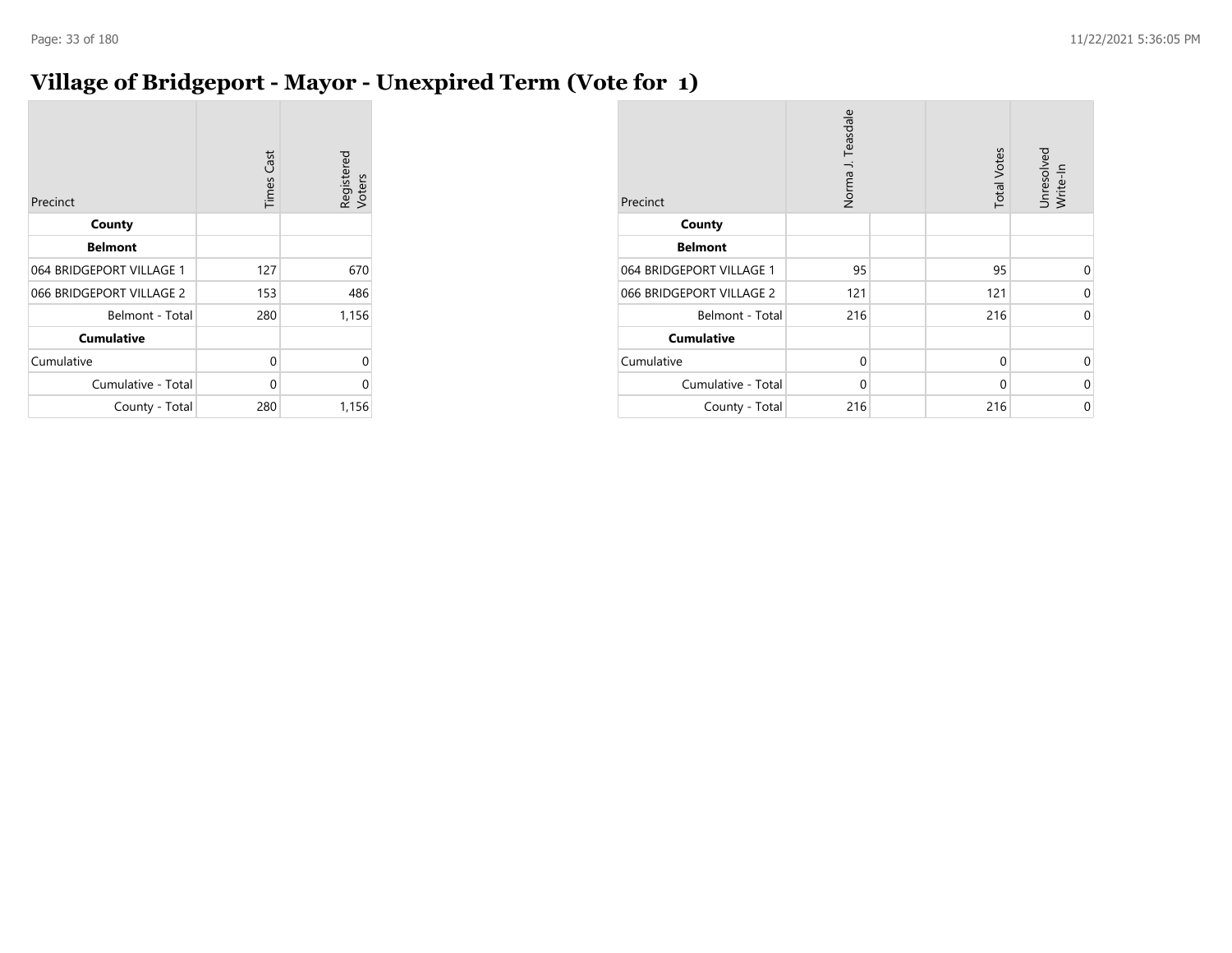# Village of Bridgeport - Mayor - Unexpired Term (Vote for 1)

| Precinct | Times Cast | Registered Voters |
|---|---|---|
| **County** | | |
| **Belmont** | | |
| 064 BRIDGEPORT VILLAGE 1 | 127 | 670 |
| 066 BRIDGEPORT VILLAGE 2 | 153 | 486 |
| Belmont - Total | 280 | 1,156 |
| **Cumulative** | | |
| Cumulative | 0 | 0 |
| Cumulative - Total | 0 | 0 |
| County - Total | 280 | 1,156 |

| Precinct | Norma J. Teasdale | | Total Votes | Unresolved Write-In |
|---|---|---|---|---|
| **County** | | | | |
| **Belmont** | | | | |
| 064 BRIDGEPORT VILLAGE 1 | 95 | | 95 | 0 |
| 066 BRIDGEPORT VILLAGE 2 | 121 | | 121 | 0 |
| Belmont - Total | 216 | | 216 | 0 |
| **Cumulative** | | | | |
| Cumulative | 0 | | 0 | 0 |
| Cumulative - Total | 0 | | 0 | 0 |
| County - Total | 216 | | 216 | 0 |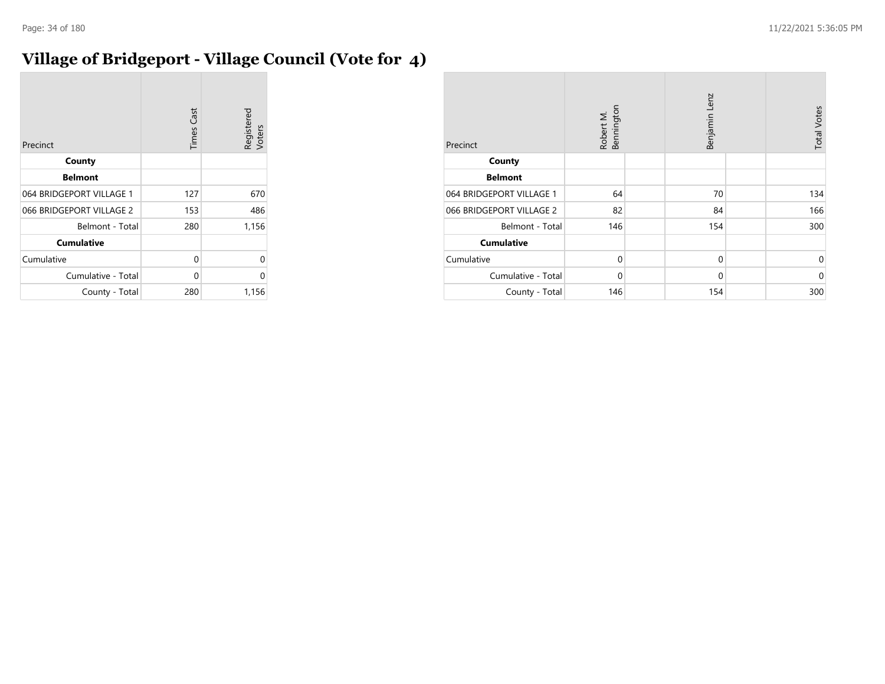# Village of Bridgeport - Village Council (Vote for 4)

| Precinct | Times Cast | Registered Voters |
|---|---|---|
| **County** | | |
| **Belmont** | | |
| 064 BRIDGEPORT VILLAGE 1 | 127 | 670 |
| 066 BRIDGEPORT VILLAGE 2 | 153 | 486 |
| Belmont - Total | 280 | 1,156 |
| **Cumulative** | | |
| Cumulative | 0 | 0 |
| Cumulative - Total | 0 | 0 |
| County - Total | 280 | 1,156 |

| Precinct | Robert M. Bennington | | Benjamin Lenz | | Total Votes |
|---|---|---|---|---|---|
| **County** | | | | | |
| **Belmont** | | | | | |
| 064 BRIDGEPORT VILLAGE 1 | 64 | | 70 | | 134 |
| 066 BRIDGEPORT VILLAGE 2 | 82 | | 84 | | 166 |
| Belmont - Total | 146 | | 154 | | 300 |
| **Cumulative** | | | | | |
| Cumulative | 0 | | 0 | | 0 |
| Cumulative - Total | 0 | | 0 | | 0 |
| County - Total | 146 | | 154 | | 300 |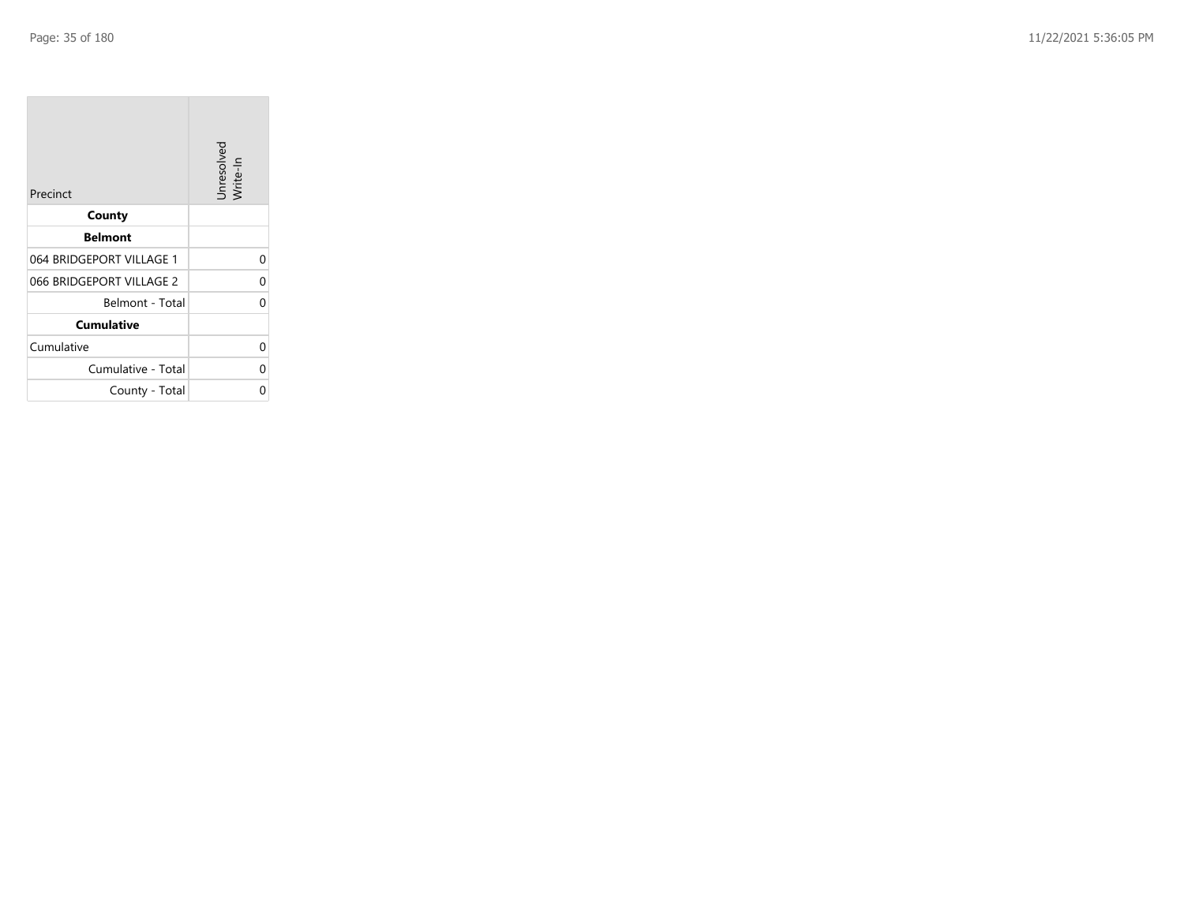| Precinct | Unresolved Write-In |
|---|---|
| **County** | |
| **Belmont** | |
| 064 BRIDGEPORT VILLAGE 1 | 0 |
| 066 BRIDGEPORT VILLAGE 2 | 0 |
| Belmont - Total | 0 |
| **Cumulative** | |
| Cumulative | 0 |
| Cumulative - Total | 0 |
| County - Total | 0 |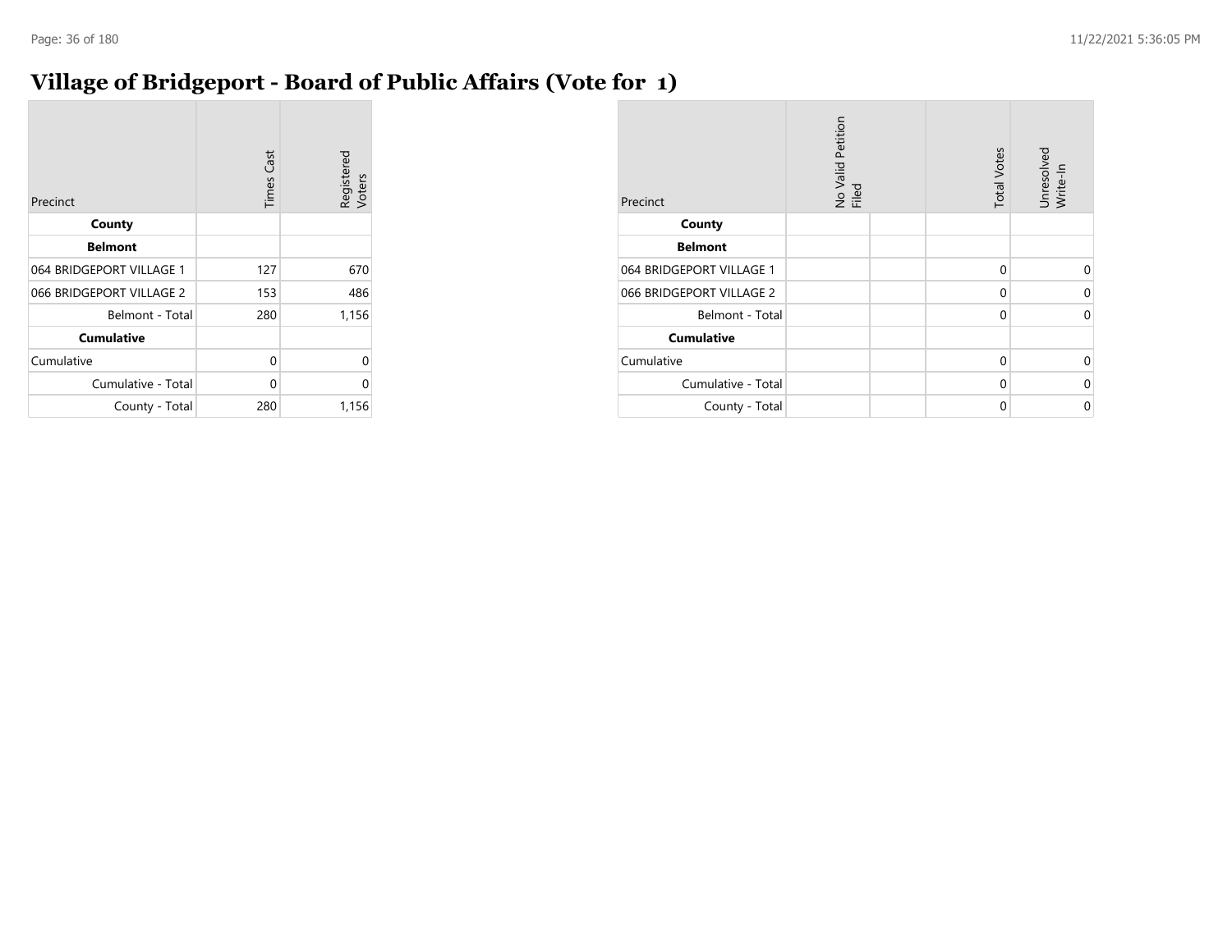# Village of Bridgeport - Board of Public Affairs (Vote for 1)

| Precinct | Times Cast | Registered Voters |
|---|---|---|
| **County** | | |
| **Belmont** | | |
| 064 BRIDGEPORT VILLAGE 1 | 127 | 670 |
| 066 BRIDGEPORT VILLAGE 2 | 153 | 486 |
| Belmont - Total | 280 | 1,156 |
| **Cumulative** | | |
| Cumulative | 0 | 0 |
| Cumulative - Total | 0 | 0 |
| County - Total | 280 | 1,156 |

| Precinct | No Valid Petition Filed | | Total Votes | Unresolved Write-In |
|---|---|---|---|---|
| **County** | | | | |
| **Belmont** | | | | |
| 064 BRIDGEPORT VILLAGE 1 | | | 0 | 0 |
| 066 BRIDGEPORT VILLAGE 2 | | | 0 | 0 |
| Belmont - Total | | | 0 | 0 |
| **Cumulative** | | | | |
| Cumulative | | | 0 | 0 |
| Cumulative - Total | | | 0 | 0 |
| County - Total | | | 0 | 0 |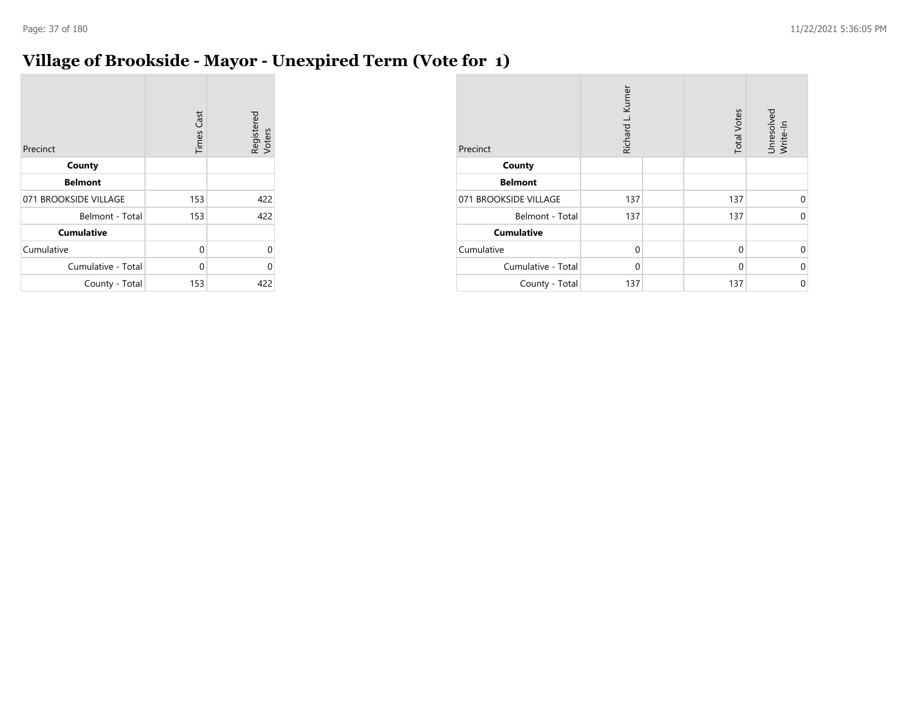# Village of Brookside - Mayor - Unexpired Term (Vote for 1)

| Precinct | Times Cast | Registered Voters |
|---|---|---|
| **County** | | |
| **Belmont** | | |
| 071 BROOKSIDE VILLAGE | 153 | 422 |
| Belmont - Total | 153 | 422 |
| **Cumulative** | | |
| Cumulative | 0 | 0 |
| Cumulative - Total | 0 | 0 |
| County - Total | 153 | 422 |

| Precinct | Richard L. Kurner | | Total Votes | Unresolved Write-In |
|---|---|---|---|---|
| **County** | | | | |
| **Belmont** | | | | |
| 071 BROOKSIDE VILLAGE | 137 | | 137 | 0 |
| Belmont - Total | 137 | | 137 | 0 |
| **Cumulative** | | | | |
| Cumulative | 0 | | 0 | 0 |
| Cumulative - Total | 0 | | 0 | 0 |
| County - Total | 137 | | 137 | 0 |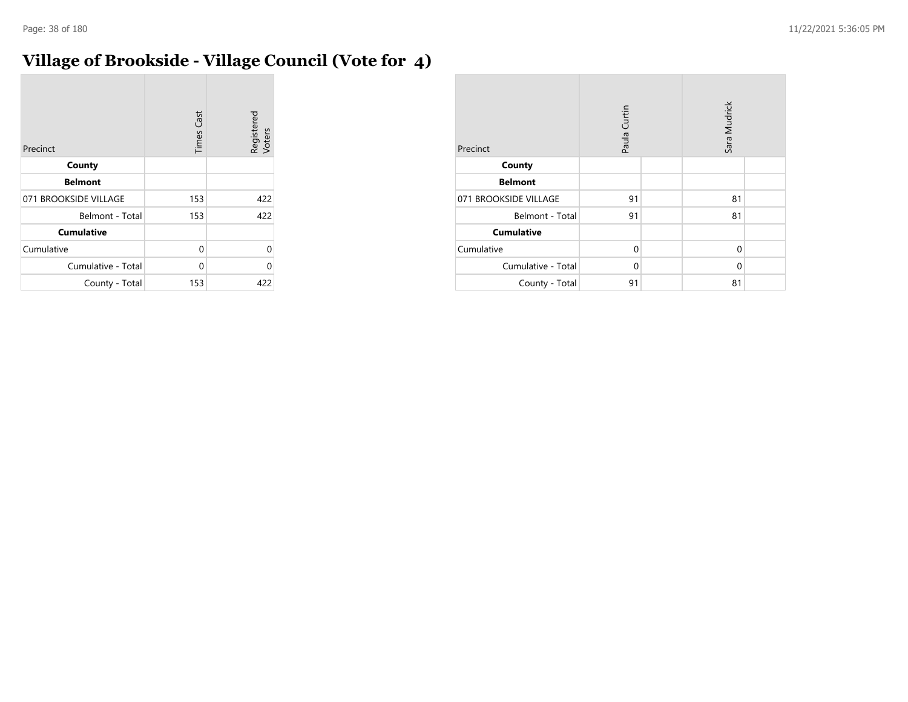# Village of Brookside - Village Council (Vote for 4)

| Precinct | Times Cast | Registered Voters |
|---|---|---|
| **County** | | |
| **Belmont** | | |
| 071 BROOKSIDE VILLAGE | 153 | 422 |
| Belmont - Total | 153 | 422 |
| **Cumulative** | | |
| Cumulative | 0 | 0 |
| Cumulative - Total | 0 | 0 |
| County - Total | 153 | 422 |

| Precinct | Paula Curtin | | Sara Mudrick | |
|---|---|---|---|---|
| **County** | | | | |
| **Belmont** | | | | |
| 071 BROOKSIDE VILLAGE | 91 | | 81 | |
| Belmont - Total | 91 | | 81 | |
| **Cumulative** | | | | |
| Cumulative | 0 | | 0 | |
| Cumulative - Total | 0 | | 0 | |
| County - Total | 91 | | 81 | |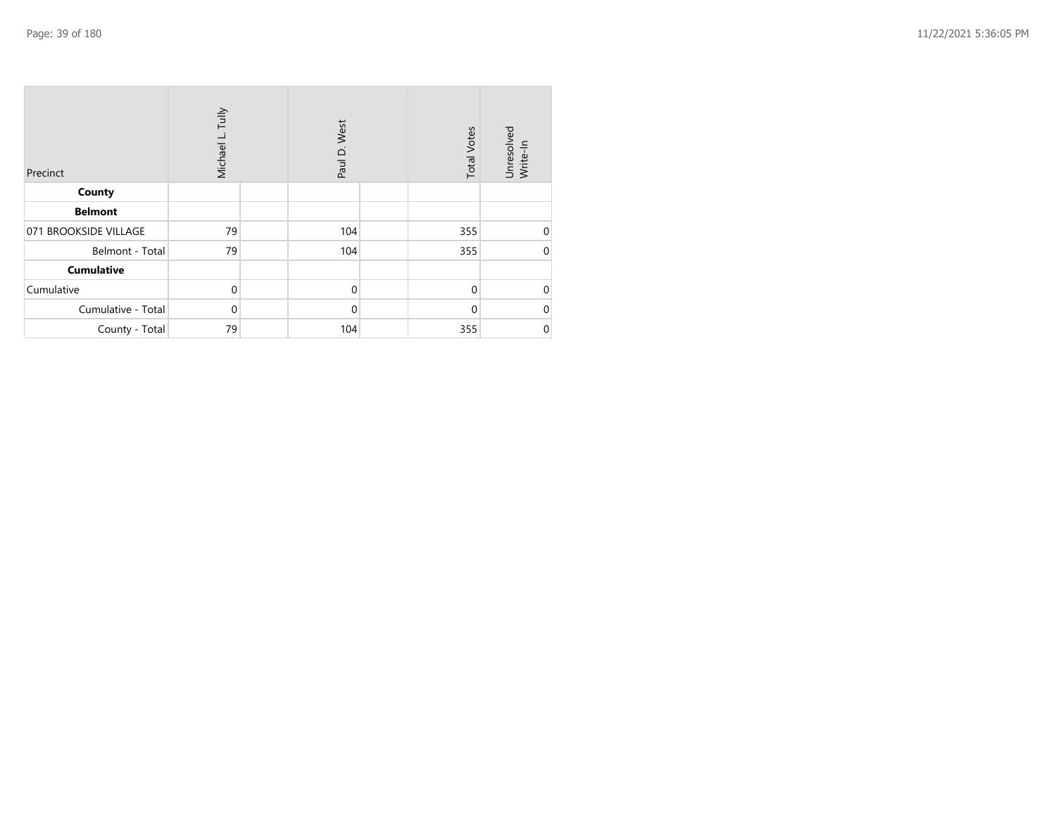| Precinct | Michael L. Tully | | Paul D. West | | Total Votes | Unresolved Write-In |
|---|---|---|---|---|---|---|
| **County** | | | | | | |
| **Belmont** | | | | | | |
| 071 BROOKSIDE VILLAGE | 79 | | 104 | | 355 | 0 |
| Belmont - Total | 79 | | 104 | | 355 | 0 |
| **Cumulative** | | | | | | |
| Cumulative | 0 | | 0 | | 0 | 0 |
| Cumulative - Total | 0 | | 0 | | 0 | 0 |
| County - Total | 79 | | 104 | | 355 | 0 |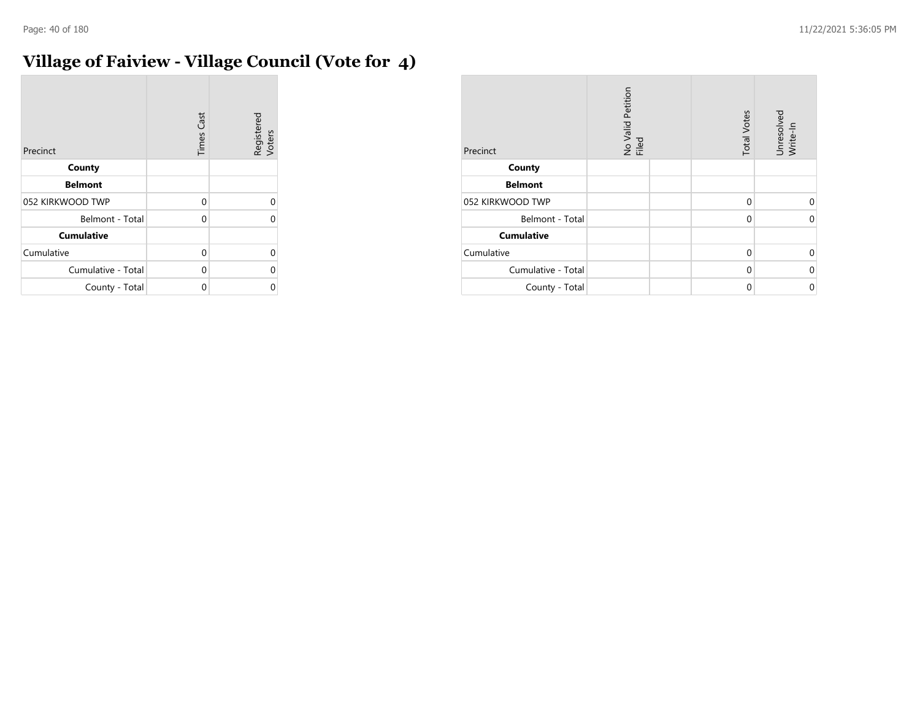# Village of Faiview - Village Council (Vote for 4)

| Precinct | Times Cast | Registered Voters |
| --- | --- | --- |
| **County** | | |
| **Belmont** | | |
| 052 KIRKWOOD TWP | 0 | 0 |
| Belmont - Total | 0 | 0 |
| **Cumulative** | | |
| Cumulative | 0 | 0 |
| Cumulative - Total | 0 | 0 |
| County - Total | 0 | 0 |

| Precinct | No Valid Petition Filed | | Total Votes | Unresolved Write-In |
| --- | --- | --- | --- | --- |
| **County** | | | | |
| **Belmont** | | | | |
| 052 KIRKWOOD TWP | | | 0 | 0 |
| Belmont - Total | | | 0 | 0 |
| **Cumulative** | | | | |
| Cumulative | | | 0 | 0 |
| Cumulative - Total | | | 0 | 0 |
| County - Total | | | 0 | 0 |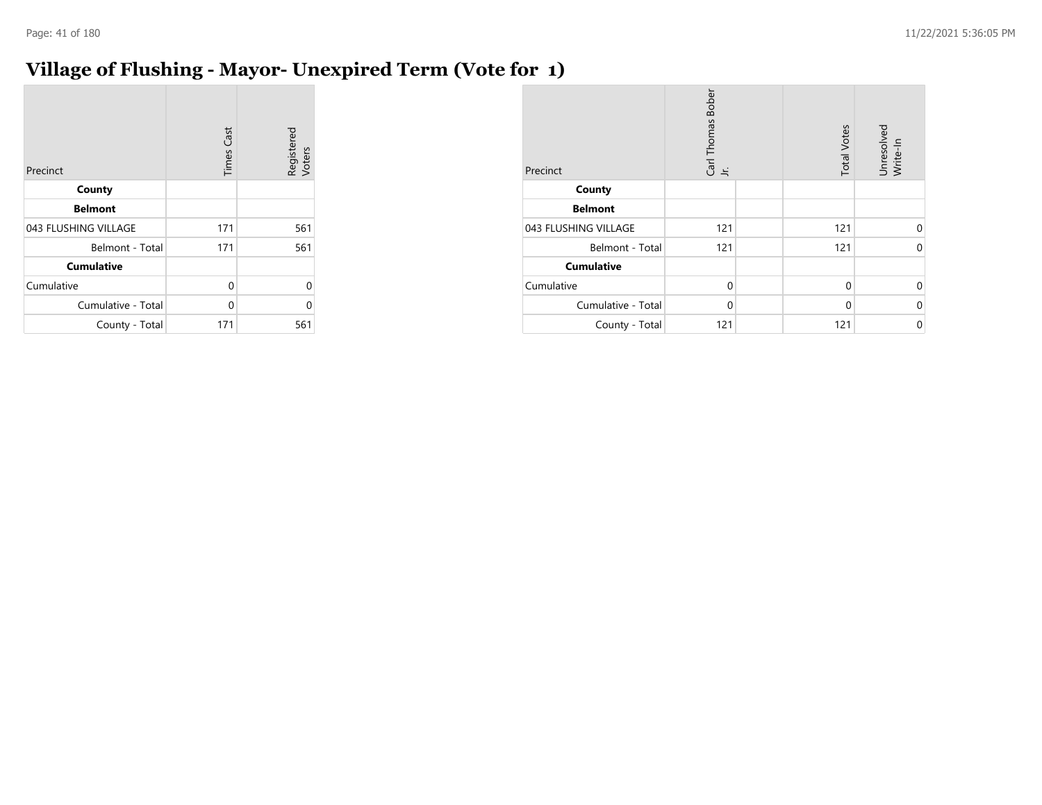# Village of Flushing - Mayor- Unexpired Term (Vote for 1)

| Precinct | Times Cast | Registered Voters |
|---|---|---|
| **County** | | |
| **Belmont** | | |
| 043 FLUSHING VILLAGE | 171 | 561 |
| Belmont - Total | 171 | 561 |
| **Cumulative** | | |
| Cumulative | 0 | 0 |
| Cumulative - Total | 0 | 0 |
| County - Total | 171 | 561 |

| Precinct | Carl Thomas Bober Jr. | | Total Votes | Unresolved Write-In |
|---|---|---|---|---|
| **County** | | | | |
| **Belmont** | | | | |
| 043 FLUSHING VILLAGE | 121 | | 121 | 0 |
| Belmont - Total | 121 | | 121 | 0 |
| **Cumulative** | | | | |
| Cumulative | 0 | | 0 | 0 |
| Cumulative - Total | 0 | | 0 | 0 |
| County - Total | 121 | | 121 | 0 |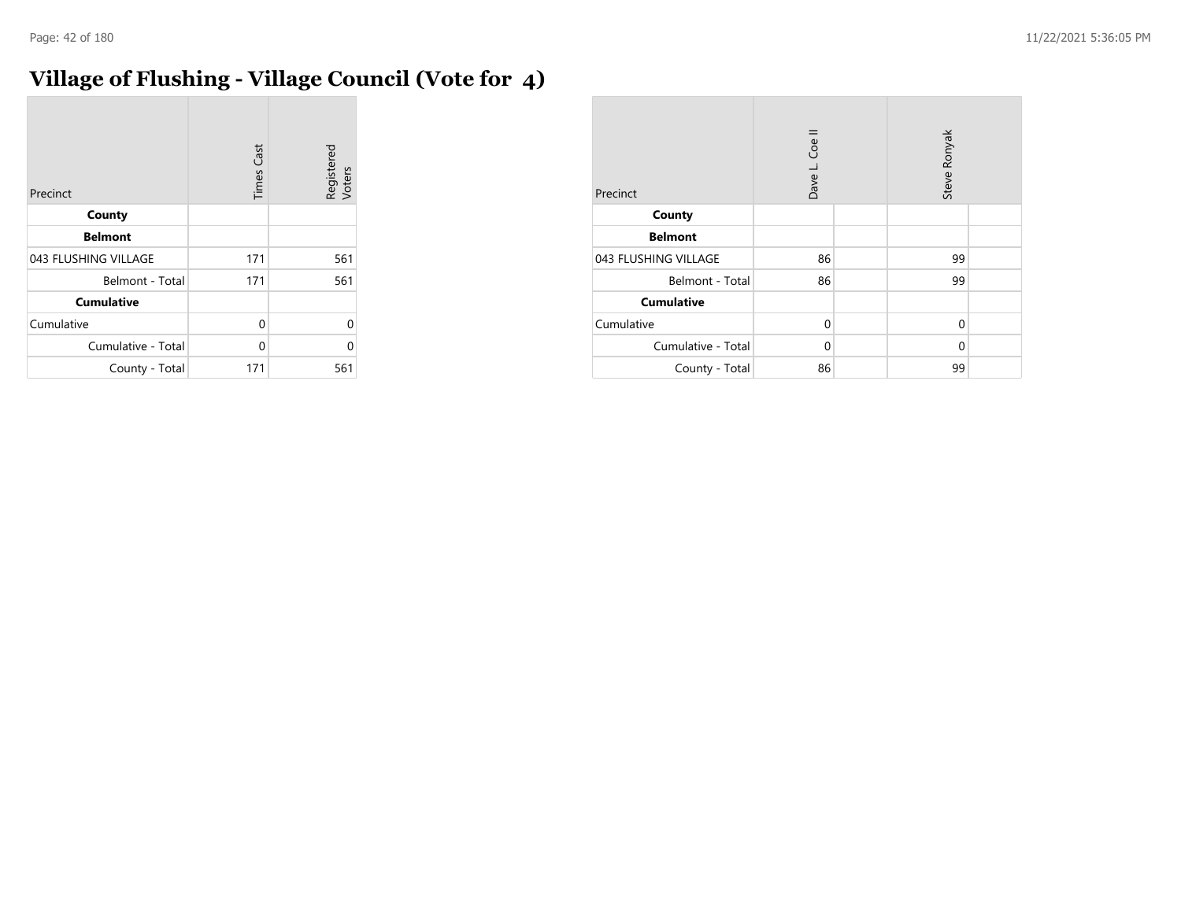# Village of Flushing - Village Council (Vote for 4)

| Precinct | Times Cast | Registered Voters |
|---|---|---|
| **County** | | |
| **Belmont** | | |
| 043 FLUSHING VILLAGE | 171 | 561 |
| Belmont - Total | 171 | 561 |
| **Cumulative** | | |
| Cumulative | 0 | 0 |
| Cumulative - Total | 0 | 0 |
| County - Total | 171 | 561 |

| Precinct | Dave L. Coe II | | Steve Ronyak | |
|---|---|---|---|---|
| **County** | | | | |
| **Belmont** | | | | |
| 043 FLUSHING VILLAGE | 86 | | 99 | |
| Belmont - Total | 86 | | 99 | |
| **Cumulative** | | | | |
| Cumulative | 0 | | 0 | |
| Cumulative - Total | 0 | | 0 | |
| County - Total | 86 | | 99 | |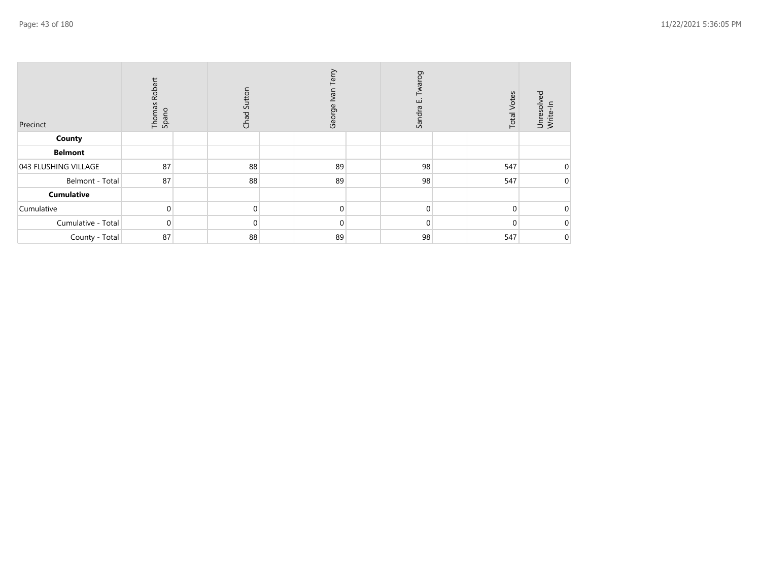| Precinct | Thomas Robert Spano | | Chad Sutton | | George Ivan Terry | | Sandra E. Twarog | | Total Votes | Unresolved Write-In |
|---|---|---|---|---|---|---|---|---|---|---|
| **County** | | | | | | | | | | |
| **Belmont** | | | | | | | | | | |
| 043 FLUSHING VILLAGE | 87 | | 88 | | 89 | | 98 | | 547 | 0 |
| Belmont - Total | 87 | | 88 | | 89 | | 98 | | 547 | 0 |
| **Cumulative** | | | | | | | | | | |
| Cumulative | 0 | | 0 | | 0 | | 0 | | 0 | 0 |
| Cumulative - Total | 0 | | 0 | | 0 | | 0 | | 0 | 0 |
| County - Total | 87 | | 88 | | 89 | | 98 | | 547 | 0 |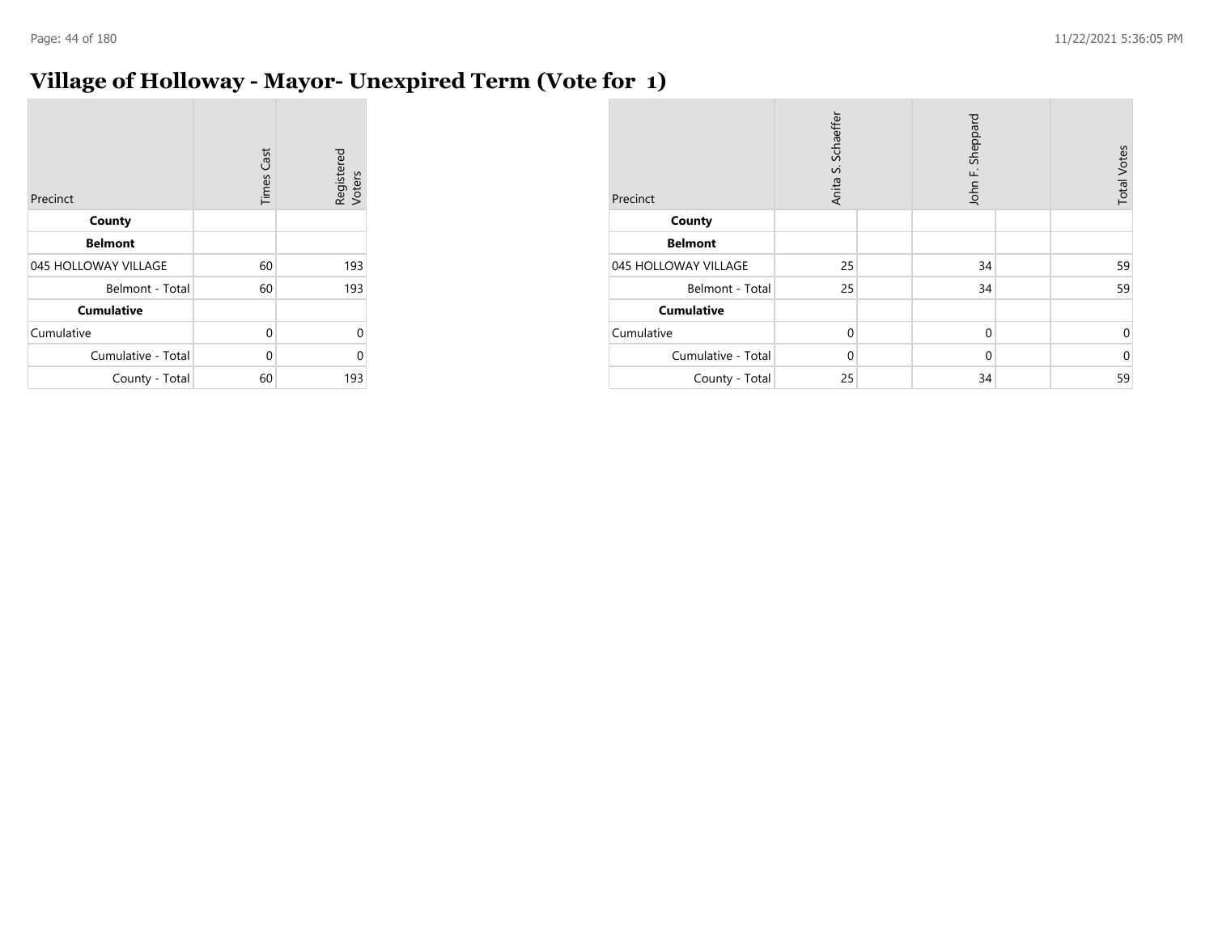# Village of Holloway - Mayor- Unexpired Term (Vote for 1)

| Precinct | Times Cast | Registered Voters |
|---|---|---|
| **County** | | |
| **Belmont** | | |
| 045 HOLLOWAY VILLAGE | 60 | 193 |
| Belmont - Total | 60 | 193 |
| **Cumulative** | | |
| Cumulative | 0 | 0 |
| Cumulative - Total | 0 | 0 |
| County - Total | 60 | 193 |

| Precinct | Anita S. Schaeffer | | John F. Sheppard | | Total Votes |
|---|---|---|---|---|---|
| **County** | | | | | |
| **Belmont** | | | | | |
| 045 HOLLOWAY VILLAGE | 25 | | 34 | | 59 |
| Belmont - Total | 25 | | 34 | | 59 |
| **Cumulative** | | | | | |
| Cumulative | 0 | | 0 | | 0 |
| Cumulative - Total | 0 | | 0 | | 0 |
| County - Total | 25 | | 34 | | 59 |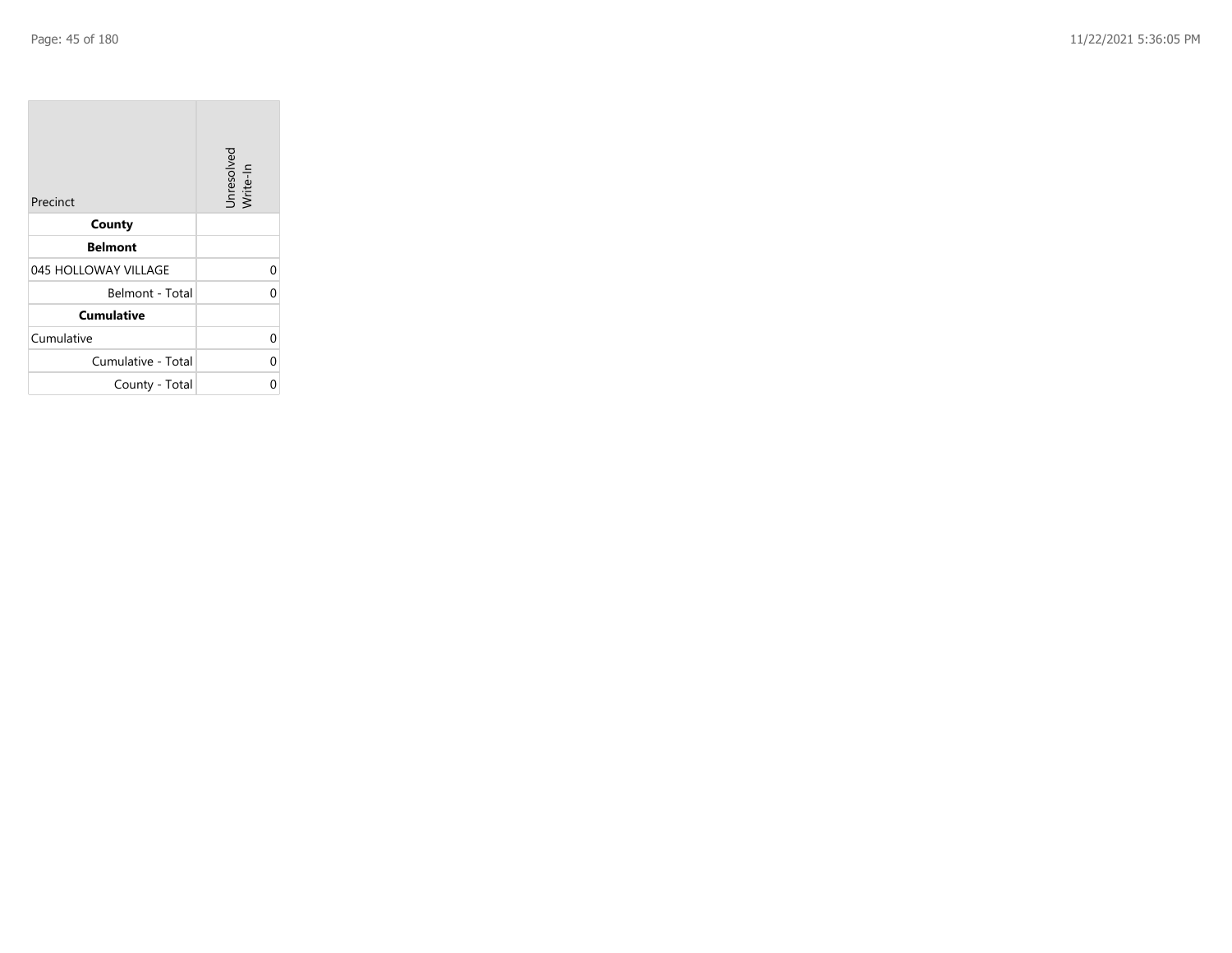| Precinct | Unresolved Write-In |
| --- | --- |
| **County** | |
| **Belmont** | |
| 045 HOLLOWAY VILLAGE | 0 |
| Belmont - Total | 0 |
| **Cumulative** | |
| Cumulative | 0 |
| Cumulative - Total | 0 |
| County - Total | 0 |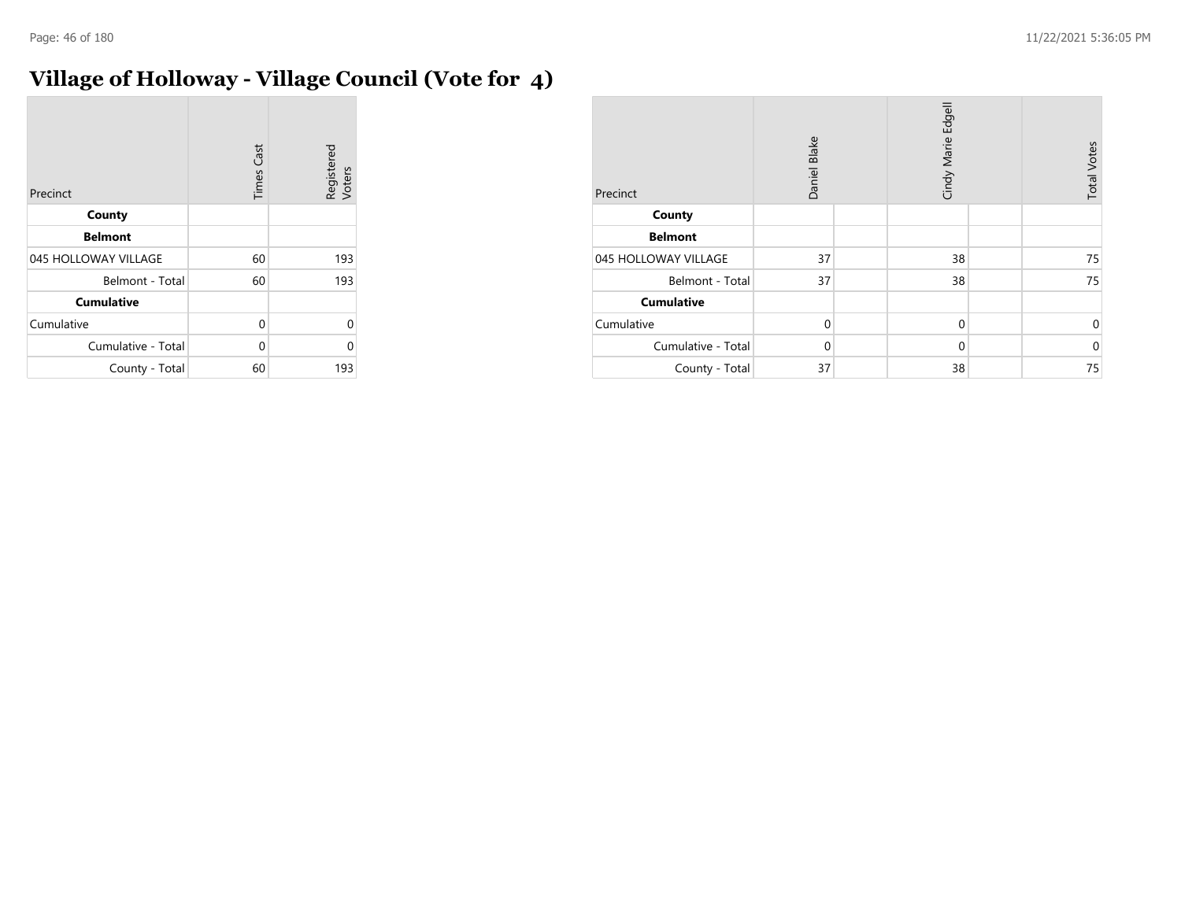# Village of Holloway - Village Council (Vote for 4)

| Precinct | Times Cast | Registered Voters |
|---|---|---|
| **County** | | |
| **Belmont** | | |
| 045 HOLLOWAY VILLAGE | 60 | 193 |
| Belmont - Total | 60 | 193 |
| **Cumulative** | | |
| Cumulative | 0 | 0 |
| Cumulative - Total | 0 | 0 |
| County - Total | 60 | 193 |

| Precinct | Daniel Blake | | Cindy Marie Edgell | | Total Votes |
|---|---|---|---|---|---|
| **County** | | | | | |
| **Belmont** | | | | | |
| 045 HOLLOWAY VILLAGE | 37 | | 38 | | 75 |
| Belmont - Total | 37 | | 38 | | 75 |
| **Cumulative** | | | | | |
| Cumulative | 0 | | 0 | | 0 |
| Cumulative - Total | 0 | | 0 | | 0 |
| County - Total | 37 | | 38 | | 75 |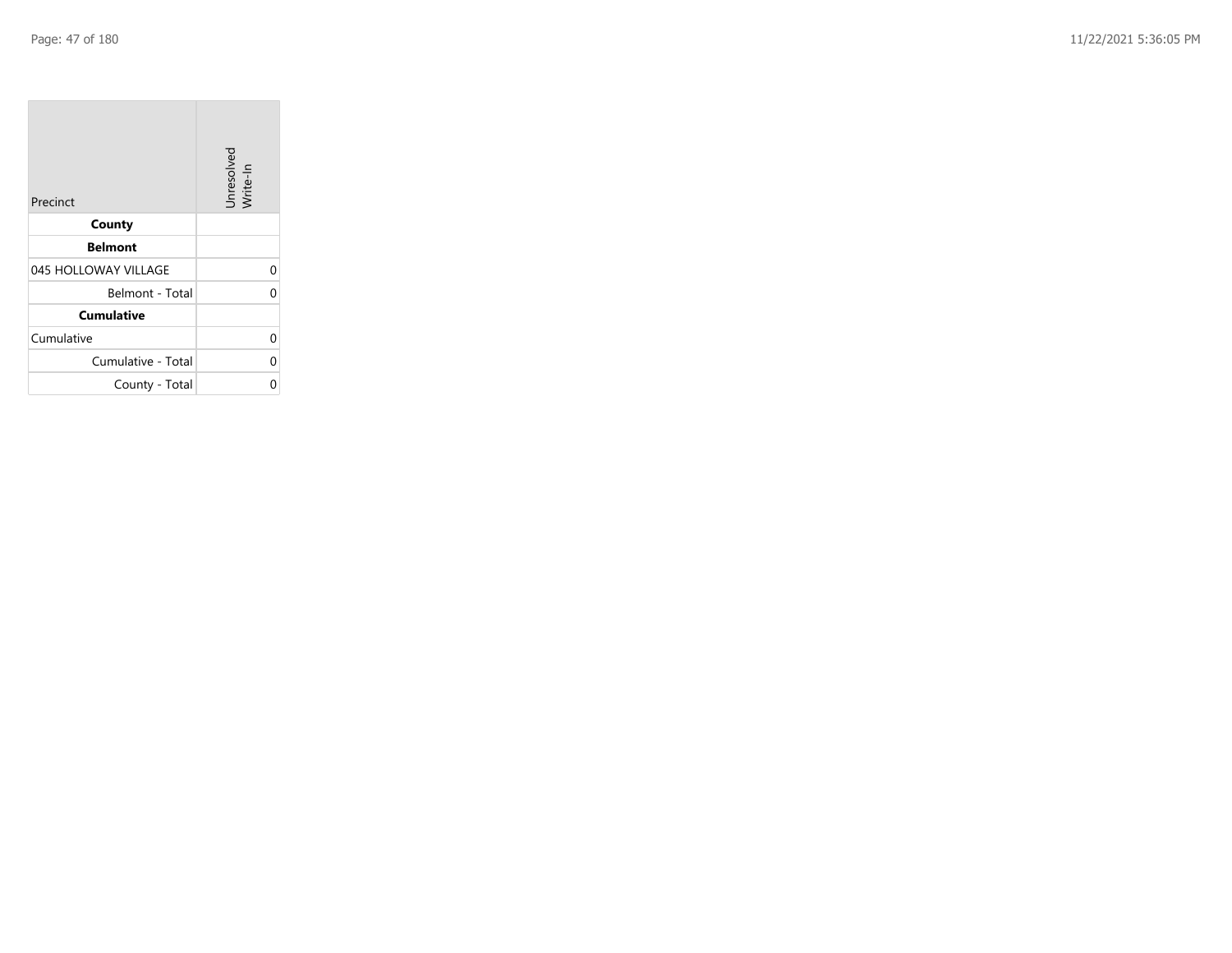| Precinct | Unresolved Write-In |
|---|---|
| **County** | |
| **Belmont** | |
| 045 HOLLOWAY VILLAGE | 0 |
| Belmont - Total | 0 |
| **Cumulative** | |
| Cumulative | 0 |
| Cumulative - Total | 0 |
| County - Total | 0 |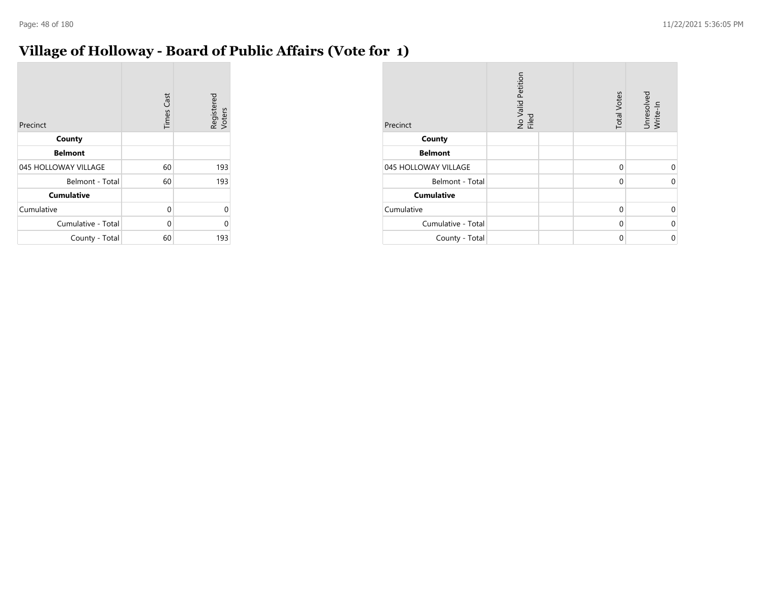# Village of Holloway - Board of Public Affairs (Vote for 1)

| Precinct | Times Cast | Registered Voters |
|---|---|---|
| **County** | | |
| **Belmont** | | |
| 045 HOLLOWAY VILLAGE | 60 | 193 |
| Belmont - Total | 60 | 193 |
| **Cumulative** | | |
| Cumulative | 0 | 0 |
| Cumulative - Total | 0 | 0 |
| County - Total | 60 | 193 |

| Precinct | No Valid Petition Filed | | Total Votes | Unresolved Write-In |
|---|---|---|---|---|
| **County** | | | | |
| **Belmont** | | | | |
| 045 HOLLOWAY VILLAGE | | | 0 | 0 |
| Belmont - Total | | | 0 | 0 |
| **Cumulative** | | | | |
| Cumulative | | | 0 | 0 |
| Cumulative - Total | | | 0 | 0 |
| County - Total | | | 0 | 0 |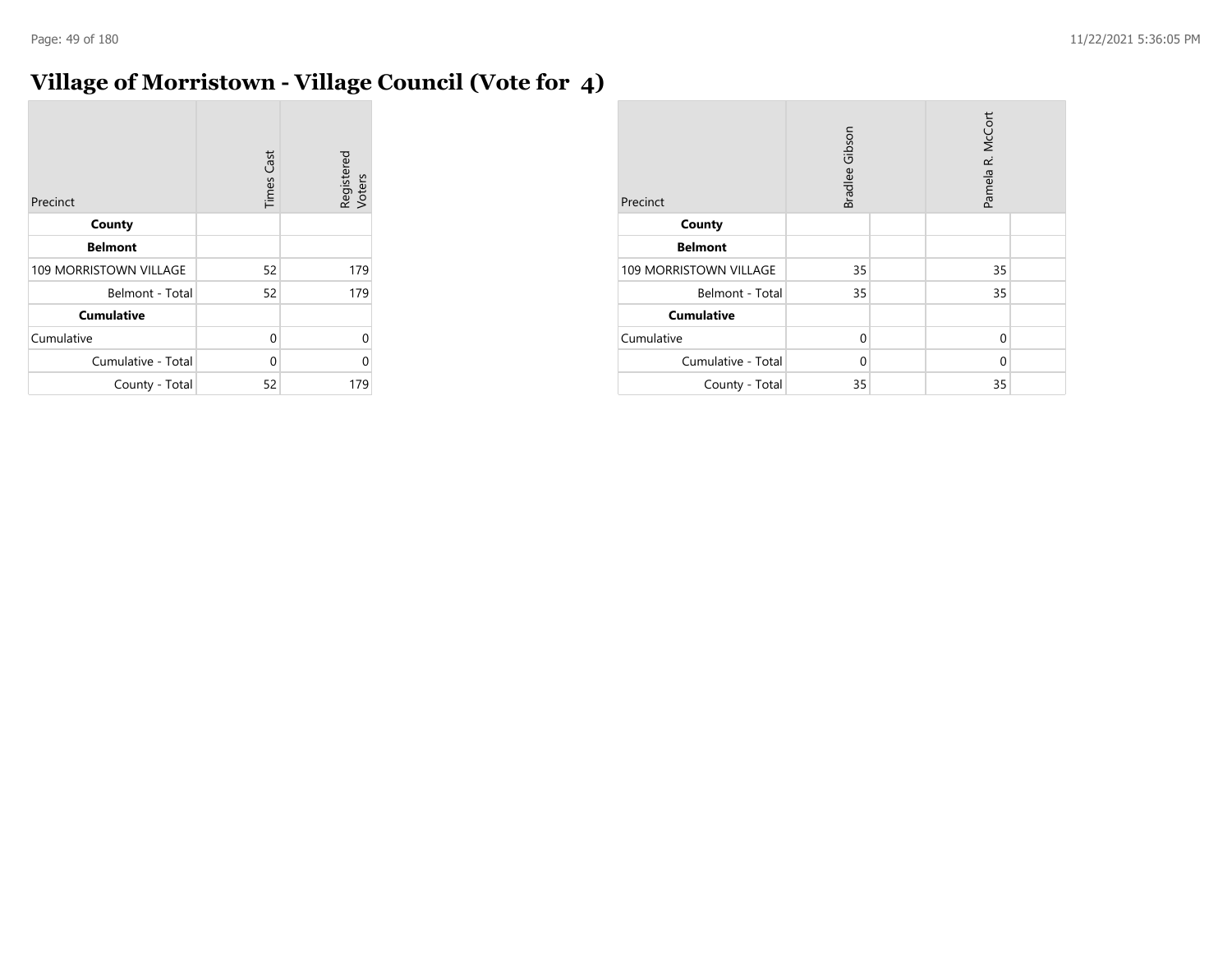# Village of Morristown - Village Council (Vote for 4)

| Precinct | Times Cast | Registered Voters |
|---|---|---|
| **County** | | |
| **Belmont** | | |
| 109 MORRISTOWN VILLAGE | 52 | 179 |
| Belmont - Total | 52 | 179 |
| **Cumulative** | | |
| Cumulative | 0 | 0 |
| Cumulative - Total | 0 | 0 |
| County - Total | 52 | 179 |

| Precinct | Bradlee Gibson | | Pamela R. McCort | |
|---|---|---|---|---|
| **County** | | | | |
| **Belmont** | | | | |
| 109 MORRISTOWN VILLAGE | 35 | | 35 | |
| Belmont - Total | 35 | | 35 | |
| **Cumulative** | | | | |
| Cumulative | 0 | | 0 | |
| Cumulative - Total | 0 | | 0 | |
| County - Total | 35 | | 35 | |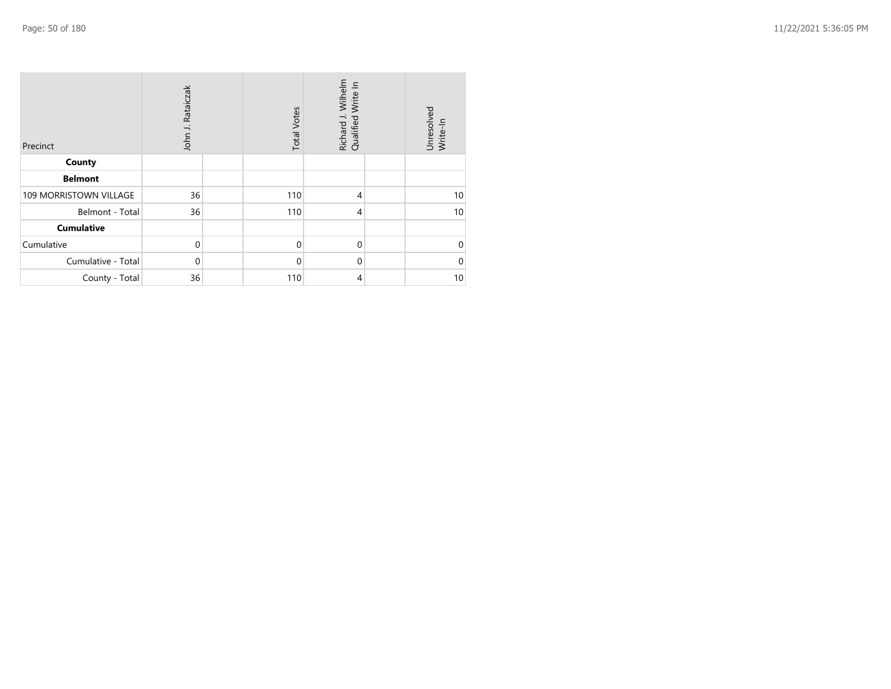| Precinct | John J. Rataiczak | | Total Votes | Richard J. Wilhelm Qualified Write In | | Unresolved Write-In |
|---|---|---|---|---|---|---|
| **County** | | | | | | |
| **Belmont** | | | | | | |
| 109 MORRISTOWN VILLAGE | 36 | | 110 | 4 | | 10 |
| Belmont - Total | 36 | | 110 | 4 | | 10 |
| **Cumulative** | | | | | | |
| Cumulative | 0 | | 0 | 0 | | 0 |
| Cumulative - Total | 0 | | 0 | 0 | | 0 |
| County - Total | 36 | | 110 | 4 | | 10 |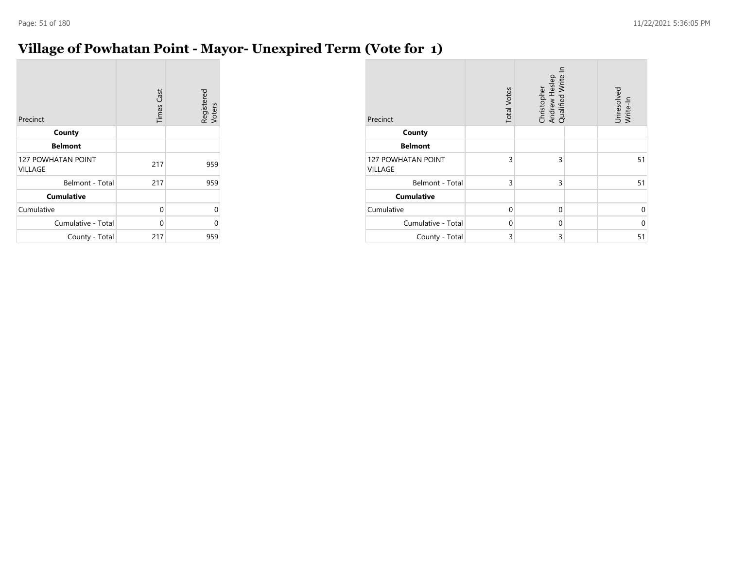# Village of Powhatan Point - Mayor- Unexpired Term (Vote for 1)

| Precinct | Times Cast | Registered Voters |
|---|---|---|
| **County** | | |
| **Belmont** | | |
| 127 POWHATAN POINT VILLAGE | 217 | 959 |
| Belmont - Total | 217 | 959 |
| **Cumulative** | | |
| Cumulative | 0 | 0 |
| Cumulative - Total | 0 | 0 |
| County - Total | 217 | 959 |

| Precinct | Total Votes | Christopher Andrew Heslep Qualified Write In | | Unresolved Write-In |
|---|---|---|---|---|
| **County** | | | | |
| **Belmont** | | | | |
| 127 POWHATAN POINT VILLAGE | 3 | 3 | | 51 |
| Belmont - Total | 3 | 3 | | 51 |
| **Cumulative** | | | | |
| Cumulative | 0 | 0 | | 0 |
| Cumulative - Total | 0 | 0 | | 0 |
| County - Total | 3 | 3 | | 51 |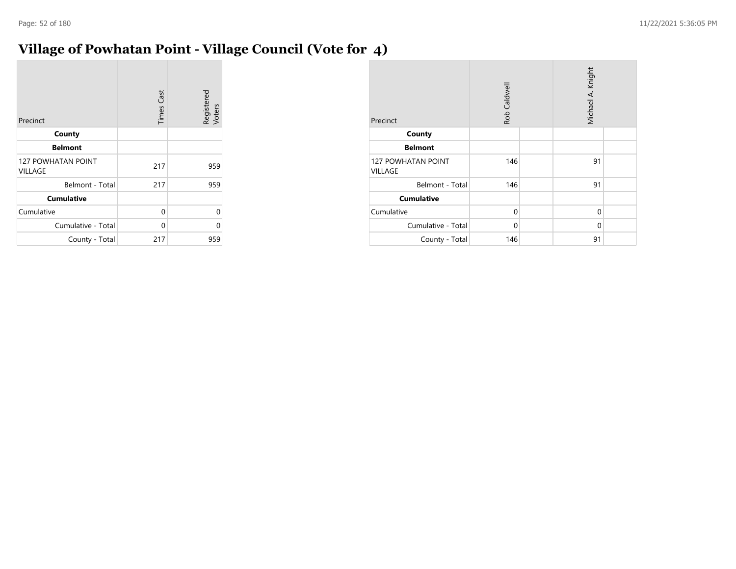# Village of Powhatan Point - Village Council (Vote for 4)

| Precinct | Times Cast | Registered Voters |
|---|---|---|
| **County** | | |
| **Belmont** | | |
| 127 POWHATAN POINT VILLAGE | 217 | 959 |
| Belmont - Total | 217 | 959 |
| **Cumulative** | | |
| Cumulative | 0 | 0 |
| Cumulative - Total | 0 | 0 |
| County - Total | 217 | 959 |

| Precinct | Rob Caldwell | | Michael A. Knight | |
|---|---|---|---|---|
| **County** | | | | |
| **Belmont** | | | | |
| 127 POWHATAN POINT VILLAGE | 146 | | 91 | |
| Belmont - Total | 146 | | 91 | |
| **Cumulative** | | | | |
| Cumulative | 0 | | 0 | |
| Cumulative - Total | 0 | | 0 | |
| County - Total | 146 | | 91 | |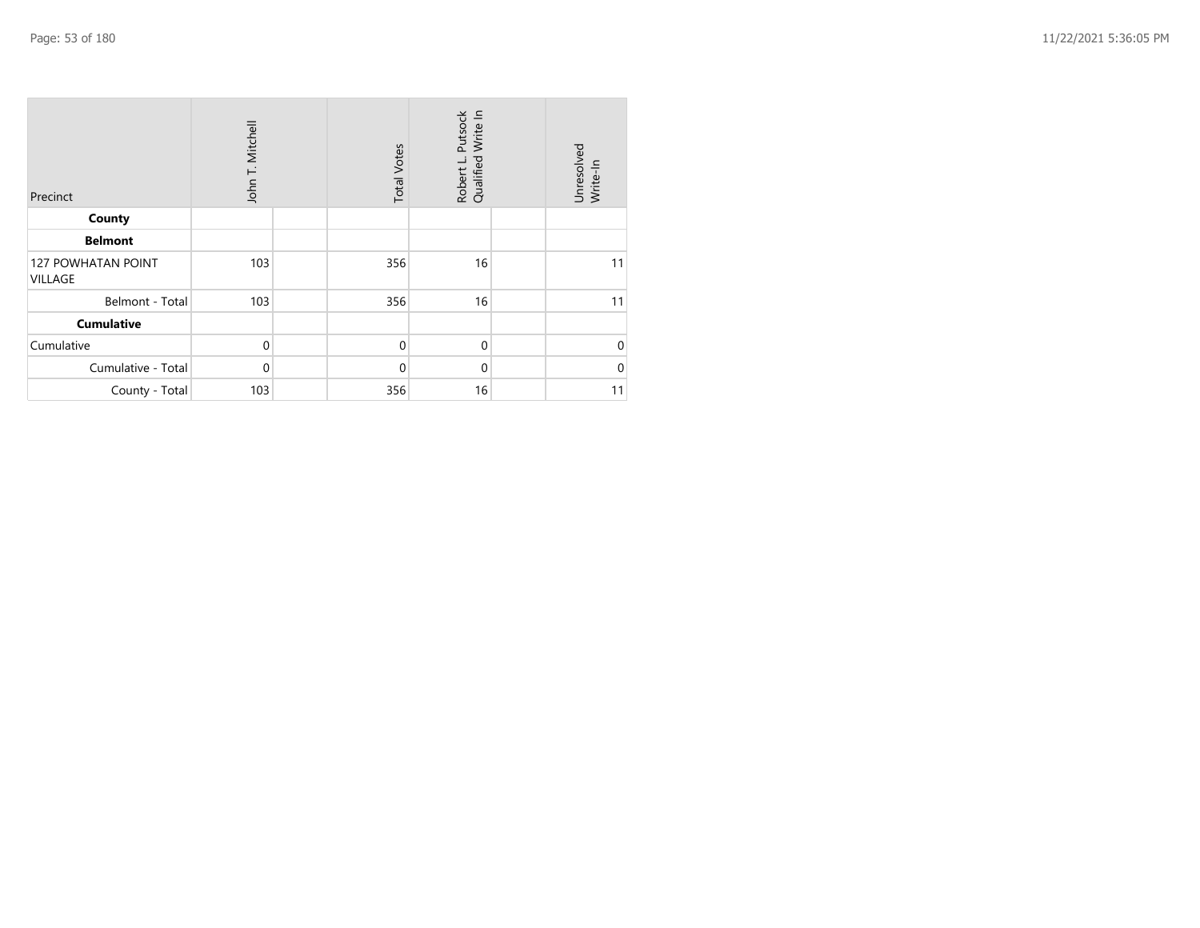| Precinct | John T. Mitchell | | Total Votes | Robert L. Putsock Qualified Write In | | Unresolved Write-In |
|---|---|---|---|---|---|---|
| **County** | | | | | | |
| **Belmont** | | | | | | |
| 127 POWHATAN POINT VILLAGE | 103 | | 356 | 16 | | 11 |
| Belmont - Total | 103 | | 356 | 16 | | 11 |
| **Cumulative** | | | | | | |
| Cumulative | 0 | | 0 | 0 | | 0 |
| Cumulative - Total | 0 | | 0 | 0 | | 0 |
| County - Total | 103 | | 356 | 16 | | 11 |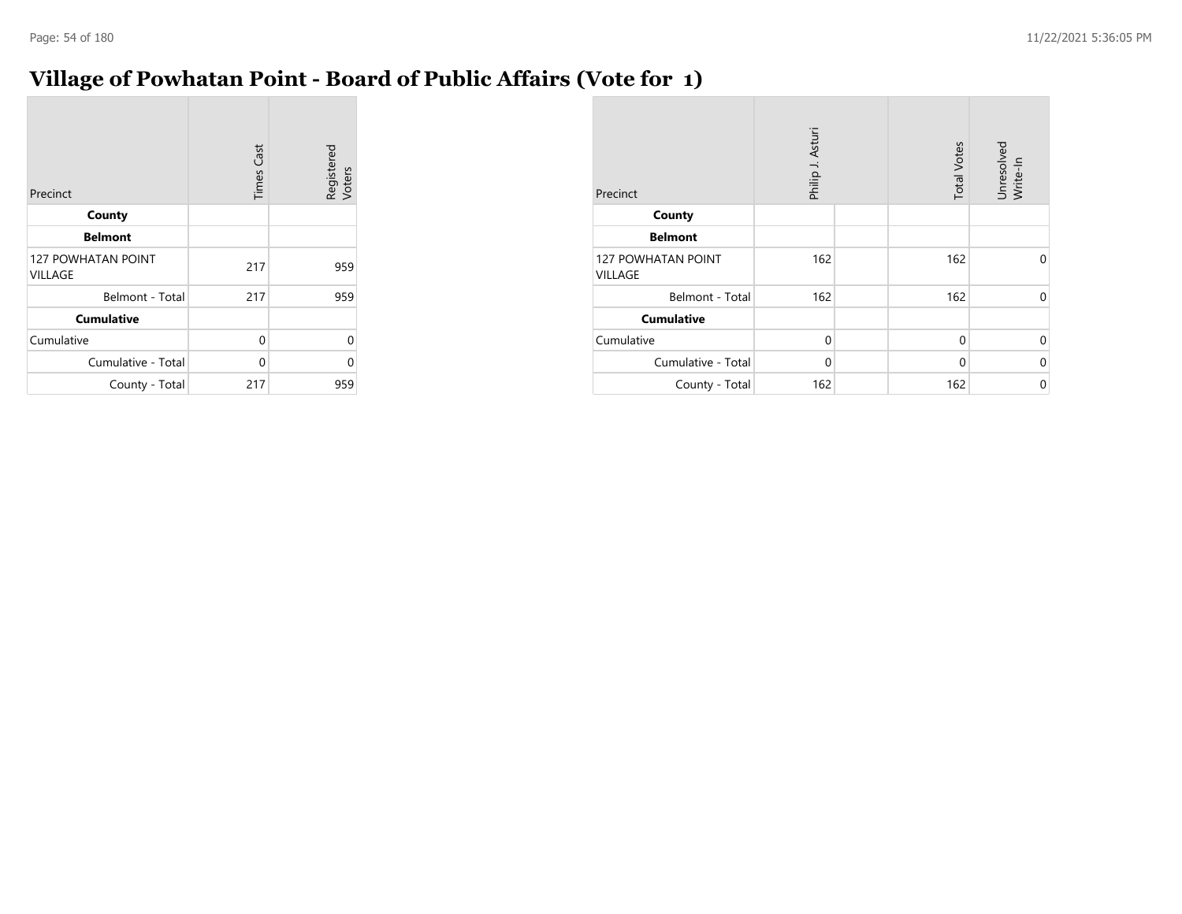# Village of Powhatan Point - Board of Public Affairs (Vote for 1)

| Precinct | Times Cast | Registered Voters |
|---|---|---|
| **County** | | |
| **Belmont** | | |
| 127 POWHATAN POINT VILLAGE | 217 | 959 |
| Belmont - Total | 217 | 959 |
| **Cumulative** | | |
| Cumulative | 0 | 0 |
| Cumulative - Total | 0 | 0 |
| County - Total | 217 | 959 |

| Precinct | Philip J. Asturi | | Total Votes | Unresolved Write-In |
|---|---|---|---|---|
| **County** | | | | |
| **Belmont** | | | | |
| 127 POWHATAN POINT VILLAGE | 162 | | 162 | 0 |
| Belmont - Total | 162 | | 162 | 0 |
| **Cumulative** | | | | |
| Cumulative | 0 | | 0 | 0 |
| Cumulative - Total | 0 | | 0 | 0 |
| County - Total | 162 | | 162 | 0 |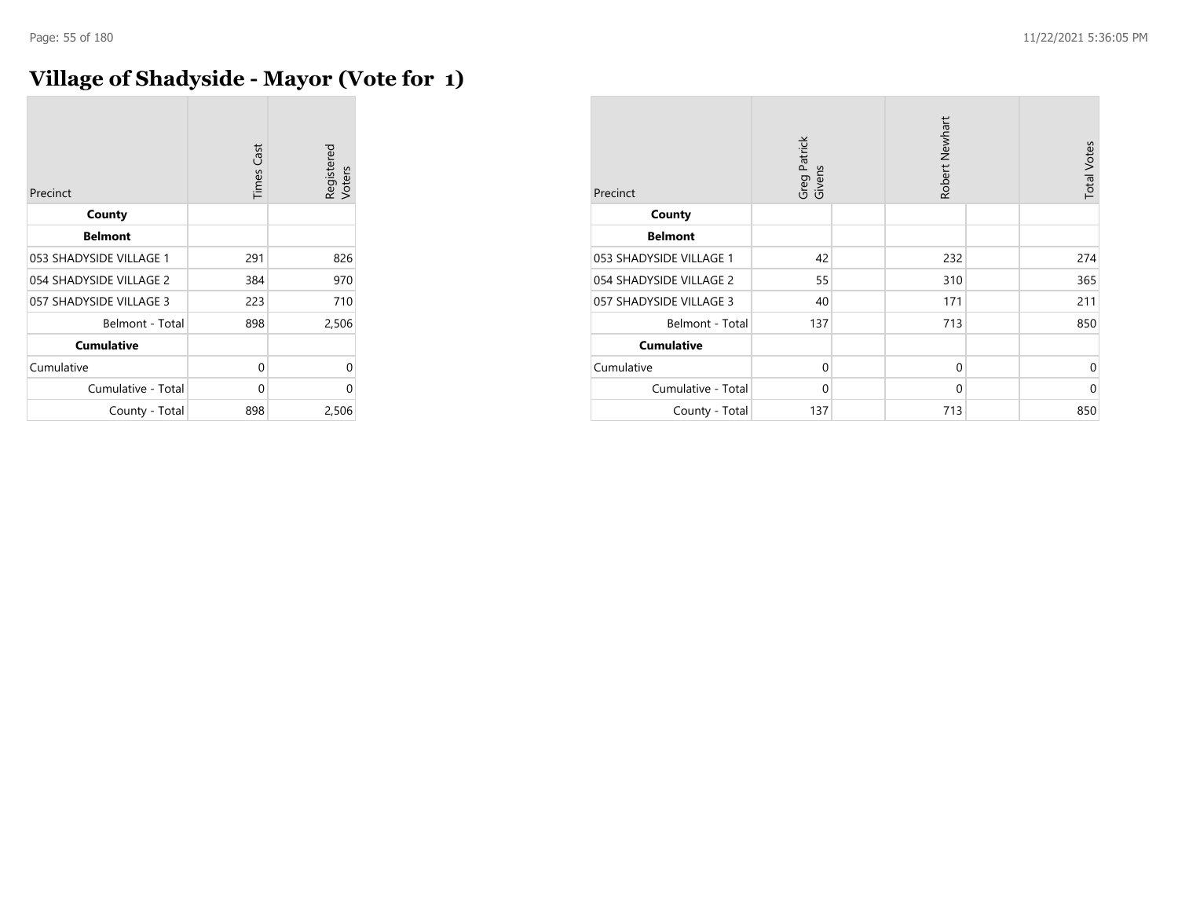# Village of Shadyside - Mayor (Vote for 1)

| Precinct | Times Cast | Registered Voters |
|---|---|---|
| **County** | | |
| **Belmont** | | |
| 053 SHADYSIDE VILLAGE 1 | 291 | 826 |
| 054 SHADYSIDE VILLAGE 2 | 384 | 970 |
| 057 SHADYSIDE VILLAGE 3 | 223 | 710 |
| Belmont - Total | 898 | 2,506 |
| **Cumulative** | | |
| Cumulative | 0 | 0 |
| Cumulative - Total | 0 | 0 |
| County - Total | 898 | 2,506 |

| Precinct | Greg Patrick Givens | Robert Newhart | Total Votes |
|---|---|---|---|
| **County** | | | |
| **Belmont** | | | |
| 053 SHADYSIDE VILLAGE 1 | 42 | 232 | 274 |
| 054 SHADYSIDE VILLAGE 2 | 55 | 310 | 365 |
| 057 SHADYSIDE VILLAGE 3 | 40 | 171 | 211 |
| Belmont - Total | 137 | 713 | 850 |
| **Cumulative** | | | |
| Cumulative | 0 | 0 | 0 |
| Cumulative - Total | 0 | 0 | 0 |
| County - Total | 137 | 713 | 850 |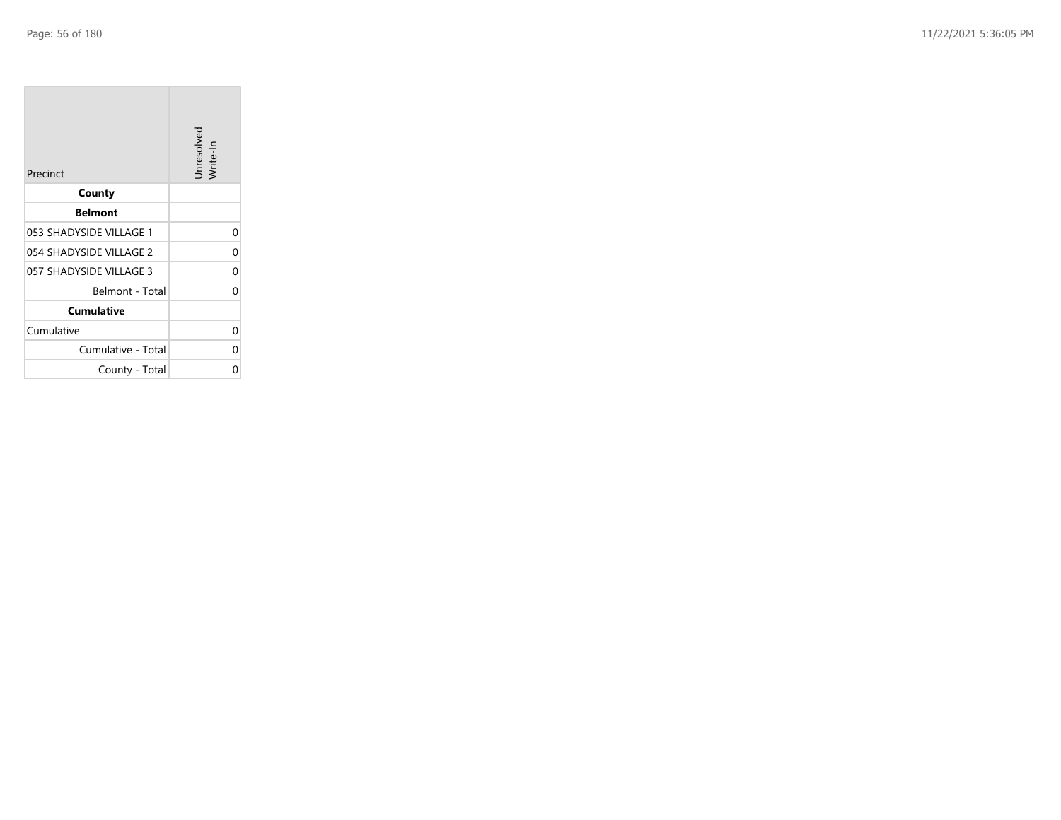| Precinct | Unresolved Write-In |
|---|---|
| **County** | |
| **Belmont** | |
| 053 SHADYSIDE VILLAGE 1 | 0 |
| 054 SHADYSIDE VILLAGE 2 | 0 |
| 057 SHADYSIDE VILLAGE 3 | 0 |
| Belmont - Total | 0 |
| **Cumulative** | |
| Cumulative | 0 |
| Cumulative - Total | 0 |
| County - Total | 0 |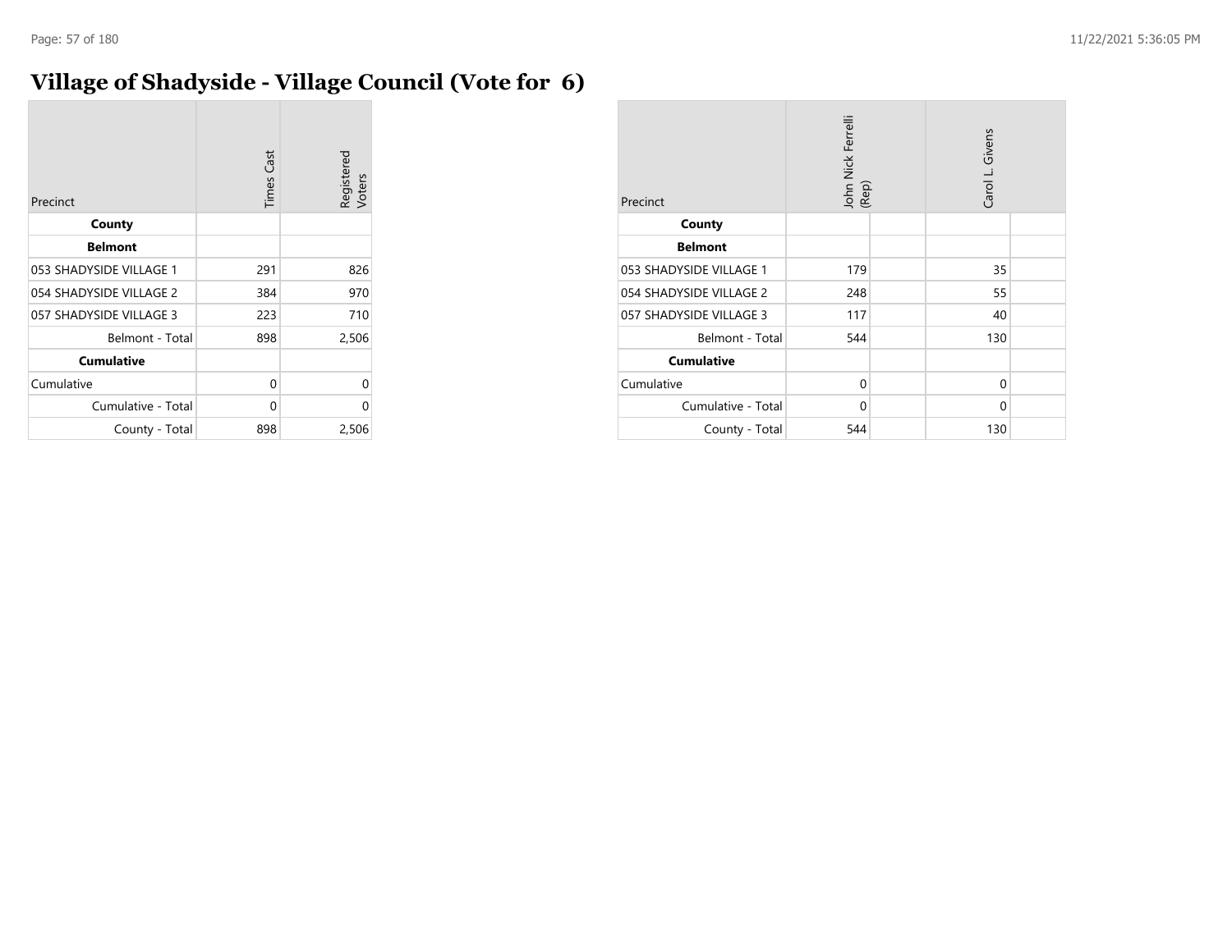# Village of Shadyside - Village Council (Vote for 6)

| Precinct | Times Cast | Registered Voters |
|---|---|---|
| **County** | | |
| **Belmont** | | |
| 053 SHADYSIDE VILLAGE 1 | 291 | 826 |
| 054 SHADYSIDE VILLAGE 2 | 384 | 970 |
| 057 SHADYSIDE VILLAGE 3 | 223 | 710 |
| Belmont - Total | 898 | 2,506 |
| **Cumulative** | | |
| Cumulative | 0 | 0 |
| Cumulative - Total | 0 | 0 |
| County - Total | 898 | 2,506 |

| Precinct | John Nick Ferrelli (Rep) | | Carol L. Givens | |
|---|---|---|---|---|
| **County** | | | | |
| **Belmont** | | | | |
| 053 SHADYSIDE VILLAGE 1 | 179 | | 35 | |
| 054 SHADYSIDE VILLAGE 2 | 248 | | 55 | |
| 057 SHADYSIDE VILLAGE 3 | 117 | | 40 | |
| Belmont - Total | 544 | | 130 | |
| **Cumulative** | | | | |
| Cumulative | 0 | | 0 | |
| Cumulative - Total | 0 | | 0 | |
| County - Total | 544 | | 130 | |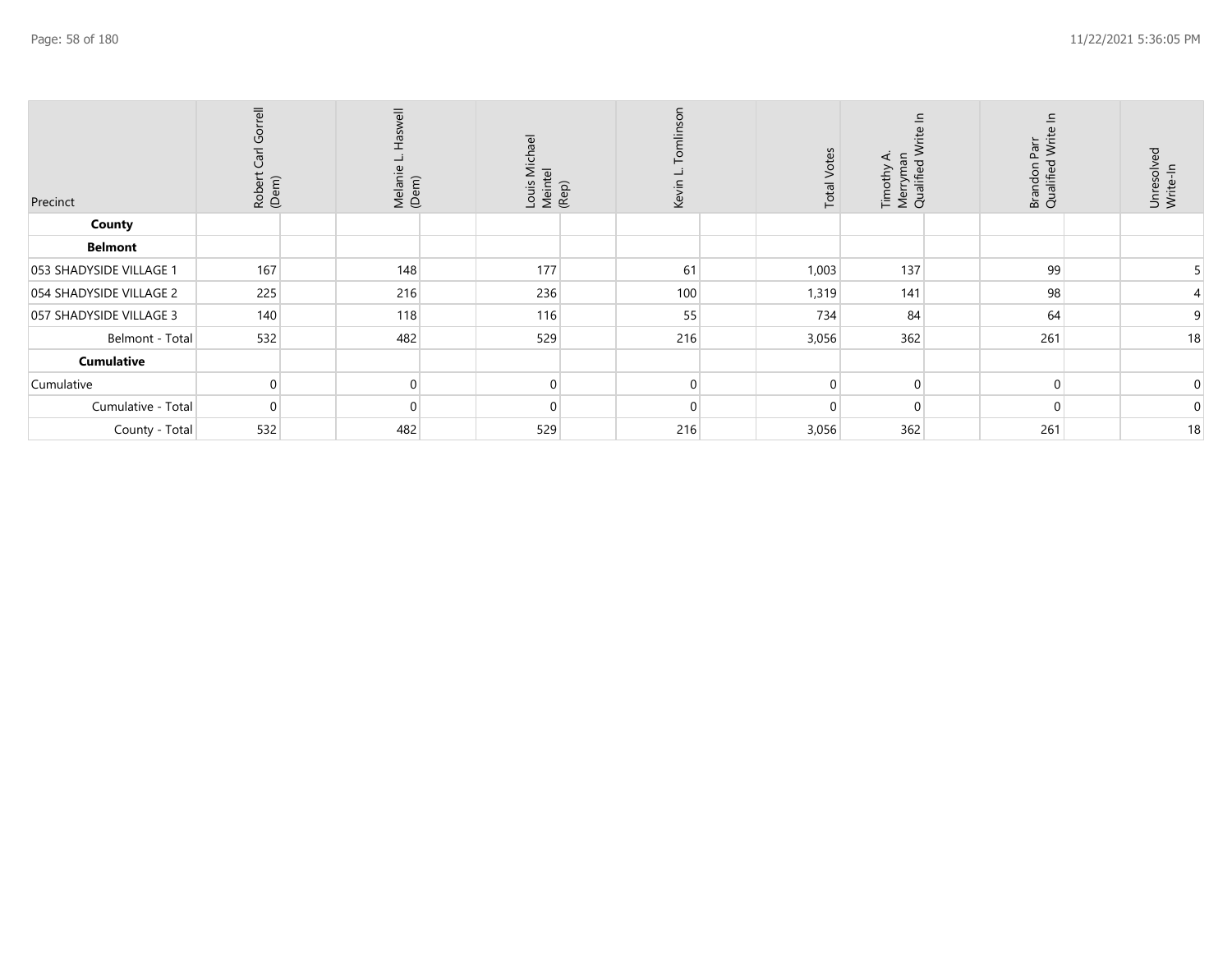| Precinct | Robert Carl Gorrell (Dem) | Melanie L. Haswell (Dem) | Louis Michael Meintel (Rep) | Kevin L. Tomlinson | Total Votes | Timothy A. Merryman Qualified Write In | Brandon Parr Qualified Write In | Unresolved Write-In |
|---|---|---|---|---|---|---|---|---|
| **County** | | | | | | | | |
| **Belmont** | | | | | | | | |
| 053 SHADYSIDE VILLAGE 1 | 167 | 148 | 177 | 61 | 1,003 | 137 | 99 | 5 |
| 054 SHADYSIDE VILLAGE 2 | 225 | 216 | 236 | 100 | 1,319 | 141 | 98 | 4 |
| 057 SHADYSIDE VILLAGE 3 | 140 | 118 | 116 | 55 | 734 | 84 | 64 | 9 |
| Belmont - Total | 532 | 482 | 529 | 216 | 3,056 | 362 | 261 | 18 |
| **Cumulative** | | | | | | | | |
| Cumulative | 0 | 0 | 0 | 0 | 0 | 0 | 0 | 0 |
| Cumulative - Total | 0 | 0 | 0 | 0 | 0 | 0 | 0 | 0 |
| County - Total | 532 | 482 | 529 | 216 | 3,056 | 362 | 261 | 18 |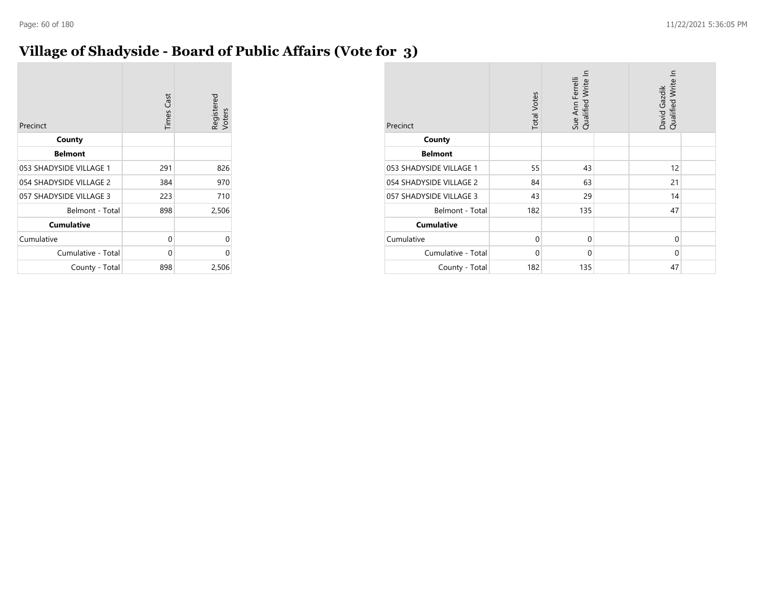# Village of Shadyside - Board of Public Affairs (Vote for 3)

| Precinct | Times Cast | Registered Voters |
|---|---|---|
| **County** | | |
| **Belmont** | | |
| 053 SHADYSIDE VILLAGE 1 | 291 | 826 |
| 054 SHADYSIDE VILLAGE 2 | 384 | 970 |
| 057 SHADYSIDE VILLAGE 3 | 223 | 710 |
| Belmont - Total | 898 | 2,506 |
| **Cumulative** | | |
| Cumulative | 0 | 0 |
| Cumulative - Total | 0 | 0 |
| County - Total | 898 | 2,506 |

| Precinct | Total Votes | Sue Ann Ferrelli Qualified Write In | | David Gazdik Qualified Write In | |
|---|---|---|---|---|---|
| **County** | | | | | |
| **Belmont** | | | | | |
| 053 SHADYSIDE VILLAGE 1 | 55 | 43 | | 12 | |
| 054 SHADYSIDE VILLAGE 2 | 84 | 63 | | 21 | |
| 057 SHADYSIDE VILLAGE 3 | 43 | 29 | | 14 | |
| Belmont - Total | 182 | 135 | | 47 | |
| **Cumulative** | | | | | |
| Cumulative | 0 | 0 | | 0 | |
| Cumulative - Total | 0 | 0 | | 0 | |
| County - Total | 182 | 135 | | 47 | |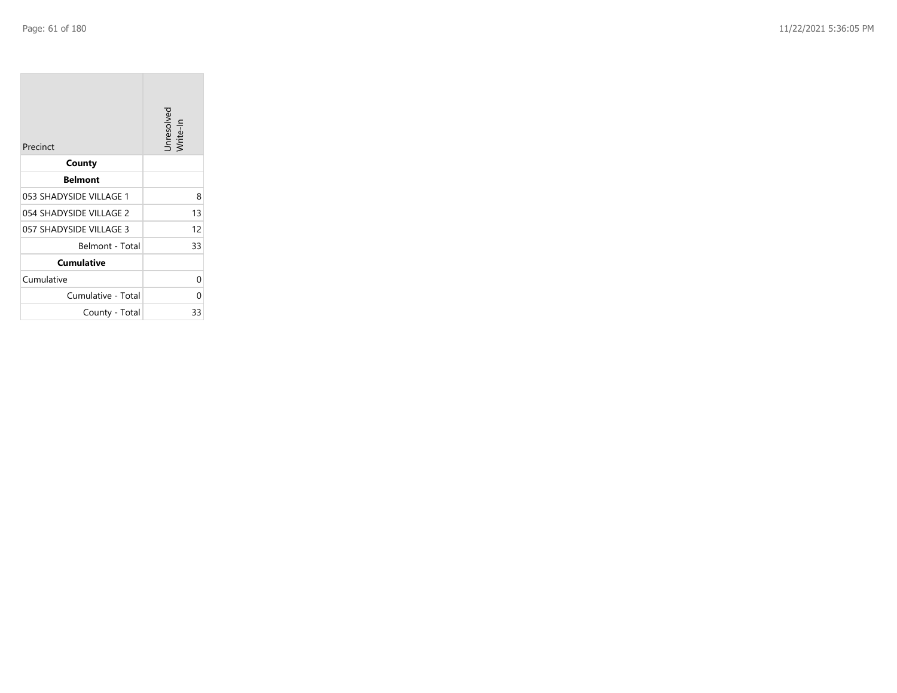| Precinct | Unresolved Write-In |
| --- | --- |
| **County** | |
| **Belmont** | |
| 053 SHADYSIDE VILLAGE 1 | 8 |
| 054 SHADYSIDE VILLAGE 2 | 13 |
| 057 SHADYSIDE VILLAGE 3 | 12 |
| Belmont - Total | 33 |
| **Cumulative** | |
| Cumulative | 0 |
| Cumulative - Total | 0 |
| County - Total | 33 |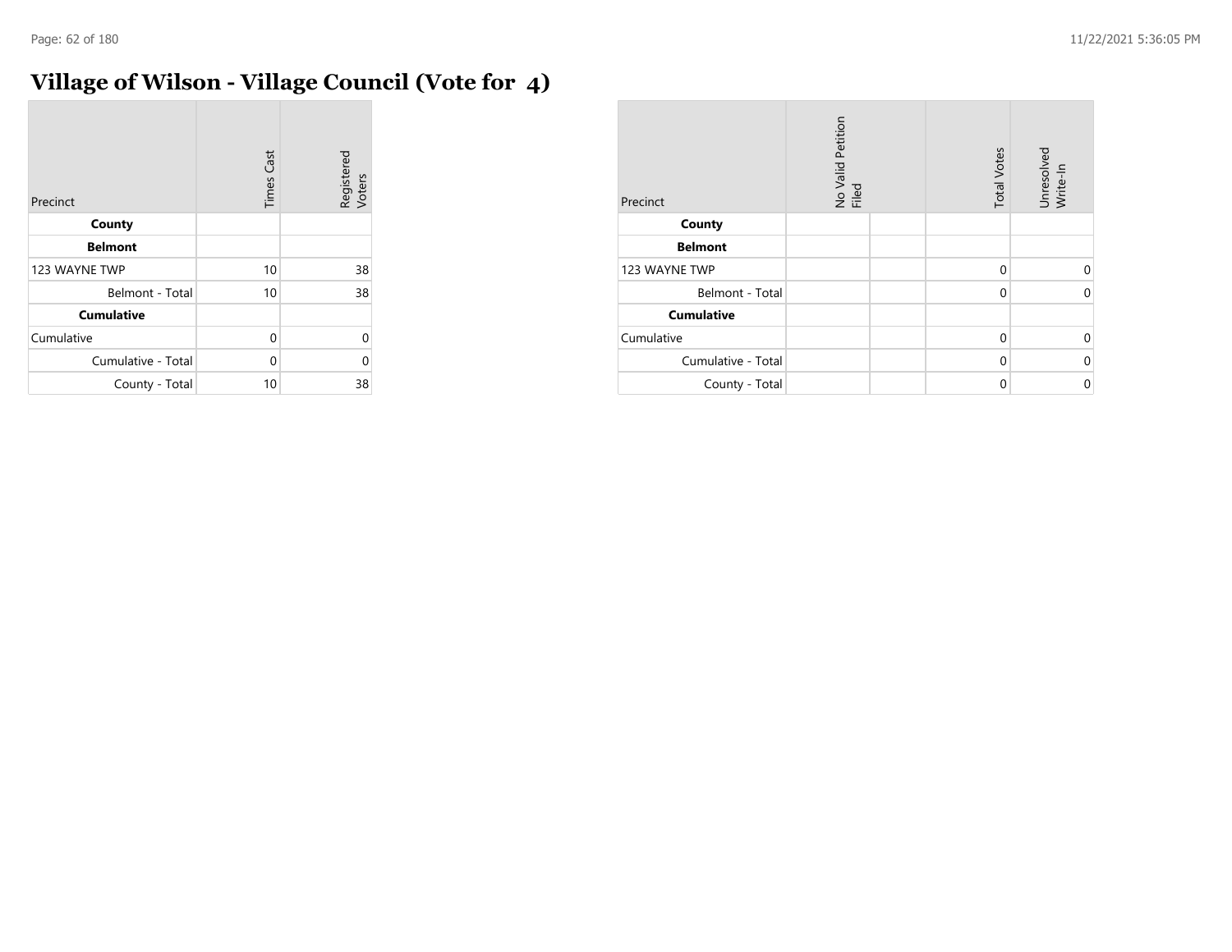# Village of Wilson - Village Council (Vote for 4)

| Precinct | Times Cast | Registered Voters |
|---|---|---|
| **County** | | |
| **Belmont** | | |
| 123 WAYNE TWP | 10 | 38 |
| Belmont - Total | 10 | 38 |
| **Cumulative** | | |
| Cumulative | 0 | 0 |
| Cumulative - Total | 0 | 0 |
| County - Total | 10 | 38 |

| Precinct | No Valid Petition Filed | | Total Votes | Unresolved Write-In |
|---|---|---|---|---|
| **County** | | | | |
| **Belmont** | | | | |
| 123 WAYNE TWP | | | 0 | 0 |
| Belmont - Total | | | 0 | 0 |
| **Cumulative** | | | | |
| Cumulative | | | 0 | 0 |
| Cumulative - Total | | | 0 | 0 |
| County - Total | | | 0 | 0 |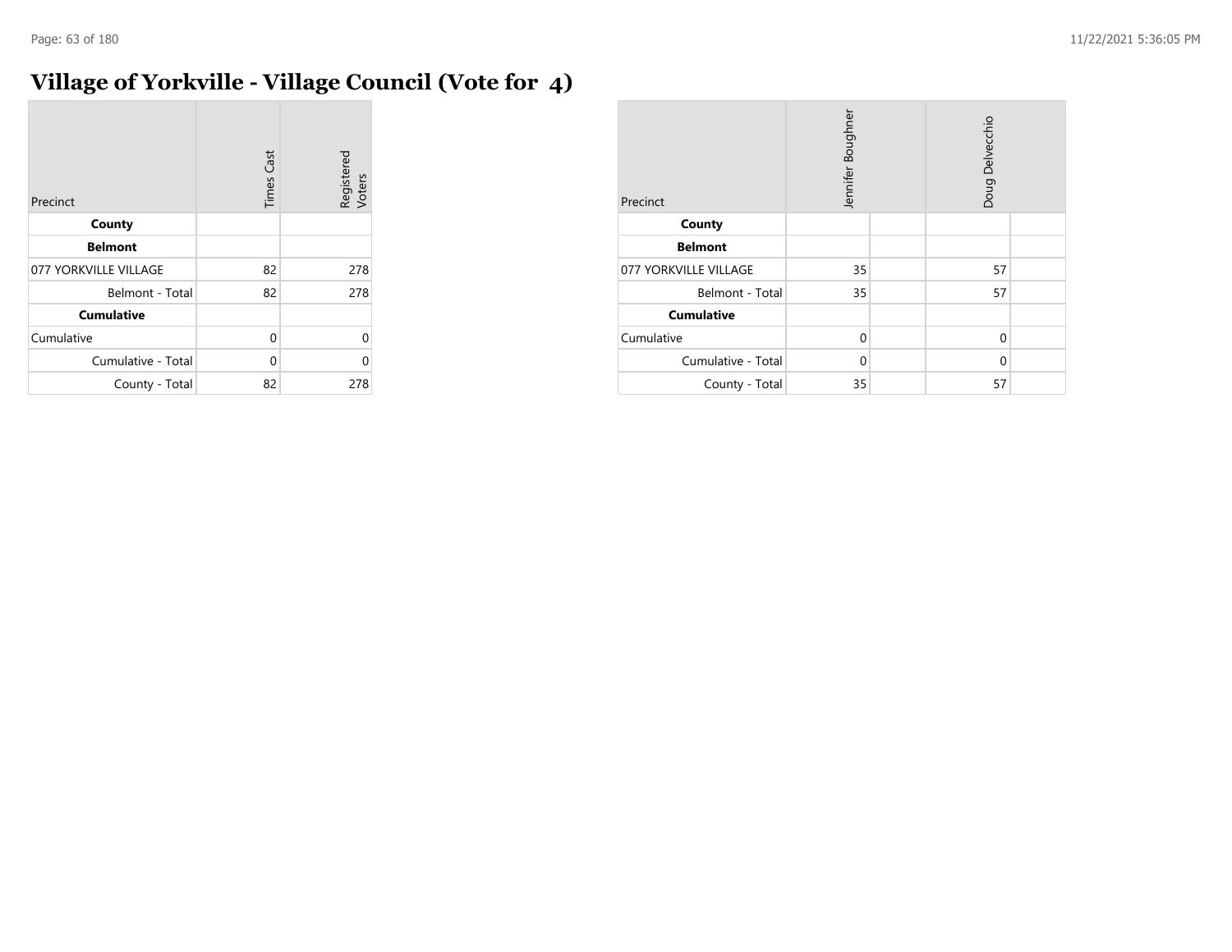# Village of Yorkville - Village Council (Vote for 4)

| Precinct | Times Cast | Registered Voters |
|---|---|---|
| **County** | | |
| **Belmont** | | |
| 077 YORKVILLE VILLAGE | 82 | 278 |
| Belmont - Total | 82 | 278 |
| **Cumulative** | | |
| Cumulative | 0 | 0 |
| Cumulative - Total | 0 | 0 |
| County - Total | 82 | 278 |

| Precinct | Jennifer Boughner | | Doug Delvecchio | |
|---|---|---|---|---|
| **County** | | | | |
| **Belmont** | | | | |
| 077 YORKVILLE VILLAGE | 35 | | 57 | |
| Belmont - Total | 35 | | 57 | |
| **Cumulative** | | | | |
| Cumulative | 0 | | 0 | |
| Cumulative - Total | 0 | | 0 | |
| County - Total | 35 | | 57 | |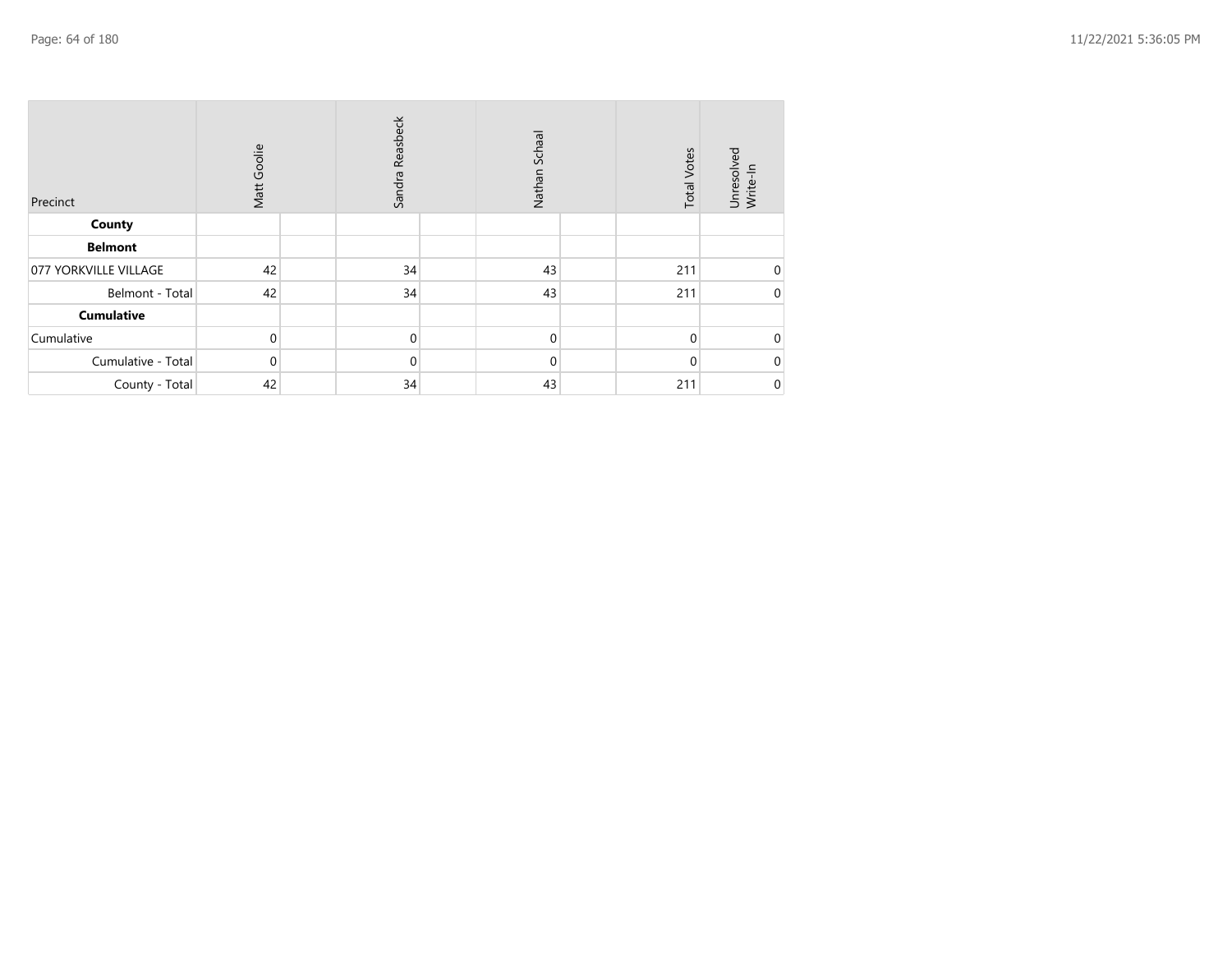| Precinct | Matt Goolie | | Sandra Reasbeck | | Nathan Schaal | | Total Votes | Unresolved Write-In |
|---|---|---|---|---|---|---|---|---|
| **County** | | | | | | | | |
| **Belmont** | | | | | | | | |
| 077 YORKVILLE VILLAGE | 42 | | 34 | | 43 | | 211 | 0 |
| Belmont - Total | 42 | | 34 | | 43 | | 211 | 0 |
| **Cumulative** | | | | | | | | |
| Cumulative | 0 | | 0 | | 0 | | 0 | 0 |
| Cumulative - Total | 0 | | 0 | | 0 | | 0 | 0 |
| County - Total | 42 | | 34 | | 43 | | 211 | 0 |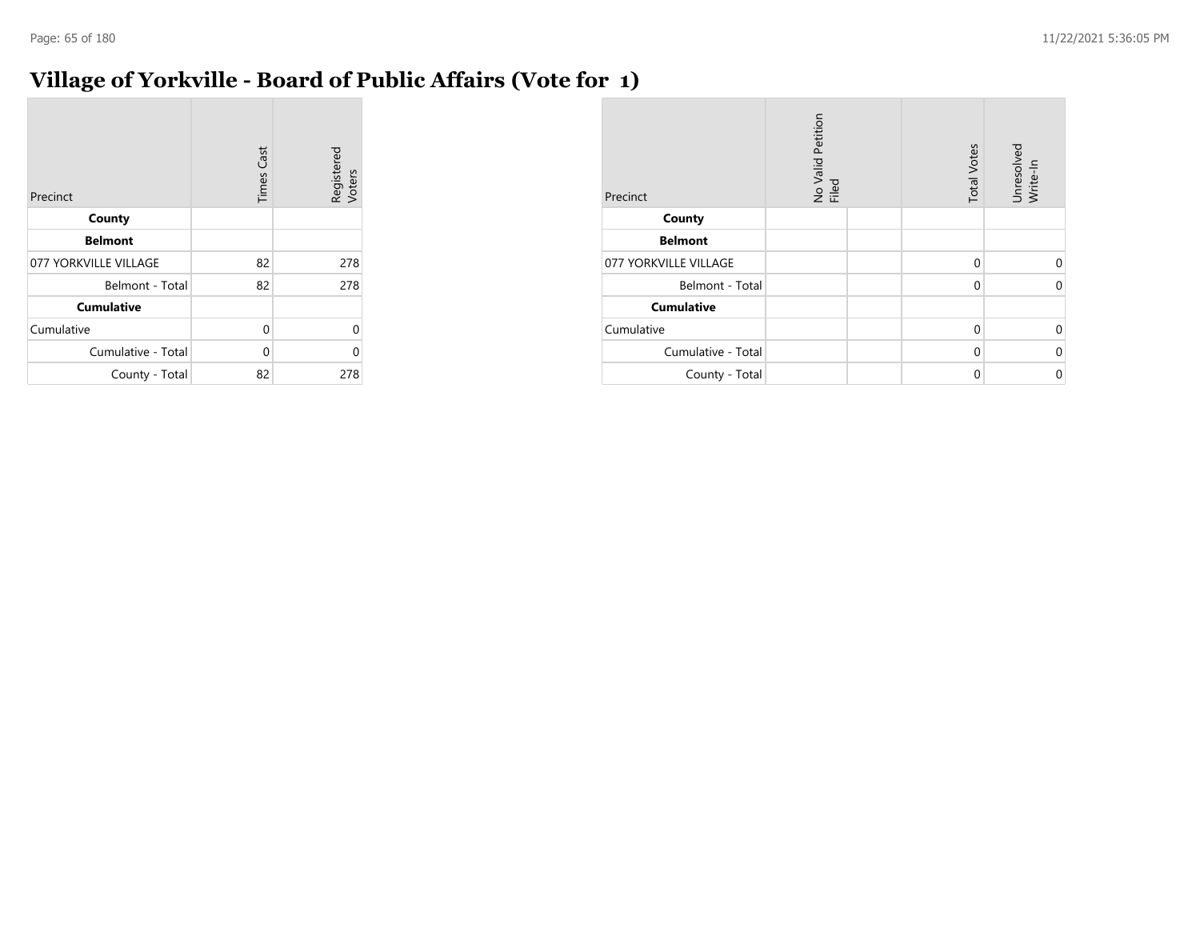# Village of Yorkville - Board of Public Affairs (Vote for 1)

| Precinct | Times Cast | Registered Voters |
|---|---|---|
| **County** | | |
| **Belmont** | | |
| 077 YORKVILLE VILLAGE | 82 | 278 |
| Belmont - Total | 82 | 278 |
| **Cumulative** | | |
| Cumulative | 0 | 0 |
| Cumulative - Total | 0 | 0 |
| County - Total | 82 | 278 |

| Precinct | No Valid Petition Filed | | Total Votes | Unresolved Write-In |
|---|---|---|---|---|
| **County** | | | | |
| **Belmont** | | | | |
| 077 YORKVILLE VILLAGE | | | 0 | 0 |
| Belmont - Total | | | 0 | 0 |
| **Cumulative** | | | | |
| Cumulative | | | 0 | 0 |
| Cumulative - Total | | | 0 | 0 |
| County - Total | | | 0 | 0 |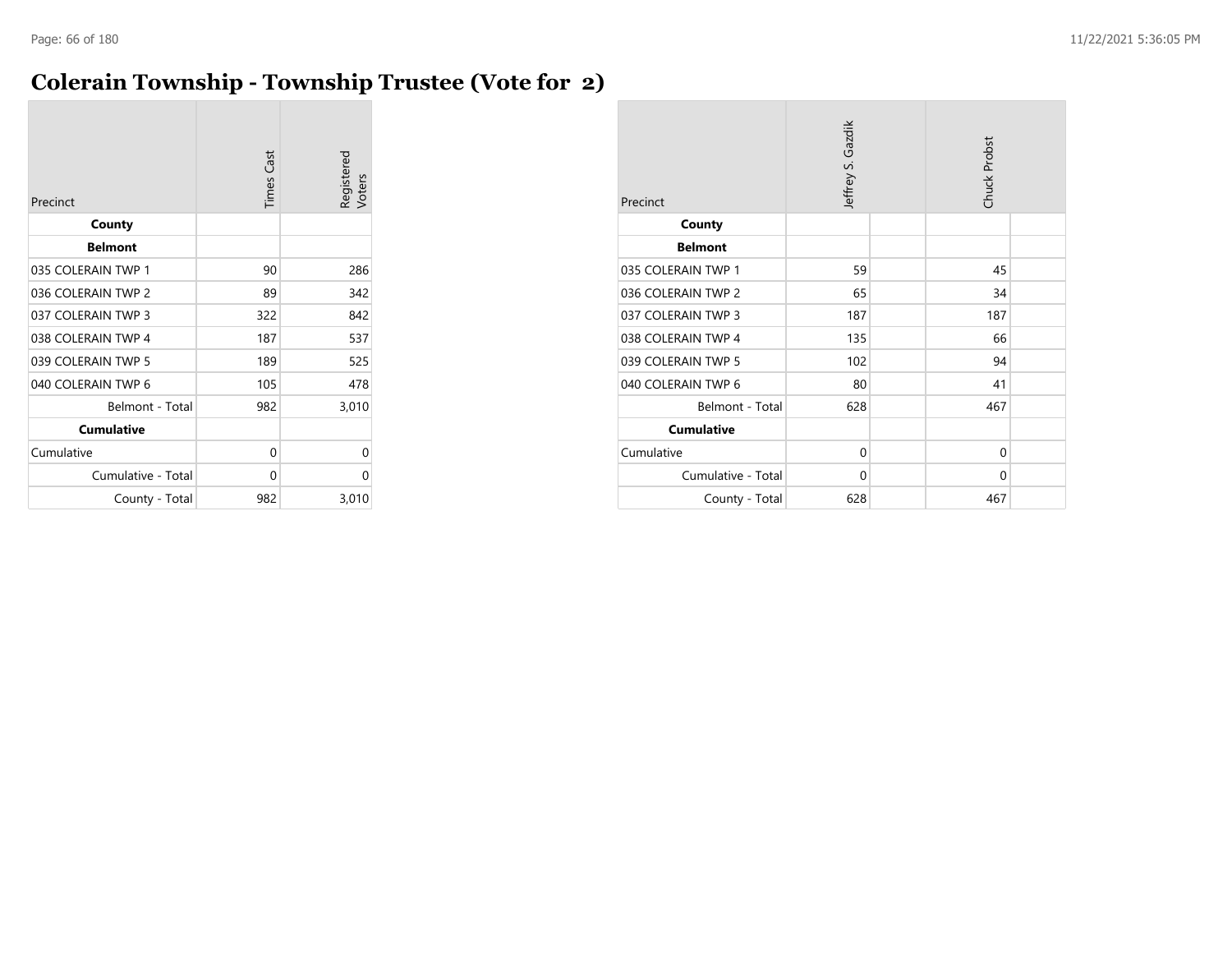# Colerain Township - Township Trustee (Vote for 2)

| Precinct | Times Cast | Registered Voters |
|---|---|---|
| **County** | | |
| **Belmont** | | |
| 035 COLERAIN TWP 1 | 90 | 286 |
| 036 COLERAIN TWP 2 | 89 | 342 |
| 037 COLERAIN TWP 3 | 322 | 842 |
| 038 COLERAIN TWP 4 | 187 | 537 |
| 039 COLERAIN TWP 5 | 189 | 525 |
| 040 COLERAIN TWP 6 | 105 | 478 |
| Belmont - Total | 982 | 3,010 |
| **Cumulative** | | |
| Cumulative | 0 | 0 |
| Cumulative - Total | 0 | 0 |
| County - Total | 982 | 3,010 |

| Precinct | Jeffrey S. Gazdik | | Chuck Probst | |
|---|---|---|---|---|
| **County** | | | | |
| **Belmont** | | | | |
| 035 COLERAIN TWP 1 | 59 | | 45 | |
| 036 COLERAIN TWP 2 | 65 | | 34 | |
| 037 COLERAIN TWP 3 | 187 | | 187 | |
| 038 COLERAIN TWP 4 | 135 | | 66 | |
| 039 COLERAIN TWP 5 | 102 | | 94 | |
| 040 COLERAIN TWP 6 | 80 | | 41 | |
| Belmont - Total | 628 | | 467 | |
| **Cumulative** | | | | |
| Cumulative | 0 | | 0 | |
| Cumulative - Total | 0 | | 0 | |
| County - Total | 628 | | 467 | |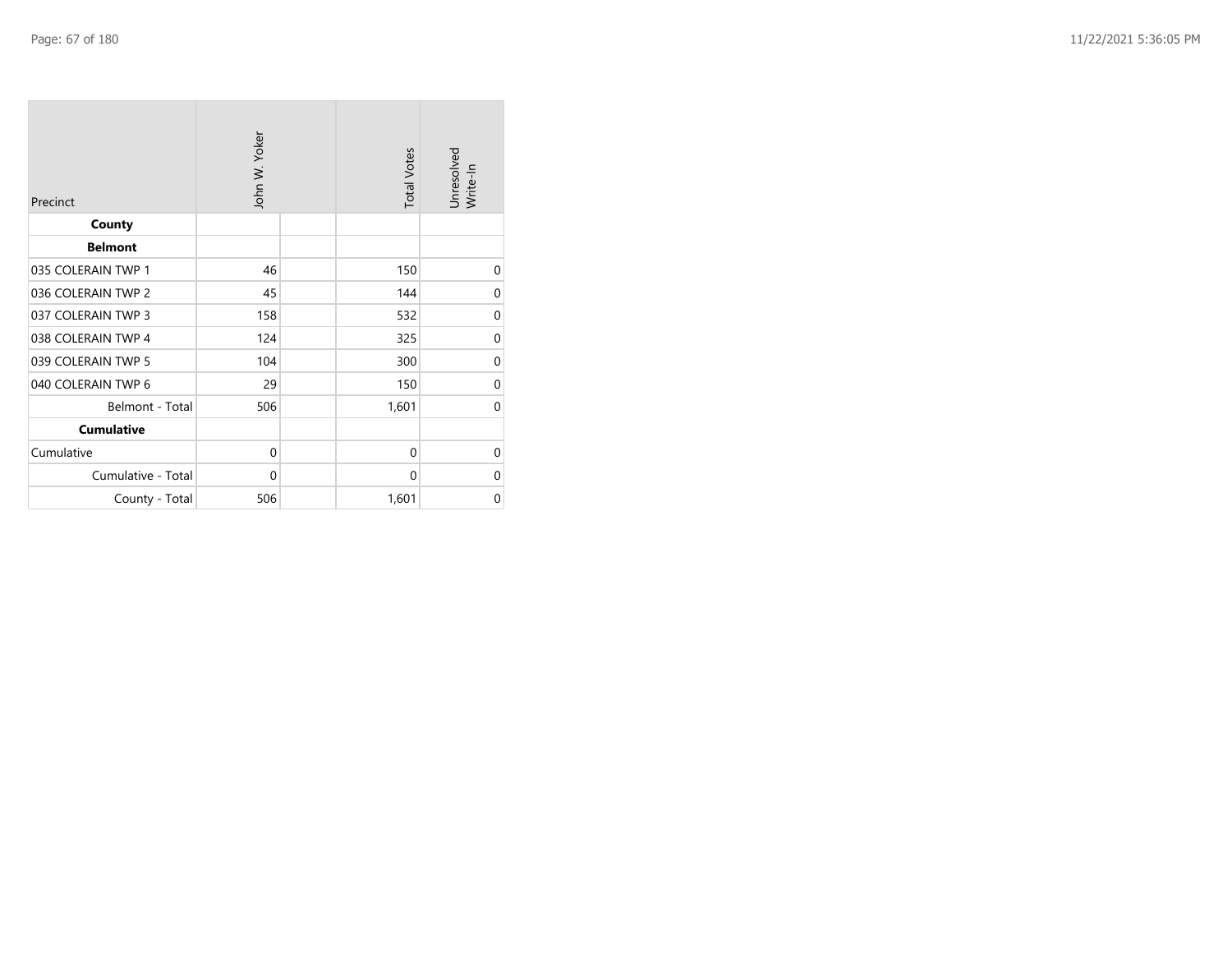| Precinct | John W. Yoker | | Total Votes | Unresolved Write-In |
|---|---|---|---|---|
| **County** | | | | |
| **Belmont** | | | | |
| 035 COLERAIN TWP 1 | 46 | | 150 | 0 |
| 036 COLERAIN TWP 2 | 45 | | 144 | 0 |
| 037 COLERAIN TWP 3 | 158 | | 532 | 0 |
| 038 COLERAIN TWP 4 | 124 | | 325 | 0 |
| 039 COLERAIN TWP 5 | 104 | | 300 | 0 |
| 040 COLERAIN TWP 6 | 29 | | 150 | 0 |
| Belmont - Total | 506 | | 1,601 | 0 |
| **Cumulative** | | | | |
| Cumulative | 0 | | 0 | 0 |
| Cumulative - Total | 0 | | 0 | 0 |
| County - Total | 506 | | 1,601 | 0 |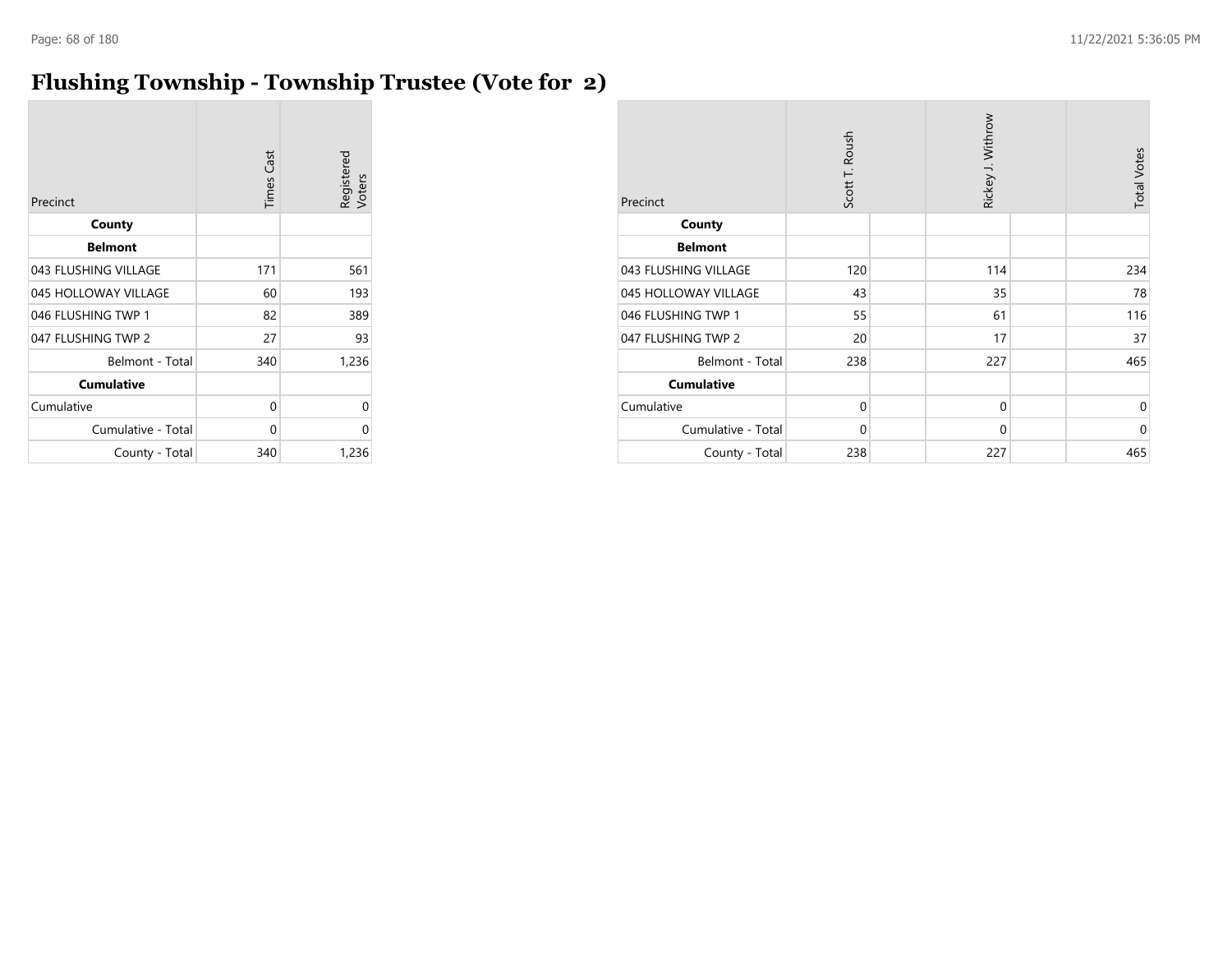# Flushing Township - Township Trustee (Vote for 2)

| Precinct | Times Cast | Registered Voters |
|---|---|---|
| **County** | | |
| **Belmont** | | |
| 043 FLUSHING VILLAGE | 171 | 561 |
| 045 HOLLOWAY VILLAGE | 60 | 193 |
| 046 FLUSHING TWP 1 | 82 | 389 |
| 047 FLUSHING TWP 2 | 27 | 93 |
| Belmont - Total | 340 | 1,236 |
| **Cumulative** | | |
| Cumulative | 0 | 0 |
| Cumulative - Total | 0 | 0 |
| County - Total | 340 | 1,236 |

| Precinct | Scott T. Roush | Rickey J. Withrow | Total Votes |
|---|---|---|---|
| **County** | | | |
| **Belmont** | | | |
| 043 FLUSHING VILLAGE | 120 | 114 | 234 |
| 045 HOLLOWAY VILLAGE | 43 | 35 | 78 |
| 046 FLUSHING TWP 1 | 55 | 61 | 116 |
| 047 FLUSHING TWP 2 | 20 | 17 | 37 |
| Belmont - Total | 238 | 227 | 465 |
| **Cumulative** | | | |
| Cumulative | 0 | 0 | 0 |
| Cumulative - Total | 0 | 0 | 0 |
| County - Total | 238 | 227 | 465 |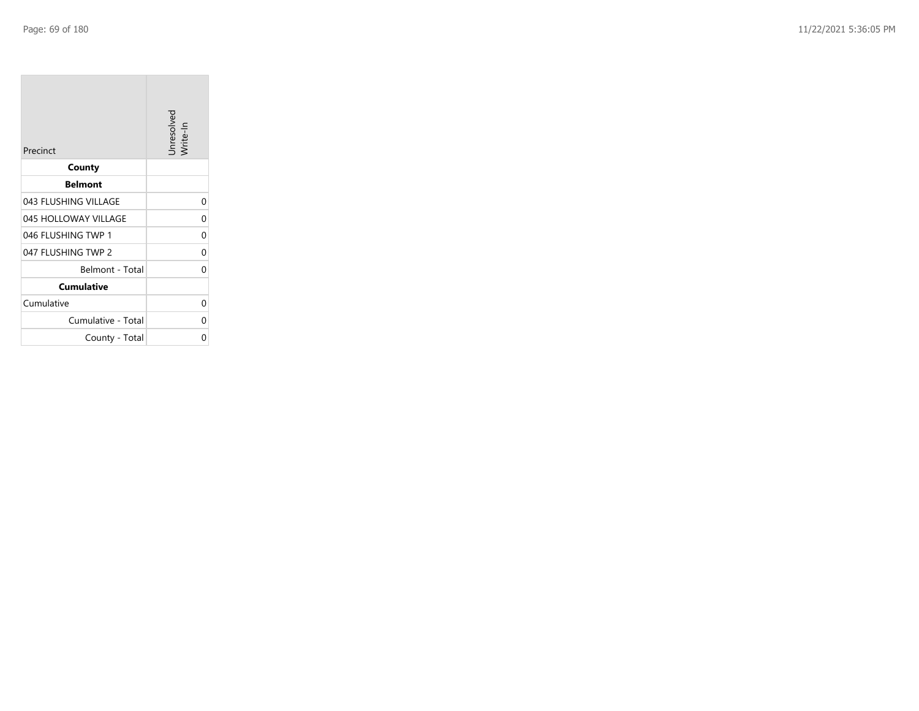| Precinct | Unresolved Write-In |
| --- | --- |
| **County** | |
| **Belmont** | |
| 043 FLUSHING VILLAGE | 0 |
| 045 HOLLOWAY VILLAGE | 0 |
| 046 FLUSHING TWP 1 | 0 |
| 047 FLUSHING TWP 2 | 0 |
| Belmont - Total | 0 |
| **Cumulative** | |
| Cumulative | 0 |
| Cumulative - Total | 0 |
| County - Total | 0 |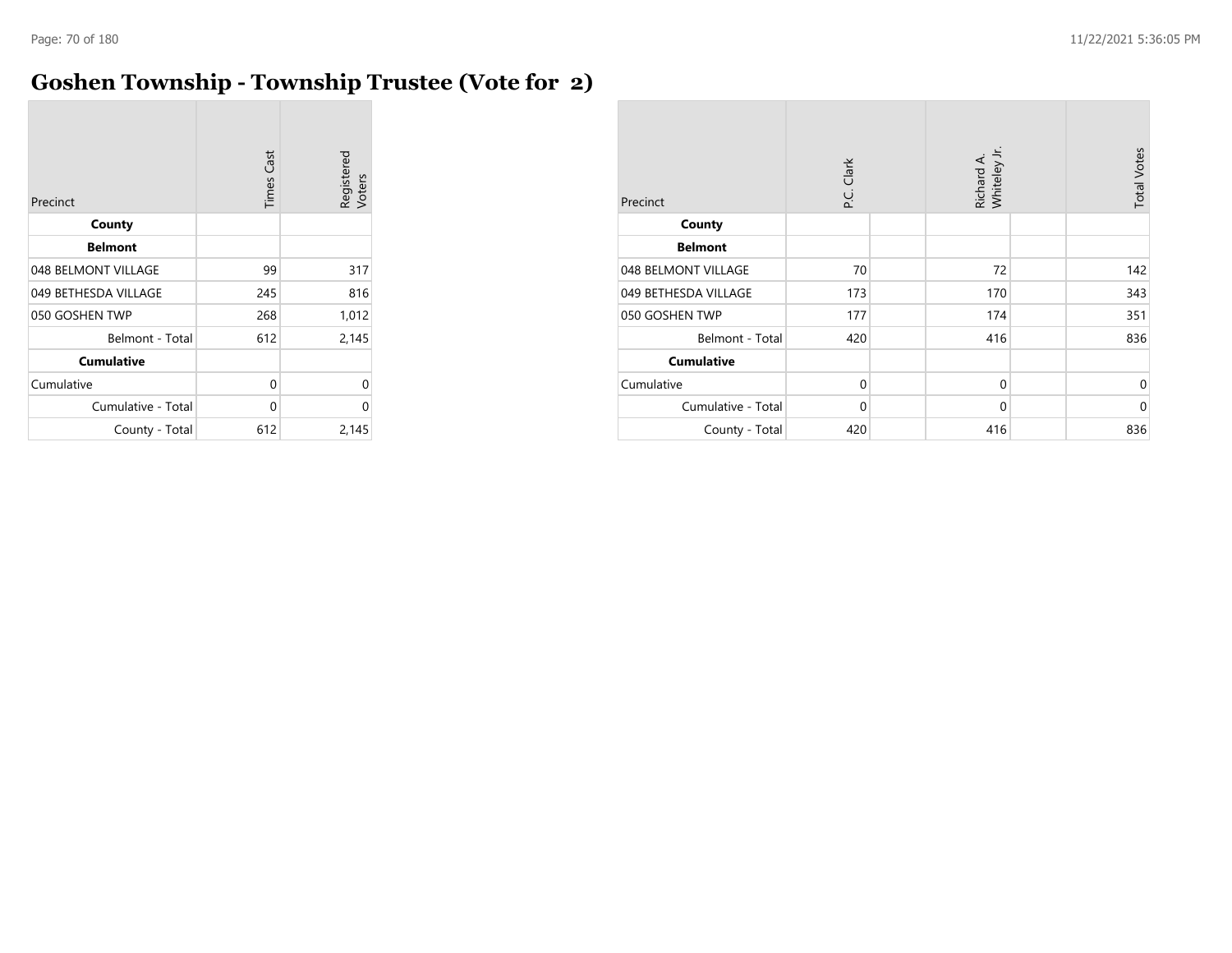# Goshen Township - Township Trustee (Vote for 2)

| Precinct | Times Cast | Registered Voters |
|---|---|---|
| **County** | | |
| **Belmont** | | |
| 048 BELMONT VILLAGE | 99 | 317 |
| 049 BETHESDA VILLAGE | 245 | 816 |
| 050 GOSHEN TWP | 268 | 1,012 |
| Belmont - Total | 612 | 2,145 |
| **Cumulative** | | |
| Cumulative | 0 | 0 |
| Cumulative - Total | 0 | 0 |
| County - Total | 612 | 2,145 |

| Precinct | P.C. Clark | Richard A. Whiteley Jr. | Total Votes |
|---|---|---|---|
| **County** | | | |
| **Belmont** | | | |
| 048 BELMONT VILLAGE | 70 | 72 | 142 |
| 049 BETHESDA VILLAGE | 173 | 170 | 343 |
| 050 GOSHEN TWP | 177 | 174 | 351 |
| Belmont - Total | 420 | 416 | 836 |
| **Cumulative** | | | |
| Cumulative | 0 | 0 | 0 |
| Cumulative - Total | 0 | 0 | 0 |
| County - Total | 420 | 416 | 836 |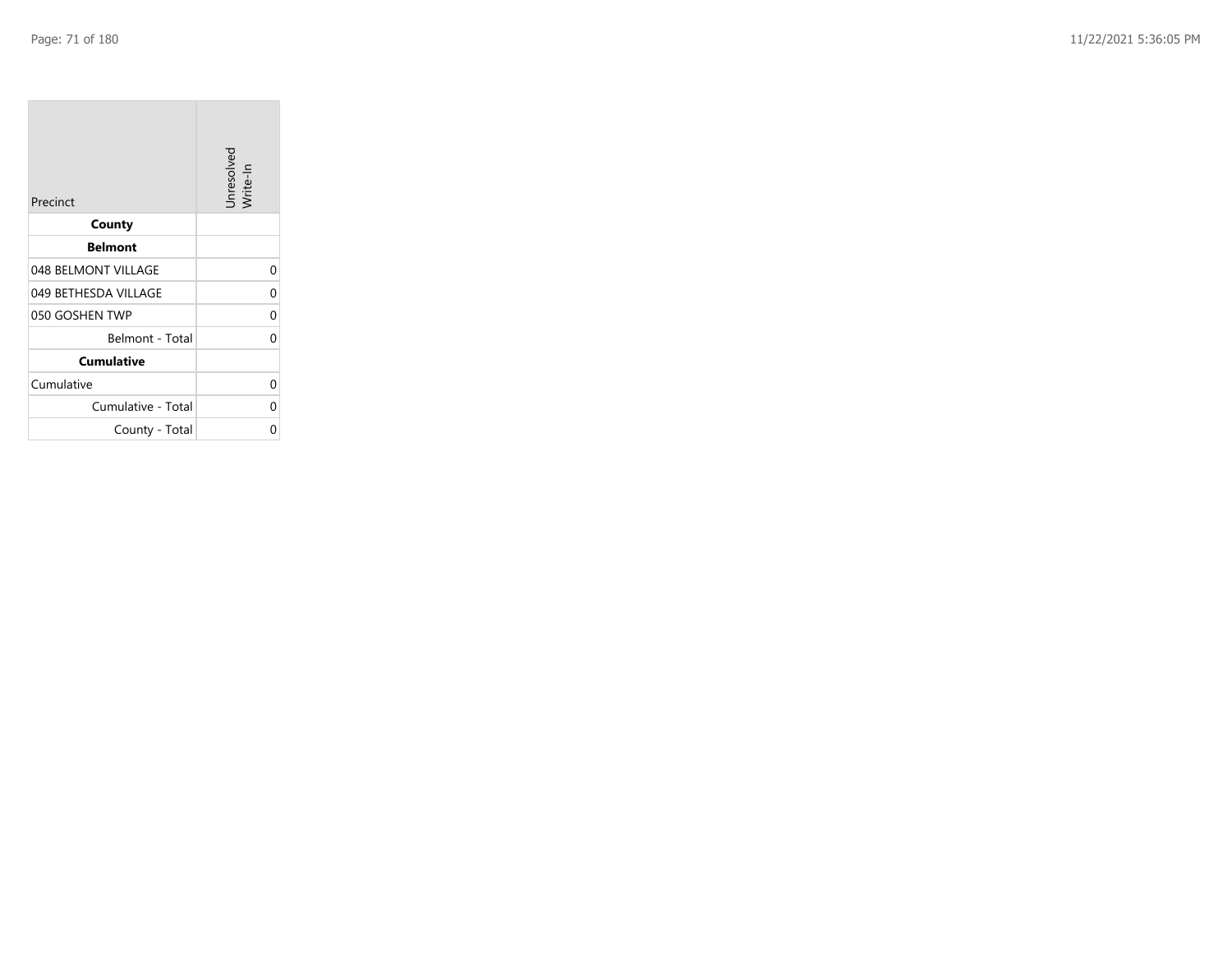| Precinct | Unresolved Write-In |
|---|---|
| **County** | |
| **Belmont** | |
| 048 BELMONT VILLAGE | 0 |
| 049 BETHESDA VILLAGE | 0 |
| 050 GOSHEN TWP | 0 |
| Belmont - Total | 0 |
| **Cumulative** | |
| Cumulative | 0 |
| Cumulative - Total | 0 |
| County - Total | 0 |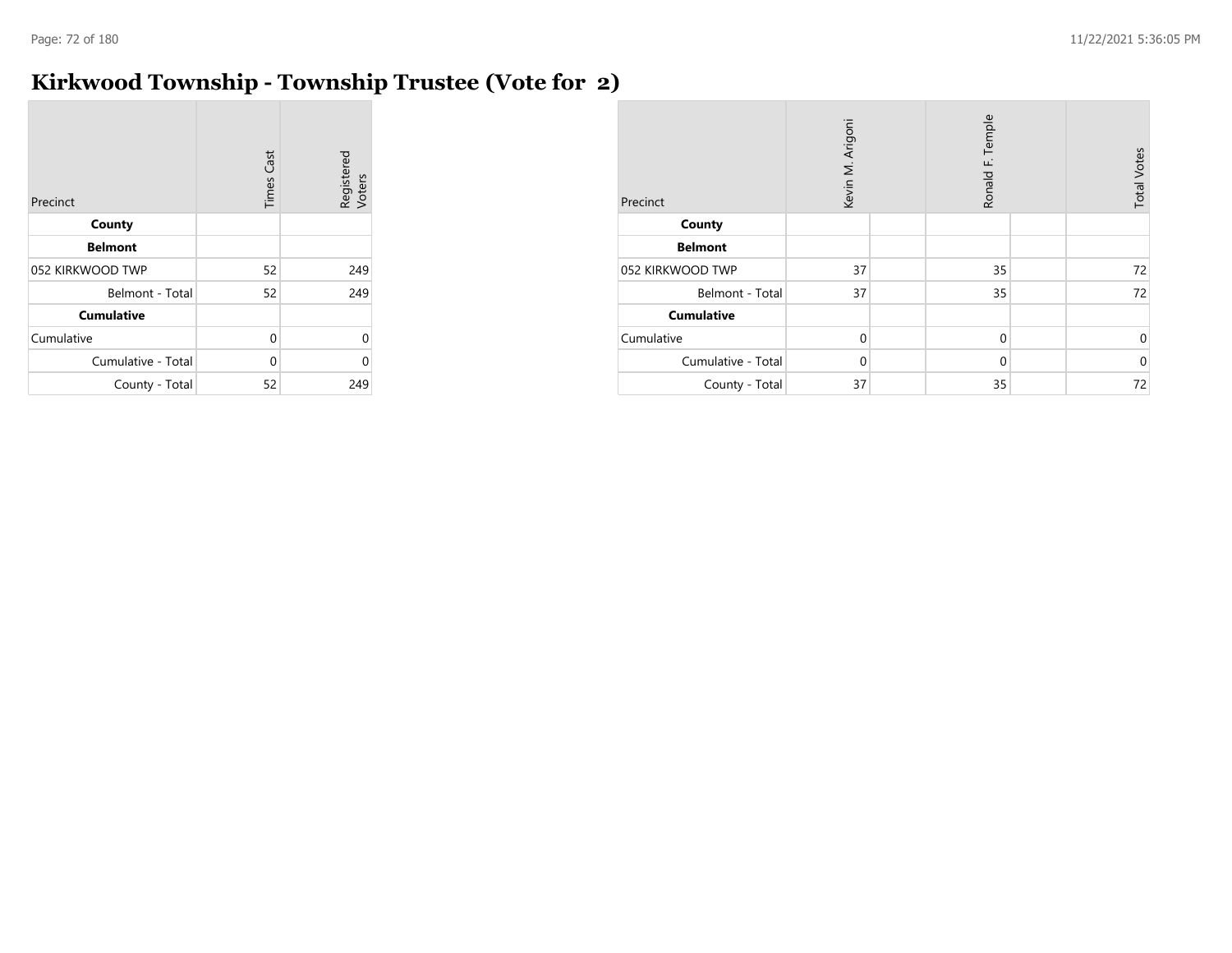# Kirkwood Township - Township Trustee (Vote for 2)

| Precinct | Times Cast | Registered Voters |
|---|---|---|
| **County** | | |
| **Belmont** | | |
| 052 KIRKWOOD TWP | 52 | 249 |
| Belmont - Total | 52 | 249 |
| **Cumulative** | | |
| Cumulative | 0 | 0 |
| Cumulative - Total | 0 | 0 |
| County - Total | 52 | 249 |

| Precinct | Kevin M. Arigoni | | Ronald F. Temple | | Total Votes |
|---|---|---|---|---|---|
| **County** | | | | | |
| **Belmont** | | | | | |
| 052 KIRKWOOD TWP | 37 | | 35 | | 72 |
| Belmont - Total | 37 | | 35 | | 72 |
| **Cumulative** | | | | | |
| Cumulative | 0 | | 0 | | 0 |
| Cumulative - Total | 0 | | 0 | | 0 |
| County - Total | 37 | | 35 | | 72 |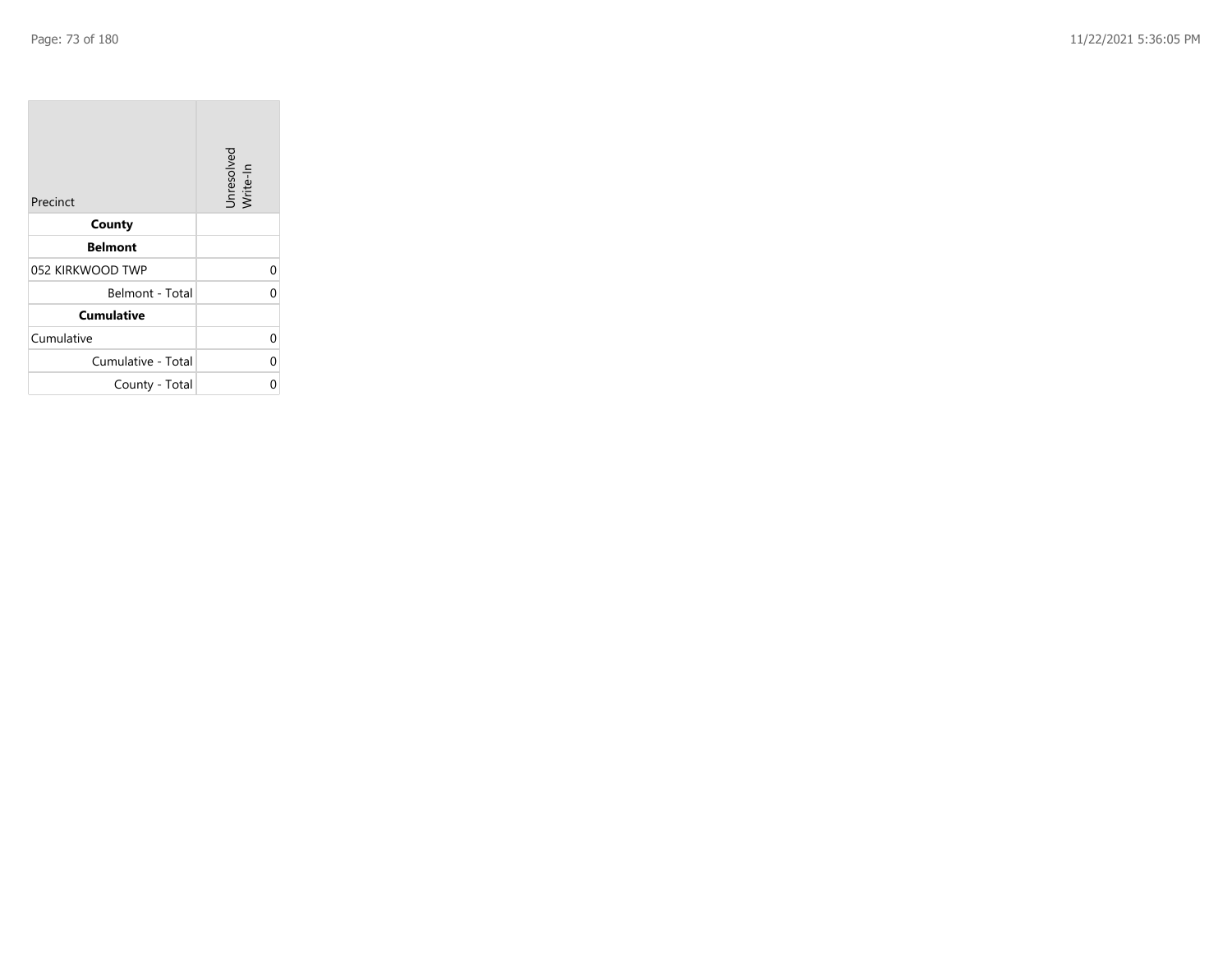| Precinct | Unresolved Write-In |
|---|---|
| **County** | |
| **Belmont** | |
| 052 KIRKWOOD TWP | 0 |
| Belmont - Total | 0 |
| **Cumulative** | |
| Cumulative | 0 |
| Cumulative - Total | 0 |
| County - Total | 0 |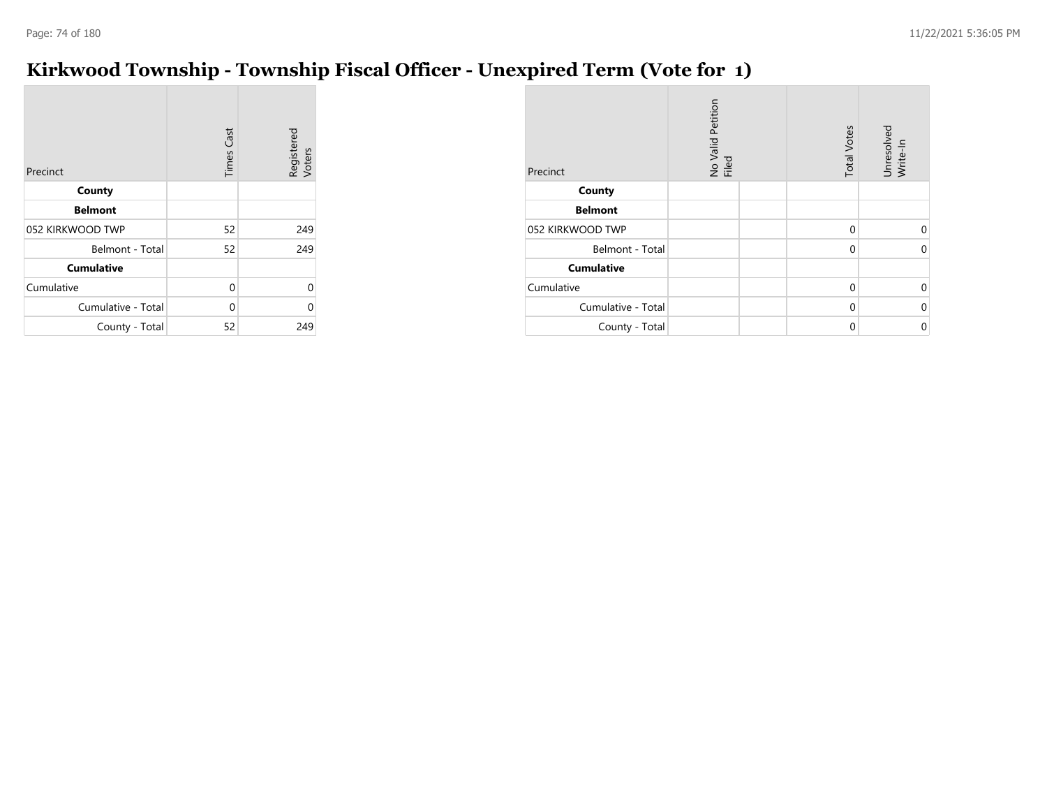# Kirkwood Township - Township Fiscal Officer - Unexpired Term (Vote for 1)

| Precinct | Times Cast | Registered Voters |
|---|---|---|
| **County** | | |
| **Belmont** | | |
| 052 KIRKWOOD TWP | 52 | 249 |
| Belmont - Total | 52 | 249 |
| **Cumulative** | | |
| Cumulative | 0 | 0 |
| Cumulative - Total | 0 | 0 |
| County - Total | 52 | 249 |

| Precinct | No Valid Petition Filed | | Total Votes | Unresolved Write-In |
|---|---|---|---|---|
| **County** | | | | |
| **Belmont** | | | | |
| 052 KIRKWOOD TWP | | | 0 | 0 |
| Belmont - Total | | | 0 | 0 |
| **Cumulative** | | | | |
| Cumulative | | | 0 | 0 |
| Cumulative - Total | | | 0 | 0 |
| County - Total | | | 0 | 0 |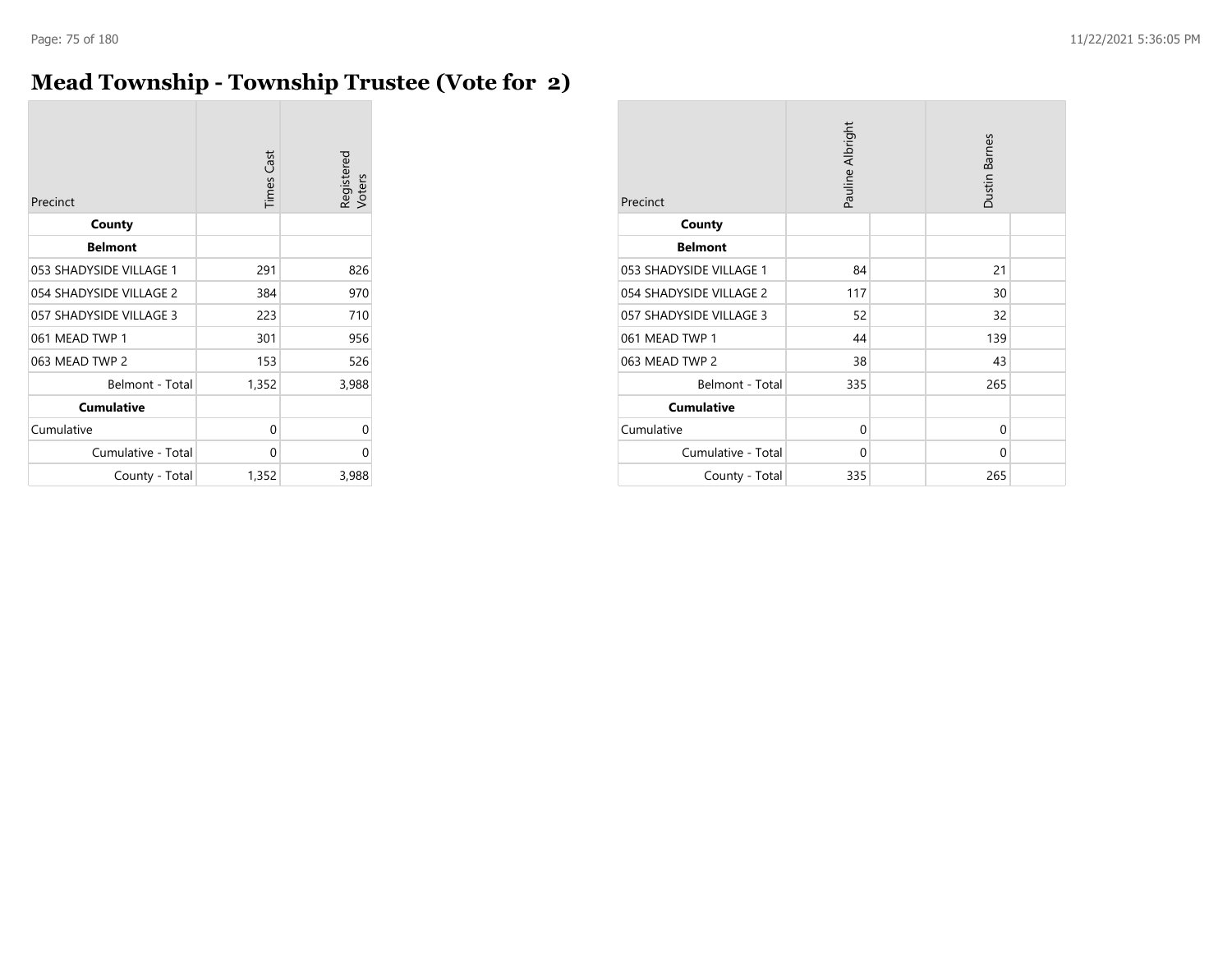# Mead Township - Township Trustee (Vote for 2)

| Precinct | Times Cast | Registered Voters |
|---|---|---|
| **County** | | |
| **Belmont** | | |
| 053 SHADYSIDE VILLAGE 1 | 291 | 826 |
| 054 SHADYSIDE VILLAGE 2 | 384 | 970 |
| 057 SHADYSIDE VILLAGE 3 | 223 | 710 |
| 061 MEAD TWP 1 | 301 | 956 |
| 063 MEAD TWP 2 | 153 | 526 |
| Belmont - Total | 1,352 | 3,988 |
| **Cumulative** | | |
| Cumulative | 0 | 0 |
| Cumulative - Total | 0 | 0 |
| County - Total | 1,352 | 3,988 |

| Precinct | Pauline Albright | | Dustin Barnes | |
|---|---|---|---|---|
| **County** | | | | |
| **Belmont** | | | | |
| 053 SHADYSIDE VILLAGE 1 | 84 | | 21 | |
| 054 SHADYSIDE VILLAGE 2 | 117 | | 30 | |
| 057 SHADYSIDE VILLAGE 3 | 52 | | 32 | |
| 061 MEAD TWP 1 | 44 | | 139 | |
| 063 MEAD TWP 2 | 38 | | 43 | |
| Belmont - Total | 335 | | 265 | |
| **Cumulative** | | | | |
| Cumulative | 0 | | 0 | |
| Cumulative - Total | 0 | | 0 | |
| County - Total | 335 | | 265 | |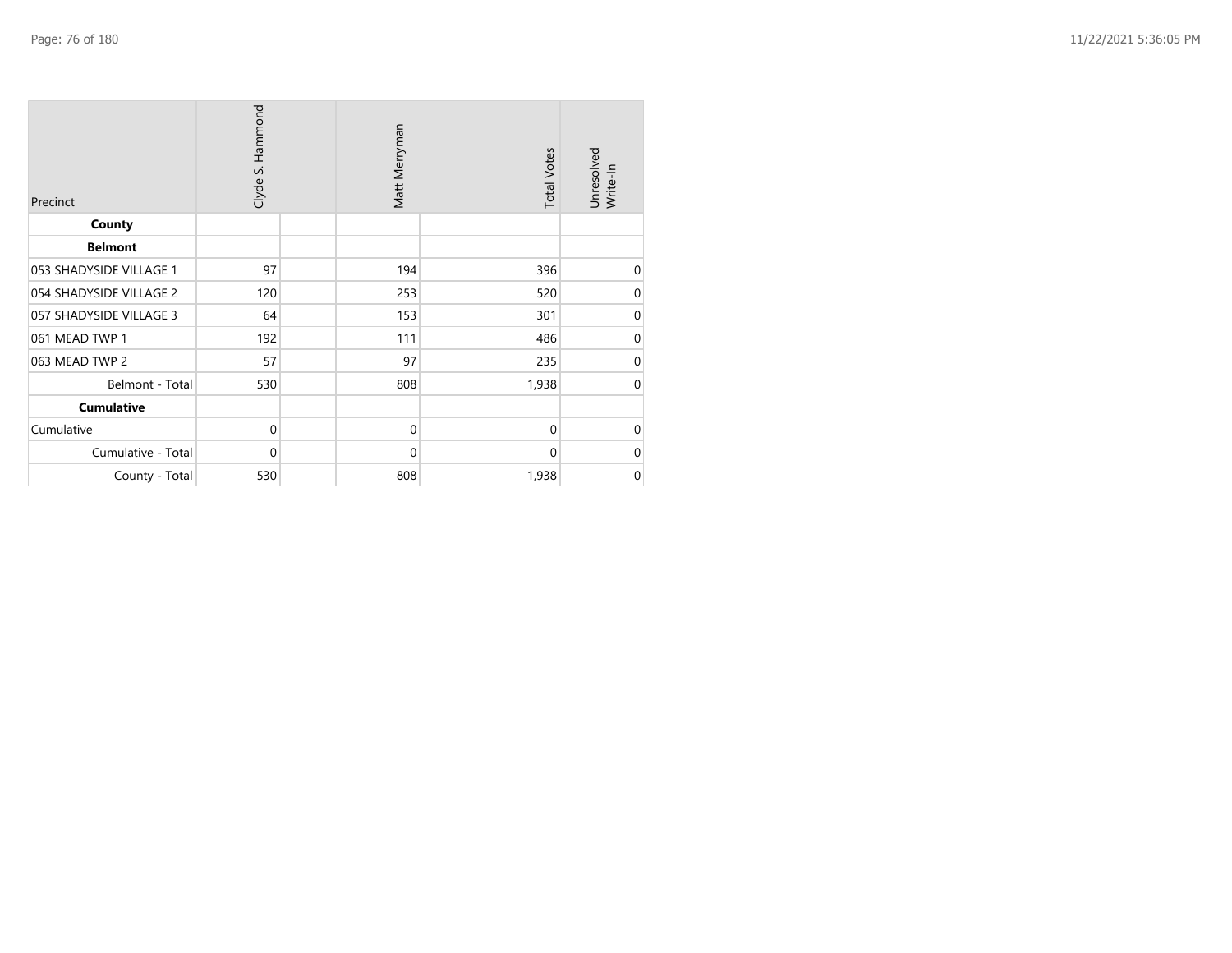| Precinct | Clyde S. Hammond | | Matt Merryman | | Total Votes | Unresolved Write-In |
|---|---|---|---|---|---|---|
| **County** | | | | | | |
| **Belmont** | | | | | | |
| 053 SHADYSIDE VILLAGE 1 | 97 | | 194 | | 396 | 0 |
| 054 SHADYSIDE VILLAGE 2 | 120 | | 253 | | 520 | 0 |
| 057 SHADYSIDE VILLAGE 3 | 64 | | 153 | | 301 | 0 |
| 061 MEAD TWP 1 | 192 | | 111 | | 486 | 0 |
| 063 MEAD TWP 2 | 57 | | 97 | | 235 | 0 |
| Belmont - Total | 530 | | 808 | | 1,938 | 0 |
| **Cumulative** | | | | | | |
| Cumulative | 0 | | 0 | | 0 | 0 |
| Cumulative - Total | 0 | | 0 | | 0 | 0 |
| County - Total | 530 | | 808 | | 1,938 | 0 |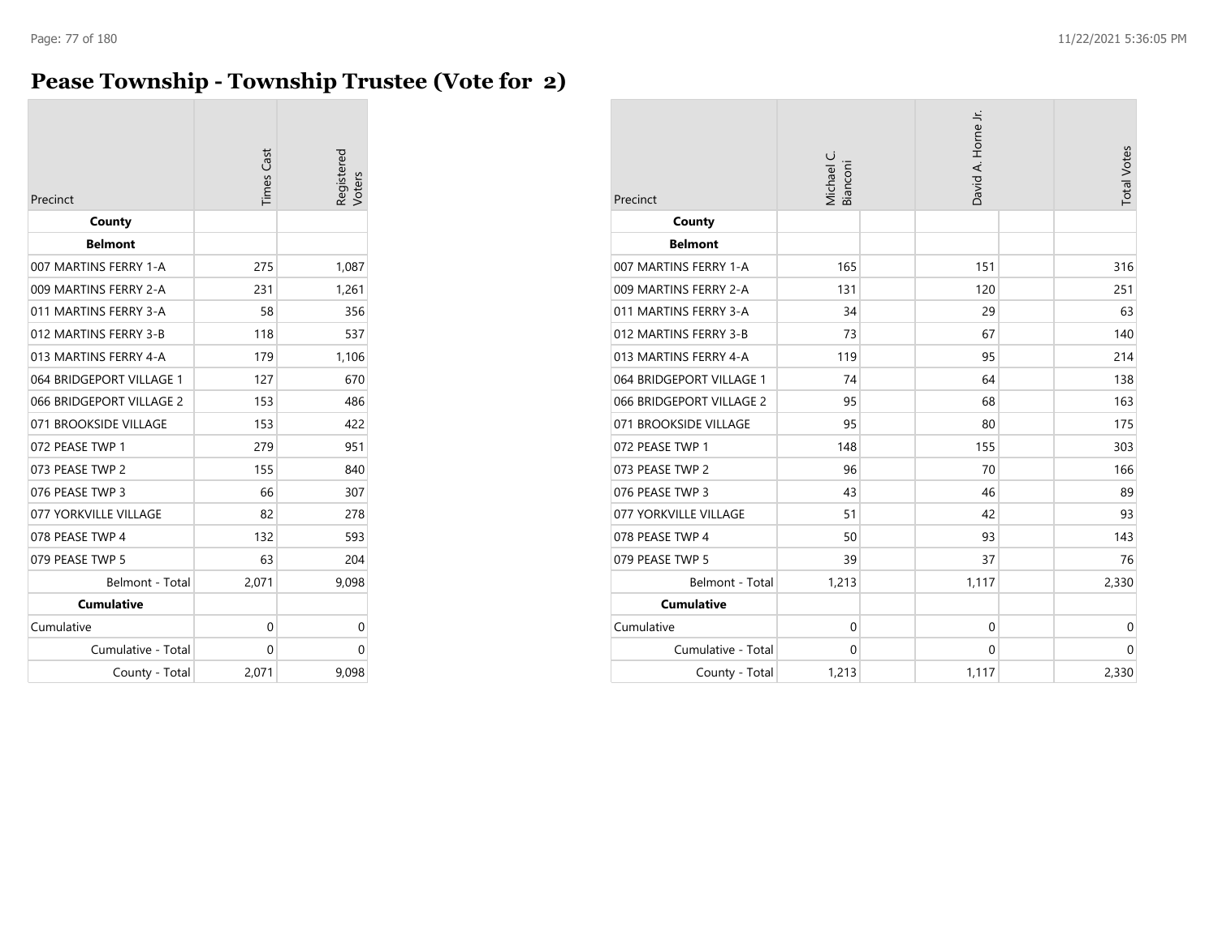# Pease Township - Township Trustee (Vote for 2)

| Precinct | Times Cast | Registered Voters |
| --- | --- | --- |
| **County** | | |
| **Belmont** | | |
| 007 MARTINS FERRY 1-A | 275 | 1,087 |
| 009 MARTINS FERRY 2-A | 231 | 1,261 |
| 011 MARTINS FERRY 3-A | 58 | 356 |
| 012 MARTINS FERRY 3-B | 118 | 537 |
| 013 MARTINS FERRY 4-A | 179 | 1,106 |
| 064 BRIDGEPORT VILLAGE 1 | 127 | 670 |
| 066 BRIDGEPORT VILLAGE 2 | 153 | 486 |
| 071 BROOKSIDE VILLAGE | 153 | 422 |
| 072 PEASE TWP 1 | 279 | 951 |
| 073 PEASE TWP 2 | 155 | 840 |
| 076 PEASE TWP 3 | 66 | 307 |
| 077 YORKVILLE VILLAGE | 82 | 278 |
| 078 PEASE TWP 4 | 132 | 593 |
| 079 PEASE TWP 5 | 63 | 204 |
| Belmont - Total | 2,071 | 9,098 |
| **Cumulative** | | |
| Cumulative | 0 | 0 |
| Cumulative - Total | 0 | 0 |
| County - Total | 2,071 | 9,098 |

| Precinct | Michael C. Bianconi | David A. Horne Jr. | Total Votes |
| --- | --- | --- | --- |
| **County** | | | |
| **Belmont** | | | |
| 007 MARTINS FERRY 1-A | 165 | 151 | 316 |
| 009 MARTINS FERRY 2-A | 131 | 120 | 251 |
| 011 MARTINS FERRY 3-A | 34 | 29 | 63 |
| 012 MARTINS FERRY 3-B | 73 | 67 | 140 |
| 013 MARTINS FERRY 4-A | 119 | 95 | 214 |
| 064 BRIDGEPORT VILLAGE 1 | 74 | 64 | 138 |
| 066 BRIDGEPORT VILLAGE 2 | 95 | 68 | 163 |
| 071 BROOKSIDE VILLAGE | 95 | 80 | 175 |
| 072 PEASE TWP 1 | 148 | 155 | 303 |
| 073 PEASE TWP 2 | 96 | 70 | 166 |
| 076 PEASE TWP 3 | 43 | 46 | 89 |
| 077 YORKVILLE VILLAGE | 51 | 42 | 93 |
| 078 PEASE TWP 4 | 50 | 93 | 143 |
| 079 PEASE TWP 5 | 39 | 37 | 76 |
| Belmont - Total | 1,213 | 1,117 | 2,330 |
| **Cumulative** | | | |
| Cumulative | 0 | 0 | 0 |
| Cumulative - Total | 0 | 0 | 0 |
| County - Total | 1,213 | 1,117 | 2,330 |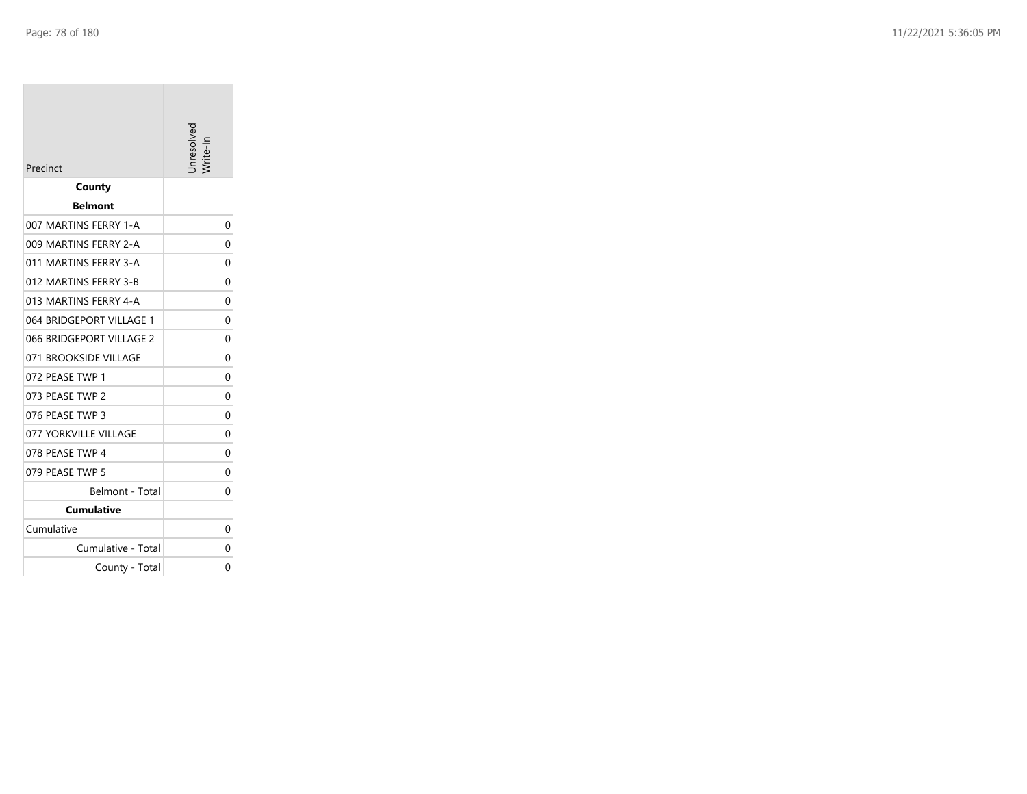| Precinct | Unresolved Write-In |
|---|---|
| **County** | |
| **Belmont** | |
| 007 MARTINS FERRY 1-A | 0 |
| 009 MARTINS FERRY 2-A | 0 |
| 011 MARTINS FERRY 3-A | 0 |
| 012 MARTINS FERRY 3-B | 0 |
| 013 MARTINS FERRY 4-A | 0 |
| 064 BRIDGEPORT VILLAGE 1 | 0 |
| 066 BRIDGEPORT VILLAGE 2 | 0 |
| 071 BROOKSIDE VILLAGE | 0 |
| 072 PEASE TWP 1 | 0 |
| 073 PEASE TWP 2 | 0 |
| 076 PEASE TWP 3 | 0 |
| 077 YORKVILLE VILLAGE | 0 |
| 078 PEASE TWP 4 | 0 |
| 079 PEASE TWP 5 | 0 |
| Belmont - Total | 0 |
| **Cumulative** | |
| Cumulative | 0 |
| Cumulative - Total | 0 |
| County - Total | 0 |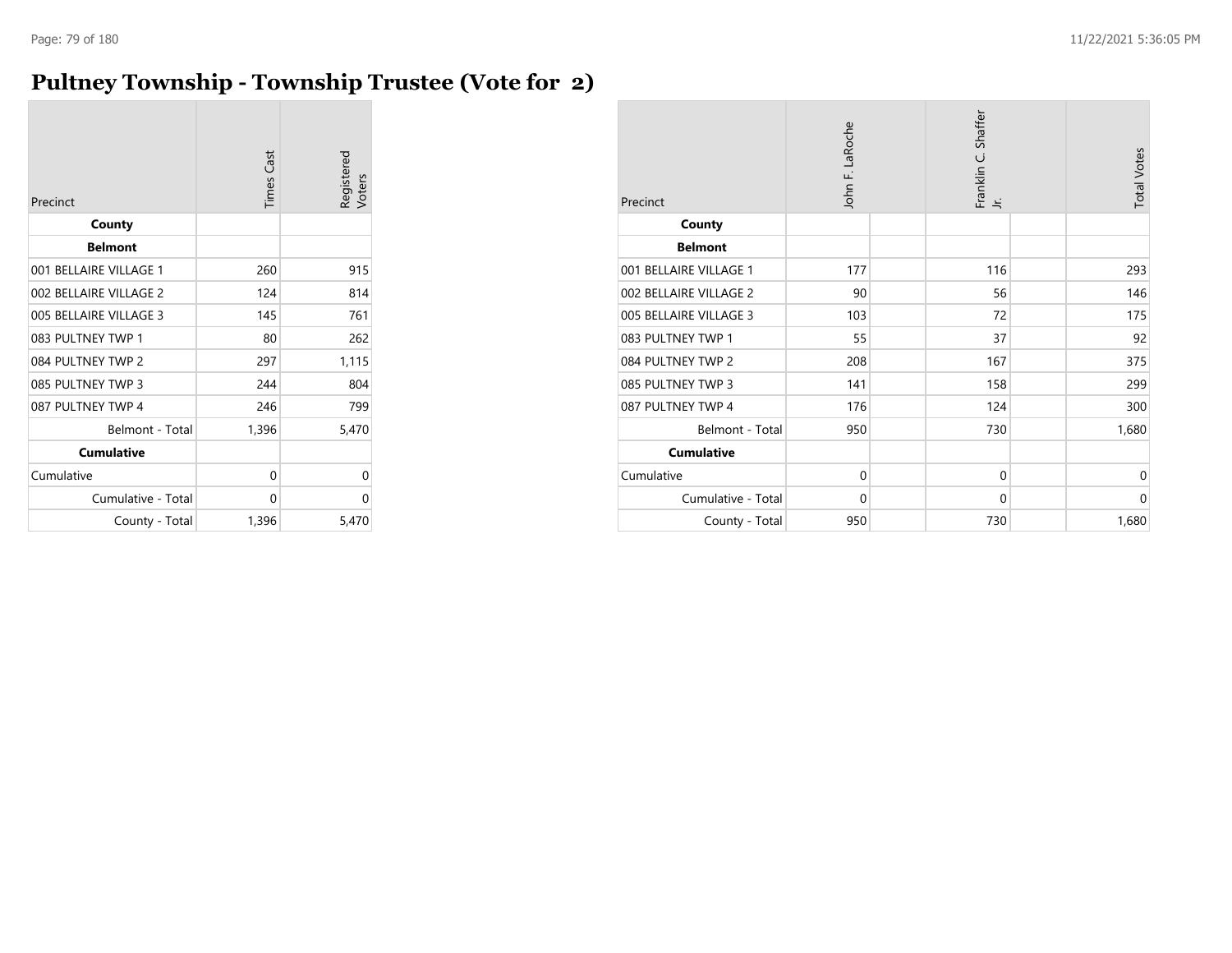# Pultney Township - Township Trustee (Vote for 2)

| Precinct | Times Cast | Registered Voters |
|---|---|---|
| **County** | | |
| **Belmont** | | |
| 001 BELLAIRE VILLAGE 1 | 260 | 915 |
| 002 BELLAIRE VILLAGE 2 | 124 | 814 |
| 005 BELLAIRE VILLAGE 3 | 145 | 761 |
| 083 PULTNEY TWP 1 | 80 | 262 |
| 084 PULTNEY TWP 2 | 297 | 1,115 |
| 085 PULTNEY TWP 3 | 244 | 804 |
| 087 PULTNEY TWP 4 | 246 | 799 |
| Belmont - Total | 1,396 | 5,470 |
| **Cumulative** | | |
| Cumulative | 0 | 0 |
| Cumulative - Total | 0 | 0 |
| County - Total | 1,396 | 5,470 |

| Precinct | John F. LaRoche | Franklin C. Shaffer Jr. | Total Votes |
|---|---|---|---|
| **County** | | | |
| **Belmont** | | | |
| 001 BELLAIRE VILLAGE 1 | 177 | 116 | 293 |
| 002 BELLAIRE VILLAGE 2 | 90 | 56 | 146 |
| 005 BELLAIRE VILLAGE 3 | 103 | 72 | 175 |
| 083 PULTNEY TWP 1 | 55 | 37 | 92 |
| 084 PULTNEY TWP 2 | 208 | 167 | 375 |
| 085 PULTNEY TWP 3 | 141 | 158 | 299 |
| 087 PULTNEY TWP 4 | 176 | 124 | 300 |
| Belmont - Total | 950 | 730 | 1,680 |
| **Cumulative** | | | |
| Cumulative | 0 | 0 | 0 |
| Cumulative - Total | 0 | 0 | 0 |
| County - Total | 950 | 730 | 1,680 |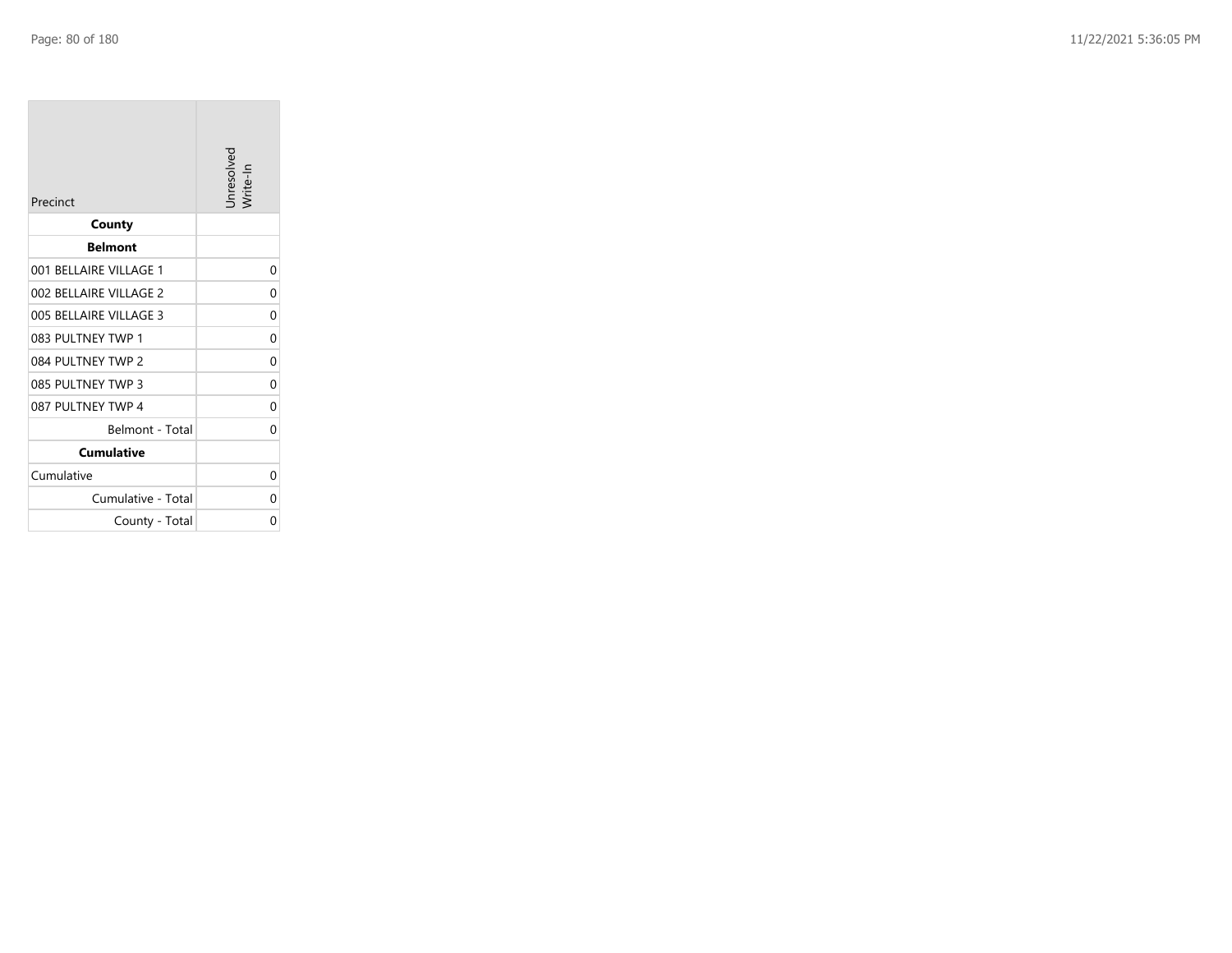| Precinct | Unresolved Write-In |
|---|---|
| **County** | |
| **Belmont** | |
| 001 BELLAIRE VILLAGE 1 | 0 |
| 002 BELLAIRE VILLAGE 2 | 0 |
| 005 BELLAIRE VILLAGE 3 | 0 |
| 083 PULTNEY TWP 1 | 0 |
| 084 PULTNEY TWP 2 | 0 |
| 085 PULTNEY TWP 3 | 0 |
| 087 PULTNEY TWP 4 | 0 |
| Belmont - Total | 0 |
| **Cumulative** | |
| Cumulative | 0 |
| Cumulative - Total | 0 |
| County - Total | 0 |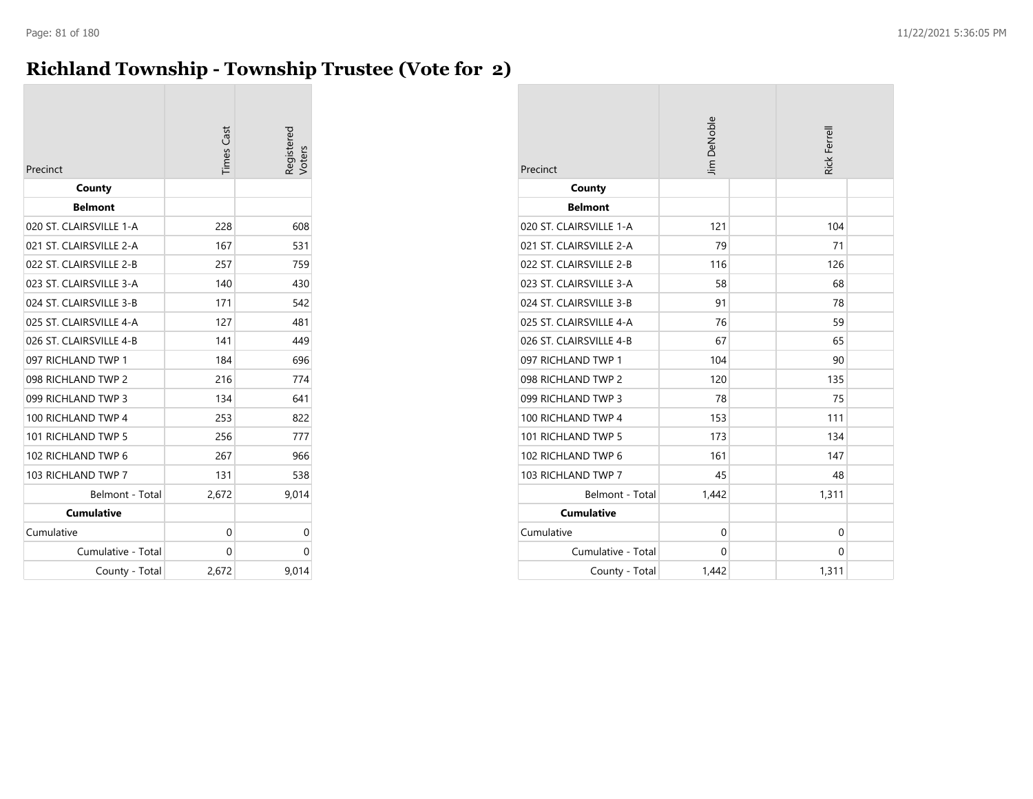# Richland Township - Township Trustee (Vote for 2)

| Precinct | Times Cast | Registered Voters |
|---|---|---|
| **County** | | |
| **Belmont** | | |
| 020 ST. CLAIRSVILLE 1-A | 228 | 608 |
| 021 ST. CLAIRSVILLE 2-A | 167 | 531 |
| 022 ST. CLAIRSVILLE 2-B | 257 | 759 |
| 023 ST. CLAIRSVILLE 3-A | 140 | 430 |
| 024 ST. CLAIRSVILLE 3-B | 171 | 542 |
| 025 ST. CLAIRSVILLE 4-A | 127 | 481 |
| 026 ST. CLAIRSVILLE 4-B | 141 | 449 |
| 097 RICHLAND TWP 1 | 184 | 696 |
| 098 RICHLAND TWP 2 | 216 | 774 |
| 099 RICHLAND TWP 3 | 134 | 641 |
| 100 RICHLAND TWP 4 | 253 | 822 |
| 101 RICHLAND TWP 5 | 256 | 777 |
| 102 RICHLAND TWP 6 | 267 | 966 |
| 103 RICHLAND TWP 7 | 131 | 538 |
| Belmont - Total | 2,672 | 9,014 |
| **Cumulative** | | |
| Cumulative | 0 | 0 |
| Cumulative - Total | 0 | 0 |
| County - Total | 2,672 | 9,014 |

| Precinct | Jim DeNoble | | Rick Ferrell | |
|---|---|---|---|---|
| **County** | | | | |
| **Belmont** | | | | |
| 020 ST. CLAIRSVILLE 1-A | 121 | | 104 | |
| 021 ST. CLAIRSVILLE 2-A | 79 | | 71 | |
| 022 ST. CLAIRSVILLE 2-B | 116 | | 126 | |
| 023 ST. CLAIRSVILLE 3-A | 58 | | 68 | |
| 024 ST. CLAIRSVILLE 3-B | 91 | | 78 | |
| 025 ST. CLAIRSVILLE 4-A | 76 | | 59 | |
| 026 ST. CLAIRSVILLE 4-B | 67 | | 65 | |
| 097 RICHLAND TWP 1 | 104 | | 90 | |
| 098 RICHLAND TWP 2 | 120 | | 135 | |
| 099 RICHLAND TWP 3 | 78 | | 75 | |
| 100 RICHLAND TWP 4 | 153 | | 111 | |
| 101 RICHLAND TWP 5 | 173 | | 134 | |
| 102 RICHLAND TWP 6 | 161 | | 147 | |
| 103 RICHLAND TWP 7 | 45 | | 48 | |
| Belmont - Total | 1,442 | | 1,311 | |
| **Cumulative** | | | | |
| Cumulative | 0 | | 0 | |
| Cumulative - Total | 0 | | 0 | |
| County - Total | 1,442 | | 1,311 | |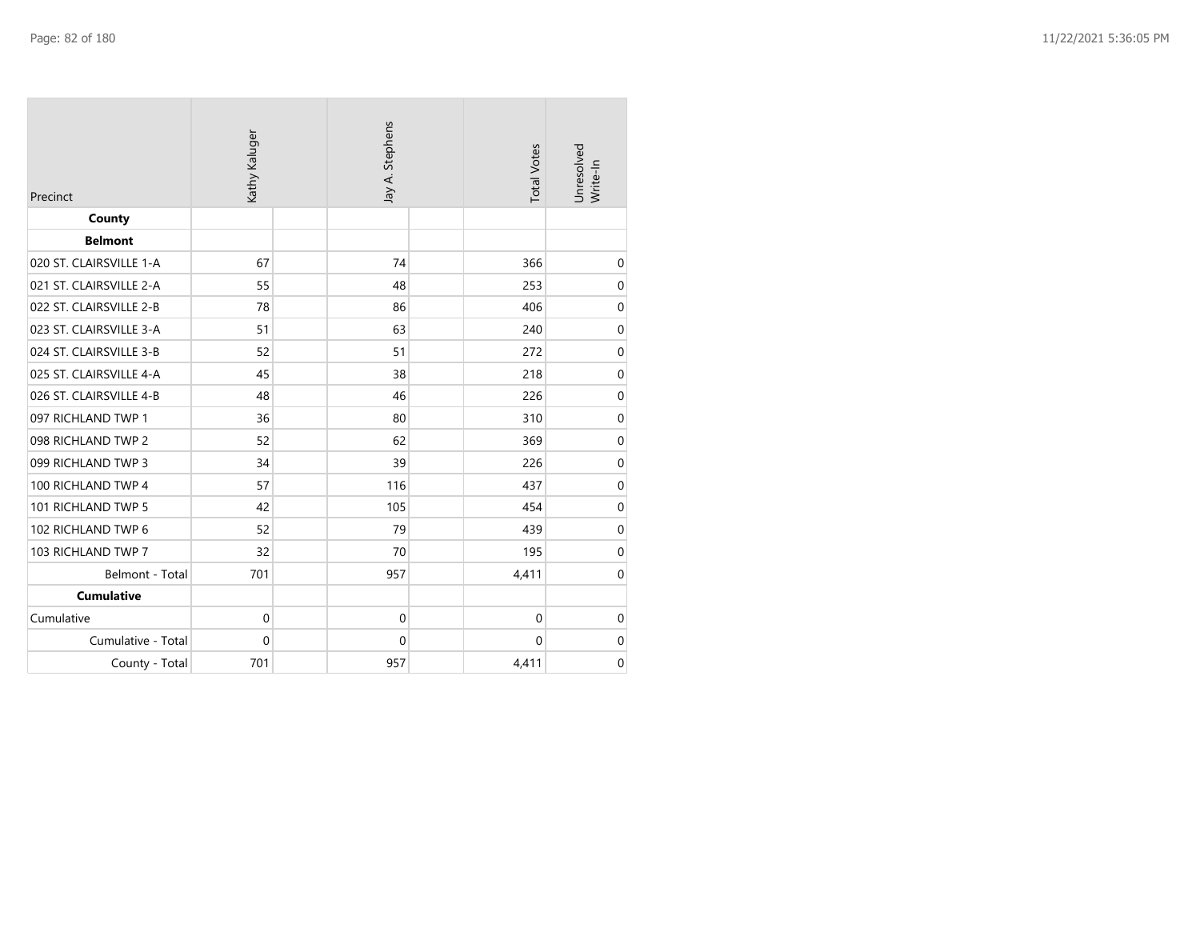| Precinct | Kathy Kaluger | Jay A. Stephens | Total Votes | Unresolved Write-In |
|---|---|---|---|---|
| **County** | | | | |
| **Belmont** | | | | |
| 020 ST. CLAIRSVILLE 1-A | 67 | 74 | 366 | 0 |
| 021 ST. CLAIRSVILLE 2-A | 55 | 48 | 253 | 0 |
| 022 ST. CLAIRSVILLE 2-B | 78 | 86 | 406 | 0 |
| 023 ST. CLAIRSVILLE 3-A | 51 | 63 | 240 | 0 |
| 024 ST. CLAIRSVILLE 3-B | 52 | 51 | 272 | 0 |
| 025 ST. CLAIRSVILLE 4-A | 45 | 38 | 218 | 0 |
| 026 ST. CLAIRSVILLE 4-B | 48 | 46 | 226 | 0 |
| 097 RICHLAND TWP 1 | 36 | 80 | 310 | 0 |
| 098 RICHLAND TWP 2 | 52 | 62 | 369 | 0 |
| 099 RICHLAND TWP 3 | 34 | 39 | 226 | 0 |
| 100 RICHLAND TWP 4 | 57 | 116 | 437 | 0 |
| 101 RICHLAND TWP 5 | 42 | 105 | 454 | 0 |
| 102 RICHLAND TWP 6 | 52 | 79 | 439 | 0 |
| 103 RICHLAND TWP 7 | 32 | 70 | 195 | 0 |
| Belmont - Total | 701 | 957 | 4,411 | 0 |
| **Cumulative** | | | | |
| Cumulative | 0 | 0 | 0 | 0 |
| Cumulative - Total | 0 | 0 | 0 | 0 |
| County - Total | 701 | 957 | 4,411 | 0 |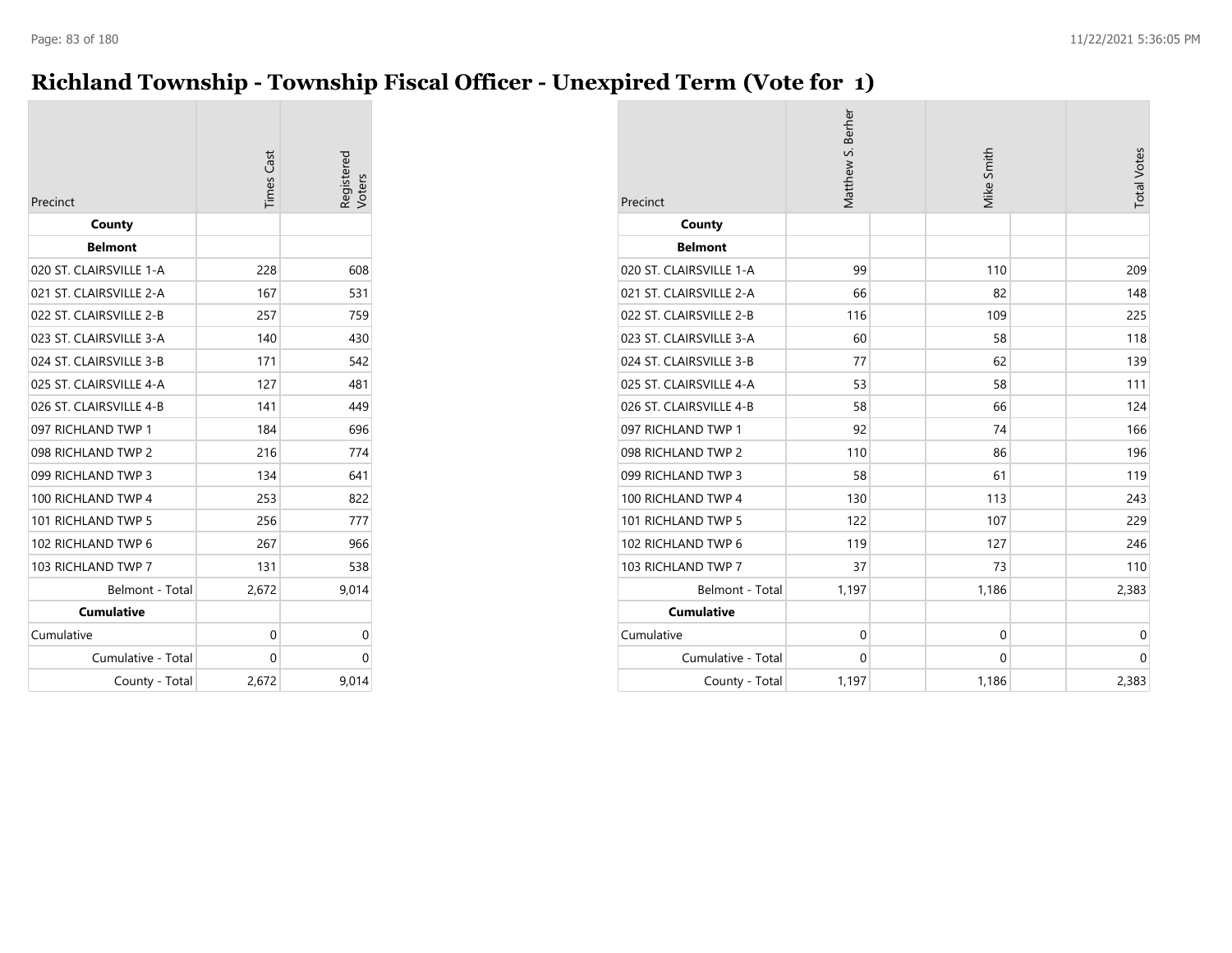# Richland Township - Township Fiscal Officer - Unexpired Term (Vote for 1)

| Precinct | Times Cast | Registered Voters |
|---|---|---|
| **County** | | |
| **Belmont** | | |
| 020 ST. CLAIRSVILLE 1-A | 228 | 608 |
| 021 ST. CLAIRSVILLE 2-A | 167 | 531 |
| 022 ST. CLAIRSVILLE 2-B | 257 | 759 |
| 023 ST. CLAIRSVILLE 3-A | 140 | 430 |
| 024 ST. CLAIRSVILLE 3-B | 171 | 542 |
| 025 ST. CLAIRSVILLE 4-A | 127 | 481 |
| 026 ST. CLAIRSVILLE 4-B | 141 | 449 |
| 097 RICHLAND TWP 1 | 184 | 696 |
| 098 RICHLAND TWP 2 | 216 | 774 |
| 099 RICHLAND TWP 3 | 134 | 641 |
| 100 RICHLAND TWP 4 | 253 | 822 |
| 101 RICHLAND TWP 5 | 256 | 777 |
| 102 RICHLAND TWP 6 | 267 | 966 |
| 103 RICHLAND TWP 7 | 131 | 538 |
| Belmont - Total | 2,672 | 9,014 |
| **Cumulative** | | |
| Cumulative | 0 | 0 |
| Cumulative - Total | 0 | 0 |
| County - Total | 2,672 | 9,014 |

| Precinct | Matthew S. Berher | Mike Smith | Total Votes |
|---|---|---|---|
| **County** | | | |
| **Belmont** | | | |
| 020 ST. CLAIRSVILLE 1-A | 99 | 110 | 209 |
| 021 ST. CLAIRSVILLE 2-A | 66 | 82 | 148 |
| 022 ST. CLAIRSVILLE 2-B | 116 | 109 | 225 |
| 023 ST. CLAIRSVILLE 3-A | 60 | 58 | 118 |
| 024 ST. CLAIRSVILLE 3-B | 77 | 62 | 139 |
| 025 ST. CLAIRSVILLE 4-A | 53 | 58 | 111 |
| 026 ST. CLAIRSVILLE 4-B | 58 | 66 | 124 |
| 097 RICHLAND TWP 1 | 92 | 74 | 166 |
| 098 RICHLAND TWP 2 | 110 | 86 | 196 |
| 099 RICHLAND TWP 3 | 58 | 61 | 119 |
| 100 RICHLAND TWP 4 | 130 | 113 | 243 |
| 101 RICHLAND TWP 5 | 122 | 107 | 229 |
| 102 RICHLAND TWP 6 | 119 | 127 | 246 |
| 103 RICHLAND TWP 7 | 37 | 73 | 110 |
| Belmont - Total | 1,197 | 1,186 | 2,383 |
| **Cumulative** | | | |
| Cumulative | 0 | 0 | 0 |
| Cumulative - Total | 0 | 0 | 0 |
| County - Total | 1,197 | 1,186 | 2,383 |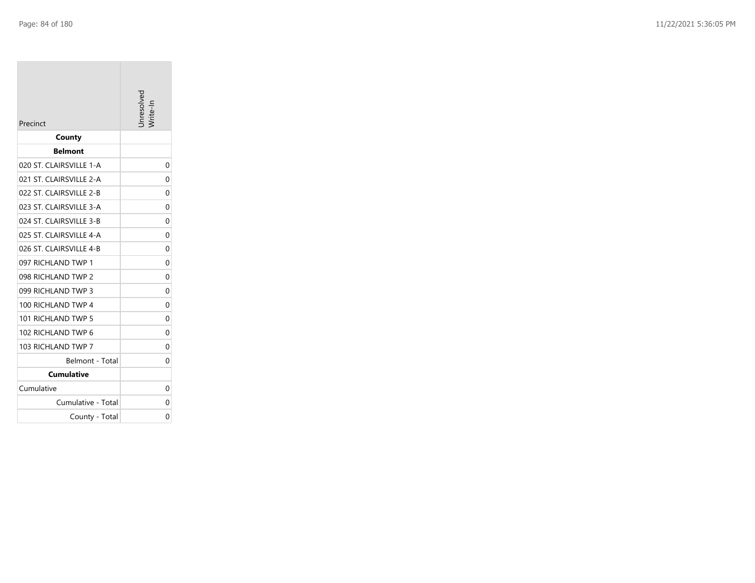| Precinct | Unresolved Write-In |
|---|---|
| **County** | |
| **Belmont** | |
| 020 ST. CLAIRSVILLE 1-A | 0 |
| 021 ST. CLAIRSVILLE 2-A | 0 |
| 022 ST. CLAIRSVILLE 2-B | 0 |
| 023 ST. CLAIRSVILLE 3-A | 0 |
| 024 ST. CLAIRSVILLE 3-B | 0 |
| 025 ST. CLAIRSVILLE 4-A | 0 |
| 026 ST. CLAIRSVILLE 4-B | 0 |
| 097 RICHLAND TWP 1 | 0 |
| 098 RICHLAND TWP 2 | 0 |
| 099 RICHLAND TWP 3 | 0 |
| 100 RICHLAND TWP 4 | 0 |
| 101 RICHLAND TWP 5 | 0 |
| 102 RICHLAND TWP 6 | 0 |
| 103 RICHLAND TWP 7 | 0 |
| Belmont - Total | 0 |
| **Cumulative** | |
| Cumulative | 0 |
| Cumulative - Total | 0 |
| County - Total | 0 |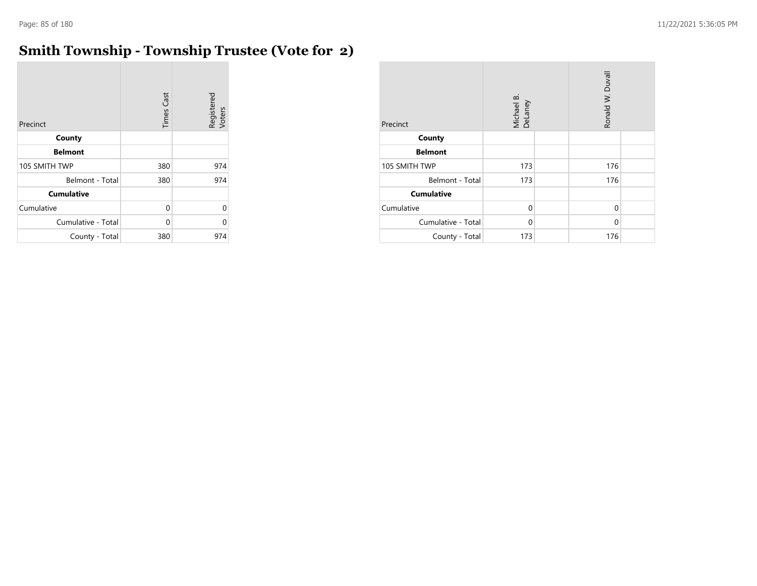# Smith Township - Township Trustee (Vote for 2)

| Precinct | Times Cast | Registered Voters |
|---|---|---|
| **County** | | |
| **Belmont** | | |
| 105 SMITH TWP | 380 | 974 |
| Belmont - Total | 380 | 974 |
| **Cumulative** | | |
| Cumulative | 0 | 0 |
| Cumulative - Total | 0 | 0 |
| County - Total | 380 | 974 |

| Precinct | Michael B. DeLaney | | Ronald W. Duvall | |
|---|---|---|---|---|
| **County** | | | | |
| **Belmont** | | | | |
| 105 SMITH TWP | 173 | | 176 | |
| Belmont - Total | 173 | | 176 | |
| **Cumulative** | | | | |
| Cumulative | 0 | | 0 | |
| Cumulative - Total | 0 | | 0 | |
| County - Total | 173 | | 176 | |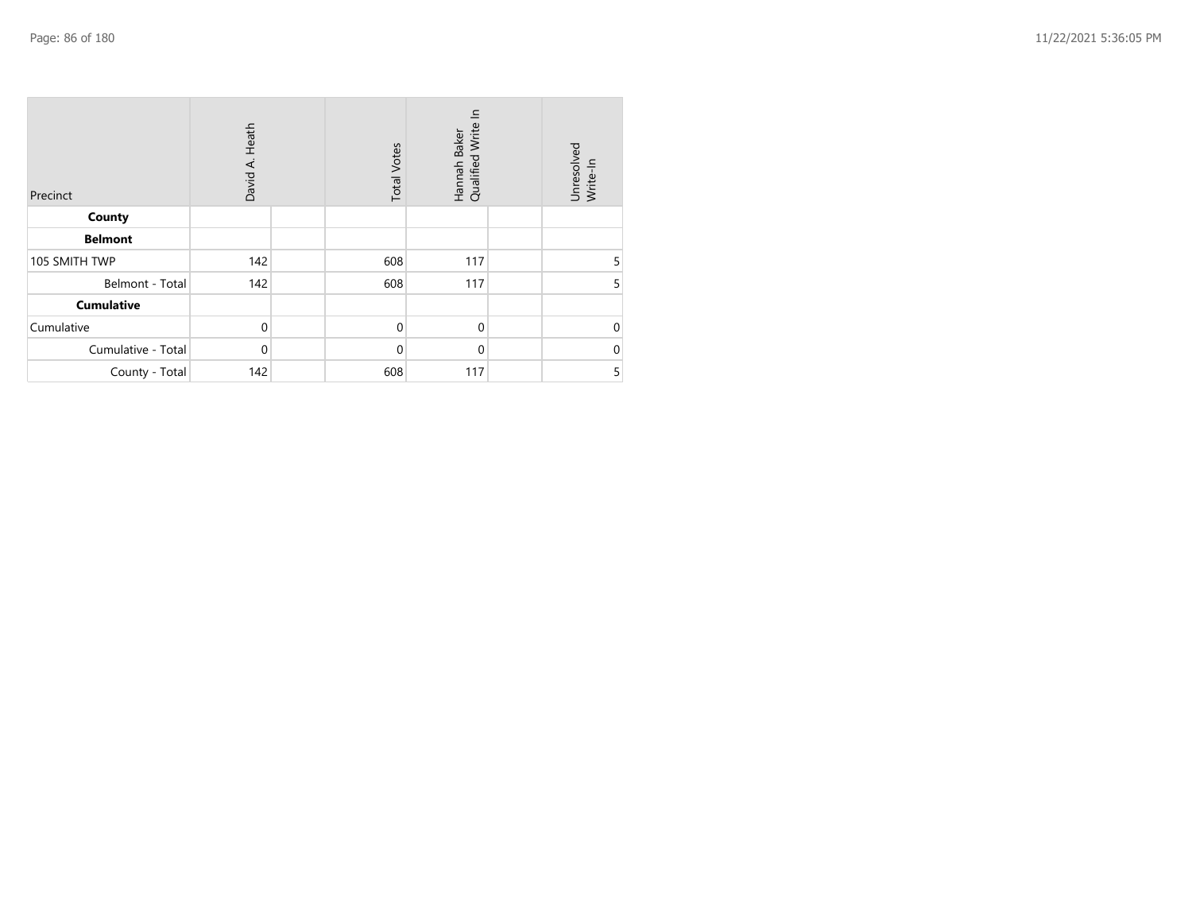| Precinct | David A. Heath | | Total Votes | Hannah Baker Qualified Write In | | Unresolved Write-In |
|---|---|---|---|---|---|---|
| **County** | | | | | | |
| **Belmont** | | | | | | |
| 105 SMITH TWP | 142 | | 608 | 117 | | 5 |
| Belmont - Total | 142 | | 608 | 117 | | 5 |
| **Cumulative** | | | | | | |
| Cumulative | 0 | | 0 | 0 | | 0 |
| Cumulative - Total | 0 | | 0 | 0 | | 0 |
| County - Total | 142 | | 608 | 117 | | 5 |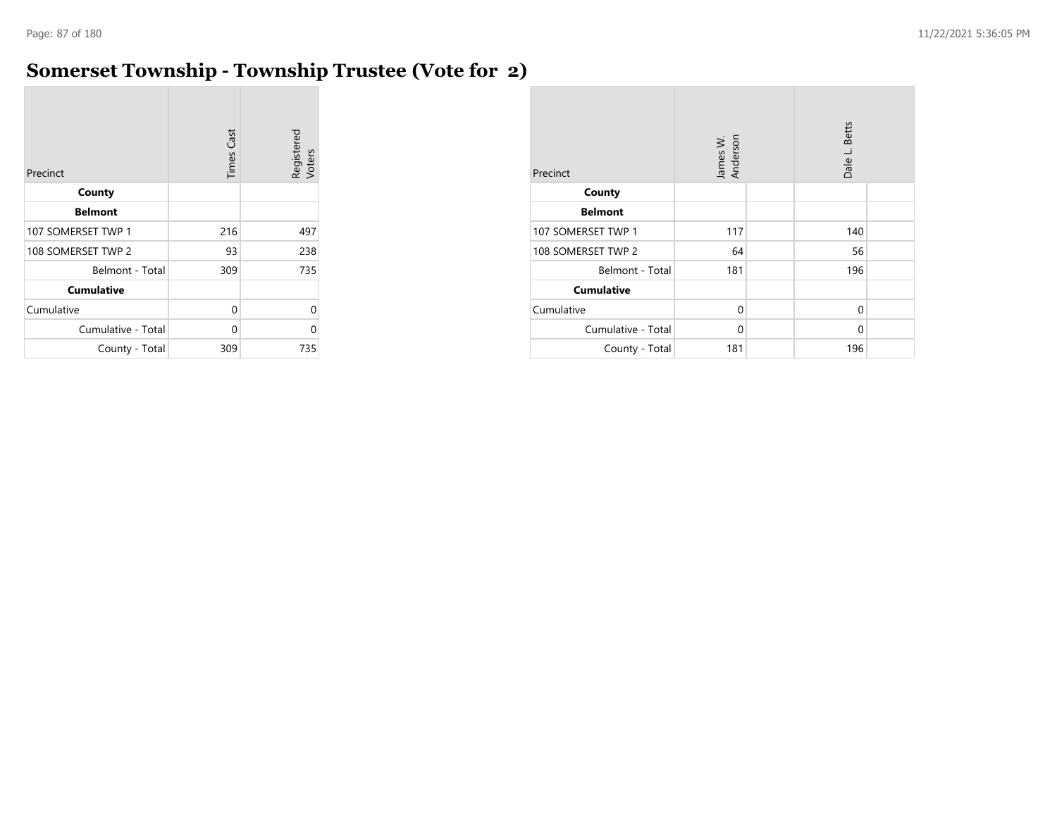# Somerset Township - Township Trustee (Vote for 2)

| Precinct | Times Cast | Registered Voters |
|---|---|---|
| **County** | | |
| **Belmont** | | |
| 107 SOMERSET TWP 1 | 216 | 497 |
| 108 SOMERSET TWP 2 | 93 | 238 |
| Belmont - Total | 309 | 735 |
| **Cumulative** | | |
| Cumulative | 0 | 0 |
| Cumulative - Total | 0 | 0 |
| County - Total | 309 | 735 |

| Precinct | James W. Anderson | | Dale L. Betts | |
|---|---|---|---|---|
| **County** | | | | |
| **Belmont** | | | | |
| 107 SOMERSET TWP 1 | 117 | | 140 | |
| 108 SOMERSET TWP 2 | 64 | | 56 | |
| Belmont - Total | 181 | | 196 | |
| **Cumulative** | | | | |
| Cumulative | 0 | | 0 | |
| Cumulative - Total | 0 | | 0 | |
| County - Total | 181 | | 196 | |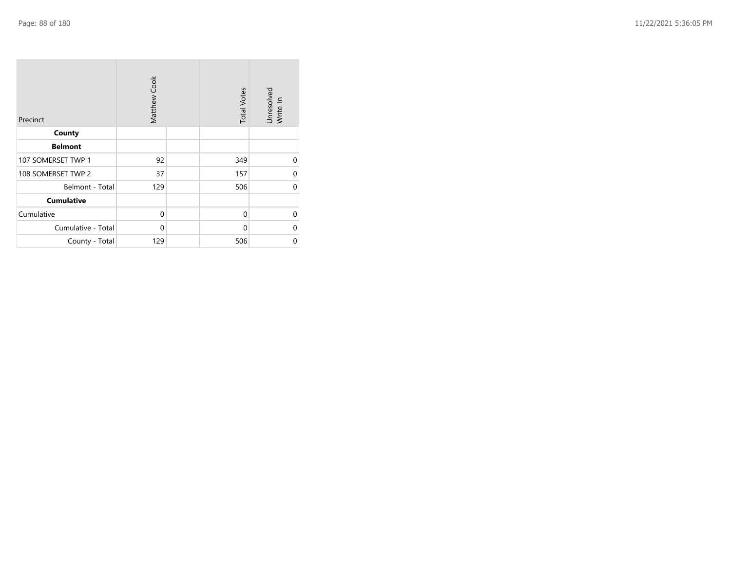| Precinct | Matthew Cook | | Total Votes | Unresolved Write-In |
|---|---|---|---|---|
| **County** | | | | |
| **Belmont** | | | | |
| 107 SOMERSET TWP 1 | 92 | | 349 | 0 |
| 108 SOMERSET TWP 2 | 37 | | 157 | 0 |
| Belmont - Total | 129 | | 506 | 0 |
| **Cumulative** | | | | |
| Cumulative | 0 | | 0 | 0 |
| Cumulative - Total | 0 | | 0 | 0 |
| County - Total | 129 | | 506 | 0 |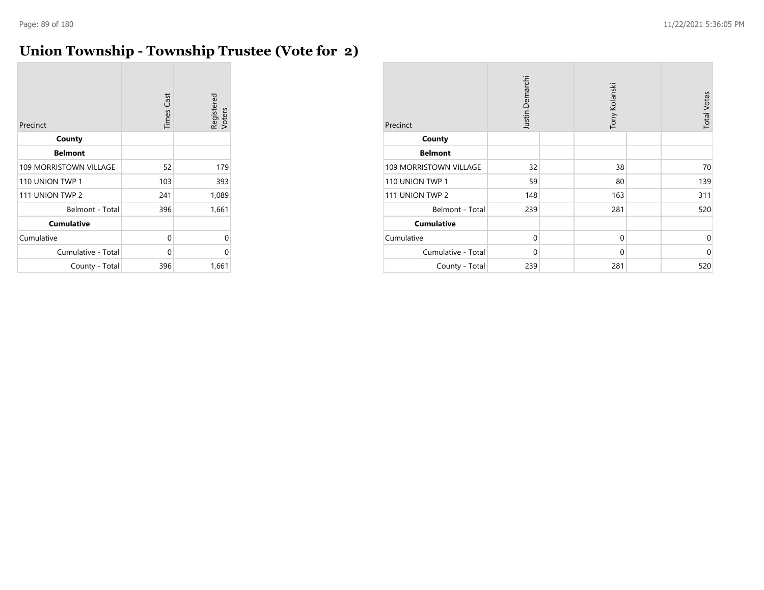# Union Township - Township Trustee (Vote for 2)

| Precinct | Times Cast | Registered Voters |
|---|---|---|
| **County** | | |
| **Belmont** | | |
| 109 MORRISTOWN VILLAGE | 52 | 179 |
| 110 UNION TWP 1 | 103 | 393 |
| 111 UNION TWP 2 | 241 | 1,089 |
| Belmont - Total | 396 | 1,661 |
| **Cumulative** | | |
| Cumulative | 0 | 0 |
| Cumulative - Total | 0 | 0 |
| County - Total | 396 | 1,661 |

| Precinct | Justin Demarchi | | Tony Kolanski | | Total Votes |
|---|---|---|---|---|---|
| **County** | | | | | |
| **Belmont** | | | | | |
| 109 MORRISTOWN VILLAGE | 32 | | 38 | | 70 |
| 110 UNION TWP 1 | 59 | | 80 | | 139 |
| 111 UNION TWP 2 | 148 | | 163 | | 311 |
| Belmont - Total | 239 | | 281 | | 520 |
| **Cumulative** | | | | | |
| Cumulative | 0 | | 0 | | 0 |
| Cumulative - Total | 0 | | 0 | | 0 |
| County - Total | 239 | | 281 | | 520 |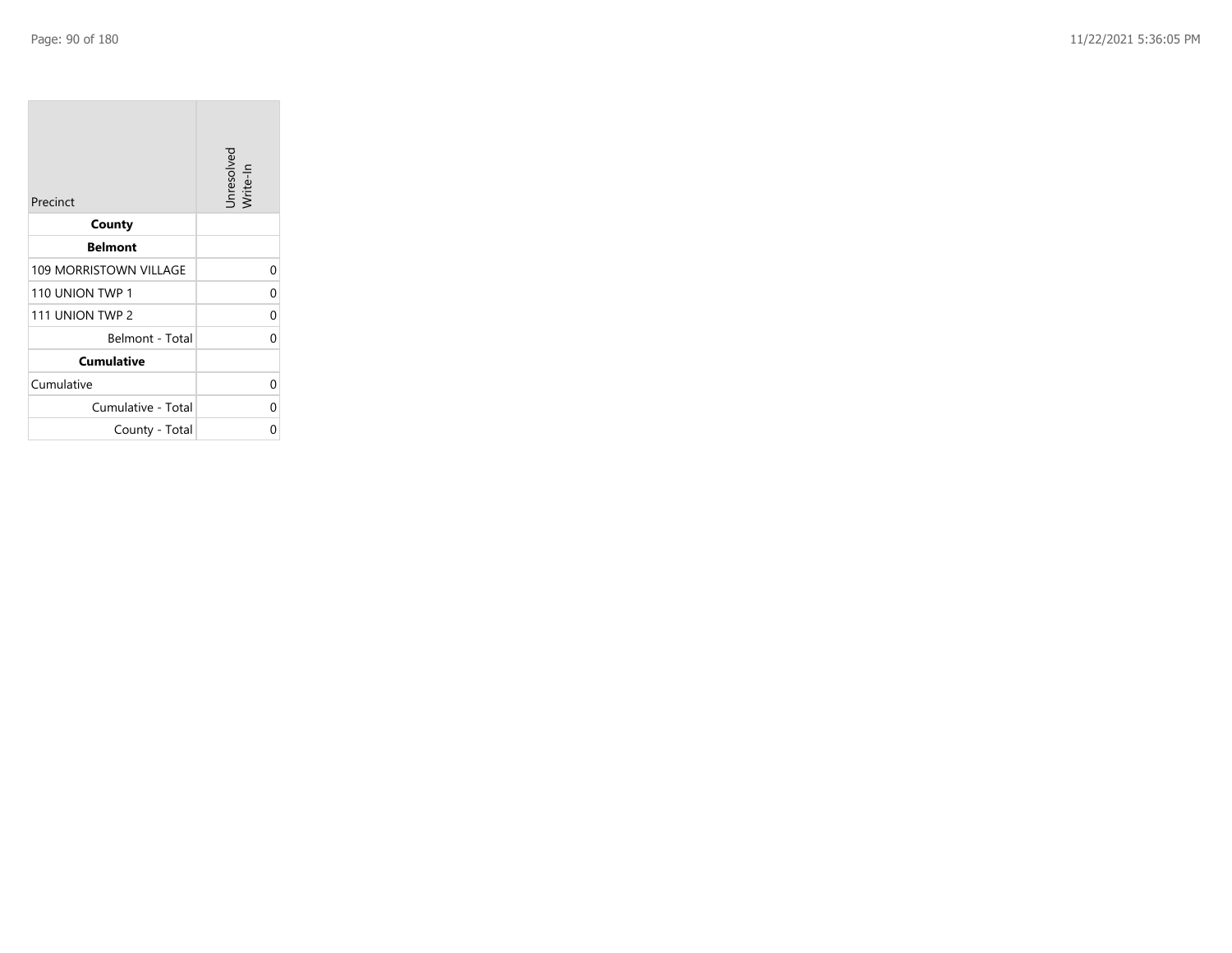| Precinct | Unresolved Write-In |
|---|---|
| **County** | |
| **Belmont** | |
| 109 MORRISTOWN VILLAGE | 0 |
| 110 UNION TWP 1 | 0 |
| 111 UNION TWP 2 | 0 |
| Belmont - Total | 0 |
| **Cumulative** | |
| Cumulative | 0 |
| Cumulative - Total | 0 |
| County - Total | 0 |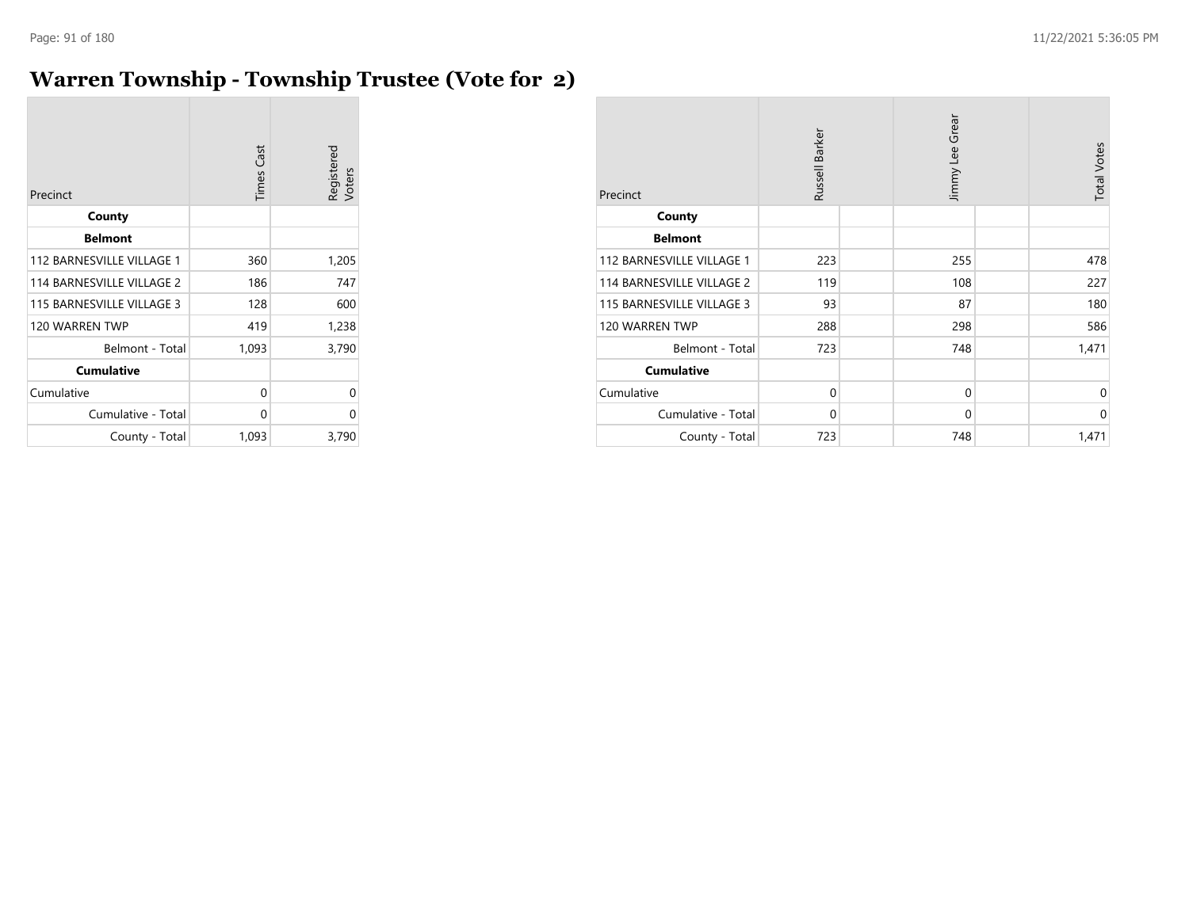# Warren Township - Township Trustee (Vote for 2)

| Precinct | Times Cast | Registered Voters |
| --- | --- | --- |
| **County** | | |
| **Belmont** | | |
| 112 BARNESVILLE VILLAGE 1 | 360 | 1,205 |
| 114 BARNESVILLE VILLAGE 2 | 186 | 747 |
| 115 BARNESVILLE VILLAGE 3 | 128 | 600 |
| 120 WARREN TWP | 419 | 1,238 |
| Belmont - Total | 1,093 | 3,790 |
| **Cumulative** | | |
| Cumulative | 0 | 0 |
| Cumulative - Total | 0 | 0 |
| County - Total | 1,093 | 3,790 |

| Precinct | Russell Barker | Jimmy Lee Grear | Total Votes |
| --- | --- | --- | --- |
| **County** | | | |
| **Belmont** | | | |
| 112 BARNESVILLE VILLAGE 1 | 223 | 255 | 478 |
| 114 BARNESVILLE VILLAGE 2 | 119 | 108 | 227 |
| 115 BARNESVILLE VILLAGE 3 | 93 | 87 | 180 |
| 120 WARREN TWP | 288 | 298 | 586 |
| Belmont - Total | 723 | 748 | 1,471 |
| **Cumulative** | | | |
| Cumulative | 0 | 0 | 0 |
| Cumulative - Total | 0 | 0 | 0 |
| County - Total | 723 | 748 | 1,471 |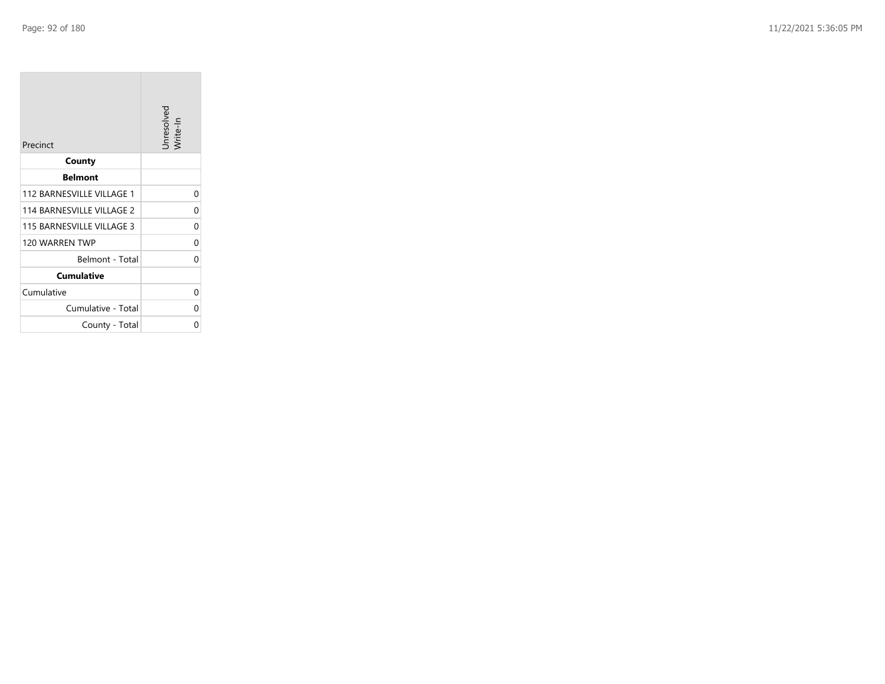| Precinct | Unresolved Write-In |
|---|---|
| **County** | |
| **Belmont** | |
| 112 BARNESVILLE VILLAGE 1 | 0 |
| 114 BARNESVILLE VILLAGE 2 | 0 |
| 115 BARNESVILLE VILLAGE 3 | 0 |
| 120 WARREN TWP | 0 |
| Belmont - Total | 0 |
| **Cumulative** | |
| Cumulative | 0 |
| Cumulative - Total | 0 |
| County - Total | 0 |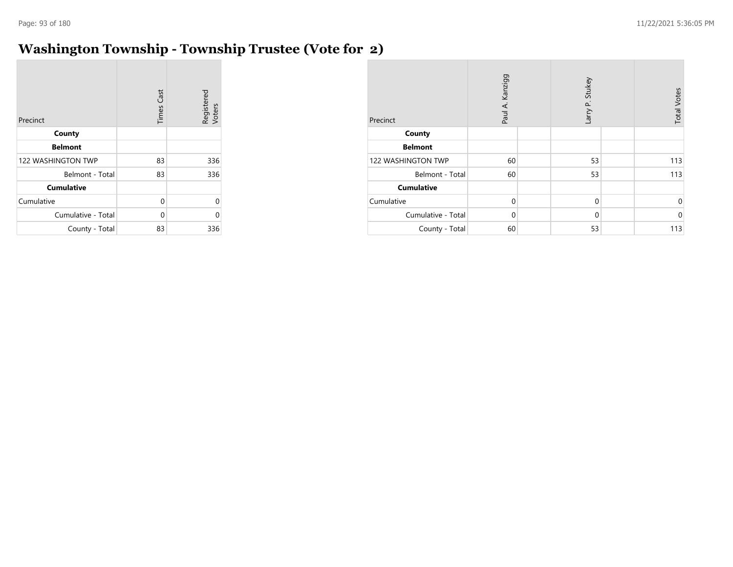# Washington Township - Township Trustee (Vote for 2)

| Precinct | Times Cast | Registered Voters |
|---|---|---|
| **County** | | |
| **Belmont** | | |
| 122 WASHINGTON TWP | 83 | 336 |
| Belmont - Total | 83 | 336 |
| **Cumulative** | | |
| Cumulative | 0 | 0 |
| Cumulative - Total | 0 | 0 |
| County - Total | 83 | 336 |

| Precinct | Paul A. Kanzigg | | Larry P. Stukey | | Total Votes |
|---|---|---|---|---|---|
| **County** | | | | | |
| **Belmont** | | | | | |
| 122 WASHINGTON TWP | 60 | | 53 | | 113 |
| Belmont - Total | 60 | | 53 | | 113 |
| **Cumulative** | | | | | |
| Cumulative | 0 | | 0 | | 0 |
| Cumulative - Total | 0 | | 0 | | 0 |
| County - Total | 60 | | 53 | | 113 |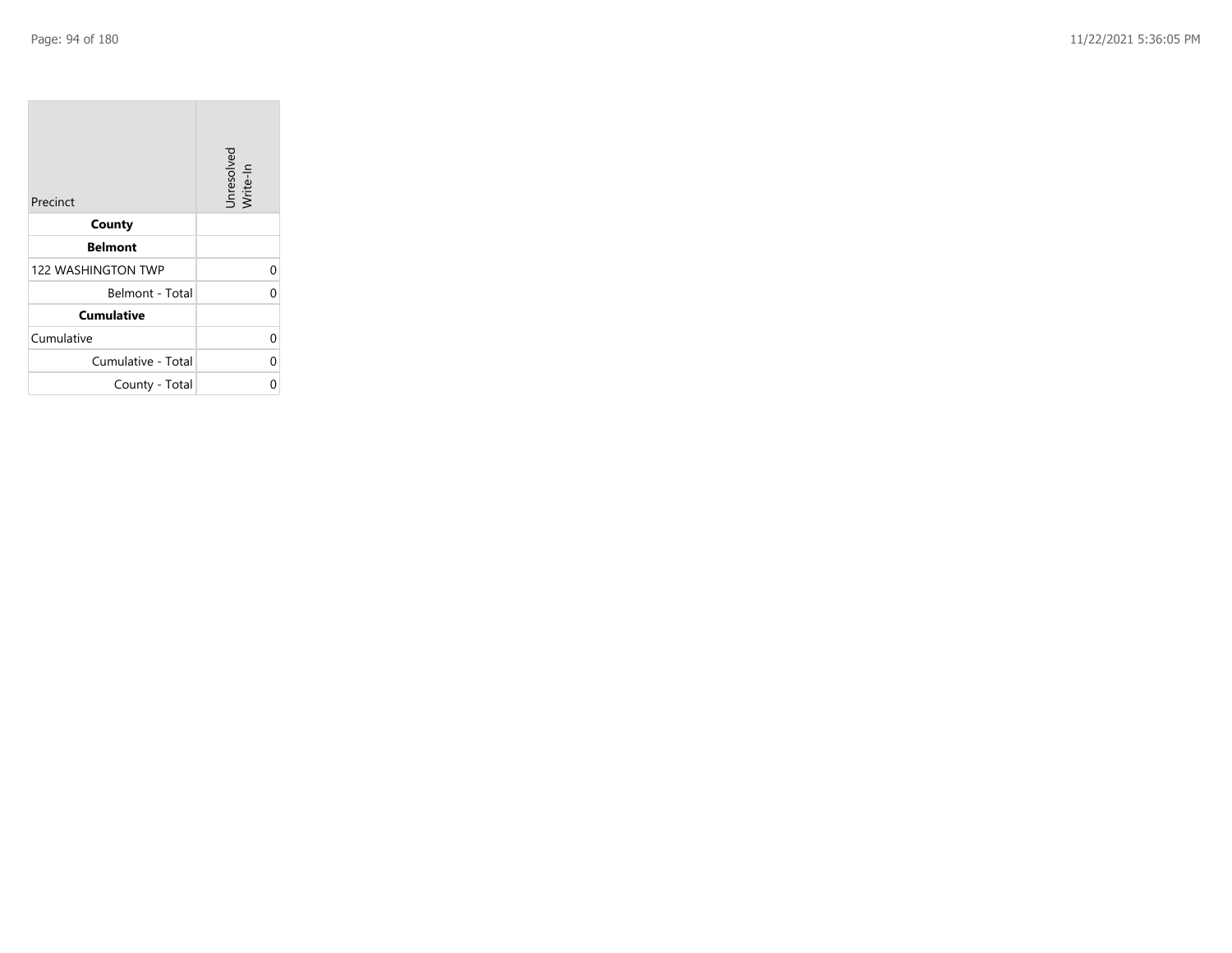| Precinct | Unresolved Write-In |
|---|---|
| **County** | |
| **Belmont** | |
| 122 WASHINGTON TWP | 0 |
| Belmont - Total | 0 |
| **Cumulative** | |
| Cumulative | 0 |
| Cumulative - Total | 0 |
| County - Total | 0 |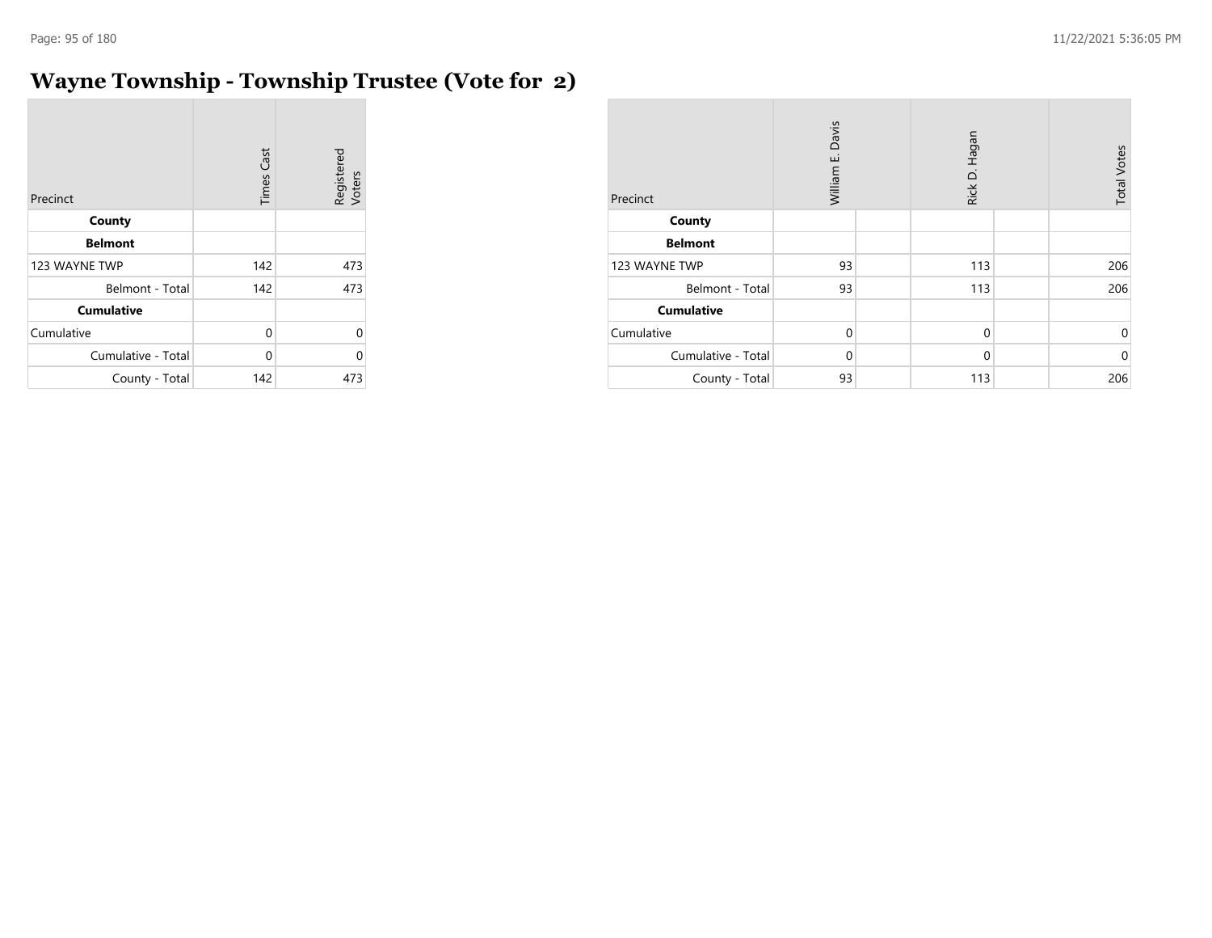# Wayne Township - Township Trustee (Vote for 2)

| Precinct | Times Cast | Registered Voters |
|---|---|---|
| **County** | | |
| **Belmont** | | |
| 123 WAYNE TWP | 142 | 473 |
| Belmont - Total | 142 | 473 |
| **Cumulative** | | |
| Cumulative | 0 | 0 |
| Cumulative - Total | 0 | 0 |
| County - Total | 142 | 473 |

| Precinct | William E. Davis | Rick D. Hagan | Total Votes |
|---|---|---|---|
| **County** | | | |
| **Belmont** | | | |
| 123 WAYNE TWP | 93 | 113 | 206 |
| Belmont - Total | 93 | 113 | 206 |
| **Cumulative** | | | |
| Cumulative | 0 | 0 | 0 |
| Cumulative - Total | 0 | 0 | 0 |
| County - Total | 93 | 113 | 206 |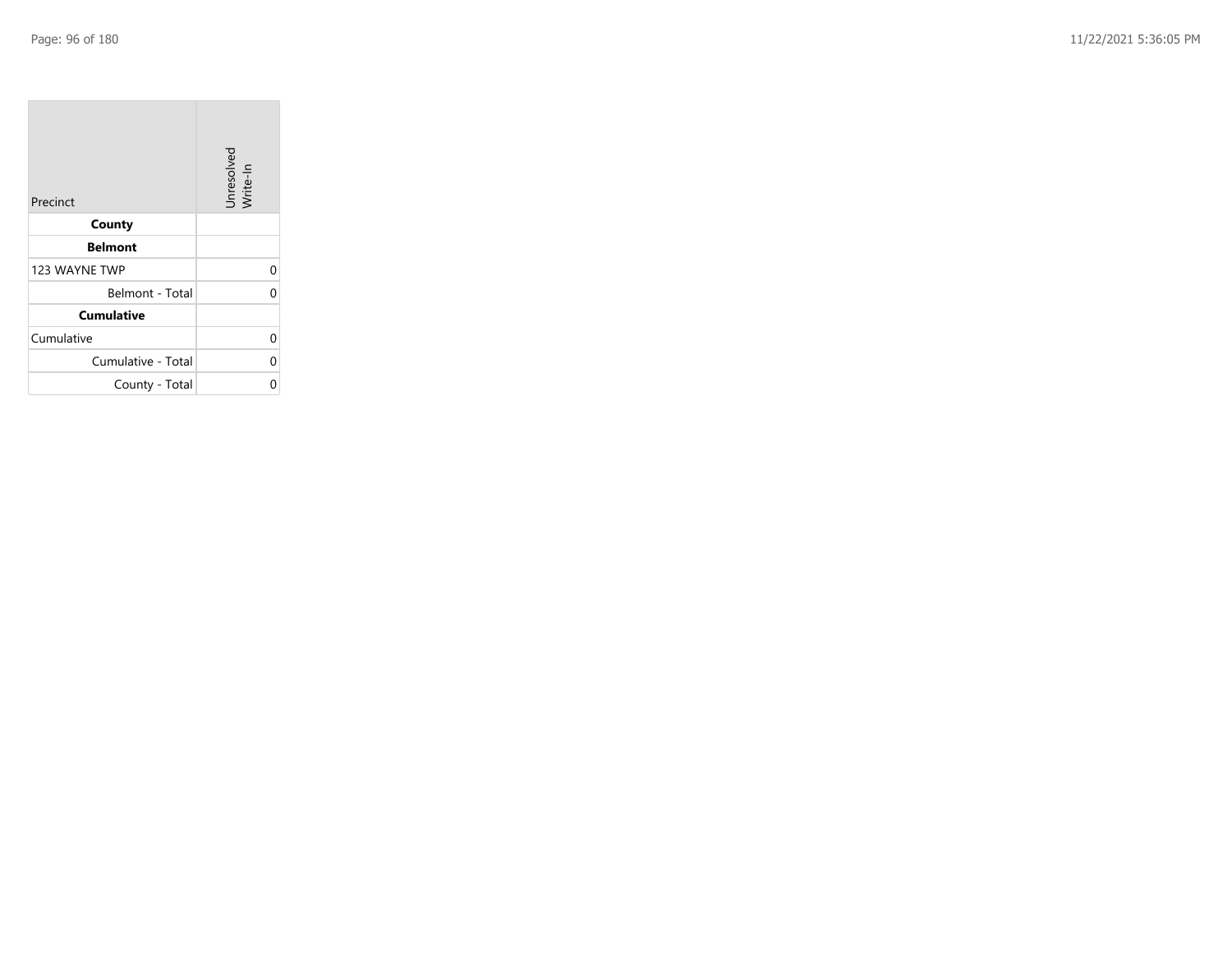| Precinct | Unresolved Write-In |
| --- | --- |
| **County** | |
| **Belmont** | |
| 123 WAYNE TWP | 0 |
| Belmont - Total | 0 |
| **Cumulative** | |
| Cumulative | 0 |
| Cumulative - Total | 0 |
| County - Total | 0 |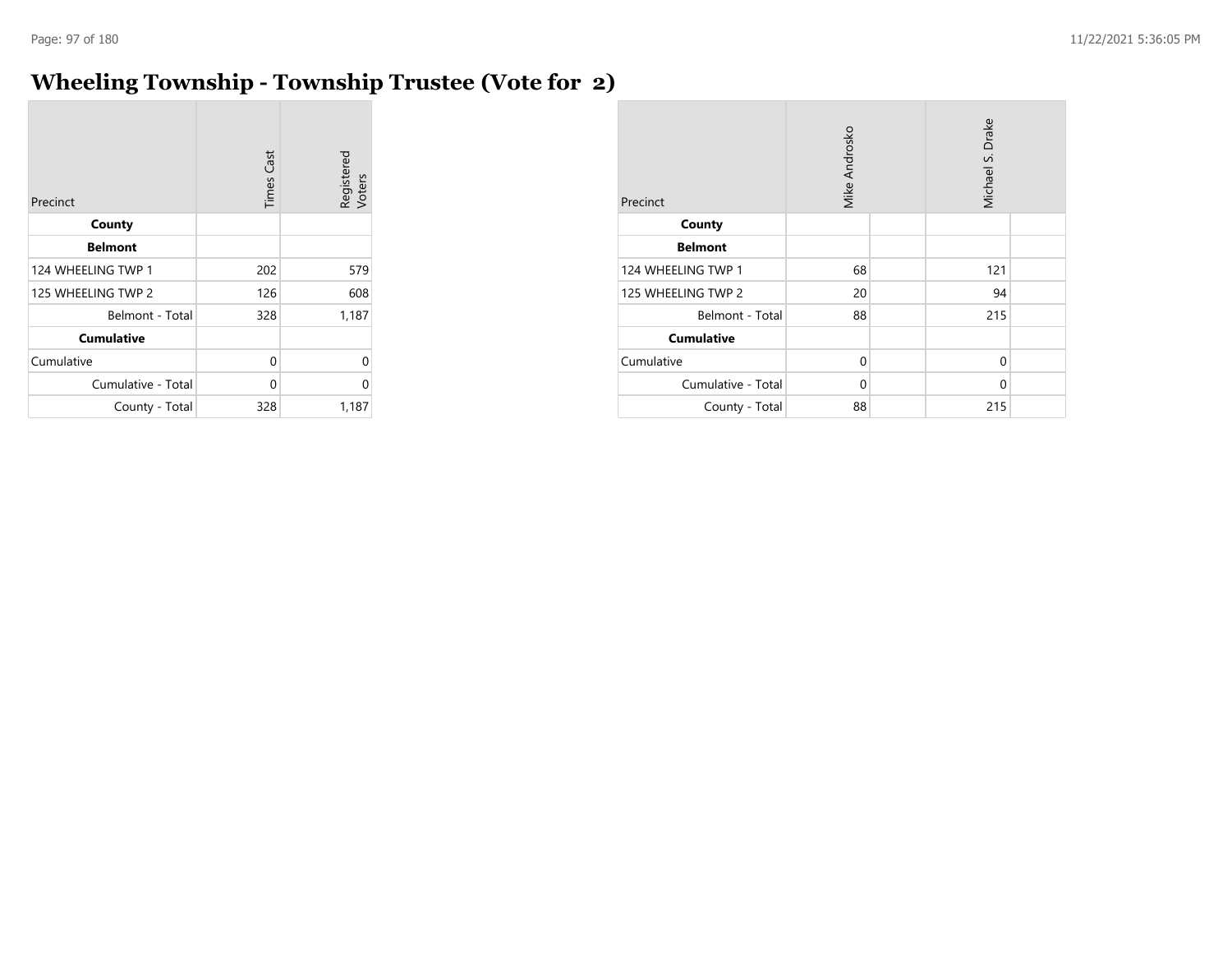# Wheeling Township - Township Trustee (Vote for 2)

| Precinct | Times Cast | Registered Voters |
|---|---|---|
| **County** | | |
| **Belmont** | | |
| 124 WHEELING TWP 1 | 202 | 579 |
| 125 WHEELING TWP 2 | 126 | 608 |
| Belmont - Total | 328 | 1,187 |
| **Cumulative** | | |
| Cumulative | 0 | 0 |
| Cumulative - Total | 0 | 0 |
| County - Total | 328 | 1,187 |

| Precinct | Mike Androsko | | Michael S. Drake | |
|---|---|---|---|---|
| **County** | | | | |
| **Belmont** | | | | |
| 124 WHEELING TWP 1 | 68 | | 121 | |
| 125 WHEELING TWP 2 | 20 | | 94 | |
| Belmont - Total | 88 | | 215 | |
| **Cumulative** | | | | |
| Cumulative | 0 | | 0 | |
| Cumulative - Total | 0 | | 0 | |
| County - Total | 88 | | 215 | |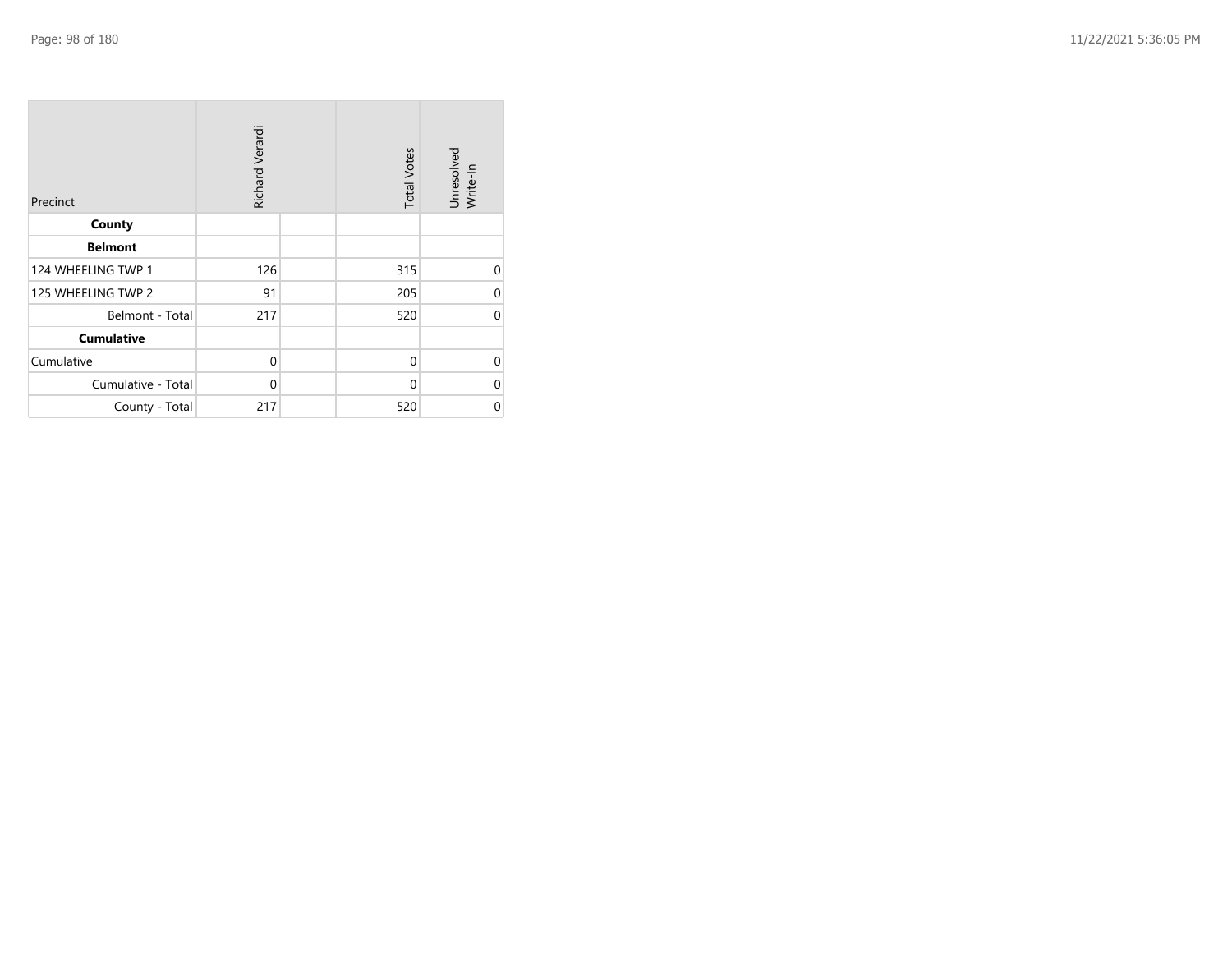| Precinct | Richard Verardi | | Total Votes | Unresolved Write-In |
| --- | --- | --- | --- | --- |
| **County** | | | | |
| **Belmont** | | | | |
| 124 WHEELING TWP 1 | 126 | | 315 | 0 |
| 125 WHEELING TWP 2 | 91 | | 205 | 0 |
| Belmont - Total | 217 | | 520 | 0 |
| **Cumulative** | | | | |
| Cumulative | 0 | | 0 | 0 |
| Cumulative - Total | 0 | | 0 | 0 |
| County - Total | 217 | | 520 | 0 |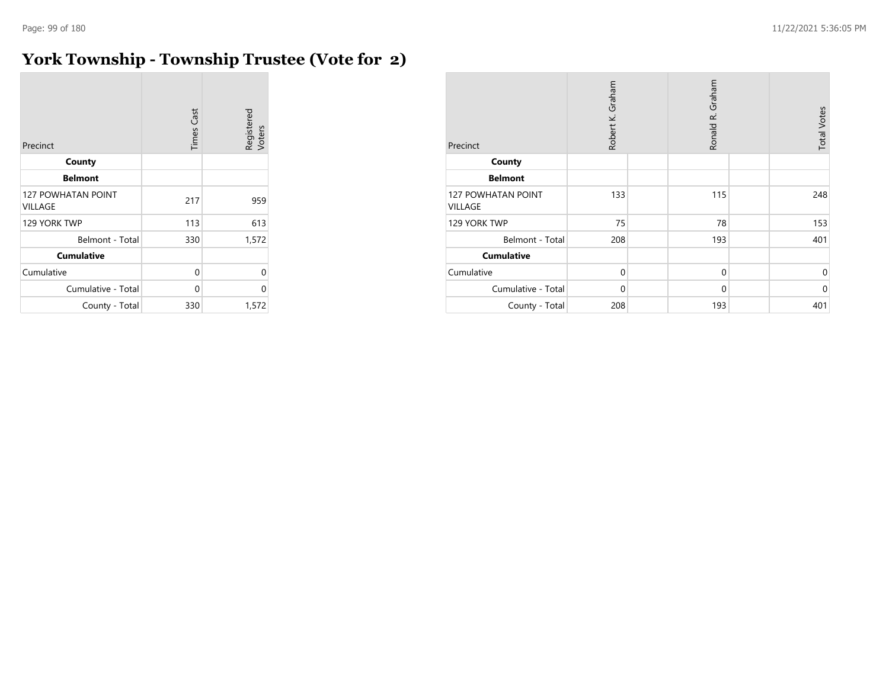# York Township - Township Trustee (Vote for 2)

| Precinct | Times Cast | Registered Voters |
|---|---|---|
| **County** | | |
| **Belmont** | | |
| 127 POWHATAN POINT VILLAGE | 217 | 959 |
| 129 YORK TWP | 113 | 613 |
| Belmont - Total | 330 | 1,572 |
| **Cumulative** | | |
| Cumulative | 0 | 0 |
| Cumulative - Total | 0 | 0 |
| County - Total | 330 | 1,572 |

| Precinct | Robert K. Graham | Ronald R. Graham | Total Votes |
|---|---|---|---|
| **County** | | | |
| **Belmont** | | | |
| 127 POWHATAN POINT VILLAGE | 133 | 115 | 248 |
| 129 YORK TWP | 75 | 78 | 153 |
| Belmont - Total | 208 | 193 | 401 |
| **Cumulative** | | | |
| Cumulative | 0 | 0 | 0 |
| Cumulative - Total | 0 | 0 | 0 |
| County - Total | 208 | 193 | 401 |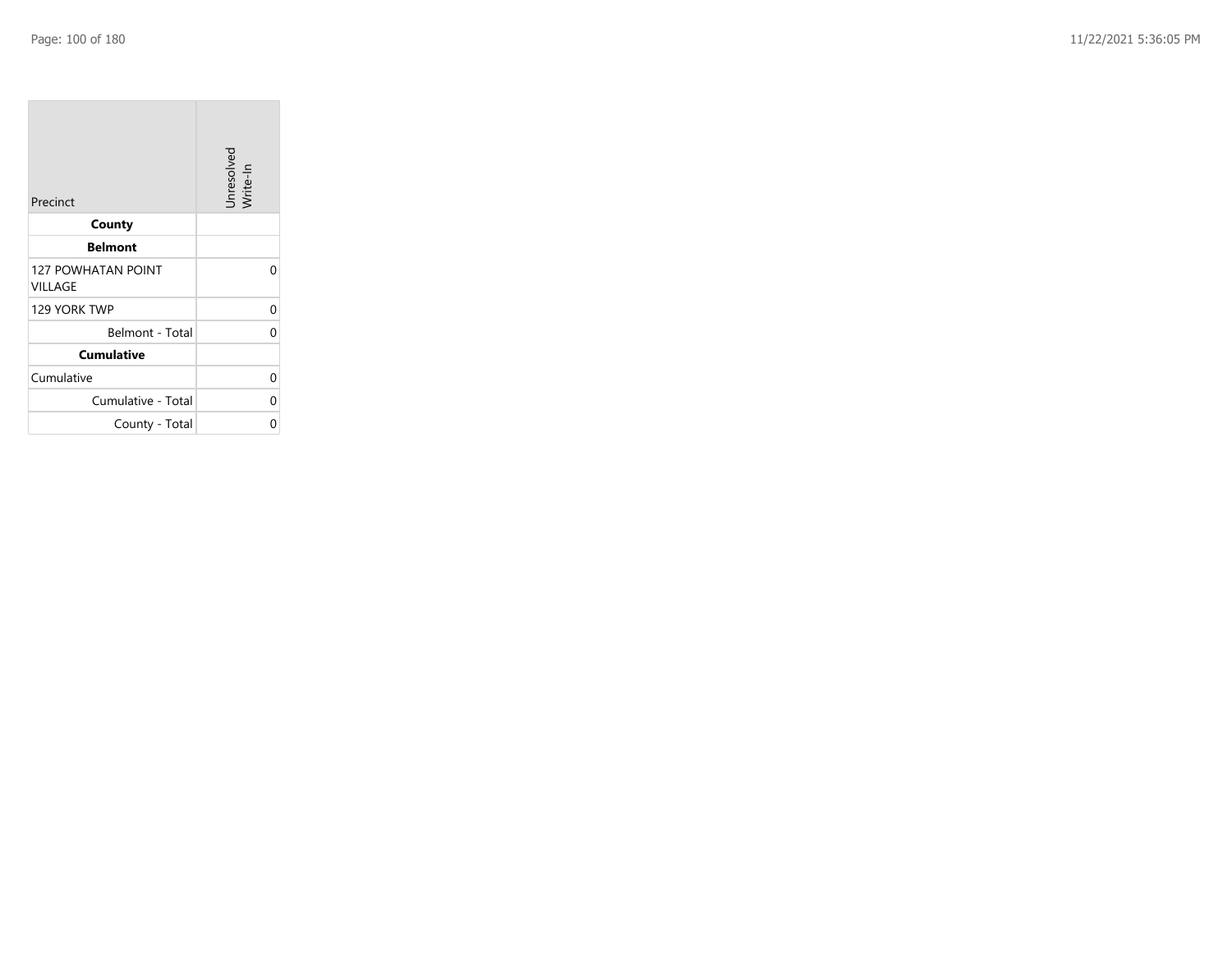| Precinct | Unresolved Write-In |
|---|---|
| **County** | |
| **Belmont** | |
| 127 POWHATAN POINT VILLAGE | 0 |
| 129 YORK TWP | 0 |
| Belmont - Total | 0 |
| **Cumulative** | |
| Cumulative | 0 |
| Cumulative - Total | 0 |
| County - Total | 0 |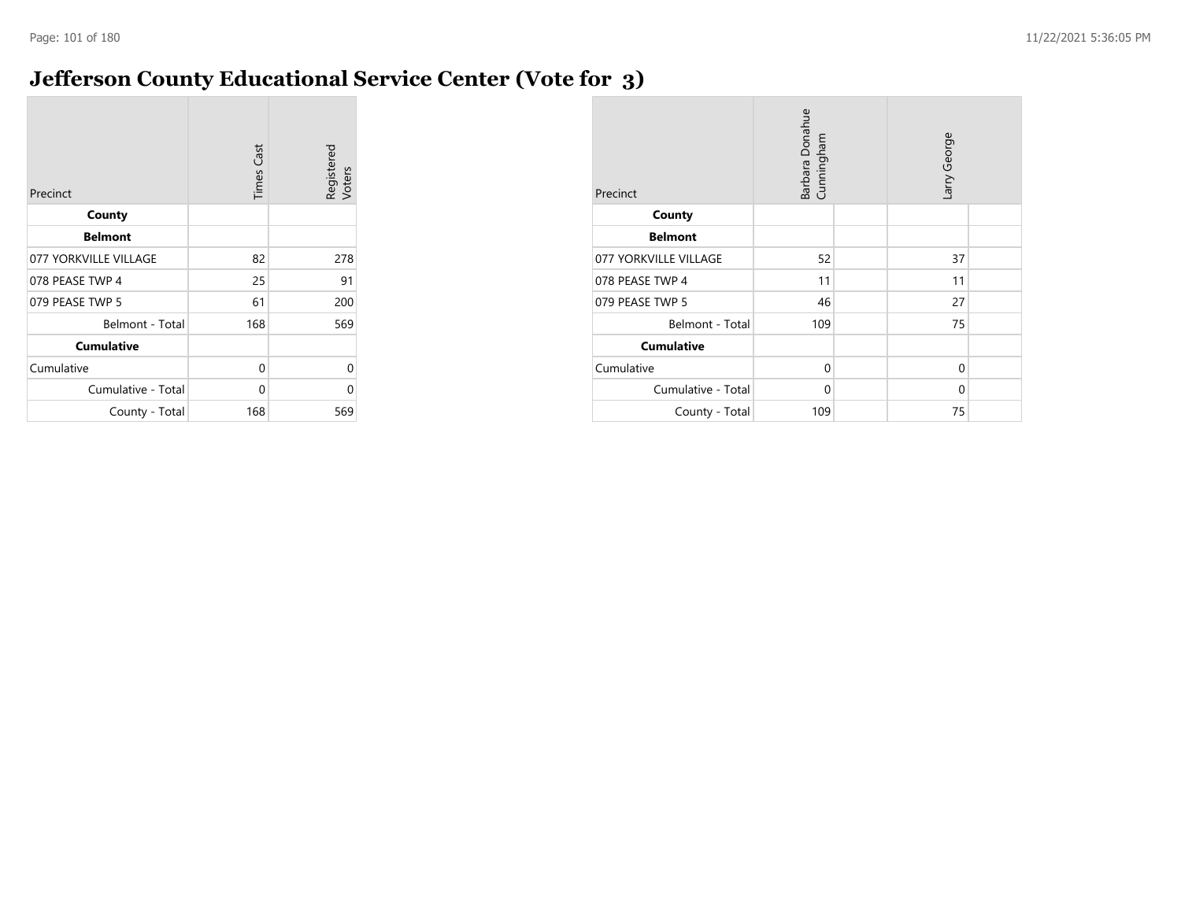# Jefferson County Educational Service Center (Vote for 3)

| Precinct | Times Cast | Registered Voters |
|---|---|---|
| **County** | | |
| **Belmont** | | |
| 077 YORKVILLE VILLAGE | 82 | 278 |
| 078 PEASE TWP 4 | 25 | 91 |
| 079 PEASE TWP 5 | 61 | 200 |
| Belmont - Total | 168 | 569 |
| **Cumulative** | | |
| Cumulative | 0 | 0 |
| Cumulative - Total | 0 | 0 |
| County - Total | 168 | 569 |

| Precinct | Barbara Donahue Cunningham | Larry George |
|---|---|---|
| **County** | | |
| **Belmont** | | |
| 077 YORKVILLE VILLAGE | 52 | 37 |
| 078 PEASE TWP 4 | 11 | 11 |
| 079 PEASE TWP 5 | 46 | 27 |
| Belmont - Total | 109 | 75 |
| **Cumulative** | | |
| Cumulative | 0 | 0 |
| Cumulative - Total | 0 | 0 |
| County - Total | 109 | 75 |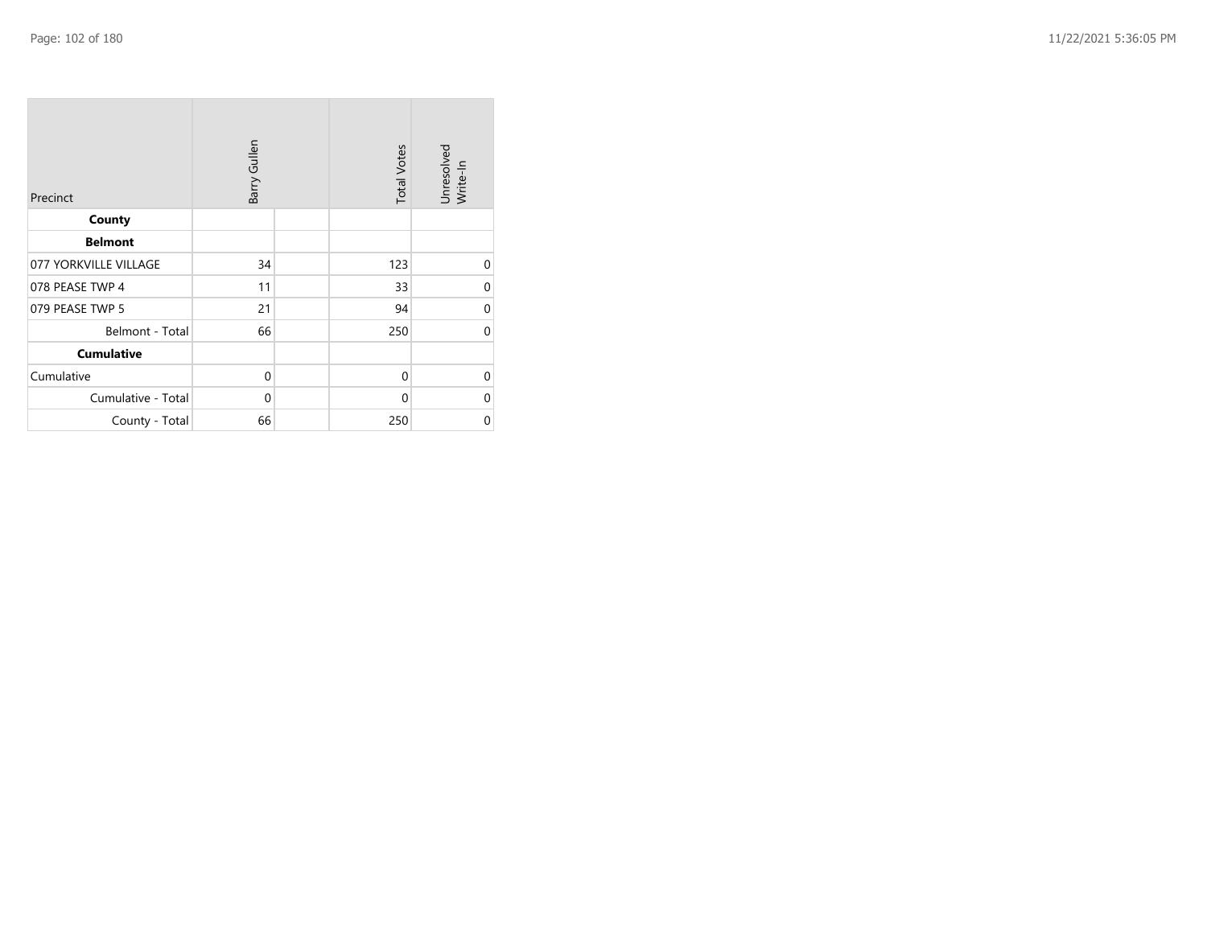| Precinct | Barry Gullen | | Total Votes | Unresolved Write-In |
|---|---|---|---|---|
| **County** | | | | |
| **Belmont** | | | | |
| 077 YORKVILLE VILLAGE | 34 | | 123 | 0 |
| 078 PEASE TWP 4 | 11 | | 33 | 0 |
| 079 PEASE TWP 5 | 21 | | 94 | 0 |
| Belmont - Total | 66 | | 250 | 0 |
| **Cumulative** | | | | |
| Cumulative | 0 | | 0 | 0 |
| Cumulative - Total | 0 | | 0 | 0 |
| County - Total | 66 | | 250 | 0 |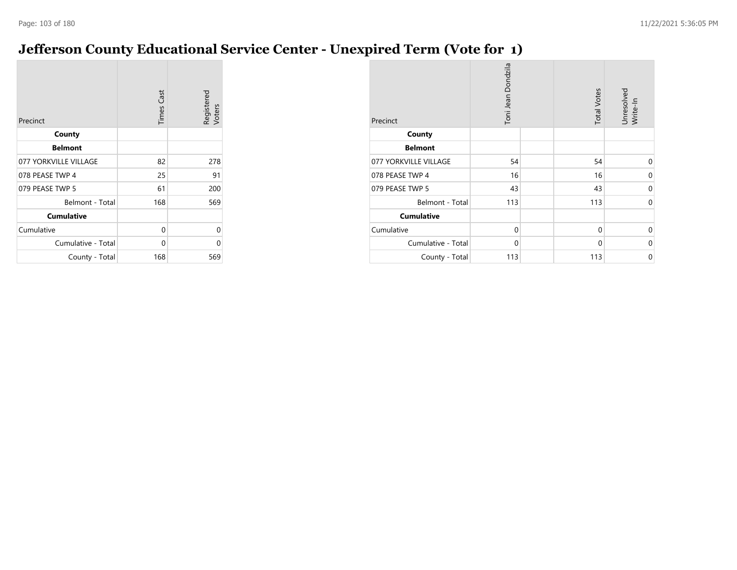# Jefferson County Educational Service Center - Unexpired Term (Vote for 1)

| Precinct | Times Cast | Registered Voters |
|---|---|---|
| **County** | | |
| **Belmont** | | |
| 077 YORKVILLE VILLAGE | 82 | 278 |
| 078 PEASE TWP 4 | 25 | 91 |
| 079 PEASE TWP 5 | 61 | 200 |
| Belmont - Total | 168 | 569 |
| **Cumulative** | | |
| Cumulative | 0 | 0 |
| Cumulative - Total | 0 | 0 |
| County - Total | 168 | 569 |

| Precinct | Toni Jean Dondzila | | Total Votes | Unresolved Write-In |
|---|---|---|---|---|
| **County** | | | | |
| **Belmont** | | | | |
| 077 YORKVILLE VILLAGE | 54 | | 54 | 0 |
| 078 PEASE TWP 4 | 16 | | 16 | 0 |
| 079 PEASE TWP 5 | 43 | | 43 | 0 |
| Belmont - Total | 113 | | 113 | 0 |
| **Cumulative** | | | | |
| Cumulative | 0 | | 0 | 0 |
| Cumulative - Total | 0 | | 0 | 0 |
| County - Total | 113 | | 113 | 0 |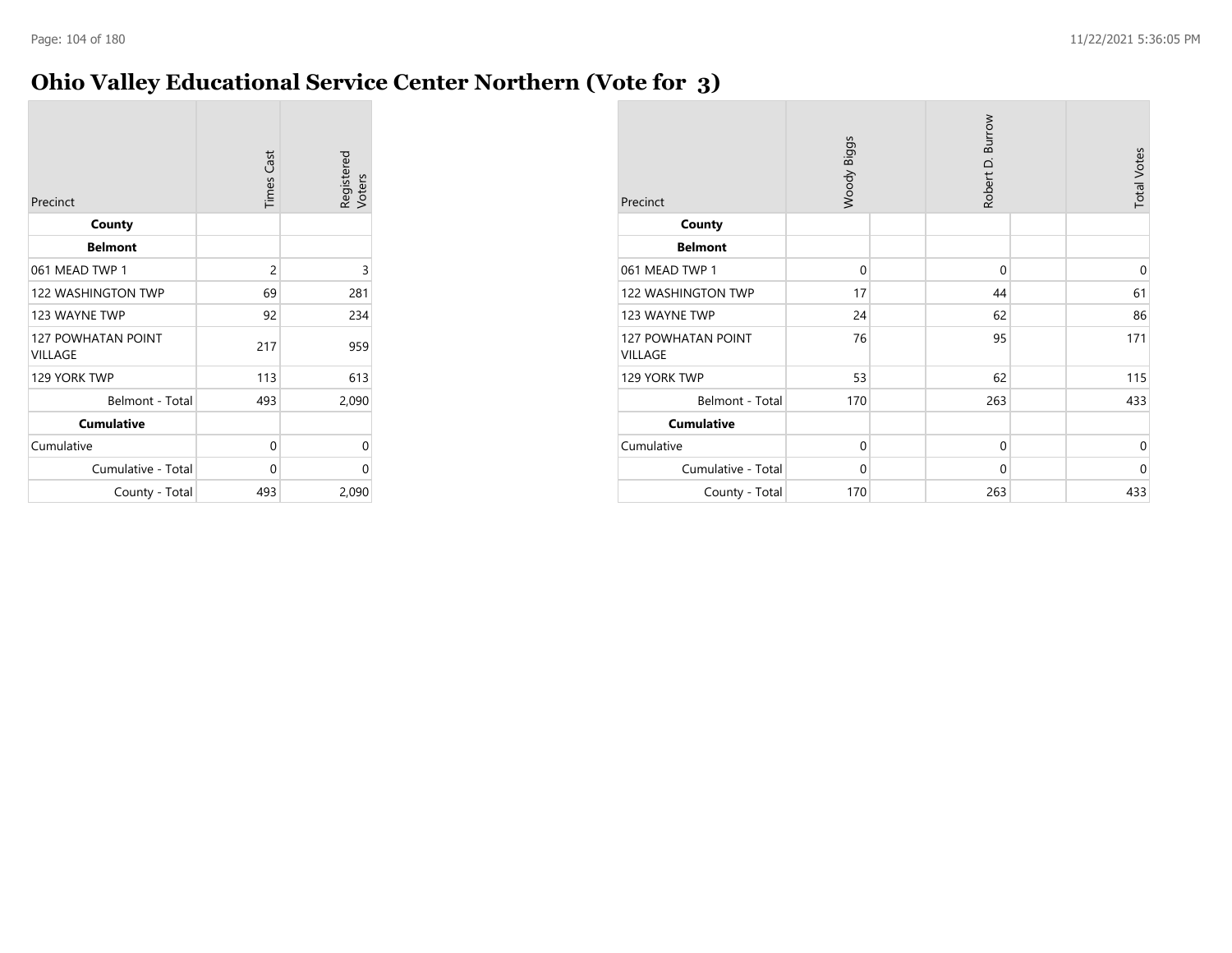# Ohio Valley Educational Service Center Northern (Vote for 3)

| Precinct | Times Cast | Registered Voters |
|---|---|---|
| **County** | | |
| **Belmont** | | |
| 061 MEAD TWP 1 | 2 | 3 |
| 122 WASHINGTON TWP | 69 | 281 |
| 123 WAYNE TWP | 92 | 234 |
| 127 POWHATAN POINT VILLAGE | 217 | 959 |
| 129 YORK TWP | 113 | 613 |
| Belmont - Total | 493 | 2,090 |
| **Cumulative** | | |
| Cumulative | 0 | 0 |
| Cumulative - Total | 0 | 0 |
| County - Total | 493 | 2,090 |

| Precinct | Woody Biggs | | Robert D. Burrow | | Total Votes |
|---|---|---|---|---|---|
| **County** | | | | | |
| **Belmont** | | | | | |
| 061 MEAD TWP 1 | 0 | | 0 | | 0 |
| 122 WASHINGTON TWP | 17 | | 44 | | 61 |
| 123 WAYNE TWP | 24 | | 62 | | 86 |
| 127 POWHATAN POINT VILLAGE | 76 | | 95 | | 171 |
| 129 YORK TWP | 53 | | 62 | | 115 |
| Belmont - Total | 170 | | 263 | | 433 |
| **Cumulative** | | | | | |
| Cumulative | 0 | | 0 | | 0 |
| Cumulative - Total | 0 | | 0 | | 0 |
| County - Total | 170 | | 263 | | 433 |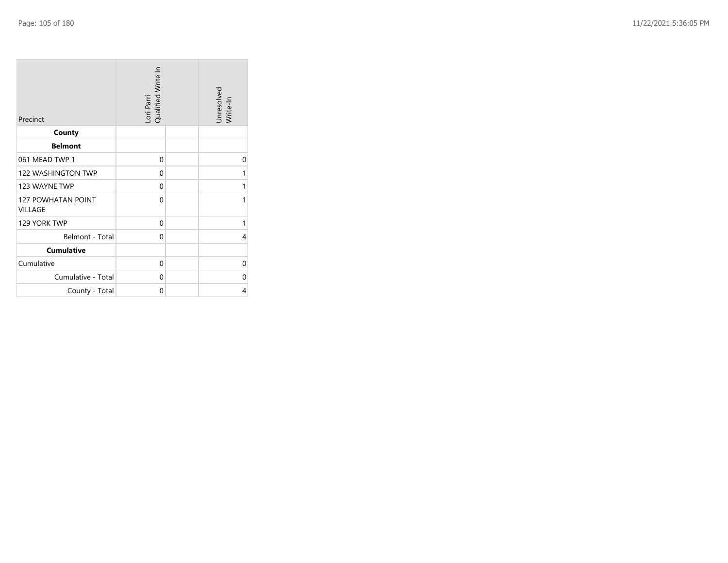| Precinct | Lori Parri Qualified Write In | | Unresolved Write-In |
|---|---|---|---|
| **County** | | | |
| **Belmont** | | | |
| 061 MEAD TWP 1 | 0 | | 0 |
| 122 WASHINGTON TWP | 0 | | 1 |
| 123 WAYNE TWP | 0 | | 1 |
| 127 POWHATAN POINT VILLAGE | 0 | | 1 |
| 129 YORK TWP | 0 | | 1 |
| Belmont - Total | 0 | | 4 |
| **Cumulative** | | | |
| Cumulative | 0 | | 0 |
| Cumulative - Total | 0 | | 0 |
| County - Total | 0 | | 4 |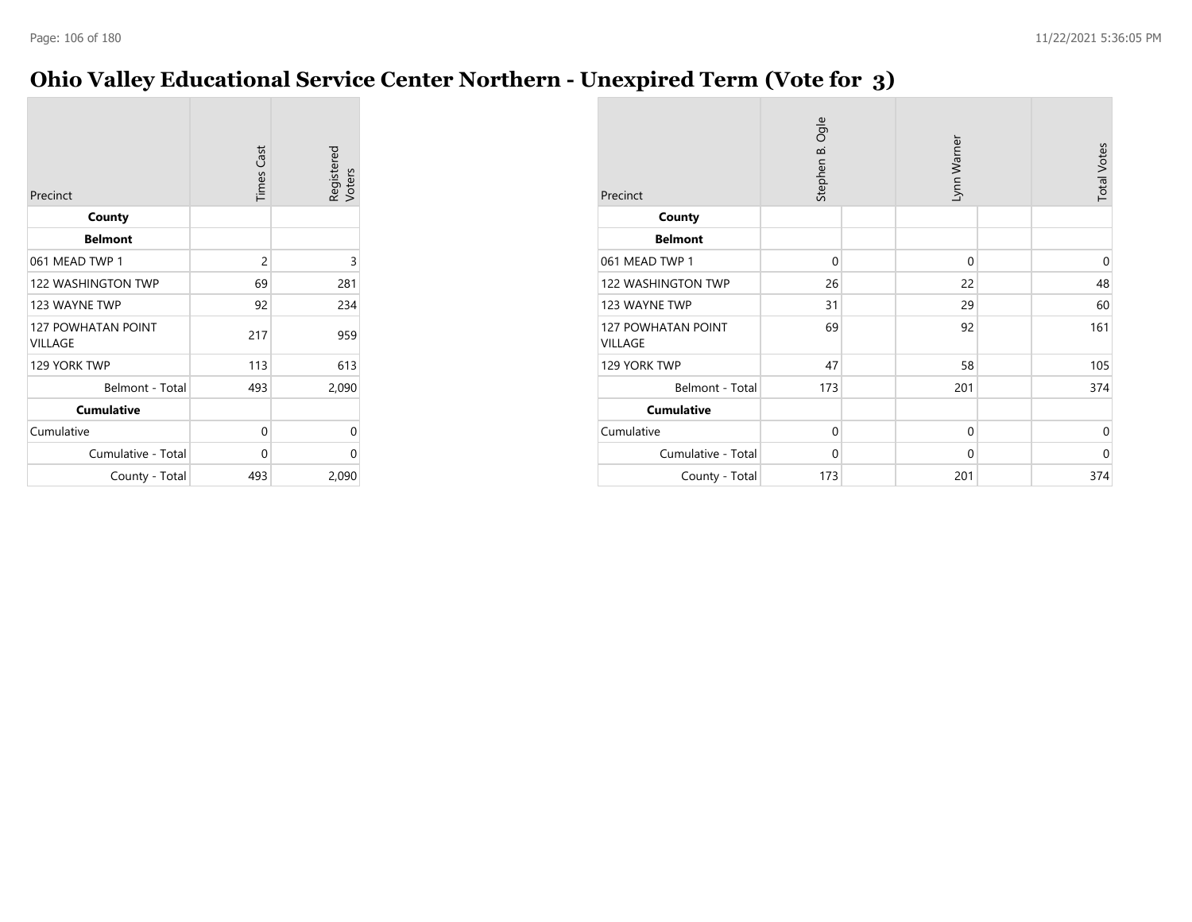# Ohio Valley Educational Service Center Northern - Unexpired Term (Vote for 3)

| Precinct | Times Cast | Registered Voters |
|---|---|---|
| **County** | | |
| **Belmont** | | |
| 061 MEAD TWP 1 | 2 | 3 |
| 122 WASHINGTON TWP | 69 | 281 |
| 123 WAYNE TWP | 92 | 234 |
| 127 POWHATAN POINT VILLAGE | 217 | 959 |
| 129 YORK TWP | 113 | 613 |
| Belmont - Total | 493 | 2,090 |
| **Cumulative** | | |
| Cumulative | 0 | 0 |
| Cumulative - Total | 0 | 0 |
| County - Total | 493 | 2,090 |

| Precinct | Stephen B. Ogle | | Lynn Warner | | Total Votes |
|---|---|---|---|---|---|
| **County** | | | | | |
| **Belmont** | | | | | |
| 061 MEAD TWP 1 | 0 | | 0 | | 0 |
| 122 WASHINGTON TWP | 26 | | 22 | | 48 |
| 123 WAYNE TWP | 31 | | 29 | | 60 |
| 127 POWHATAN POINT VILLAGE | 69 | | 92 | | 161 |
| 129 YORK TWP | 47 | | 58 | | 105 |
| Belmont - Total | 173 | | 201 | | 374 |
| **Cumulative** | | | | | |
| Cumulative | 0 | | 0 | | 0 |
| Cumulative - Total | 0 | | 0 | | 0 |
| County - Total | 173 | | 201 | | 374 |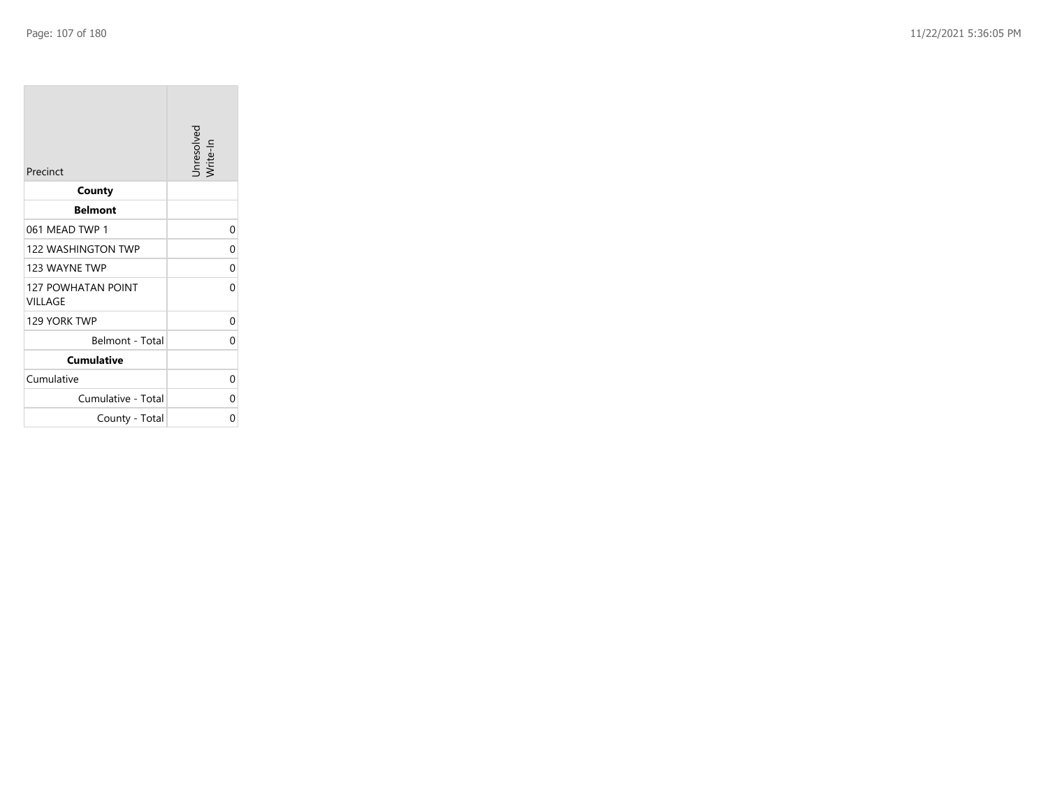| Precinct | Unresolved Write-In |
| --- | --- |
| **County** | |
| **Belmont** | |
| 061 MEAD TWP 1 | 0 |
| 122 WASHINGTON TWP | 0 |
| 123 WAYNE TWP | 0 |
| 127 POWHATAN POINT VILLAGE | 0 |
| 129 YORK TWP | 0 |
| Belmont - Total | 0 |
| **Cumulative** | |
| Cumulative | 0 |
| Cumulative - Total | 0 |
| County - Total | 0 |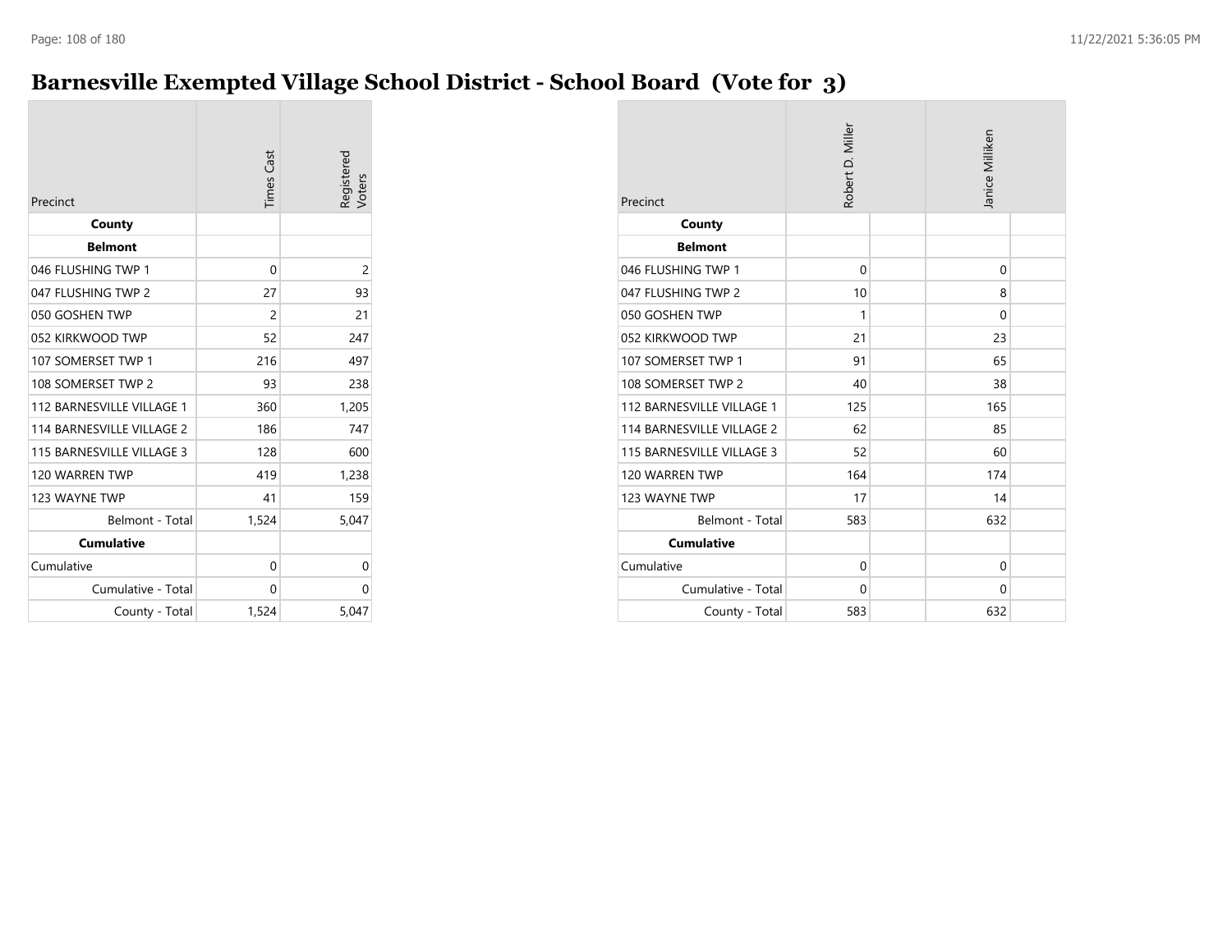# Barnesville Exempted Village School District - School Board (Vote for 3)

| Precinct | Times Cast | Registered Voters |
|---|---|---|
| **County** | | |
| **Belmont** | | |
| 046 FLUSHING TWP 1 | 0 | 2 |
| 047 FLUSHING TWP 2 | 27 | 93 |
| 050 GOSHEN TWP | 2 | 21 |
| 052 KIRKWOOD TWP | 52 | 247 |
| 107 SOMERSET TWP 1 | 216 | 497 |
| 108 SOMERSET TWP 2 | 93 | 238 |
| 112 BARNESVILLE VILLAGE 1 | 360 | 1,205 |
| 114 BARNESVILLE VILLAGE 2 | 186 | 747 |
| 115 BARNESVILLE VILLAGE 3 | 128 | 600 |
| 120 WARREN TWP | 419 | 1,238 |
| 123 WAYNE TWP | 41 | 159 |
| Belmont - Total | 1,524 | 5,047 |
| **Cumulative** | | |
| Cumulative | 0 | 0 |
| Cumulative - Total | 0 | 0 |
| County - Total | 1,524 | 5,047 |

| Precinct | Robert D. Miller | | Janice Milliken | |
|---|---|---|---|---|
| **County** | | | | |
| **Belmont** | | | | |
| 046 FLUSHING TWP 1 | 0 | | 0 | |
| 047 FLUSHING TWP 2 | 10 | | 8 | |
| 050 GOSHEN TWP | 1 | | 0 | |
| 052 KIRKWOOD TWP | 21 | | 23 | |
| 107 SOMERSET TWP 1 | 91 | | 65 | |
| 108 SOMERSET TWP 2 | 40 | | 38 | |
| 112 BARNESVILLE VILLAGE 1 | 125 | | 165 | |
| 114 BARNESVILLE VILLAGE 2 | 62 | | 85 | |
| 115 BARNESVILLE VILLAGE 3 | 52 | | 60 | |
| 120 WARREN TWP | 164 | | 174 | |
| 123 WAYNE TWP | 17 | | 14 | |
| Belmont - Total | 583 | | 632 | |
| **Cumulative** | | | | |
| Cumulative | 0 | | 0 | |
| Cumulative - Total | 0 | | 0 | |
| County - Total | 583 | | 632 | |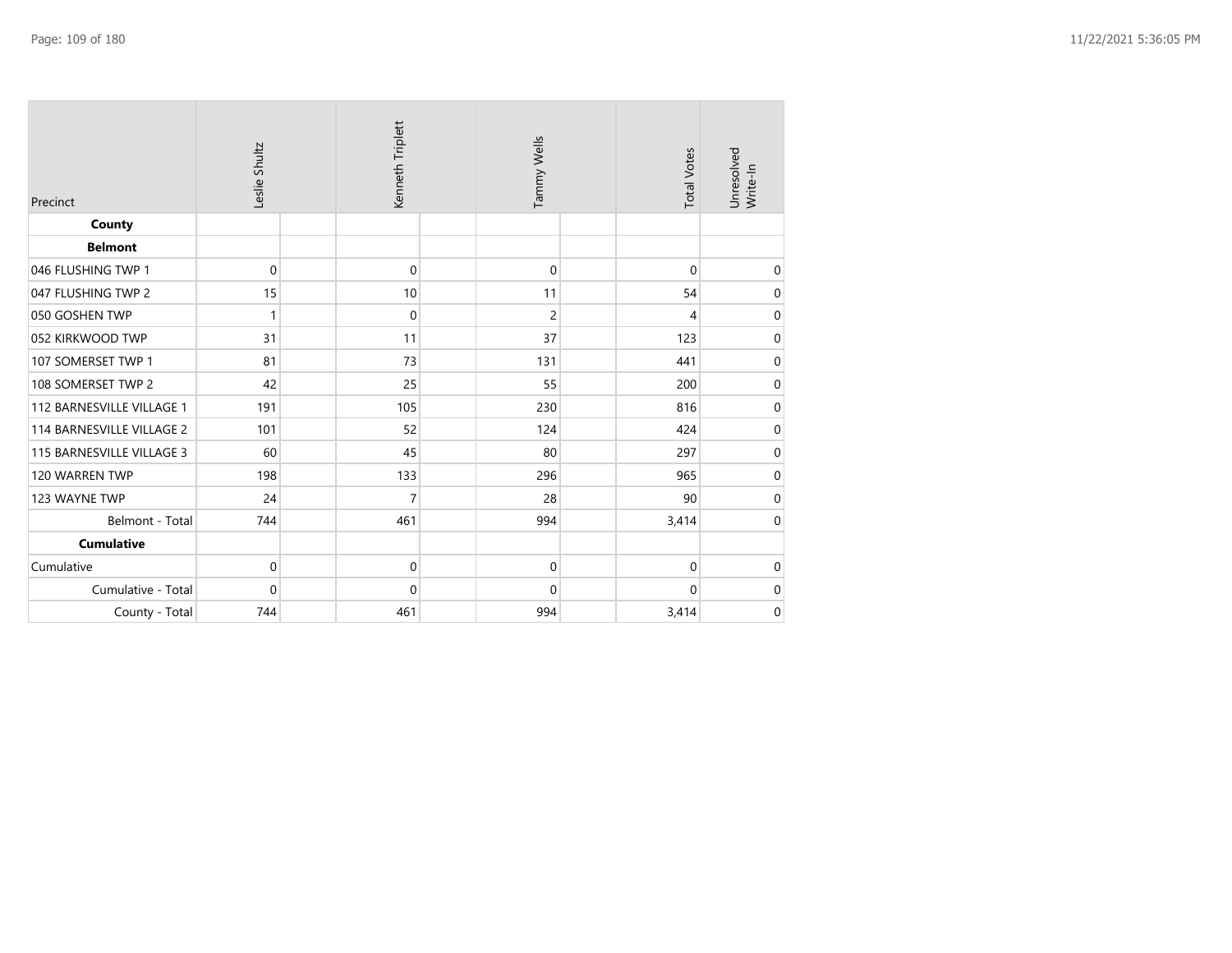| Precinct | Leslie Shultz | Kenneth Triplett | Tammy Wells | Total Votes | Unresolved Write-In |
|---|---|---|---|---|---|
| **County** | | | | | |
| **Belmont** | | | | | |
| 046 FLUSHING TWP 1 | 0 | 0 | 0 | 0 | 0 |
| 047 FLUSHING TWP 2 | 15 | 10 | 11 | 54 | 0 |
| 050 GOSHEN TWP | 1 | 0 | 2 | 4 | 0 |
| 052 KIRKWOOD TWP | 31 | 11 | 37 | 123 | 0 |
| 107 SOMERSET TWP 1 | 81 | 73 | 131 | 441 | 0 |
| 108 SOMERSET TWP 2 | 42 | 25 | 55 | 200 | 0 |
| 112 BARNESVILLE VILLAGE 1 | 191 | 105 | 230 | 816 | 0 |
| 114 BARNESVILLE VILLAGE 2 | 101 | 52 | 124 | 424 | 0 |
| 115 BARNESVILLE VILLAGE 3 | 60 | 45 | 80 | 297 | 0 |
| 120 WARREN TWP | 198 | 133 | 296 | 965 | 0 |
| 123 WAYNE TWP | 24 | 7 | 28 | 90 | 0 |
| Belmont - Total | 744 | 461 | 994 | 3,414 | 0 |
| **Cumulative** | | | | | |
| Cumulative | 0 | 0 | 0 | 0 | 0 |
| Cumulative - Total | 0 | 0 | 0 | 0 | 0 |
| County - Total | 744 | 461 | 994 | 3,414 | 0 |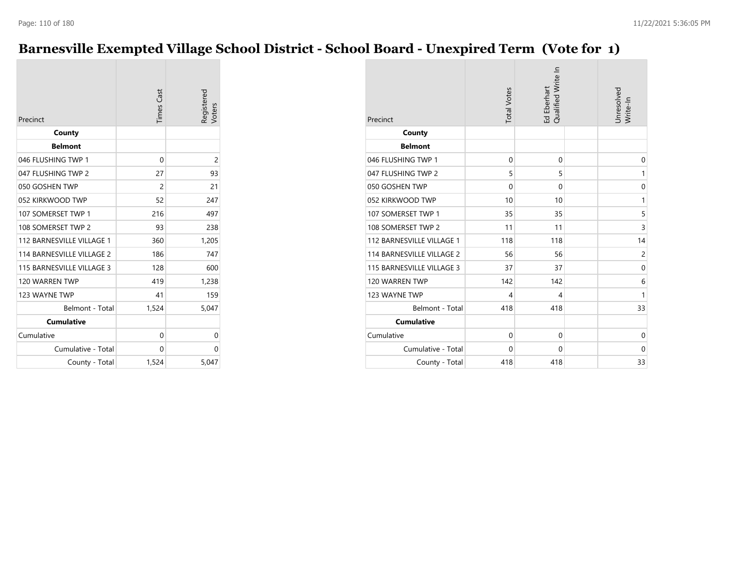# Barnesville Exempted Village School District - School Board - Unexpired Term (Vote for 1)

| Precinct | Times Cast | Registered Voters |
|---|---|---|
| **County** | | |
| **Belmont** | | |
| 046 FLUSHING TWP 1 | 0 | 2 |
| 047 FLUSHING TWP 2 | 27 | 93 |
| 050 GOSHEN TWP | 2 | 21 |
| 052 KIRKWOOD TWP | 52 | 247 |
| 107 SOMERSET TWP 1 | 216 | 497 |
| 108 SOMERSET TWP 2 | 93 | 238 |
| 112 BARNESVILLE VILLAGE 1 | 360 | 1,205 |
| 114 BARNESVILLE VILLAGE 2 | 186 | 747 |
| 115 BARNESVILLE VILLAGE 3 | 128 | 600 |
| 120 WARREN TWP | 419 | 1,238 |
| 123 WAYNE TWP | 41 | 159 |
| Belmont - Total | 1,524 | 5,047 |
| **Cumulative** | | |
| Cumulative | 0 | 0 |
| Cumulative - Total | 0 | 0 |
| County - Total | 1,524 | 5,047 |

| Precinct | Total Votes | Ed Eberhart Qualified Write In | | Unresolved Write-In |
|---|---|---|---|---|
| **County** | | | | |
| **Belmont** | | | | |
| 046 FLUSHING TWP 1 | 0 | 0 | | 0 |
| 047 FLUSHING TWP 2 | 5 | 5 | | 1 |
| 050 GOSHEN TWP | 0 | 0 | | 0 |
| 052 KIRKWOOD TWP | 10 | 10 | | 1 |
| 107 SOMERSET TWP 1 | 35 | 35 | | 5 |
| 108 SOMERSET TWP 2 | 11 | 11 | | 3 |
| 112 BARNESVILLE VILLAGE 1 | 118 | 118 | | 14 |
| 114 BARNESVILLE VILLAGE 2 | 56 | 56 | | 2 |
| 115 BARNESVILLE VILLAGE 3 | 37 | 37 | | 0 |
| 120 WARREN TWP | 142 | 142 | | 6 |
| 123 WAYNE TWP | 4 | 4 | | 1 |
| Belmont - Total | 418 | 418 | | 33 |
| **Cumulative** | | | | |
| Cumulative | 0 | 0 | | 0 |
| Cumulative - Total | 0 | 0 | | 0 |
| County - Total | 418 | 418 | | 33 |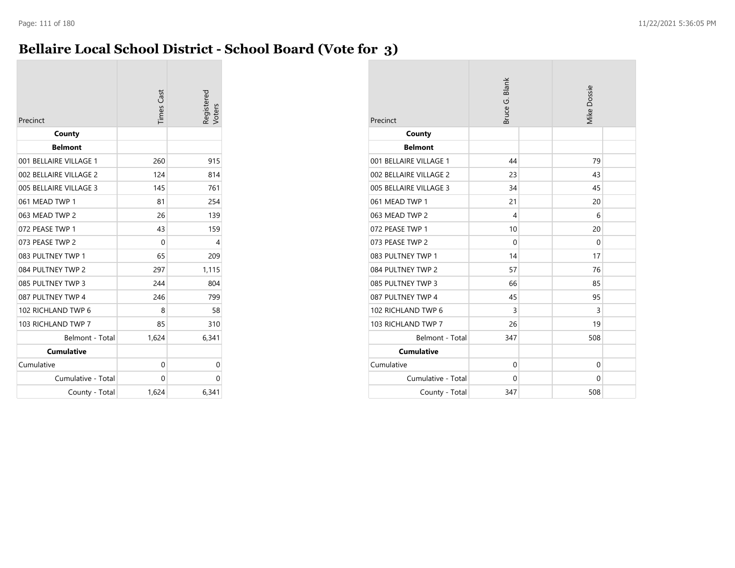# Bellaire Local School District - School Board (Vote for 3)

| Precinct | Times Cast | Registered Voters |
|---|---|---|
| **County** | | |
| **Belmont** | | |
| 001 BELLAIRE VILLAGE 1 | 260 | 915 |
| 002 BELLAIRE VILLAGE 2 | 124 | 814 |
| 005 BELLAIRE VILLAGE 3 | 145 | 761 |
| 061 MEAD TWP 1 | 81 | 254 |
| 063 MEAD TWP 2 | 26 | 139 |
| 072 PEASE TWP 1 | 43 | 159 |
| 073 PEASE TWP 2 | 0 | 4 |
| 083 PULTNEY TWP 1 | 65 | 209 |
| 084 PULTNEY TWP 2 | 297 | 1,115 |
| 085 PULTNEY TWP 3 | 244 | 804 |
| 087 PULTNEY TWP 4 | 246 | 799 |
| 102 RICHLAND TWP 6 | 8 | 58 |
| 103 RICHLAND TWP 7 | 85 | 310 |
| Belmont - Total | 1,624 | 6,341 |
| **Cumulative** | | |
| Cumulative | 0 | 0 |
| Cumulative - Total | 0 | 0 |
| County - Total | 1,624 | 6,341 |

| Precinct | Bruce G. Blank | | Mike Dossie | |
|---|---|---|---|---|
| **County** | | | | |
| **Belmont** | | | | |
| 001 BELLAIRE VILLAGE 1 | 44 | | 79 | |
| 002 BELLAIRE VILLAGE 2 | 23 | | 43 | |
| 005 BELLAIRE VILLAGE 3 | 34 | | 45 | |
| 061 MEAD TWP 1 | 21 | | 20 | |
| 063 MEAD TWP 2 | 4 | | 6 | |
| 072 PEASE TWP 1 | 10 | | 20 | |
| 073 PEASE TWP 2 | 0 | | 0 | |
| 083 PULTNEY TWP 1 | 14 | | 17 | |
| 084 PULTNEY TWP 2 | 57 | | 76 | |
| 085 PULTNEY TWP 3 | 66 | | 85 | |
| 087 PULTNEY TWP 4 | 45 | | 95 | |
| 102 RICHLAND TWP 6 | 3 | | 3 | |
| 103 RICHLAND TWP 7 | 26 | | 19 | |
| Belmont - Total | 347 | | 508 | |
| **Cumulative** | | | | |
| Cumulative | 0 | | 0 | |
| Cumulative - Total | 0 | | 0 | |
| County - Total | 347 | | 508 | |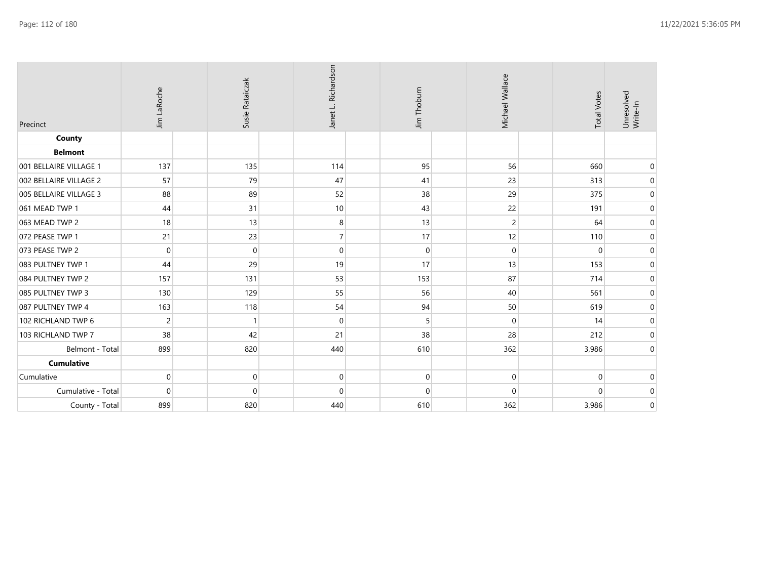| Precinct | Jim LaRoche | Susie Rataiczak | Janet L. Richardson | Jim Thoburn | Michael Wallace | Total Votes | Unresolved Write-In |
|---|---|---|---|---|---|---|---|
| **County** | | | | | | | |
| **Belmont** | | | | | | | |
| 001 BELLAIRE VILLAGE 1 | 137 | 135 | 114 | 95 | 56 | 660 | 0 |
| 002 BELLAIRE VILLAGE 2 | 57 | 79 | 47 | 41 | 23 | 313 | 0 |
| 005 BELLAIRE VILLAGE 3 | 88 | 89 | 52 | 38 | 29 | 375 | 0 |
| 061 MEAD TWP 1 | 44 | 31 | 10 | 43 | 22 | 191 | 0 |
| 063 MEAD TWP 2 | 18 | 13 | 8 | 13 | 2 | 64 | 0 |
| 072 PEASE TWP 1 | 21 | 23 | 7 | 17 | 12 | 110 | 0 |
| 073 PEASE TWP 2 | 0 | 0 | 0 | 0 | 0 | 0 | 0 |
| 083 PULTNEY TWP 1 | 44 | 29 | 19 | 17 | 13 | 153 | 0 |
| 084 PULTNEY TWP 2 | 157 | 131 | 53 | 153 | 87 | 714 | 0 |
| 085 PULTNEY TWP 3 | 130 | 129 | 55 | 56 | 40 | 561 | 0 |
| 087 PULTNEY TWP 4 | 163 | 118 | 54 | 94 | 50 | 619 | 0 |
| 102 RICHLAND TWP 6 | 2 | 1 | 0 | 5 | 0 | 14 | 0 |
| 103 RICHLAND TWP 7 | 38 | 42 | 21 | 38 | 28 | 212 | 0 |
| Belmont - Total | 899 | 820 | 440 | 610 | 362 | 3,986 | 0 |
| **Cumulative** | | | | | | | |
| Cumulative | 0 | 0 | 0 | 0 | 0 | 0 | 0 |
| Cumulative - Total | 0 | 0 | 0 | 0 | 0 | 0 | 0 |
| County - Total | 899 | 820 | 440 | 610 | 362 | 3,986 | 0 |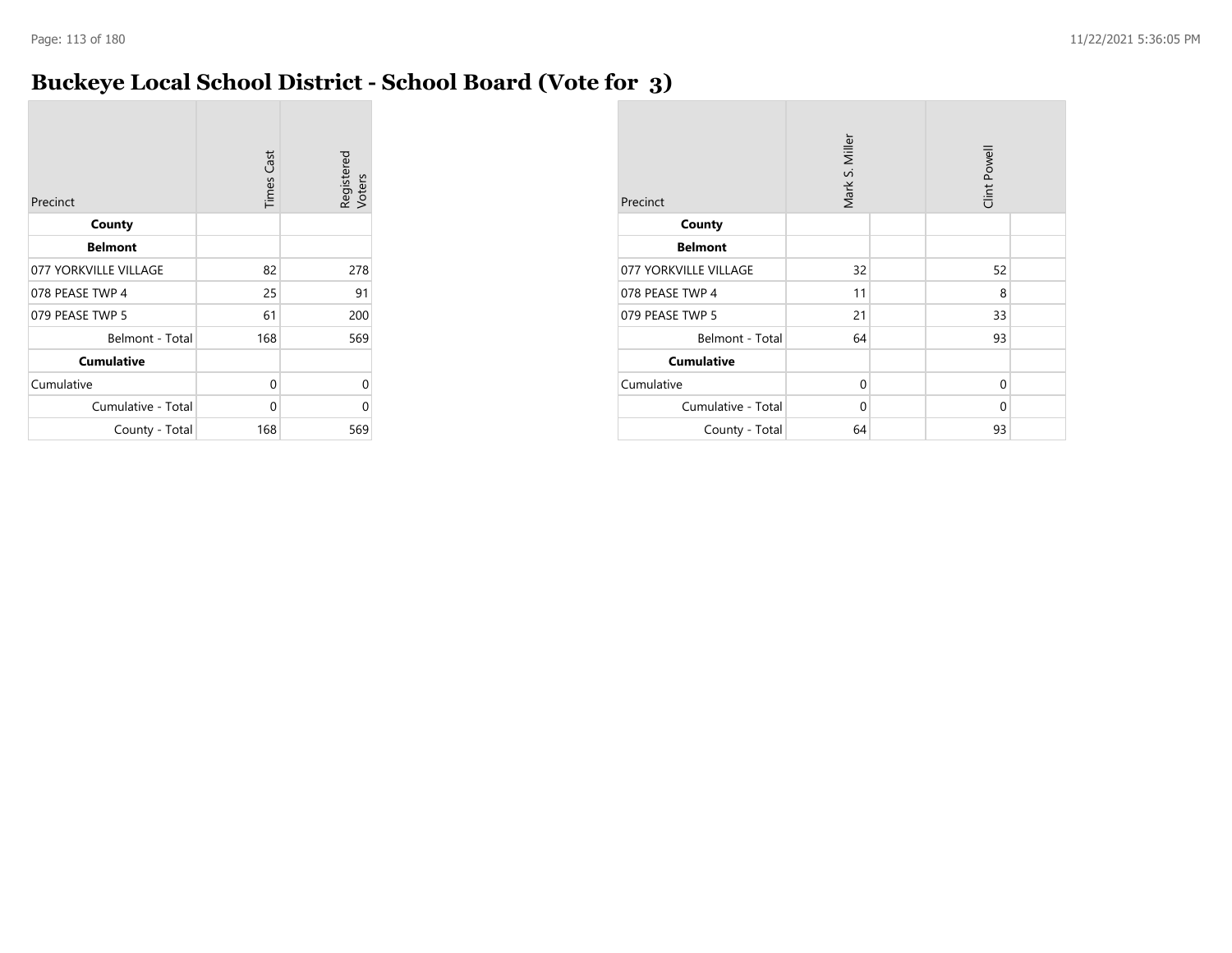# Buckeye Local School District - School Board (Vote for 3)

| Precinct | Times Cast | Registered Voters |
|---|---|---|
| **County** | | |
| **Belmont** | | |
| 077 YORKVILLE VILLAGE | 82 | 278 |
| 078 PEASE TWP 4 | 25 | 91 |
| 079 PEASE TWP 5 | 61 | 200 |
| Belmont - Total | 168 | 569 |
| **Cumulative** | | |
| Cumulative | 0 | 0 |
| Cumulative - Total | 0 | 0 |
| County - Total | 168 | 569 |

| Precinct | Mark S. Miller | | Clint Powell | |
|---|---|---|---|---|
| **County** | | | | |
| **Belmont** | | | | |
| 077 YORKVILLE VILLAGE | 32 | | 52 | |
| 078 PEASE TWP 4 | 11 | | 8 | |
| 079 PEASE TWP 5 | 21 | | 33 | |
| Belmont - Total | 64 | | 93 | |
| **Cumulative** | | | | |
| Cumulative | 0 | | 0 | |
| Cumulative - Total | 0 | | 0 | |
| County - Total | 64 | | 93 | |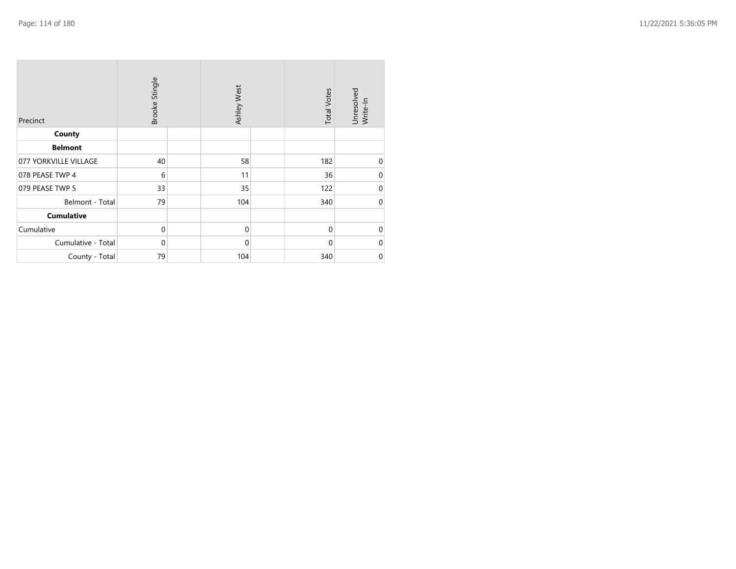| Precinct | Brooke Stingle | | Ashley West | | Total Votes | Unresolved Write-In |
|---|---|---|---|---|---|---|
| **County** | | | | | | |
| **Belmont** | | | | | | |
| 077 YORKVILLE VILLAGE | 40 | | 58 | | 182 | 0 |
| 078 PEASE TWP 4 | 6 | | 11 | | 36 | 0 |
| 079 PEASE TWP 5 | 33 | | 35 | | 122 | 0 |
| Belmont - Total | 79 | | 104 | | 340 | 0 |
| **Cumulative** | | | | | | |
| Cumulative | 0 | | 0 | | 0 | 0 |
| Cumulative - Total | 0 | | 0 | | 0 | 0 |
| County - Total | 79 | | 104 | | 340 | 0 |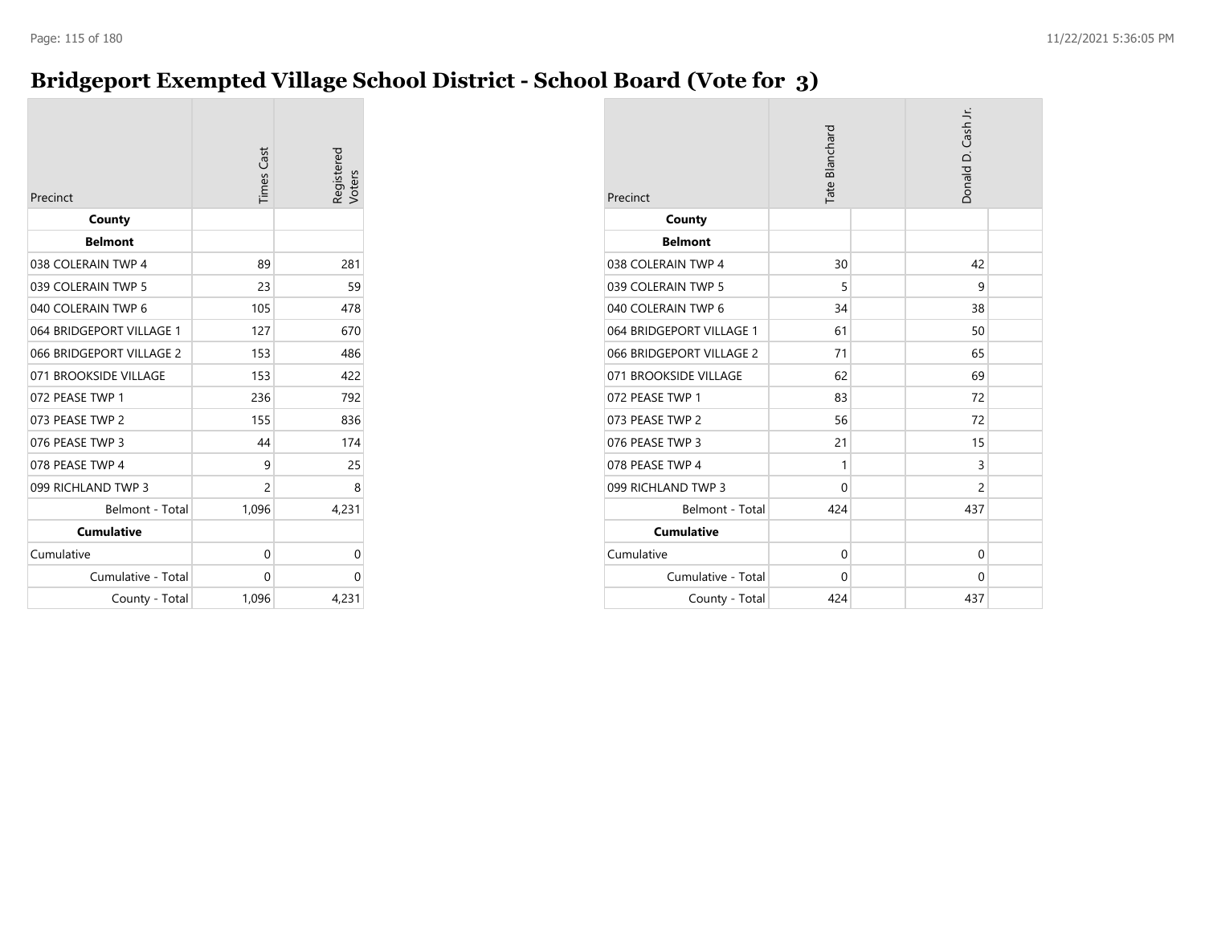# Bridgeport Exempted Village School District - School Board (Vote for 3)

| Precinct | Times Cast | Registered Voters |
|---|---|---|
| **County** | | |
| **Belmont** | | |
| 038 COLERAIN TWP 4 | 89 | 281 |
| 039 COLERAIN TWP 5 | 23 | 59 |
| 040 COLERAIN TWP 6 | 105 | 478 |
| 064 BRIDGEPORT VILLAGE 1 | 127 | 670 |
| 066 BRIDGEPORT VILLAGE 2 | 153 | 486 |
| 071 BROOKSIDE VILLAGE | 153 | 422 |
| 072 PEASE TWP 1 | 236 | 792 |
| 073 PEASE TWP 2 | 155 | 836 |
| 076 PEASE TWP 3 | 44 | 174 |
| 078 PEASE TWP 4 | 9 | 25 |
| 099 RICHLAND TWP 3 | 2 | 8 |
| Belmont - Total | 1,096 | 4,231 |
| **Cumulative** | | |
| Cumulative | 0 | 0 |
| Cumulative - Total | 0 | 0 |
| County - Total | 1,096 | 4,231 |

| Precinct | Tate Blanchard | Donald D. Cash Jr. |
|---|---|---|
| **County** | | |
| **Belmont** | | |
| 038 COLERAIN TWP 4 | 30 | 42 |
| 039 COLERAIN TWP 5 | 5 | 9 |
| 040 COLERAIN TWP 6 | 34 | 38 |
| 064 BRIDGEPORT VILLAGE 1 | 61 | 50 |
| 066 BRIDGEPORT VILLAGE 2 | 71 | 65 |
| 071 BROOKSIDE VILLAGE | 62 | 69 |
| 072 PEASE TWP 1 | 83 | 72 |
| 073 PEASE TWP 2 | 56 | 72 |
| 076 PEASE TWP 3 | 21 | 15 |
| 078 PEASE TWP 4 | 1 | 3 |
| 099 RICHLAND TWP 3 | 0 | 2 |
| Belmont - Total | 424 | 437 |
| **Cumulative** | | |
| Cumulative | 0 | 0 |
| Cumulative - Total | 0 | 0 |
| County - Total | 424 | 437 |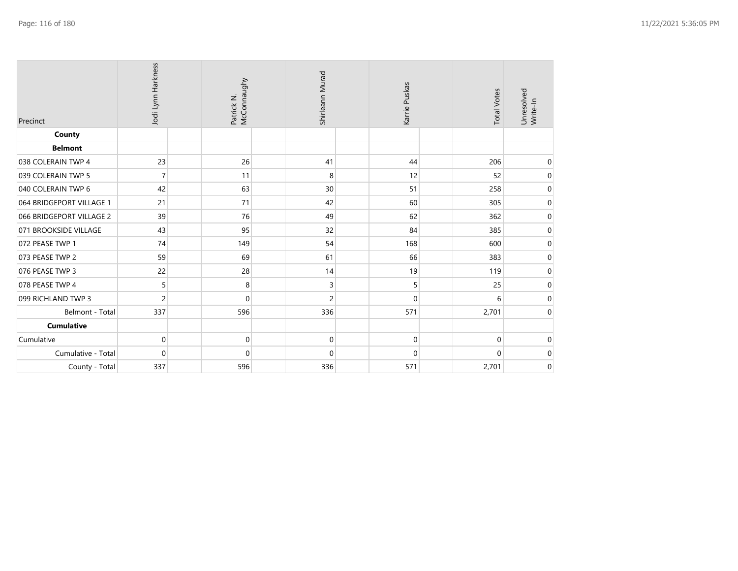| Precinct | Jodi Lynn Harkness | Patrick N. McConnaughy | Shirleann Murad | Karrie Puskas | Total Votes | Unresolved Write-In |
|---|---|---|---|---|---|---|
| **County** | | | | | | |
| **Belmont** | | | | | | |
| 038 COLERAIN TWP 4 | 23 | 26 | 41 | 44 | 206 | 0 |
| 039 COLERAIN TWP 5 | 7 | 11 | 8 | 12 | 52 | 0 |
| 040 COLERAIN TWP 6 | 42 | 63 | 30 | 51 | 258 | 0 |
| 064 BRIDGEPORT VILLAGE 1 | 21 | 71 | 42 | 60 | 305 | 0 |
| 066 BRIDGEPORT VILLAGE 2 | 39 | 76 | 49 | 62 | 362 | 0 |
| 071 BROOKSIDE VILLAGE | 43 | 95 | 32 | 84 | 385 | 0 |
| 072 PEASE TWP 1 | 74 | 149 | 54 | 168 | 600 | 0 |
| 073 PEASE TWP 2 | 59 | 69 | 61 | 66 | 383 | 0 |
| 076 PEASE TWP 3 | 22 | 28 | 14 | 19 | 119 | 0 |
| 078 PEASE TWP 4 | 5 | 8 | 3 | 5 | 25 | 0 |
| 099 RICHLAND TWP 3 | 2 | 0 | 2 | 0 | 6 | 0 |
| Belmont - Total | 337 | 596 | 336 | 571 | 2,701 | 0 |
| **Cumulative** | | | | | | |
| Cumulative | 0 | 0 | 0 | 0 | 0 | 0 |
| Cumulative - Total | 0 | 0 | 0 | 0 | 0 | 0 |
| County - Total | 337 | 596 | 336 | 571 | 2,701 | 0 |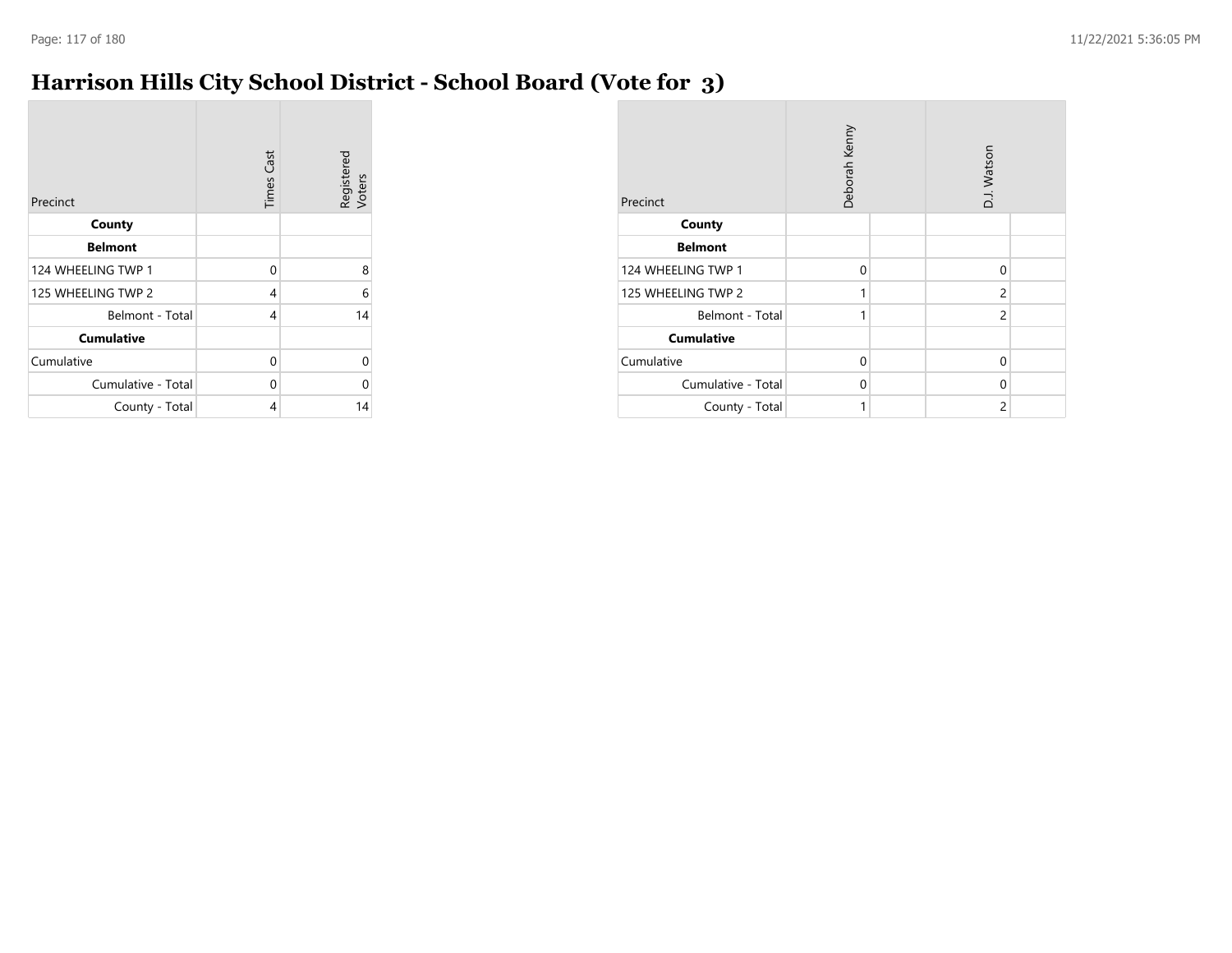# Harrison Hills City School District - School Board (Vote for 3)

| Precinct | Times Cast | Registered Voters |
|---|---|---|
| **County** | | |
| **Belmont** | | |
| 124 WHEELING TWP 1 | 0 | 8 |
| 125 WHEELING TWP 2 | 4 | 6 |
| Belmont - Total | 4 | 14 |
| **Cumulative** | | |
| Cumulative | 0 | 0 |
| Cumulative - Total | 0 | 0 |
| County - Total | 4 | 14 |

| Precinct | Deborah Kenny | | D.J. Watson | |
|---|---|---|---|---|
| **County** | | | | |
| **Belmont** | | | | |
| 124 WHEELING TWP 1 | 0 | | 0 | |
| 125 WHEELING TWP 2 | 1 | | 2 | |
| Belmont - Total | 1 | | 2 | |
| **Cumulative** | | | | |
| Cumulative | 0 | | 0 | |
| Cumulative - Total | 0 | | 0 | |
| County - Total | 1 | | 2 | |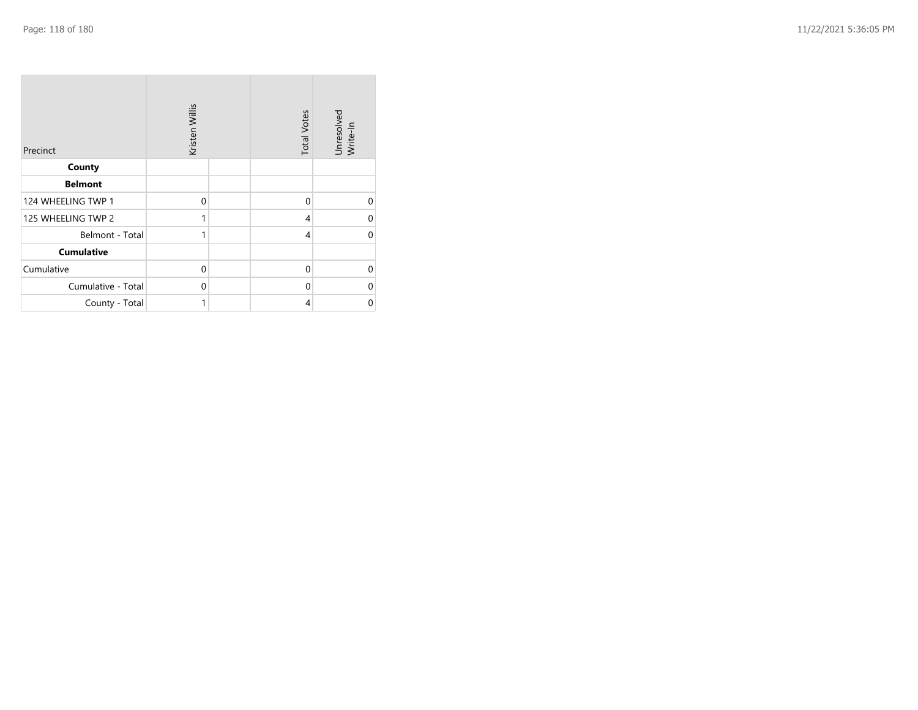| Precinct | Kristen Willis | | Total Votes | Unresolved Write-In |
|---|---|---|---|---|
| **County** | | | | |
| **Belmont** | | | | |
| 124 WHEELING TWP 1 | 0 | | 0 | 0 |
| 125 WHEELING TWP 2 | 1 | | 4 | 0 |
| Belmont - Total | 1 | | 4 | 0 |
| **Cumulative** | | | | |
| Cumulative | 0 | | 0 | 0 |
| Cumulative - Total | 0 | | 0 | 0 |
| County - Total | 1 | | 4 | 0 |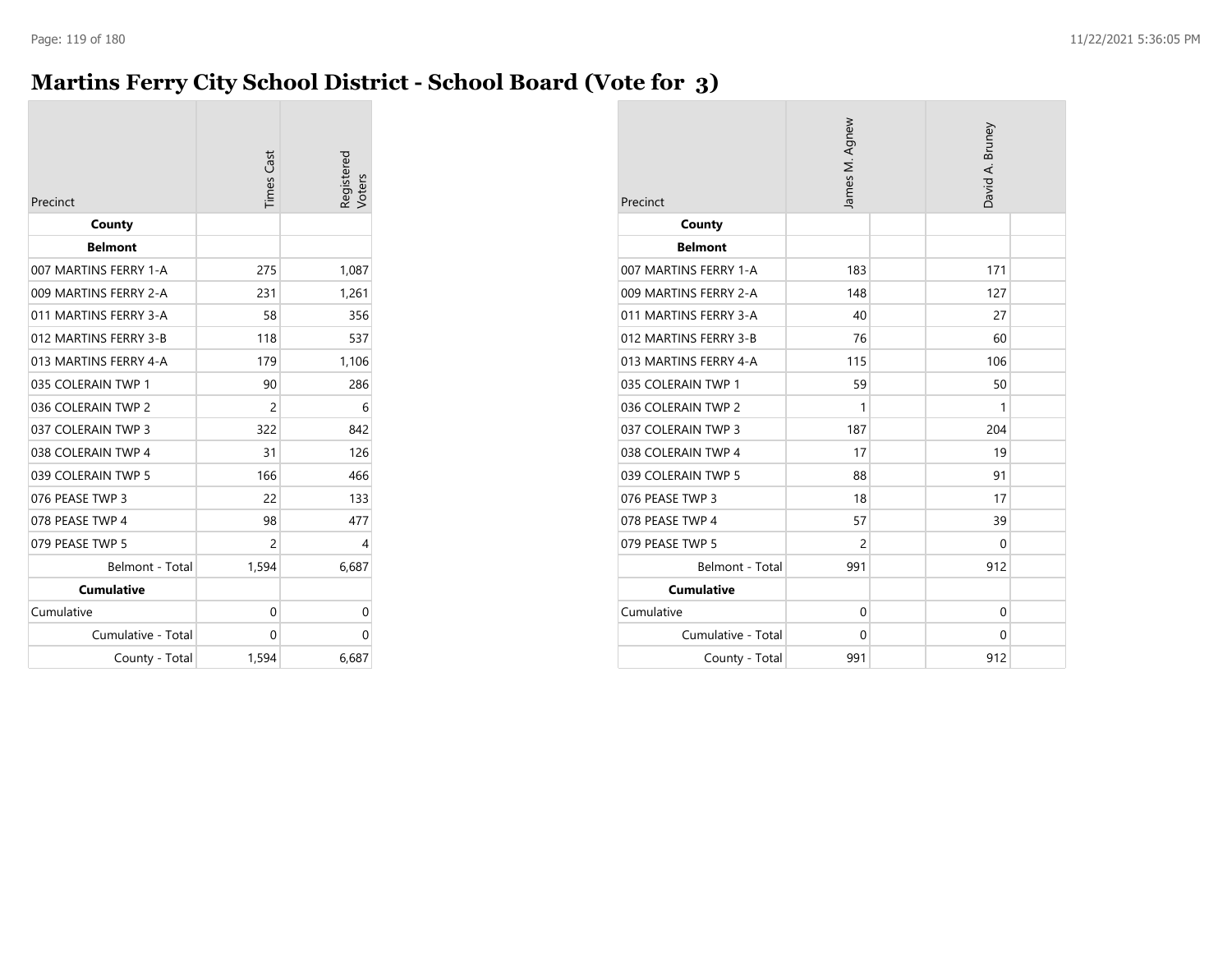# Martins Ferry City School District - School Board (Vote for 3)

| Precinct | Times Cast | Registered Voters |
|---|---|---|
| **County** | | |
| **Belmont** | | |
| 007 MARTINS FERRY 1-A | 275 | 1,087 |
| 009 MARTINS FERRY 2-A | 231 | 1,261 |
| 011 MARTINS FERRY 3-A | 58 | 356 |
| 012 MARTINS FERRY 3-B | 118 | 537 |
| 013 MARTINS FERRY 4-A | 179 | 1,106 |
| 035 COLERAIN TWP 1 | 90 | 286 |
| 036 COLERAIN TWP 2 | 2 | 6 |
| 037 COLERAIN TWP 3 | 322 | 842 |
| 038 COLERAIN TWP 4 | 31 | 126 |
| 039 COLERAIN TWP 5 | 166 | 466 |
| 076 PEASE TWP 3 | 22 | 133 |
| 078 PEASE TWP 4 | 98 | 477 |
| 079 PEASE TWP 5 | 2 | 4 |
| Belmont - Total | 1,594 | 6,687 |
| **Cumulative** | | |
| Cumulative | 0 | 0 |
| Cumulative - Total | 0 | 0 |
| County - Total | 1,594 | 6,687 |

| Precinct | James M. Agnew | David A. Bruney |
|---|---|---|
| **County** | | |
| **Belmont** | | |
| 007 MARTINS FERRY 1-A | 183 | 171 |
| 009 MARTINS FERRY 2-A | 148 | 127 |
| 011 MARTINS FERRY 3-A | 40 | 27 |
| 012 MARTINS FERRY 3-B | 76 | 60 |
| 013 MARTINS FERRY 4-A | 115 | 106 |
| 035 COLERAIN TWP 1 | 59 | 50 |
| 036 COLERAIN TWP 2 | 1 | 1 |
| 037 COLERAIN TWP 3 | 187 | 204 |
| 038 COLERAIN TWP 4 | 17 | 19 |
| 039 COLERAIN TWP 5 | 88 | 91 |
| 076 PEASE TWP 3 | 18 | 17 |
| 078 PEASE TWP 4 | 57 | 39 |
| 079 PEASE TWP 5 | 2 | 0 |
| Belmont - Total | 991 | 912 |
| **Cumulative** | | |
| Cumulative | 0 | 0 |
| Cumulative - Total | 0 | 0 |
| County - Total | 991 | 912 |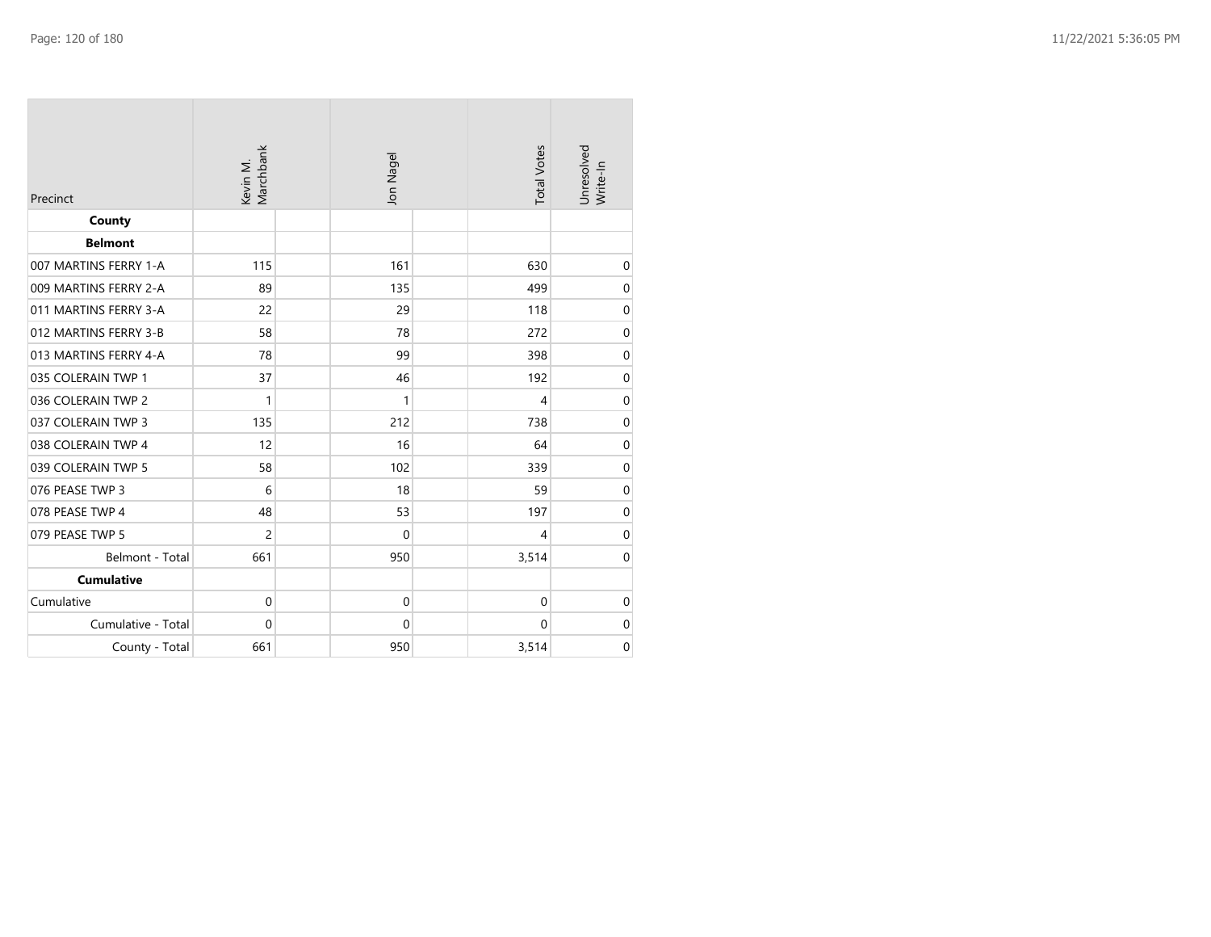| Precinct | Kevin M. Marchbank | | Jon Nagel | | Total Votes | Unresolved Write-In |
|---|---|---|---|---|---|---|
| **County** | | | | | | |
| **Belmont** | | | | | | |
| 007 MARTINS FERRY 1-A | 115 | | 161 | | 630 | 0 |
| 009 MARTINS FERRY 2-A | 89 | | 135 | | 499 | 0 |
| 011 MARTINS FERRY 3-A | 22 | | 29 | | 118 | 0 |
| 012 MARTINS FERRY 3-B | 58 | | 78 | | 272 | 0 |
| 013 MARTINS FERRY 4-A | 78 | | 99 | | 398 | 0 |
| 035 COLERAIN TWP 1 | 37 | | 46 | | 192 | 0 |
| 036 COLERAIN TWP 2 | 1 | | 1 | | 4 | 0 |
| 037 COLERAIN TWP 3 | 135 | | 212 | | 738 | 0 |
| 038 COLERAIN TWP 4 | 12 | | 16 | | 64 | 0 |
| 039 COLERAIN TWP 5 | 58 | | 102 | | 339 | 0 |
| 076 PEASE TWP 3 | 6 | | 18 | | 59 | 0 |
| 078 PEASE TWP 4 | 48 | | 53 | | 197 | 0 |
| 079 PEASE TWP 5 | 2 | | 0 | | 4 | 0 |
| Belmont - Total | 661 | | 950 | | 3,514 | 0 |
| **Cumulative** | | | | | | |
| Cumulative | 0 | | 0 | | 0 | 0 |
| Cumulative - Total | 0 | | 0 | | 0 | 0 |
| County - Total | 661 | | 950 | | 3,514 | 0 |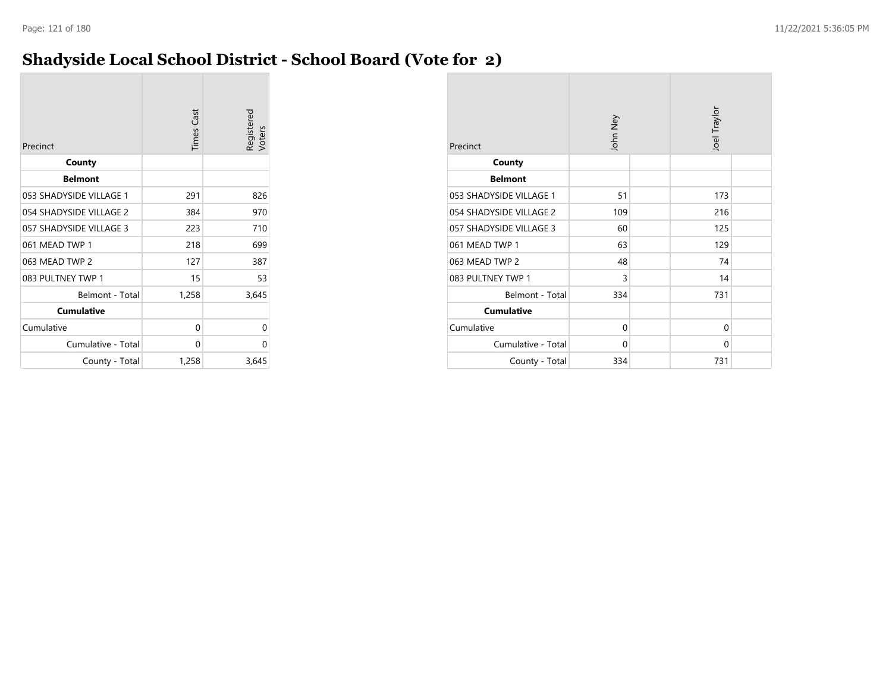# Shadyside Local School District - School Board (Vote for 2)

| Precinct | Times Cast | Registered Voters |
|---|---|---|
| **County** | | |
| **Belmont** | | |
| 053 SHADYSIDE VILLAGE 1 | 291 | 826 |
| 054 SHADYSIDE VILLAGE 2 | 384 | 970 |
| 057 SHADYSIDE VILLAGE 3 | 223 | 710 |
| 061 MEAD TWP 1 | 218 | 699 |
| 063 MEAD TWP 2 | 127 | 387 |
| 083 PULTNEY TWP 1 | 15 | 53 |
| Belmont - Total | 1,258 | 3,645 |
| **Cumulative** | | |
| Cumulative | 0 | 0 |
| Cumulative - Total | 0 | 0 |
| County - Total | 1,258 | 3,645 |

| Precinct | John Ney | | Joel Traylor | |
|---|---|---|---|---|
| **County** | | | | |
| **Belmont** | | | | |
| 053 SHADYSIDE VILLAGE 1 | 51 | | 173 | |
| 054 SHADYSIDE VILLAGE 2 | 109 | | 216 | |
| 057 SHADYSIDE VILLAGE 3 | 60 | | 125 | |
| 061 MEAD TWP 1 | 63 | | 129 | |
| 063 MEAD TWP 2 | 48 | | 74 | |
| 083 PULTNEY TWP 1 | 3 | | 14 | |
| Belmont - Total | 334 | | 731 | |
| **Cumulative** | | | | |
| Cumulative | 0 | | 0 | |
| Cumulative - Total | 0 | | 0 | |
| County - Total | 334 | | 731 | |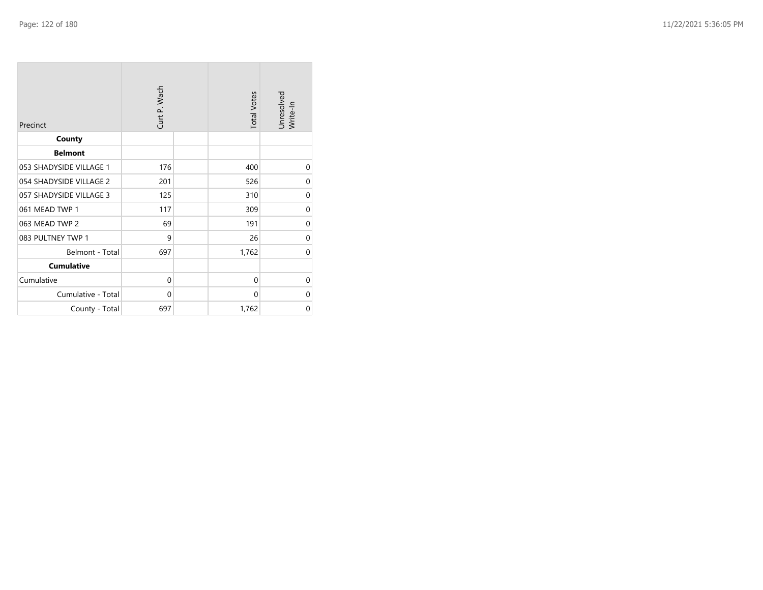| Precinct | Curt P. Wach | | Total Votes | Unresolved Write-In |
|---|---|---|---|---|
| **County** | | | | |
| **Belmont** | | | | |
| 053 SHADYSIDE VILLAGE 1 | 176 | | 400 | 0 |
| 054 SHADYSIDE VILLAGE 2 | 201 | | 526 | 0 |
| 057 SHADYSIDE VILLAGE 3 | 125 | | 310 | 0 |
| 061 MEAD TWP 1 | 117 | | 309 | 0 |
| 063 MEAD TWP 2 | 69 | | 191 | 0 |
| 083 PULTNEY TWP 1 | 9 | | 26 | 0 |
| Belmont - Total | 697 | | 1,762 | 0 |
| **Cumulative** | | | | |
| Cumulative | 0 | | 0 | 0 |
| Cumulative - Total | 0 | | 0 | 0 |
| County - Total | 697 | | 1,762 | 0 |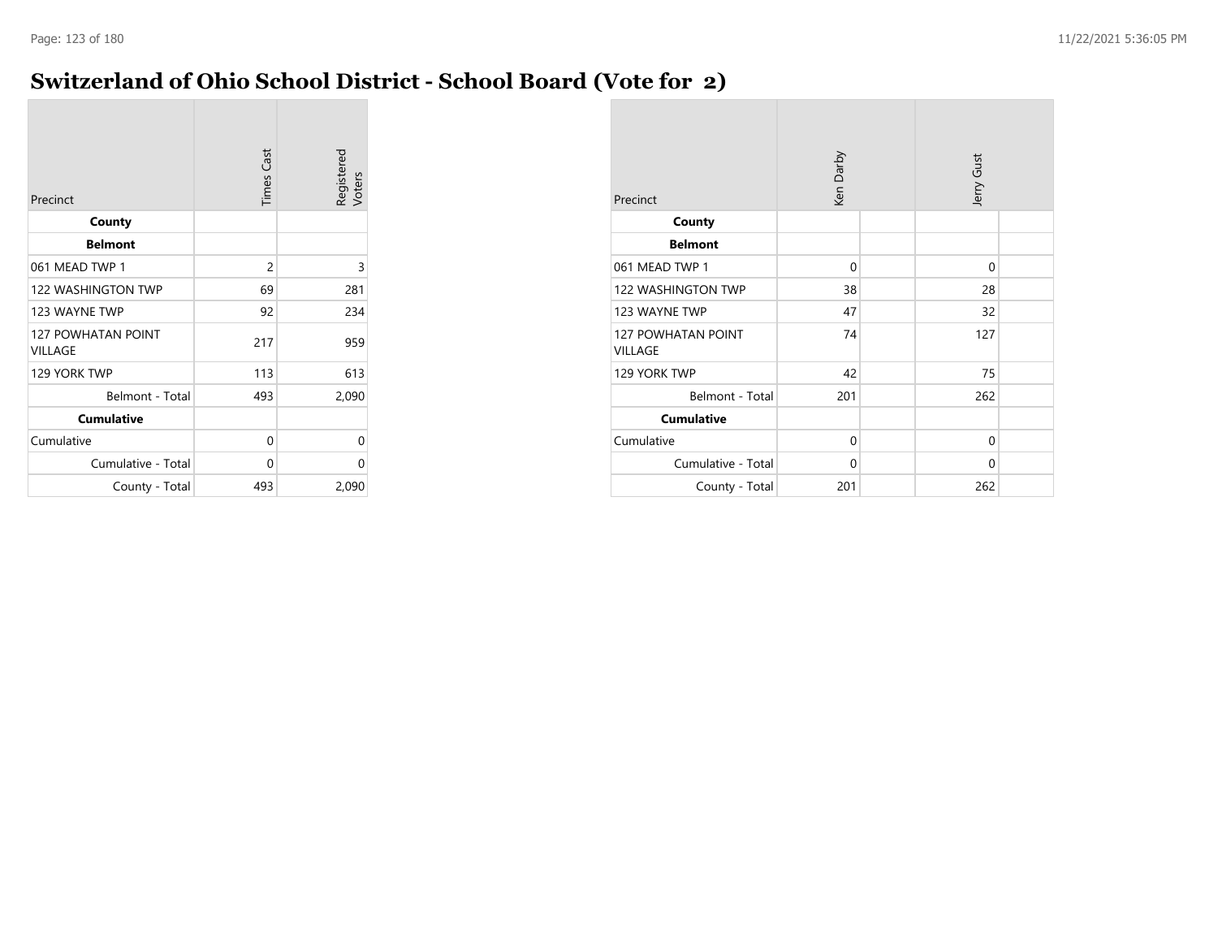# Switzerland of Ohio School District - School Board (Vote for 2)

| Precinct | Times Cast | Registered Voters |
|---|---|---|
| **County** | | |
| **Belmont** | | |
| 061 MEAD TWP 1 | 2 | 3 |
| 122 WASHINGTON TWP | 69 | 281 |
| 123 WAYNE TWP | 92 | 234 |
| 127 POWHATAN POINT VILLAGE | 217 | 959 |
| 129 YORK TWP | 113 | 613 |
| Belmont - Total | 493 | 2,090 |
| **Cumulative** | | |
| Cumulative | 0 | 0 |
| Cumulative - Total | 0 | 0 |
| County - Total | 493 | 2,090 |

| Precinct | Ken Darby | | Jerry Gust | |
|---|---|---|---|---|
| **County** | | | | |
| **Belmont** | | | | |
| 061 MEAD TWP 1 | 0 | | 0 | |
| 122 WASHINGTON TWP | 38 | | 28 | |
| 123 WAYNE TWP | 47 | | 32 | |
| 127 POWHATAN POINT VILLAGE | 74 | | 127 | |
| 129 YORK TWP | 42 | | 75 | |
| Belmont - Total | 201 | | 262 | |
| **Cumulative** | | | | |
| Cumulative | 0 | | 0 | |
| Cumulative - Total | 0 | | 0 | |
| County - Total | 201 | | 262 | |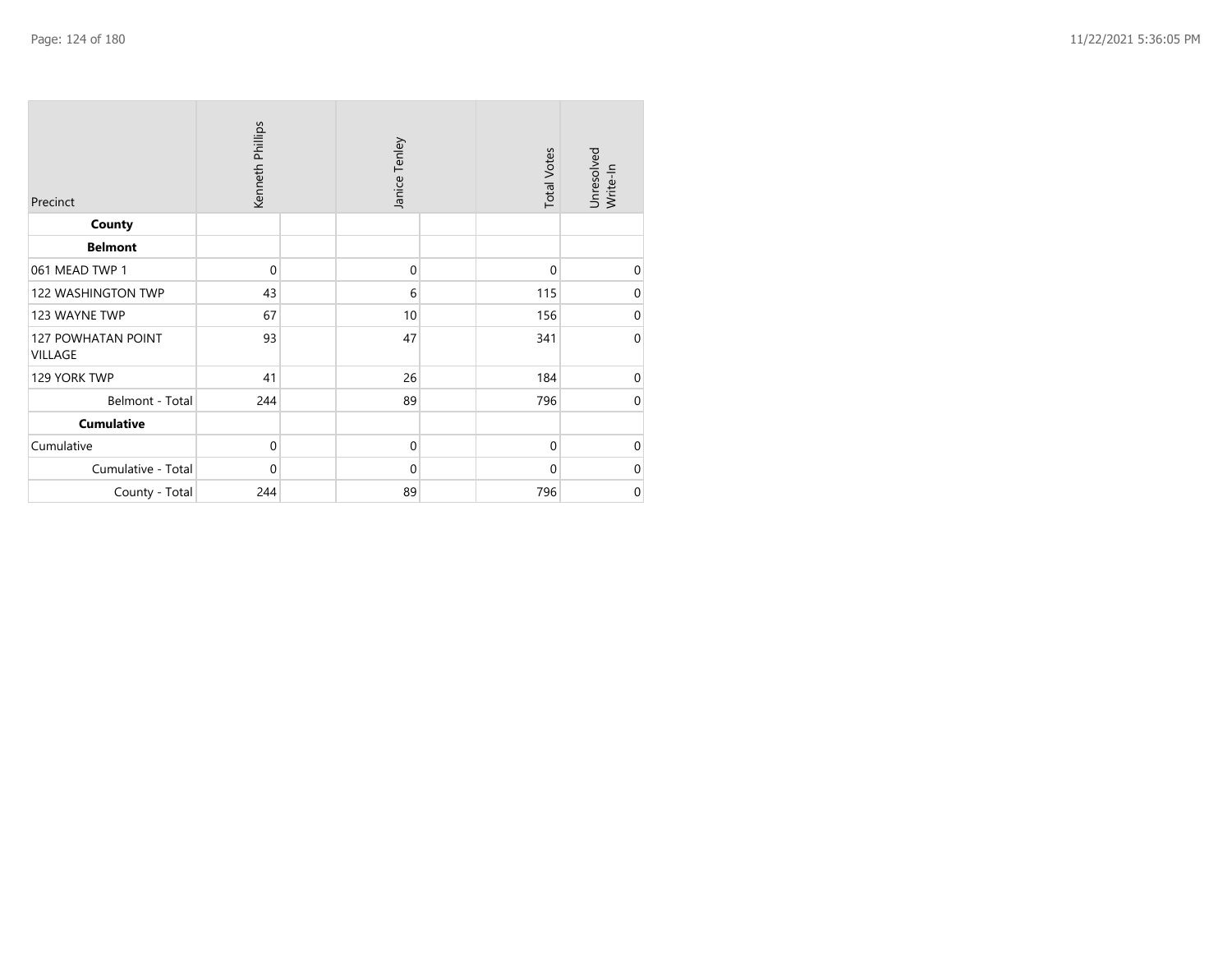| Precinct | Kenneth Phillips | | Janice Tenley | | Total Votes | Unresolved Write-In |
|---|---|---|---|---|---|---|
| **County** | | | | | | |
| **Belmont** | | | | | | |
| 061 MEAD TWP 1 | 0 | | 0 | | 0 | 0 |
| 122 WASHINGTON TWP | 43 | | 6 | | 115 | 0 |
| 123 WAYNE TWP | 67 | | 10 | | 156 | 0 |
| 127 POWHATAN POINT VILLAGE | 93 | | 47 | | 341 | 0 |
| 129 YORK TWP | 41 | | 26 | | 184 | 0 |
| Belmont - Total | 244 | | 89 | | 796 | 0 |
| **Cumulative** | | | | | | |
| Cumulative | 0 | | 0 | | 0 | 0 |
| Cumulative - Total | 0 | | 0 | | 0 | 0 |
| County - Total | 244 | | 89 | | 796 | 0 |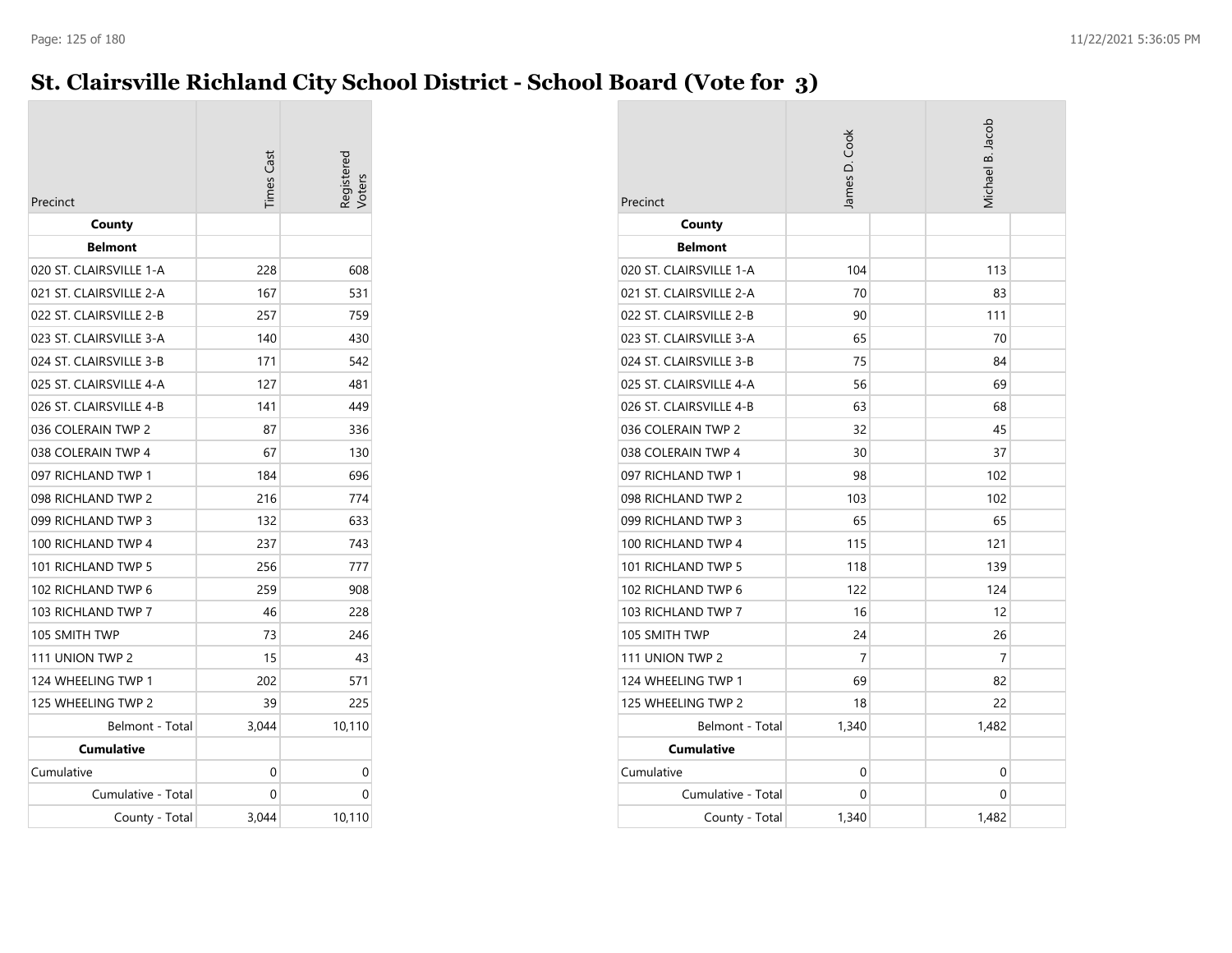# St. Clairsville Richland City School District - School Board (Vote for 3)

| Precinct | Times Cast | Registered Voters |
|---|---|---|
| **County** | | |
| **Belmont** | | |
| 020 ST. CLAIRSVILLE 1-A | 228 | 608 |
| 021 ST. CLAIRSVILLE 2-A | 167 | 531 |
| 022 ST. CLAIRSVILLE 2-B | 257 | 759 |
| 023 ST. CLAIRSVILLE 3-A | 140 | 430 |
| 024 ST. CLAIRSVILLE 3-B | 171 | 542 |
| 025 ST. CLAIRSVILLE 4-A | 127 | 481 |
| 026 ST. CLAIRSVILLE 4-B | 141 | 449 |
| 036 COLERAIN TWP 2 | 87 | 336 |
| 038 COLERAIN TWP 4 | 67 | 130 |
| 097 RICHLAND TWP 1 | 184 | 696 |
| 098 RICHLAND TWP 2 | 216 | 774 |
| 099 RICHLAND TWP 3 | 132 | 633 |
| 100 RICHLAND TWP 4 | 237 | 743 |
| 101 RICHLAND TWP 5 | 256 | 777 |
| 102 RICHLAND TWP 6 | 259 | 908 |
| 103 RICHLAND TWP 7 | 46 | 228 |
| 105 SMITH TWP | 73 | 246 |
| 111 UNION TWP 2 | 15 | 43 |
| 124 WHEELING TWP 1 | 202 | 571 |
| 125 WHEELING TWP 2 | 39 | 225 |
| Belmont - Total | 3,044 | 10,110 |
| **Cumulative** | | |
| Cumulative | 0 | 0 |
| Cumulative - Total | 0 | 0 |
| County - Total | 3,044 | 10,110 |

| Precinct | James D. Cook | Michael B. Jacob |
|---|---|---|
| **County** | | |
| **Belmont** | | |
| 020 ST. CLAIRSVILLE 1-A | 104 | 113 |
| 021 ST. CLAIRSVILLE 2-A | 70 | 83 |
| 022 ST. CLAIRSVILLE 2-B | 90 | 111 |
| 023 ST. CLAIRSVILLE 3-A | 65 | 70 |
| 024 ST. CLAIRSVILLE 3-B | 75 | 84 |
| 025 ST. CLAIRSVILLE 4-A | 56 | 69 |
| 026 ST. CLAIRSVILLE 4-B | 63 | 68 |
| 036 COLERAIN TWP 2 | 32 | 45 |
| 038 COLERAIN TWP 4 | 30 | 37 |
| 097 RICHLAND TWP 1 | 98 | 102 |
| 098 RICHLAND TWP 2 | 103 | 102 |
| 099 RICHLAND TWP 3 | 65 | 65 |
| 100 RICHLAND TWP 4 | 115 | 121 |
| 101 RICHLAND TWP 5 | 118 | 139 |
| 102 RICHLAND TWP 6 | 122 | 124 |
| 103 RICHLAND TWP 7 | 16 | 12 |
| 105 SMITH TWP | 24 | 26 |
| 111 UNION TWP 2 | 7 | 7 |
| 124 WHEELING TWP 1 | 69 | 82 |
| 125 WHEELING TWP 2 | 18 | 22 |
| Belmont - Total | 1,340 | 1,482 |
| **Cumulative** | | |
| Cumulative | 0 | 0 |
| Cumulative - Total | 0 | 0 |
| County - Total | 1,340 | 1,482 |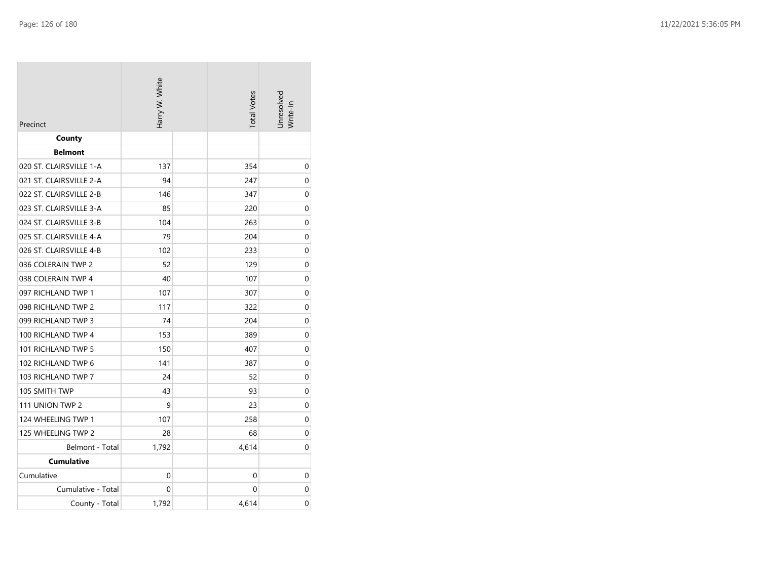| Precinct | Harry W. White | | Total Votes | Unresolved Write-In |
|---|---|---|---|---|
| **County** | | | | |
| **Belmont** | | | | |
| 020 ST. CLAIRSVILLE 1-A | 137 | | 354 | 0 |
| 021 ST. CLAIRSVILLE 2-A | 94 | | 247 | 0 |
| 022 ST. CLAIRSVILLE 2-B | 146 | | 347 | 0 |
| 023 ST. CLAIRSVILLE 3-A | 85 | | 220 | 0 |
| 024 ST. CLAIRSVILLE 3-B | 104 | | 263 | 0 |
| 025 ST. CLAIRSVILLE 4-A | 79 | | 204 | 0 |
| 026 ST. CLAIRSVILLE 4-B | 102 | | 233 | 0 |
| 036 COLERAIN TWP 2 | 52 | | 129 | 0 |
| 038 COLERAIN TWP 4 | 40 | | 107 | 0 |
| 097 RICHLAND TWP 1 | 107 | | 307 | 0 |
| 098 RICHLAND TWP 2 | 117 | | 322 | 0 |
| 099 RICHLAND TWP 3 | 74 | | 204 | 0 |
| 100 RICHLAND TWP 4 | 153 | | 389 | 0 |
| 101 RICHLAND TWP 5 | 150 | | 407 | 0 |
| 102 RICHLAND TWP 6 | 141 | | 387 | 0 |
| 103 RICHLAND TWP 7 | 24 | | 52 | 0 |
| 105 SMITH TWP | 43 | | 93 | 0 |
| 111 UNION TWP 2 | 9 | | 23 | 0 |
| 124 WHEELING TWP 1 | 107 | | 258 | 0 |
| 125 WHEELING TWP 2 | 28 | | 68 | 0 |
| Belmont - Total | 1,792 | | 4,614 | 0 |
| **Cumulative** | | | | |
| Cumulative | 0 | | 0 | 0 |
| Cumulative - Total | 0 | | 0 | 0 |
| County - Total | 1,792 | | 4,614 | 0 |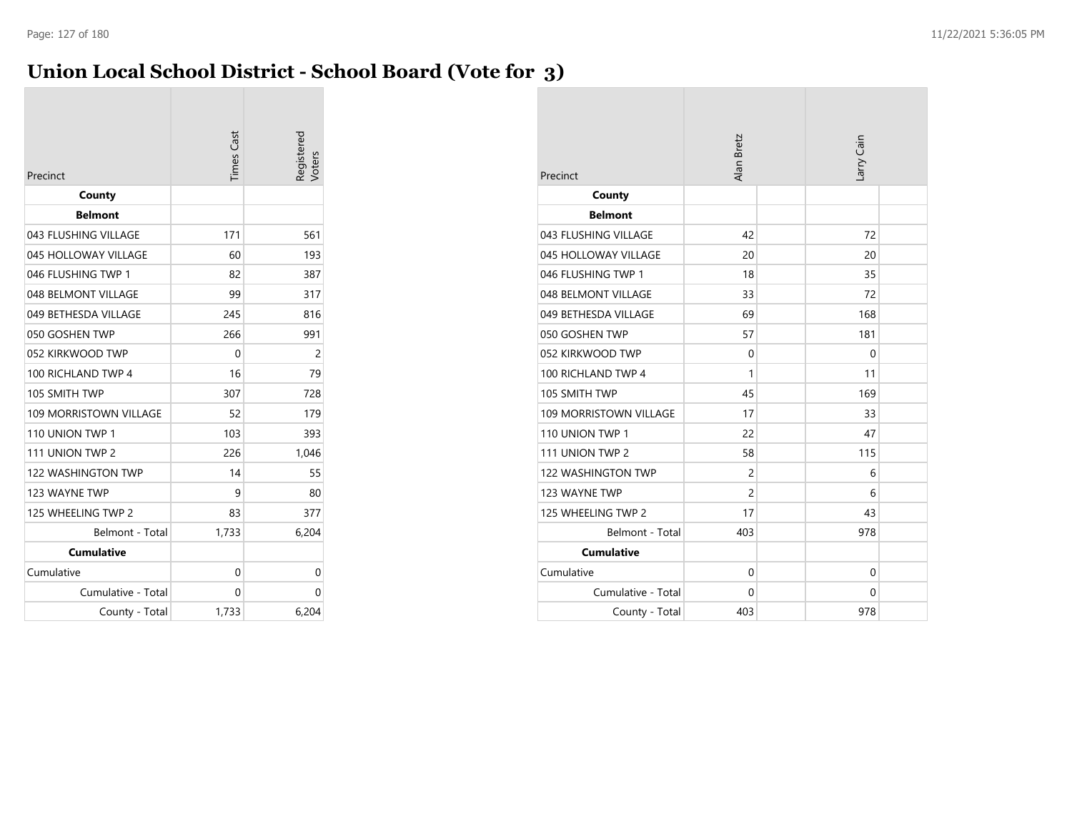# Union Local School District - School Board (Vote for 3)

| Precinct | Times Cast | Registered Voters |
| --- | --- | --- |
| **County** | | |
| **Belmont** | | |
| 043 FLUSHING VILLAGE | 171 | 561 |
| 045 HOLLOWAY VILLAGE | 60 | 193 |
| 046 FLUSHING TWP 1 | 82 | 387 |
| 048 BELMONT VILLAGE | 99 | 317 |
| 049 BETHESDA VILLAGE | 245 | 816 |
| 050 GOSHEN TWP | 266 | 991 |
| 052 KIRKWOOD TWP | 0 | 2 |
| 100 RICHLAND TWP 4 | 16 | 79 |
| 105 SMITH TWP | 307 | 728 |
| 109 MORRISTOWN VILLAGE | 52 | 179 |
| 110 UNION TWP 1 | 103 | 393 |
| 111 UNION TWP 2 | 226 | 1,046 |
| 122 WASHINGTON TWP | 14 | 55 |
| 123 WAYNE TWP | 9 | 80 |
| 125 WHEELING TWP 2 | 83 | 377 |
| Belmont - Total | 1,733 | 6,204 |
| **Cumulative** | | |
| Cumulative | 0 | 0 |
| Cumulative - Total | 0 | 0 |
| County - Total | 1,733 | 6,204 |

| Precinct | Alan Bretz | | Larry Cain | |
| --- | --- | --- | --- | --- |
| **County** | | | | |
| **Belmont** | | | | |
| 043 FLUSHING VILLAGE | 42 | | 72 | |
| 045 HOLLOWAY VILLAGE | 20 | | 20 | |
| 046 FLUSHING TWP 1 | 18 | | 35 | |
| 048 BELMONT VILLAGE | 33 | | 72 | |
| 049 BETHESDA VILLAGE | 69 | | 168 | |
| 050 GOSHEN TWP | 57 | | 181 | |
| 052 KIRKWOOD TWP | 0 | | 0 | |
| 100 RICHLAND TWP 4 | 1 | | 11 | |
| 105 SMITH TWP | 45 | | 169 | |
| 109 MORRISTOWN VILLAGE | 17 | | 33 | |
| 110 UNION TWP 1 | 22 | | 47 | |
| 111 UNION TWP 2 | 58 | | 115 | |
| 122 WASHINGTON TWP | 2 | | 6 | |
| 123 WAYNE TWP | 2 | | 6 | |
| 125 WHEELING TWP 2 | 17 | | 43 | |
| Belmont - Total | 403 | | 978 | |
| **Cumulative** | | | | |
| Cumulative | 0 | | 0 | |
| Cumulative - Total | 0 | | 0 | |
| County - Total | 403 | | 978 | |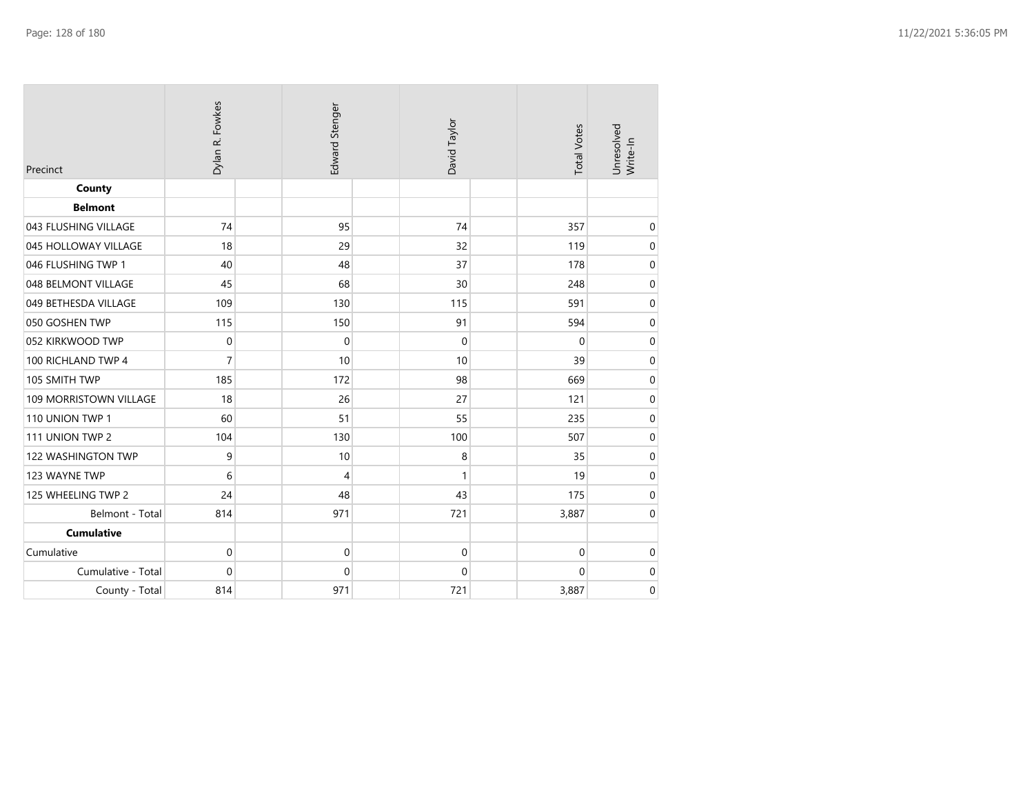| Precinct | Dylan R. Fowkes | Edward Stenger | David Taylor | Total Votes | Unresolved Write-In |
|---|---|---|---|---|---|
| **County** | | | | | |
| **Belmont** | | | | | |
| 043 FLUSHING VILLAGE | 74 | 95 | 74 | 357 | 0 |
| 045 HOLLOWAY VILLAGE | 18 | 29 | 32 | 119 | 0 |
| 046 FLUSHING TWP 1 | 40 | 48 | 37 | 178 | 0 |
| 048 BELMONT VILLAGE | 45 | 68 | 30 | 248 | 0 |
| 049 BETHESDA VILLAGE | 109 | 130 | 115 | 591 | 0 |
| 050 GOSHEN TWP | 115 | 150 | 91 | 594 | 0 |
| 052 KIRKWOOD TWP | 0 | 0 | 0 | 0 | 0 |
| 100 RICHLAND TWP 4 | 7 | 10 | 10 | 39 | 0 |
| 105 SMITH TWP | 185 | 172 | 98 | 669 | 0 |
| 109 MORRISTOWN VILLAGE | 18 | 26 | 27 | 121 | 0 |
| 110 UNION TWP 1 | 60 | 51 | 55 | 235 | 0 |
| 111 UNION TWP 2 | 104 | 130 | 100 | 507 | 0 |
| 122 WASHINGTON TWP | 9 | 10 | 8 | 35 | 0 |
| 123 WAYNE TWP | 6 | 4 | 1 | 19 | 0 |
| 125 WHEELING TWP 2 | 24 | 48 | 43 | 175 | 0 |
| Belmont - Total | 814 | 971 | 721 | 3,887 | 0 |
| **Cumulative** | | | | | |
| Cumulative | 0 | 0 | 0 | 0 | 0 |
| Cumulative - Total | 0 | 0 | 0 | 0 | 0 |
| County - Total | 814 | 971 | 721 | 3,887 | 0 |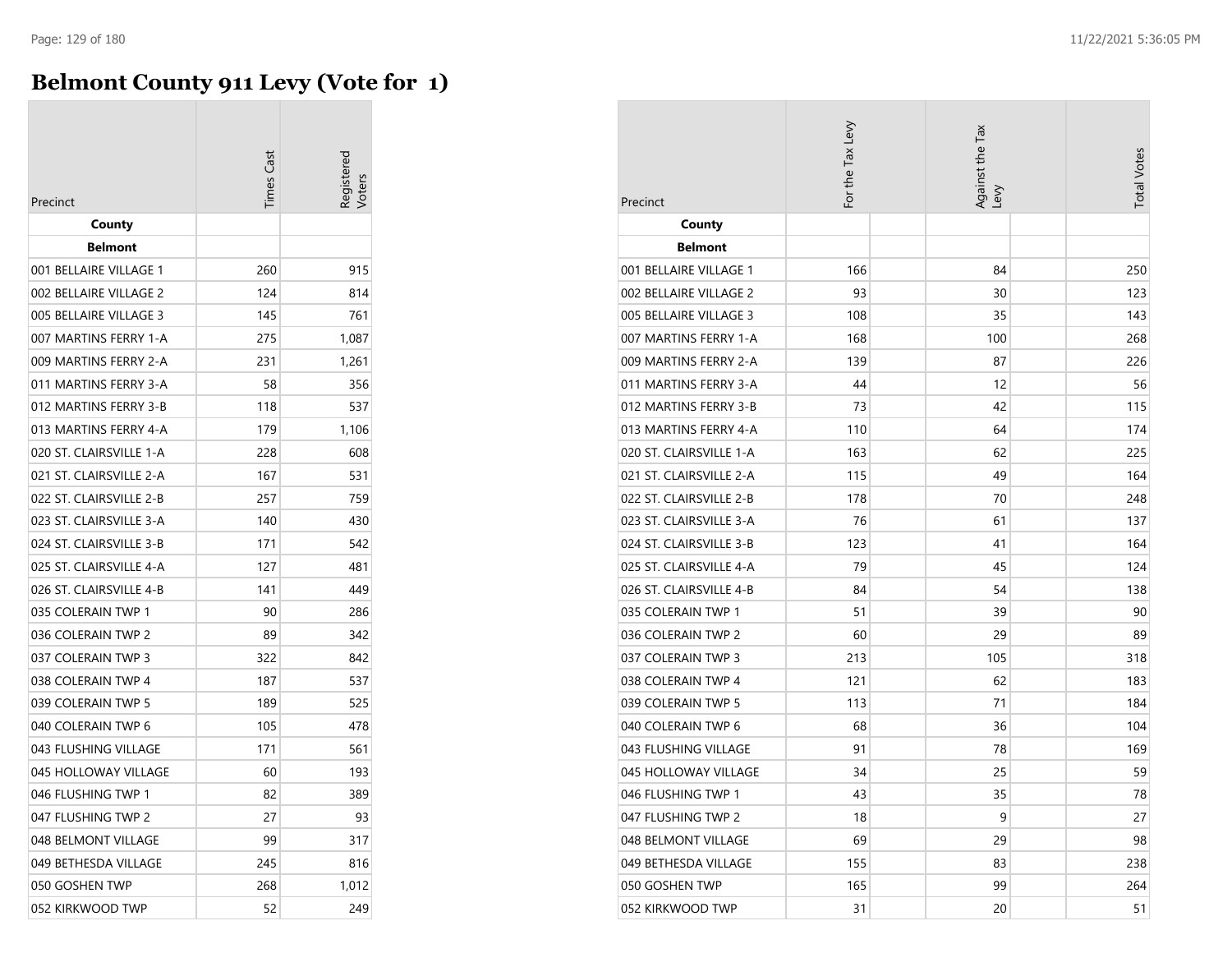# Belmont County 911 Levy (Vote for 1)

| Precinct | Times Cast | Registered Voters | For the Tax Levy | Against the Tax Levy | Total Votes |
|---|---|---|---|---|---|
| **County** | | | | | |
| **Belmont** | | | | | |
| 001 BELLAIRE VILLAGE 1 | 260 | 915 | 166 | 84 | 250 |
| 002 BELLAIRE VILLAGE 2 | 124 | 814 | 93 | 30 | 123 |
| 005 BELLAIRE VILLAGE 3 | 145 | 761 | 108 | 35 | 143 |
| 007 MARTINS FERRY 1-A | 275 | 1,087 | 168 | 100 | 268 |
| 009 MARTINS FERRY 2-A | 231 | 1,261 | 139 | 87 | 226 |
| 011 MARTINS FERRY 3-A | 58 | 356 | 44 | 12 | 56 |
| 012 MARTINS FERRY 3-B | 118 | 537 | 73 | 42 | 115 |
| 013 MARTINS FERRY 4-A | 179 | 1,106 | 110 | 64 | 174 |
| 020 ST. CLAIRSVILLE 1-A | 228 | 608 | 163 | 62 | 225 |
| 021 ST. CLAIRSVILLE 2-A | 167 | 531 | 115 | 49 | 164 |
| 022 ST. CLAIRSVILLE 2-B | 257 | 759 | 178 | 70 | 248 |
| 023 ST. CLAIRSVILLE 3-A | 140 | 430 | 76 | 61 | 137 |
| 024 ST. CLAIRSVILLE 3-B | 171 | 542 | 123 | 41 | 164 |
| 025 ST. CLAIRSVILLE 4-A | 127 | 481 | 79 | 45 | 124 |
| 026 ST. CLAIRSVILLE 4-B | 141 | 449 | 84 | 54 | 138 |
| 035 COLERAIN TWP 1 | 90 | 286 | 51 | 39 | 90 |
| 036 COLERAIN TWP 2 | 89 | 342 | 60 | 29 | 89 |
| 037 COLERAIN TWP 3 | 322 | 842 | 213 | 105 | 318 |
| 038 COLERAIN TWP 4 | 187 | 537 | 121 | 62 | 183 |
| 039 COLERAIN TWP 5 | 189 | 525 | 113 | 71 | 184 |
| 040 COLERAIN TWP 6 | 105 | 478 | 68 | 36 | 104 |
| 043 FLUSHING VILLAGE | 171 | 561 | 91 | 78 | 169 |
| 045 HOLLOWAY VILLAGE | 60 | 193 | 34 | 25 | 59 |
| 046 FLUSHING TWP 1 | 82 | 389 | 43 | 35 | 78 |
| 047 FLUSHING TWP 2 | 27 | 93 | 18 | 9 | 27 |
| 048 BELMONT VILLAGE | 99 | 317 | 69 | 29 | 98 |
| 049 BETHESDA VILLAGE | 245 | 816 | 155 | 83 | 238 |
| 050 GOSHEN TWP | 268 | 1,012 | 165 | 99 | 264 |
| 052 KIRKWOOD TWP | 52 | 249 | 31 | 20 | 51 |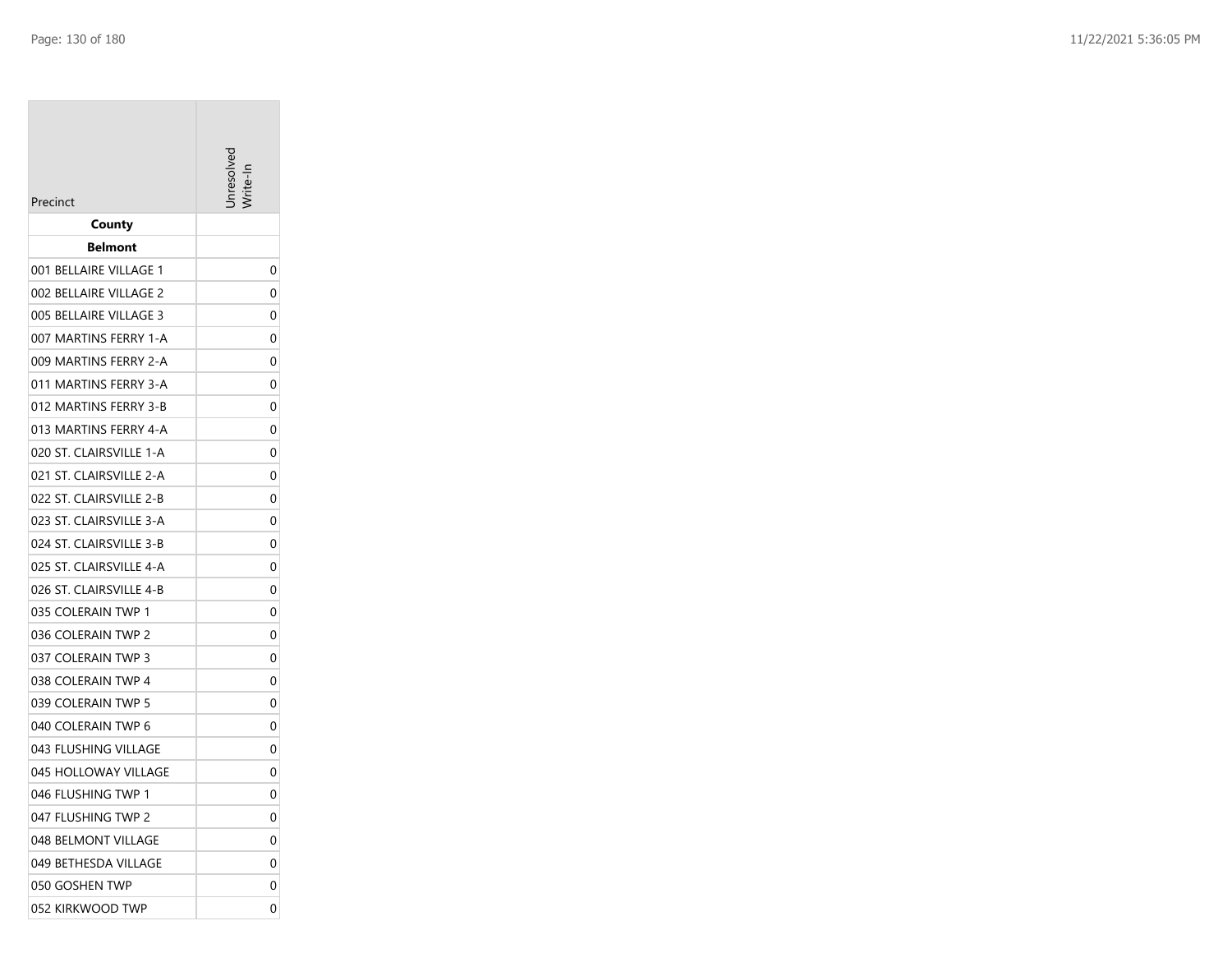| Precinct | Unresolved Write-In |
|---|---|
| **County** | |
| **Belmont** | |
| 001 BELLAIRE VILLAGE 1 | 0 |
| 002 BELLAIRE VILLAGE 2 | 0 |
| 005 BELLAIRE VILLAGE 3 | 0 |
| 007 MARTINS FERRY 1-A | 0 |
| 009 MARTINS FERRY 2-A | 0 |
| 011 MARTINS FERRY 3-A | 0 |
| 012 MARTINS FERRY 3-B | 0 |
| 013 MARTINS FERRY 4-A | 0 |
| 020 ST. CLAIRSVILLE 1-A | 0 |
| 021 ST. CLAIRSVILLE 2-A | 0 |
| 022 ST. CLAIRSVILLE 2-B | 0 |
| 023 ST. CLAIRSVILLE 3-A | 0 |
| 024 ST. CLAIRSVILLE 3-B | 0 |
| 025 ST. CLAIRSVILLE 4-A | 0 |
| 026 ST. CLAIRSVILLE 4-B | 0 |
| 035 COLERAIN TWP 1 | 0 |
| 036 COLERAIN TWP 2 | 0 |
| 037 COLERAIN TWP 3 | 0 |
| 038 COLERAIN TWP 4 | 0 |
| 039 COLERAIN TWP 5 | 0 |
| 040 COLERAIN TWP 6 | 0 |
| 043 FLUSHING VILLAGE | 0 |
| 045 HOLLOWAY VILLAGE | 0 |
| 046 FLUSHING TWP 1 | 0 |
| 047 FLUSHING TWP 2 | 0 |
| 048 BELMONT VILLAGE | 0 |
| 049 BETHESDA VILLAGE | 0 |
| 050 GOSHEN TWP | 0 |
| 052 KIRKWOOD TWP | 0 |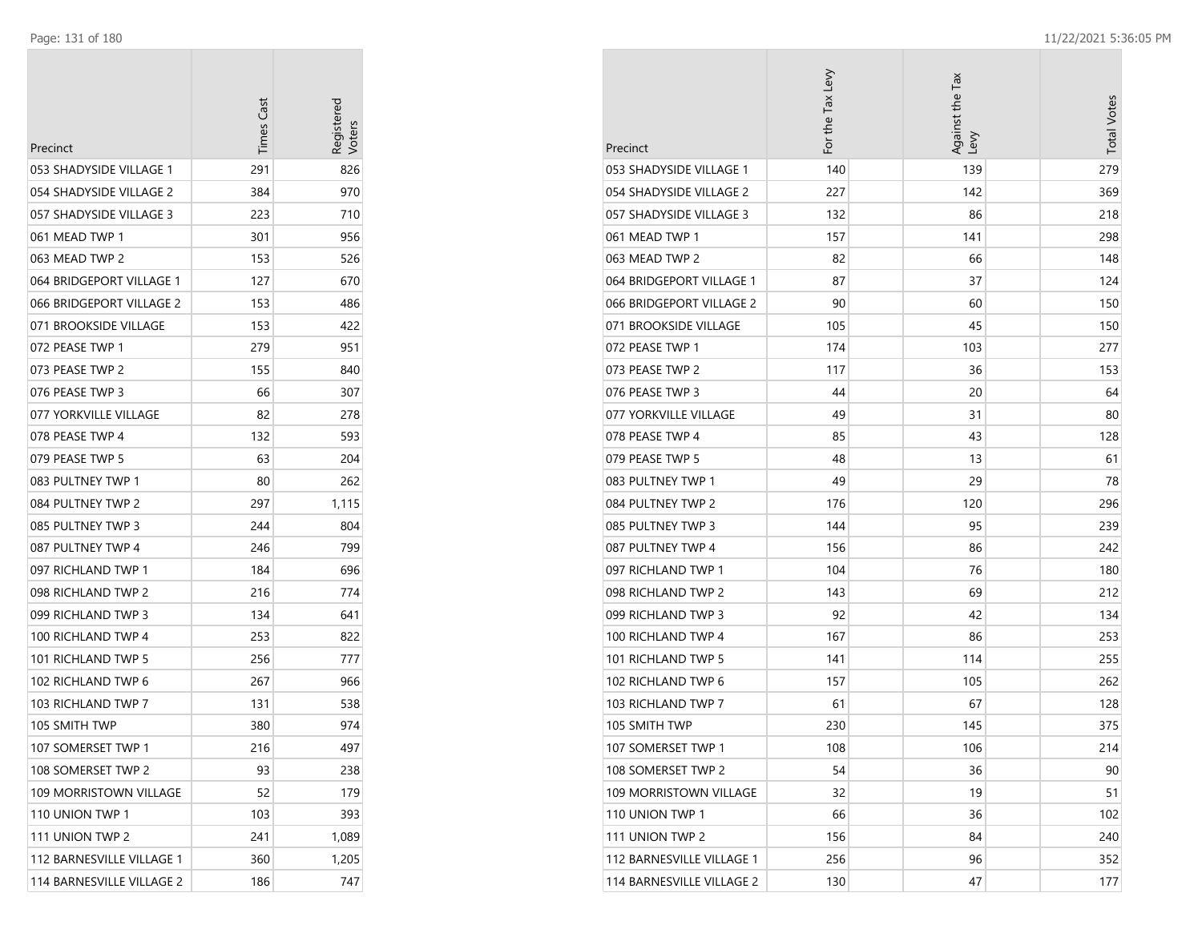| Precinct | Times Cast | Registered Voters |
|---|---|---|
| 053 SHADYSIDE VILLAGE 1 | 291 | 826 |
| 054 SHADYSIDE VILLAGE 2 | 384 | 970 |
| 057 SHADYSIDE VILLAGE 3 | 223 | 710 |
| 061 MEAD TWP 1 | 301 | 956 |
| 063 MEAD TWP 2 | 153 | 526 |
| 064 BRIDGEPORT VILLAGE 1 | 127 | 670 |
| 066 BRIDGEPORT VILLAGE 2 | 153 | 486 |
| 071 BROOKSIDE VILLAGE | 153 | 422 |
| 072 PEASE TWP 1 | 279 | 951 |
| 073 PEASE TWP 2 | 155 | 840 |
| 076 PEASE TWP 3 | 66 | 307 |
| 077 YORKVILLE VILLAGE | 82 | 278 |
| 078 PEASE TWP 4 | 132 | 593 |
| 079 PEASE TWP 5 | 63 | 204 |
| 083 PULTNEY TWP 1 | 80 | 262 |
| 084 PULTNEY TWP 2 | 297 | 1,115 |
| 085 PULTNEY TWP 3 | 244 | 804 |
| 087 PULTNEY TWP 4 | 246 | 799 |
| 097 RICHLAND TWP 1 | 184 | 696 |
| 098 RICHLAND TWP 2 | 216 | 774 |
| 099 RICHLAND TWP 3 | 134 | 641 |
| 100 RICHLAND TWP 4 | 253 | 822 |
| 101 RICHLAND TWP 5 | 256 | 777 |
| 102 RICHLAND TWP 6 | 267 | 966 |
| 103 RICHLAND TWP 7 | 131 | 538 |
| 105 SMITH TWP | 380 | 974 |
| 107 SOMERSET TWP 1 | 216 | 497 |
| 108 SOMERSET TWP 2 | 93 | 238 |
| 109 MORRISTOWN VILLAGE | 52 | 179 |
| 110 UNION TWP 1 | 103 | 393 |
| 111 UNION TWP 2 | 241 | 1,089 |
| 112 BARNESVILLE VILLAGE 1 | 360 | 1,205 |
| 114 BARNESVILLE VILLAGE 2 | 186 | 747 |

| Precinct | For the Tax Levy | Against the Tax Levy | Total Votes |
|---|---|---|---|
| 053 SHADYSIDE VILLAGE 1 | 140 | 139 | 279 |
| 054 SHADYSIDE VILLAGE 2 | 227 | 142 | 369 |
| 057 SHADYSIDE VILLAGE 3 | 132 | 86 | 218 |
| 061 MEAD TWP 1 | 157 | 141 | 298 |
| 063 MEAD TWP 2 | 82 | 66 | 148 |
| 064 BRIDGEPORT VILLAGE 1 | 87 | 37 | 124 |
| 066 BRIDGEPORT VILLAGE 2 | 90 | 60 | 150 |
| 071 BROOKSIDE VILLAGE | 105 | 45 | 150 |
| 072 PEASE TWP 1 | 174 | 103 | 277 |
| 073 PEASE TWP 2 | 117 | 36 | 153 |
| 076 PEASE TWP 3 | 44 | 20 | 64 |
| 077 YORKVILLE VILLAGE | 49 | 31 | 80 |
| 078 PEASE TWP 4 | 85 | 43 | 128 |
| 079 PEASE TWP 5 | 48 | 13 | 61 |
| 083 PULTNEY TWP 1 | 49 | 29 | 78 |
| 084 PULTNEY TWP 2 | 176 | 120 | 296 |
| 085 PULTNEY TWP 3 | 144 | 95 | 239 |
| 087 PULTNEY TWP 4 | 156 | 86 | 242 |
| 097 RICHLAND TWP 1 | 104 | 76 | 180 |
| 098 RICHLAND TWP 2 | 143 | 69 | 212 |
| 099 RICHLAND TWP 3 | 92 | 42 | 134 |
| 100 RICHLAND TWP 4 | 167 | 86 | 253 |
| 101 RICHLAND TWP 5 | 141 | 114 | 255 |
| 102 RICHLAND TWP 6 | 157 | 105 | 262 |
| 103 RICHLAND TWP 7 | 61 | 67 | 128 |
| 105 SMITH TWP | 230 | 145 | 375 |
| 107 SOMERSET TWP 1 | 108 | 106 | 214 |
| 108 SOMERSET TWP 2 | 54 | 36 | 90 |
| 109 MORRISTOWN VILLAGE | 32 | 19 | 51 |
| 110 UNION TWP 1 | 66 | 36 | 102 |
| 111 UNION TWP 2 | 156 | 84 | 240 |
| 112 BARNESVILLE VILLAGE 1 | 256 | 96 | 352 |
| 114 BARNESVILLE VILLAGE 2 | 130 | 47 | 177 |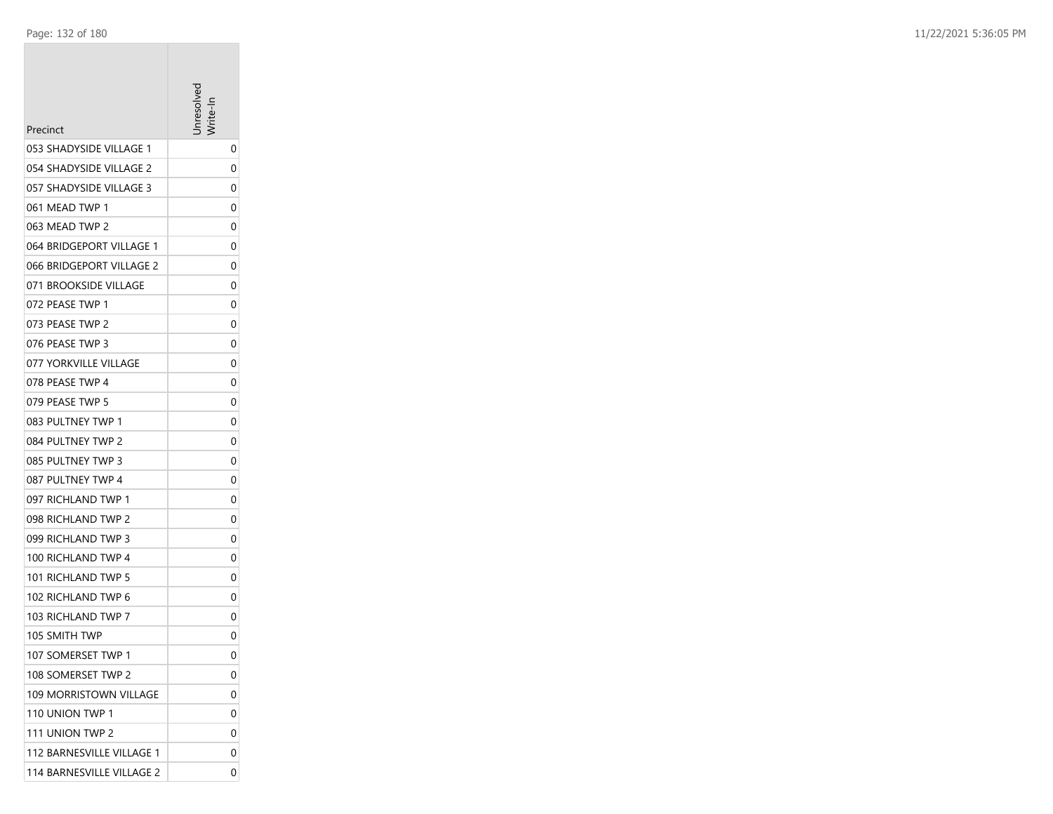| Precinct | Unresolved Write-In |
|---|---|
| 053 SHADYSIDE VILLAGE 1 | 0 |
| 054 SHADYSIDE VILLAGE 2 | 0 |
| 057 SHADYSIDE VILLAGE 3 | 0 |
| 061 MEAD TWP 1 | 0 |
| 063 MEAD TWP 2 | 0 |
| 064 BRIDGEPORT VILLAGE 1 | 0 |
| 066 BRIDGEPORT VILLAGE 2 | 0 |
| 071 BROOKSIDE VILLAGE | 0 |
| 072 PEASE TWP 1 | 0 |
| 073 PEASE TWP 2 | 0 |
| 076 PEASE TWP 3 | 0 |
| 077 YORKVILLE VILLAGE | 0 |
| 078 PEASE TWP 4 | 0 |
| 079 PEASE TWP 5 | 0 |
| 083 PULTNEY TWP 1 | 0 |
| 084 PULTNEY TWP 2 | 0 |
| 085 PULTNEY TWP 3 | 0 |
| 087 PULTNEY TWP 4 | 0 |
| 097 RICHLAND TWP 1 | 0 |
| 098 RICHLAND TWP 2 | 0 |
| 099 RICHLAND TWP 3 | 0 |
| 100 RICHLAND TWP 4 | 0 |
| 101 RICHLAND TWP 5 | 0 |
| 102 RICHLAND TWP 6 | 0 |
| 103 RICHLAND TWP 7 | 0 |
| 105 SMITH TWP | 0 |
| 107 SOMERSET TWP 1 | 0 |
| 108 SOMERSET TWP 2 | 0 |
| 109 MORRISTOWN VILLAGE | 0 |
| 110 UNION TWP 1 | 0 |
| 111 UNION TWP 2 | 0 |
| 112 BARNESVILLE VILLAGE 1 | 0 |
| 114 BARNESVILLE VILLAGE 2 | 0 |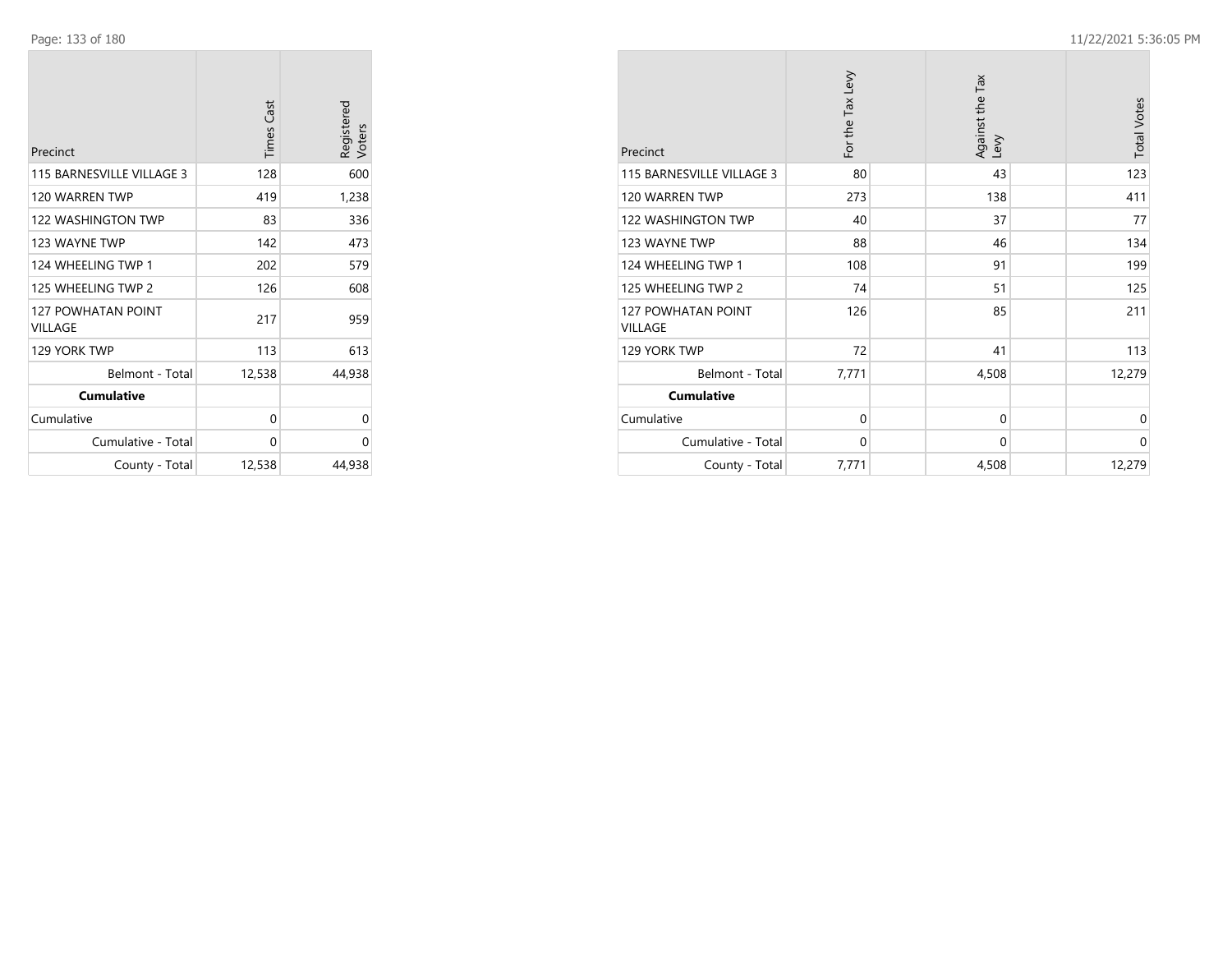| Precinct | Times Cast | Registered Voters |
|---|---|---|
| 115 BARNESVILLE VILLAGE 3 | 128 | 600 |
| 120 WARREN TWP | 419 | 1,238 |
| 122 WASHINGTON TWP | 83 | 336 |
| 123 WAYNE TWP | 142 | 473 |
| 124 WHEELING TWP 1 | 202 | 579 |
| 125 WHEELING TWP 2 | 126 | 608 |
| 127 POWHATAN POINT VILLAGE | 217 | 959 |
| 129 YORK TWP | 113 | 613 |
| Belmont - Total | 12,538 | 44,938 |
| **Cumulative** | | |
| Cumulative | 0 | 0 |
| Cumulative - Total | 0 | 0 |
| County - Total | 12,538 | 44,938 |

| Precinct | For the Tax Levy | Against the Tax Levy | Total Votes |
|---|---|---|---|
| 115 BARNESVILLE VILLAGE 3 | 80 | 43 | 123 |
| 120 WARREN TWP | 273 | 138 | 411 |
| 122 WASHINGTON TWP | 40 | 37 | 77 |
| 123 WAYNE TWP | 88 | 46 | 134 |
| 124 WHEELING TWP 1 | 108 | 91 | 199 |
| 125 WHEELING TWP 2 | 74 | 51 | 125 |
| 127 POWHATAN POINT VILLAGE | 126 | 85 | 211 |
| 129 YORK TWP | 72 | 41 | 113 |
| Belmont - Total | 7,771 | 4,508 | 12,279 |
| **Cumulative** | | | |
| Cumulative | 0 | 0 | 0 |
| Cumulative - Total | 0 | 0 | 0 |
| County - Total | 7,771 | 4,508 | 12,279 |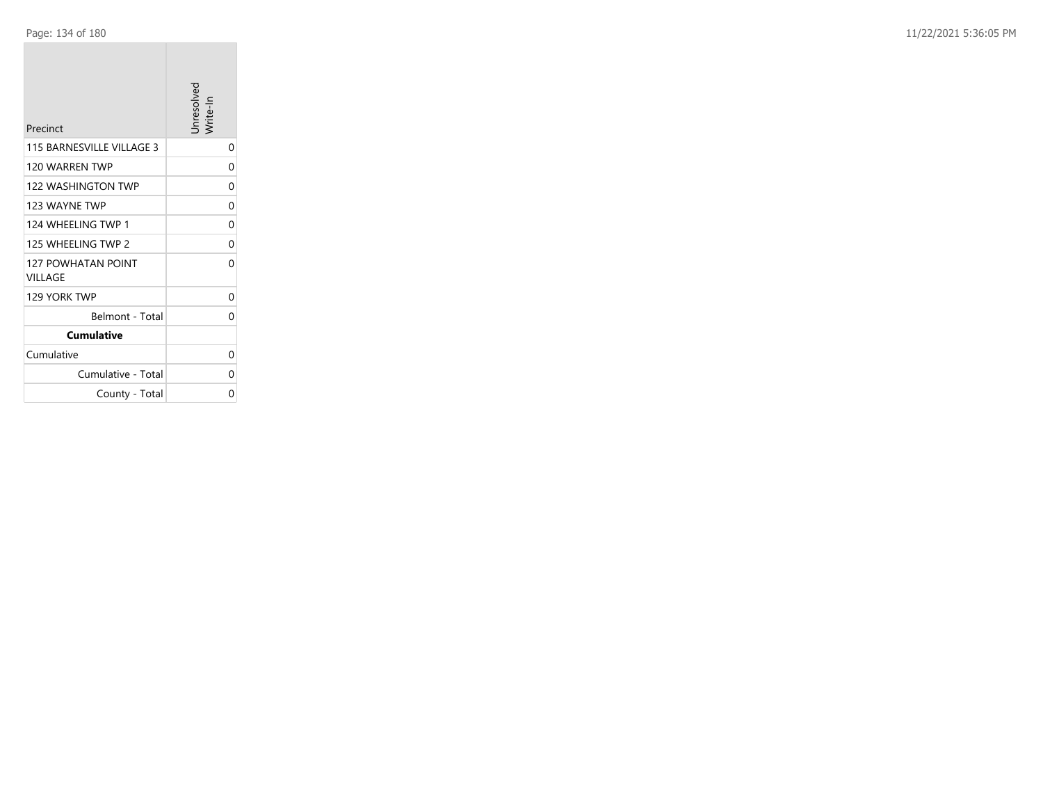| Precinct | Unresolved Write-In |
|---|---|
| 115 BARNESVILLE VILLAGE 3 | 0 |
| 120 WARREN TWP | 0 |
| 122 WASHINGTON TWP | 0 |
| 123 WAYNE TWP | 0 |
| 124 WHEELING TWP 1 | 0 |
| 125 WHEELING TWP 2 | 0 |
| 127 POWHATAN POINT VILLAGE | 0 |
| 129 YORK TWP | 0 |
| Belmont - Total | 0 |
| **Cumulative** | |
| Cumulative | 0 |
| Cumulative - Total | 0 |
| County - Total | 0 |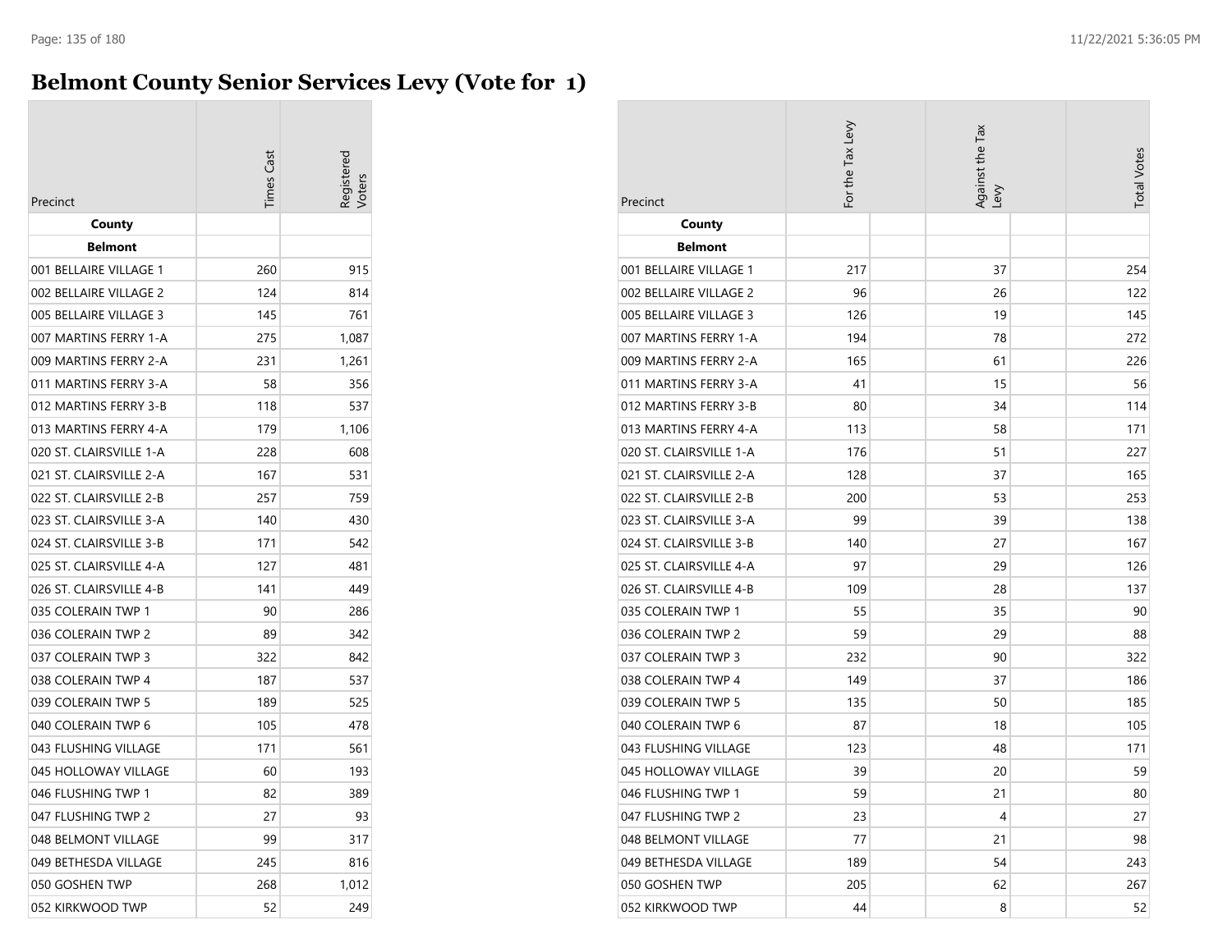# Belmont County Senior Services Levy (Vote for 1)

| Precinct | Times Cast | Registered Voters | For the Tax Levy | Against the Tax Levy | Total Votes |
|---|---|---|---|---|---|
| **County** | | | | | |
| **Belmont** | | | | | |
| 001 BELLAIRE VILLAGE 1 | 260 | 915 | 217 | 37 | 254 |
| 002 BELLAIRE VILLAGE 2 | 124 | 814 | 96 | 26 | 122 |
| 005 BELLAIRE VILLAGE 3 | 145 | 761 | 126 | 19 | 145 |
| 007 MARTINS FERRY 1-A | 275 | 1,087 | 194 | 78 | 272 |
| 009 MARTINS FERRY 2-A | 231 | 1,261 | 165 | 61 | 226 |
| 011 MARTINS FERRY 3-A | 58 | 356 | 41 | 15 | 56 |
| 012 MARTINS FERRY 3-B | 118 | 537 | 80 | 34 | 114 |
| 013 MARTINS FERRY 4-A | 179 | 1,106 | 113 | 58 | 171 |
| 020 ST. CLAIRSVILLE 1-A | 228 | 608 | 176 | 51 | 227 |
| 021 ST. CLAIRSVILLE 2-A | 167 | 531 | 128 | 37 | 165 |
| 022 ST. CLAIRSVILLE 2-B | 257 | 759 | 200 | 53 | 253 |
| 023 ST. CLAIRSVILLE 3-A | 140 | 430 | 99 | 39 | 138 |
| 024 ST. CLAIRSVILLE 3-B | 171 | 542 | 140 | 27 | 167 |
| 025 ST. CLAIRSVILLE 4-A | 127 | 481 | 97 | 29 | 126 |
| 026 ST. CLAIRSVILLE 4-B | 141 | 449 | 109 | 28 | 137 |
| 035 COLERAIN TWP 1 | 90 | 286 | 55 | 35 | 90 |
| 036 COLERAIN TWP 2 | 89 | 342 | 59 | 29 | 88 |
| 037 COLERAIN TWP 3 | 322 | 842 | 232 | 90 | 322 |
| 038 COLERAIN TWP 4 | 187 | 537 | 149 | 37 | 186 |
| 039 COLERAIN TWP 5 | 189 | 525 | 135 | 50 | 185 |
| 040 COLERAIN TWP 6 | 105 | 478 | 87 | 18 | 105 |
| 043 FLUSHING VILLAGE | 171 | 561 | 123 | 48 | 171 |
| 045 HOLLOWAY VILLAGE | 60 | 193 | 39 | 20 | 59 |
| 046 FLUSHING TWP 1 | 82 | 389 | 59 | 21 | 80 |
| 047 FLUSHING TWP 2 | 27 | 93 | 23 | 4 | 27 |
| 048 BELMONT VILLAGE | 99 | 317 | 77 | 21 | 98 |
| 049 BETHESDA VILLAGE | 245 | 816 | 189 | 54 | 243 |
| 050 GOSHEN TWP | 268 | 1,012 | 205 | 62 | 267 |
| 052 KIRKWOOD TWP | 52 | 249 | 44 | 8 | 52 |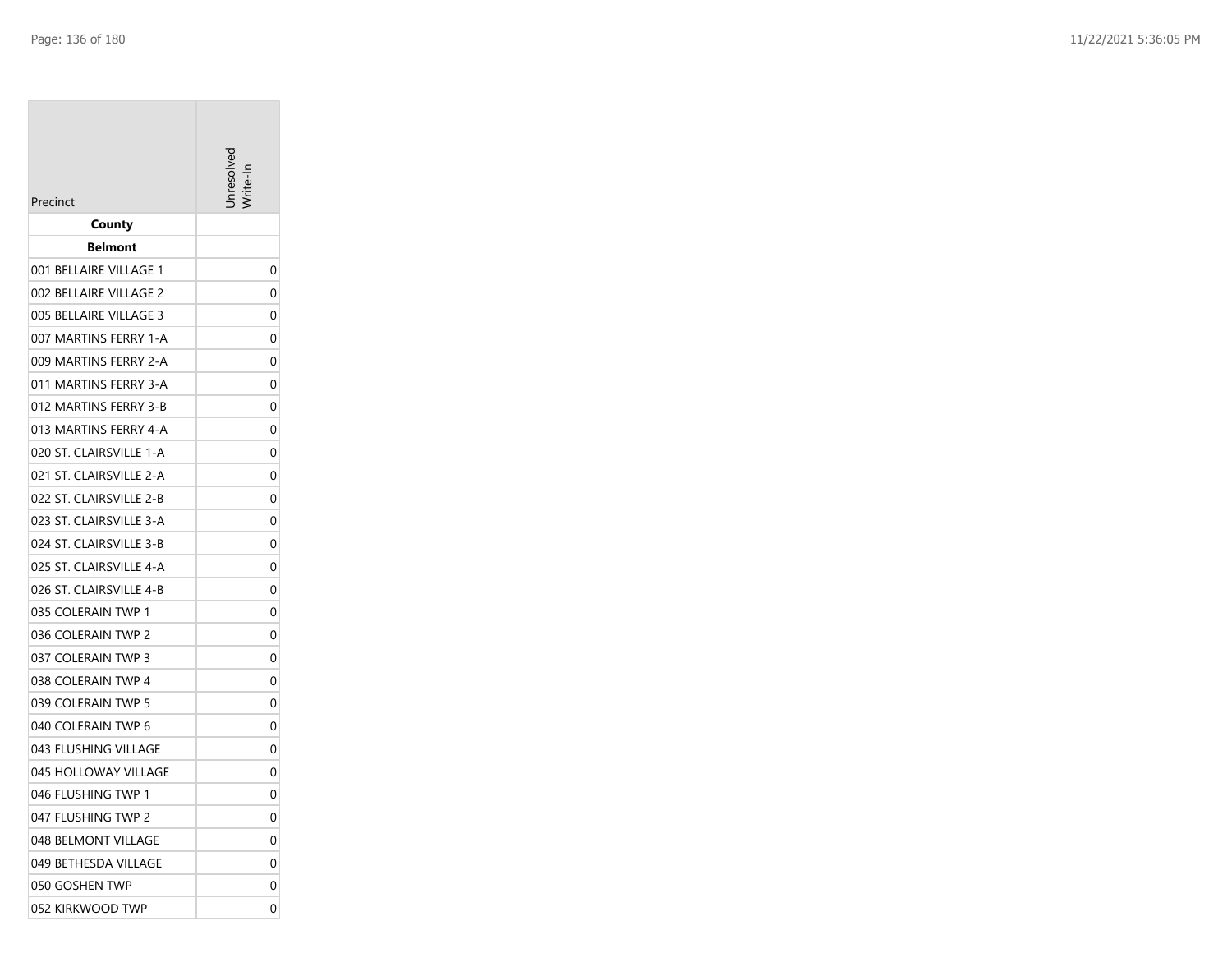| Precinct | Unresolved Write-In |
|---|---|
| **County** | |
| **Belmont** | |
| 001 BELLAIRE VILLAGE 1 | 0 |
| 002 BELLAIRE VILLAGE 2 | 0 |
| 005 BELLAIRE VILLAGE 3 | 0 |
| 007 MARTINS FERRY 1-A | 0 |
| 009 MARTINS FERRY 2-A | 0 |
| 011 MARTINS FERRY 3-A | 0 |
| 012 MARTINS FERRY 3-B | 0 |
| 013 MARTINS FERRY 4-A | 0 |
| 020 ST. CLAIRSVILLE 1-A | 0 |
| 021 ST. CLAIRSVILLE 2-A | 0 |
| 022 ST. CLAIRSVILLE 2-B | 0 |
| 023 ST. CLAIRSVILLE 3-A | 0 |
| 024 ST. CLAIRSVILLE 3-B | 0 |
| 025 ST. CLAIRSVILLE 4-A | 0 |
| 026 ST. CLAIRSVILLE 4-B | 0 |
| 035 COLERAIN TWP 1 | 0 |
| 036 COLERAIN TWP 2 | 0 |
| 037 COLERAIN TWP 3 | 0 |
| 038 COLERAIN TWP 4 | 0 |
| 039 COLERAIN TWP 5 | 0 |
| 040 COLERAIN TWP 6 | 0 |
| 043 FLUSHING VILLAGE | 0 |
| 045 HOLLOWAY VILLAGE | 0 |
| 046 FLUSHING TWP 1 | 0 |
| 047 FLUSHING TWP 2 | 0 |
| 048 BELMONT VILLAGE | 0 |
| 049 BETHESDA VILLAGE | 0 |
| 050 GOSHEN TWP | 0 |
| 052 KIRKWOOD TWP | 0 |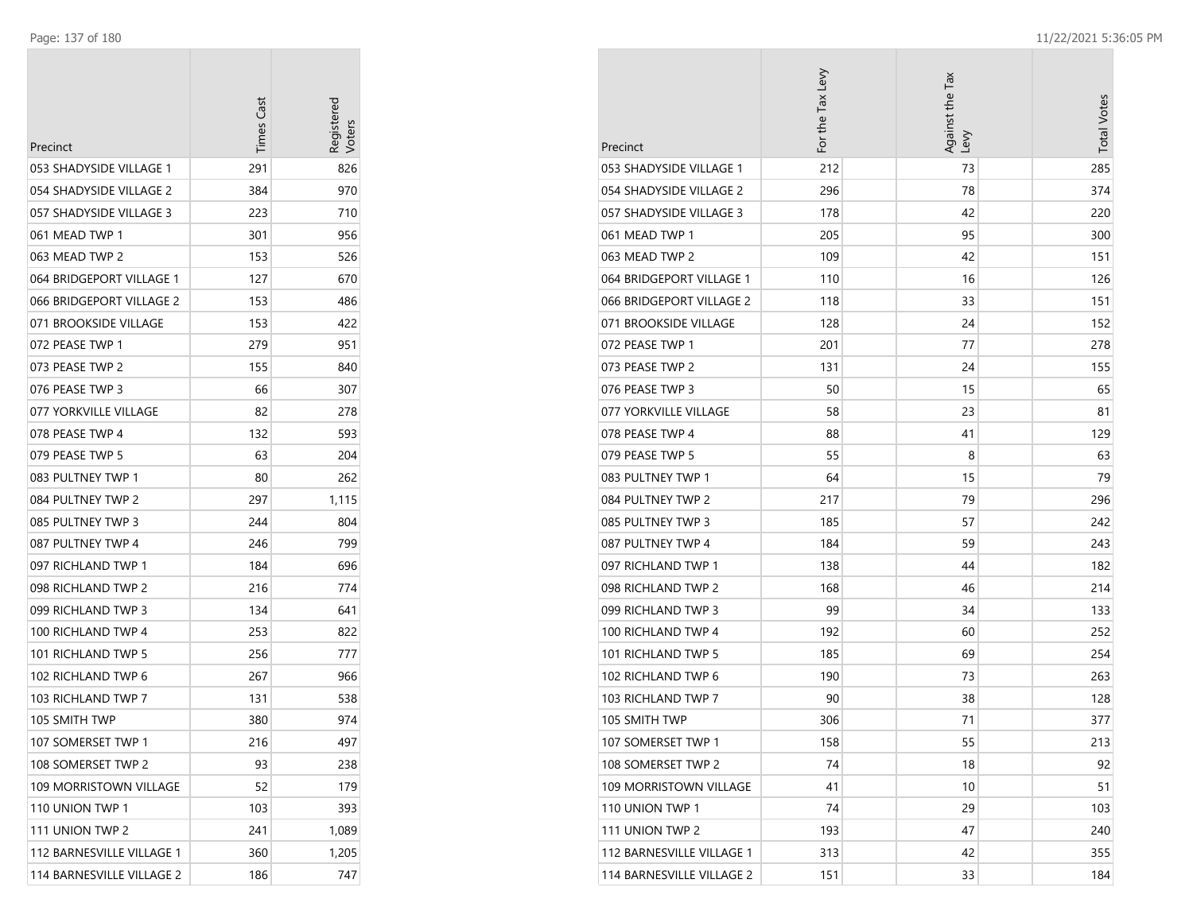| Precinct | Times Cast | Registered Voters |
|---|---|---|
| 053 SHADYSIDE VILLAGE 1 | 291 | 826 |
| 054 SHADYSIDE VILLAGE 2 | 384 | 970 |
| 057 SHADYSIDE VILLAGE 3 | 223 | 710 |
| 061 MEAD TWP 1 | 301 | 956 |
| 063 MEAD TWP 2 | 153 | 526 |
| 064 BRIDGEPORT VILLAGE 1 | 127 | 670 |
| 066 BRIDGEPORT VILLAGE 2 | 153 | 486 |
| 071 BROOKSIDE VILLAGE | 153 | 422 |
| 072 PEASE TWP 1 | 279 | 951 |
| 073 PEASE TWP 2 | 155 | 840 |
| 076 PEASE TWP 3 | 66 | 307 |
| 077 YORKVILLE VILLAGE | 82 | 278 |
| 078 PEASE TWP 4 | 132 | 593 |
| 079 PEASE TWP 5 | 63 | 204 |
| 083 PULTNEY TWP 1 | 80 | 262 |
| 084 PULTNEY TWP 2 | 297 | 1,115 |
| 085 PULTNEY TWP 3 | 244 | 804 |
| 087 PULTNEY TWP 4 | 246 | 799 |
| 097 RICHLAND TWP 1 | 184 | 696 |
| 098 RICHLAND TWP 2 | 216 | 774 |
| 099 RICHLAND TWP 3 | 134 | 641 |
| 100 RICHLAND TWP 4 | 253 | 822 |
| 101 RICHLAND TWP 5 | 256 | 777 |
| 102 RICHLAND TWP 6 | 267 | 966 |
| 103 RICHLAND TWP 7 | 131 | 538 |
| 105 SMITH TWP | 380 | 974 |
| 107 SOMERSET TWP 1 | 216 | 497 |
| 108 SOMERSET TWP 2 | 93 | 238 |
| 109 MORRISTOWN VILLAGE | 52 | 179 |
| 110 UNION TWP 1 | 103 | 393 |
| 111 UNION TWP 2 | 241 | 1,089 |
| 112 BARNESVILLE VILLAGE 1 | 360 | 1,205 |
| 114 BARNESVILLE VILLAGE 2 | 186 | 747 |

| Precinct | For the Tax Levy | Against the Tax Levy | Total Votes |
|---|---|---|---|
| 053 SHADYSIDE VILLAGE 1 | 212 | 73 | 285 |
| 054 SHADYSIDE VILLAGE 2 | 296 | 78 | 374 |
| 057 SHADYSIDE VILLAGE 3 | 178 | 42 | 220 |
| 061 MEAD TWP 1 | 205 | 95 | 300 |
| 063 MEAD TWP 2 | 109 | 42 | 151 |
| 064 BRIDGEPORT VILLAGE 1 | 110 | 16 | 126 |
| 066 BRIDGEPORT VILLAGE 2 | 118 | 33 | 151 |
| 071 BROOKSIDE VILLAGE | 128 | 24 | 152 |
| 072 PEASE TWP 1 | 201 | 77 | 278 |
| 073 PEASE TWP 2 | 131 | 24 | 155 |
| 076 PEASE TWP 3 | 50 | 15 | 65 |
| 077 YORKVILLE VILLAGE | 58 | 23 | 81 |
| 078 PEASE TWP 4 | 88 | 41 | 129 |
| 079 PEASE TWP 5 | 55 | 8 | 63 |
| 083 PULTNEY TWP 1 | 64 | 15 | 79 |
| 084 PULTNEY TWP 2 | 217 | 79 | 296 |
| 085 PULTNEY TWP 3 | 185 | 57 | 242 |
| 087 PULTNEY TWP 4 | 184 | 59 | 243 |
| 097 RICHLAND TWP 1 | 138 | 44 | 182 |
| 098 RICHLAND TWP 2 | 168 | 46 | 214 |
| 099 RICHLAND TWP 3 | 99 | 34 | 133 |
| 100 RICHLAND TWP 4 | 192 | 60 | 252 |
| 101 RICHLAND TWP 5 | 185 | 69 | 254 |
| 102 RICHLAND TWP 6 | 190 | 73 | 263 |
| 103 RICHLAND TWP 7 | 90 | 38 | 128 |
| 105 SMITH TWP | 306 | 71 | 377 |
| 107 SOMERSET TWP 1 | 158 | 55 | 213 |
| 108 SOMERSET TWP 2 | 74 | 18 | 92 |
| 109 MORRISTOWN VILLAGE | 41 | 10 | 51 |
| 110 UNION TWP 1 | 74 | 29 | 103 |
| 111 UNION TWP 2 | 193 | 47 | 240 |
| 112 BARNESVILLE VILLAGE 1 | 313 | 42 | 355 |
| 114 BARNESVILLE VILLAGE 2 | 151 | 33 | 184 |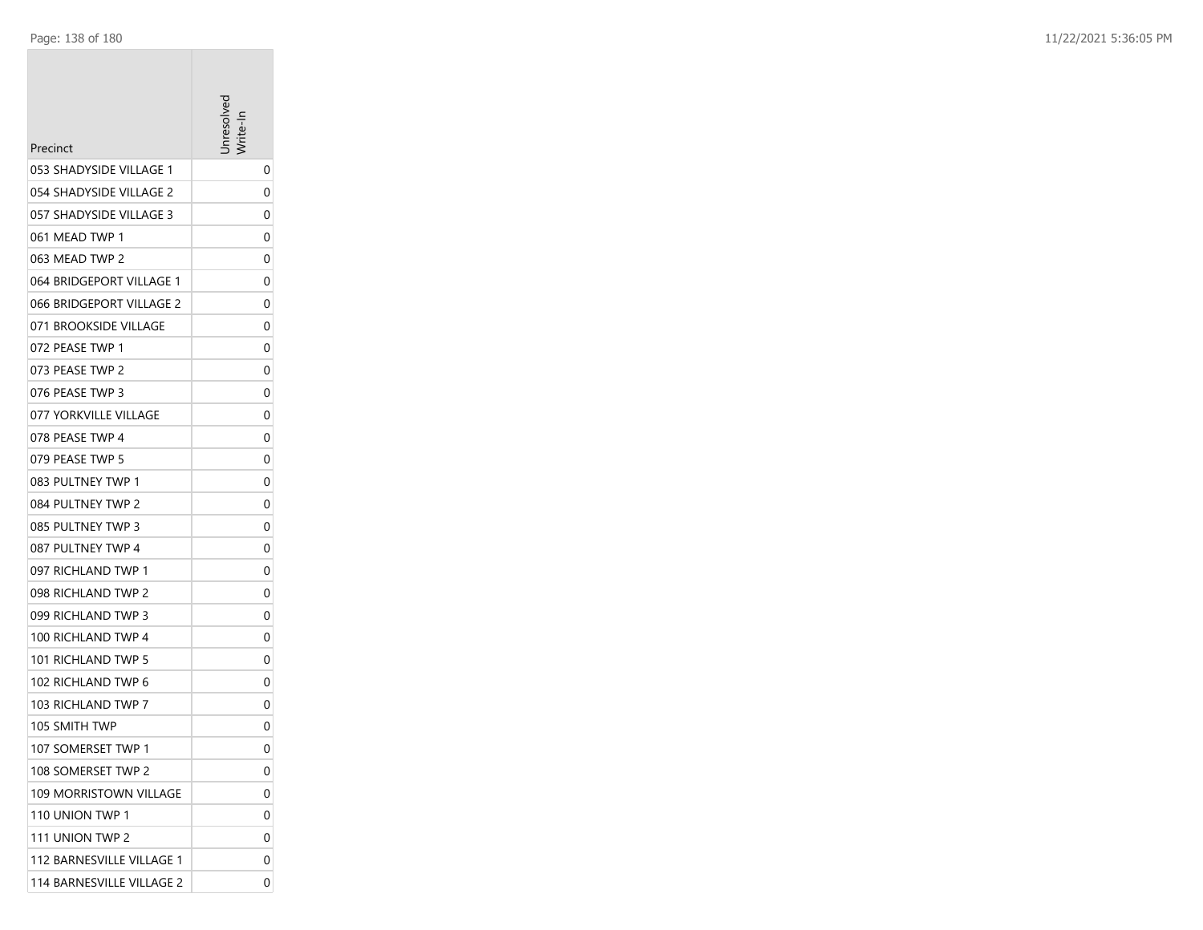| Precinct | Unresolved Write-In |
|---|---|
| 053 SHADYSIDE VILLAGE 1 | 0 |
| 054 SHADYSIDE VILLAGE 2 | 0 |
| 057 SHADYSIDE VILLAGE 3 | 0 |
| 061 MEAD TWP 1 | 0 |
| 063 MEAD TWP 2 | 0 |
| 064 BRIDGEPORT VILLAGE 1 | 0 |
| 066 BRIDGEPORT VILLAGE 2 | 0 |
| 071 BROOKSIDE VILLAGE | 0 |
| 072 PEASE TWP 1 | 0 |
| 073 PEASE TWP 2 | 0 |
| 076 PEASE TWP 3 | 0 |
| 077 YORKVILLE VILLAGE | 0 |
| 078 PEASE TWP 4 | 0 |
| 079 PEASE TWP 5 | 0 |
| 083 PULTNEY TWP 1 | 0 |
| 084 PULTNEY TWP 2 | 0 |
| 085 PULTNEY TWP 3 | 0 |
| 087 PULTNEY TWP 4 | 0 |
| 097 RICHLAND TWP 1 | 0 |
| 098 RICHLAND TWP 2 | 0 |
| 099 RICHLAND TWP 3 | 0 |
| 100 RICHLAND TWP 4 | 0 |
| 101 RICHLAND TWP 5 | 0 |
| 102 RICHLAND TWP 6 | 0 |
| 103 RICHLAND TWP 7 | 0 |
| 105 SMITH TWP | 0 |
| 107 SOMERSET TWP 1 | 0 |
| 108 SOMERSET TWP 2 | 0 |
| 109 MORRISTOWN VILLAGE | 0 |
| 110 UNION TWP 1 | 0 |
| 111 UNION TWP 2 | 0 |
| 112 BARNESVILLE VILLAGE 1 | 0 |
| 114 BARNESVILLE VILLAGE 2 | 0 |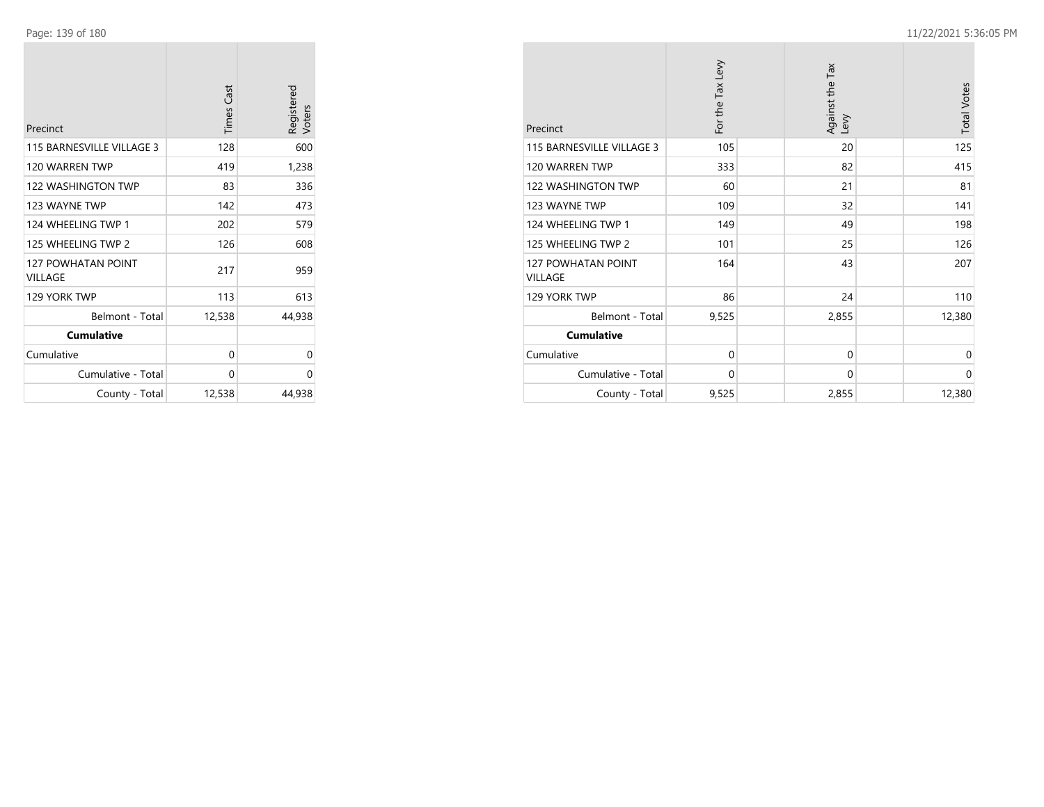| Precinct | Times Cast | Registered Voters |
|---|---|---|
| 115 BARNESVILLE VILLAGE 3 | 128 | 600 |
| 120 WARREN TWP | 419 | 1,238 |
| 122 WASHINGTON TWP | 83 | 336 |
| 123 WAYNE TWP | 142 | 473 |
| 124 WHEELING TWP 1 | 202 | 579 |
| 125 WHEELING TWP 2 | 126 | 608 |
| 127 POWHATAN POINT VILLAGE | 217 | 959 |
| 129 YORK TWP | 113 | 613 |
| Belmont - Total | 12,538 | 44,938 |
| **Cumulative** | | |
| Cumulative | 0 | 0 |
| Cumulative - Total | 0 | 0 |
| County - Total | 12,538 | 44,938 |

| Precinct | For the Tax Levy | Against the Tax Levy | Total Votes |
|---|---|---|---|
| 115 BARNESVILLE VILLAGE 3 | 105 | 20 | 125 |
| 120 WARREN TWP | 333 | 82 | 415 |
| 122 WASHINGTON TWP | 60 | 21 | 81 |
| 123 WAYNE TWP | 109 | 32 | 141 |
| 124 WHEELING TWP 1 | 149 | 49 | 198 |
| 125 WHEELING TWP 2 | 101 | 25 | 126 |
| 127 POWHATAN POINT VILLAGE | 164 | 43 | 207 |
| 129 YORK TWP | 86 | 24 | 110 |
| Belmont - Total | 9,525 | 2,855 | 12,380 |
| **Cumulative** | | | |
| Cumulative | 0 | 0 | 0 |
| Cumulative - Total | 0 | 0 | 0 |
| County - Total | 9,525 | 2,855 | 12,380 |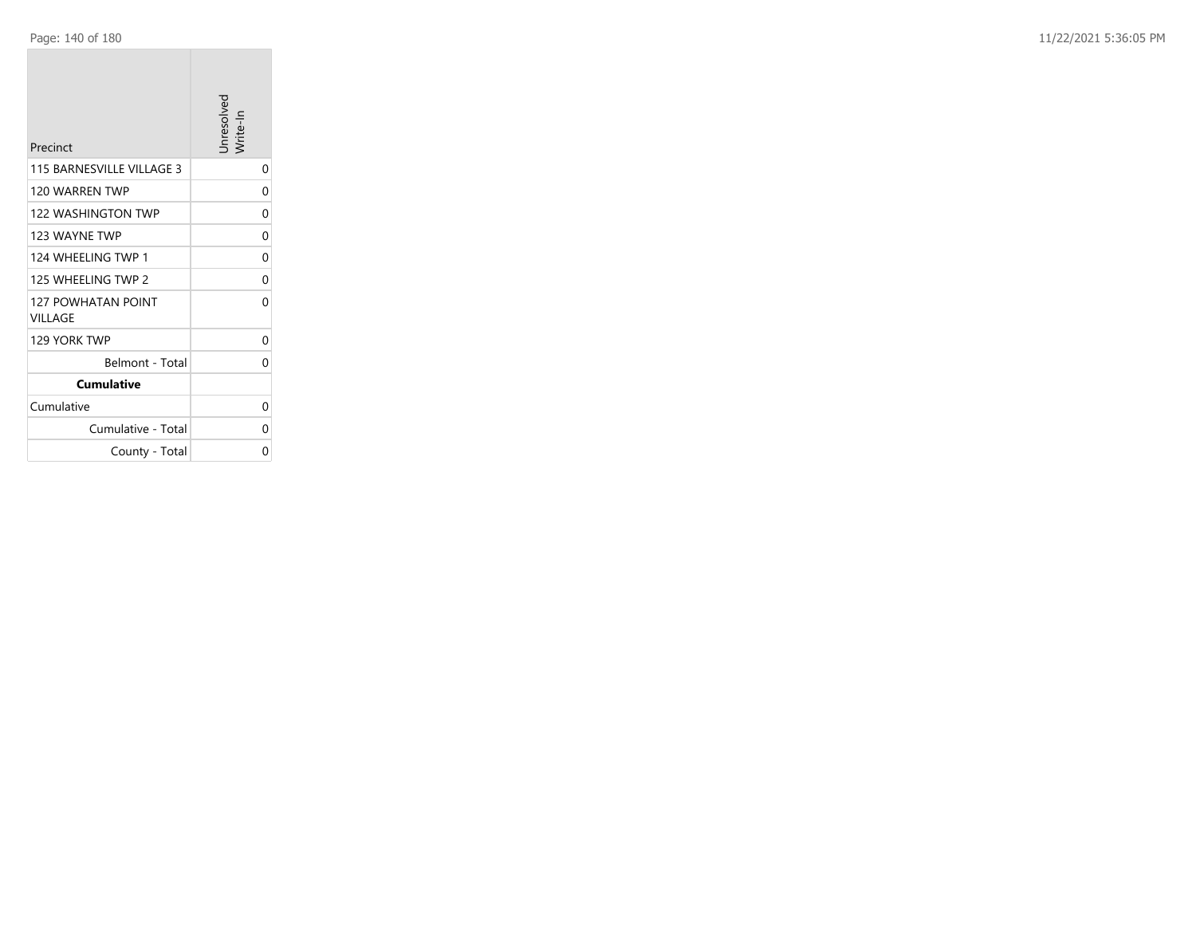| Precinct | Unresolved Write-In |
| --- | --- |
| 115 BARNESVILLE VILLAGE 3 | 0 |
| 120 WARREN TWP | 0 |
| 122 WASHINGTON TWP | 0 |
| 123 WAYNE TWP | 0 |
| 124 WHEELING TWP 1 | 0 |
| 125 WHEELING TWP 2 | 0 |
| 127 POWHATAN POINT VILLAGE | 0 |
| 129 YORK TWP | 0 |
| Belmont - Total | 0 |
| **Cumulative** | |
| Cumulative | 0 |
| Cumulative - Total | 0 |
| County - Total | 0 |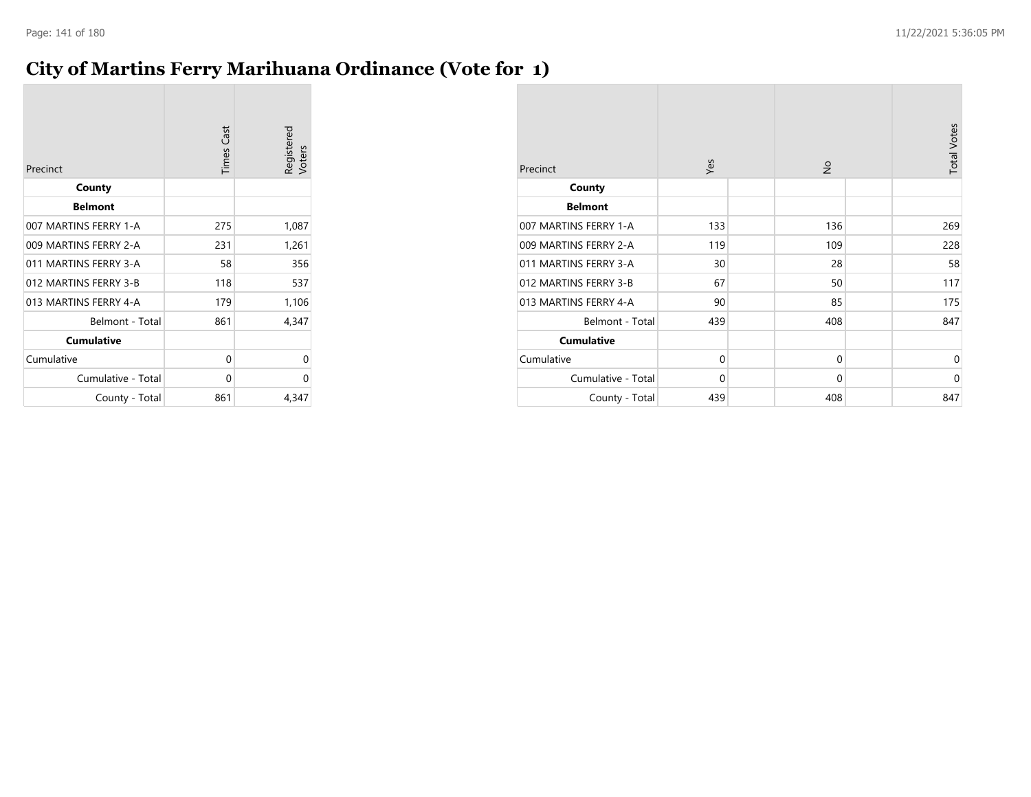# City of Martins Ferry Marihuana Ordinance (Vote for 1)

| Precinct | Times Cast | Registered Voters |
|---|---|---|
| **County** | | |
| **Belmont** | | |
| 007 MARTINS FERRY 1-A | 275 | 1,087 |
| 009 MARTINS FERRY 2-A | 231 | 1,261 |
| 011 MARTINS FERRY 3-A | 58 | 356 |
| 012 MARTINS FERRY 3-B | 118 | 537 |
| 013 MARTINS FERRY 4-A | 179 | 1,106 |
| Belmont - Total | 861 | 4,347 |
| **Cumulative** | | |
| Cumulative | 0 | 0 |
| Cumulative - Total | 0 | 0 |
| County - Total | 861 | 4,347 |

| Precinct | Yes | | No | | Total Votes |
|---|---|---|---|---|---|
| **County** | | | | | |
| **Belmont** | | | | | |
| 007 MARTINS FERRY 1-A | 133 | | 136 | | 269 |
| 009 MARTINS FERRY 2-A | 119 | | 109 | | 228 |
| 011 MARTINS FERRY 3-A | 30 | | 28 | | 58 |
| 012 MARTINS FERRY 3-B | 67 | | 50 | | 117 |
| 013 MARTINS FERRY 4-A | 90 | | 85 | | 175 |
| Belmont - Total | 439 | | 408 | | 847 |
| **Cumulative** | | | | | |
| Cumulative | 0 | | 0 | | 0 |
| Cumulative - Total | 0 | | 0 | | 0 |
| County - Total | 439 | | 408 | | 847 |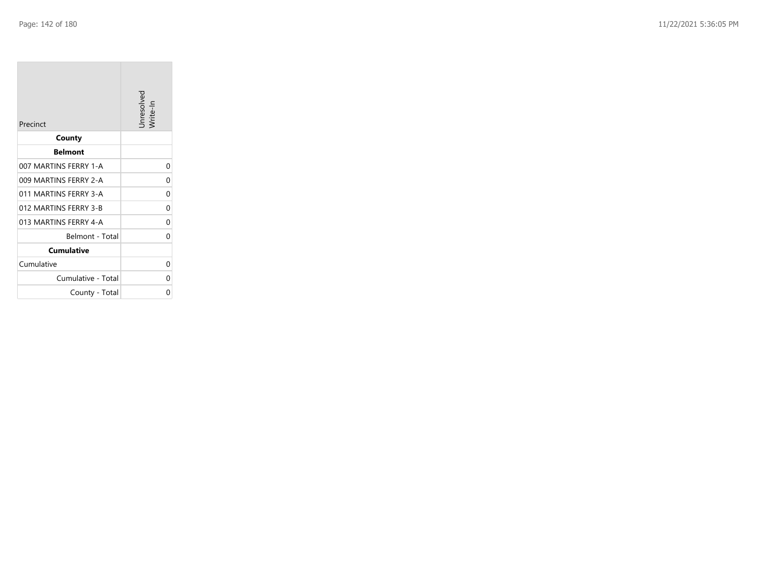| Precinct | Unresolved Write-In |
|---|---|
| **County** | |
| **Belmont** | |
| 007 MARTINS FERRY 1-A | 0 |
| 009 MARTINS FERRY 2-A | 0 |
| 011 MARTINS FERRY 3-A | 0 |
| 012 MARTINS FERRY 3-B | 0 |
| 013 MARTINS FERRY 4-A | 0 |
| Belmont - Total | 0 |
| **Cumulative** | |
| Cumulative | 0 |
| Cumulative - Total | 0 |
| County - Total | 0 |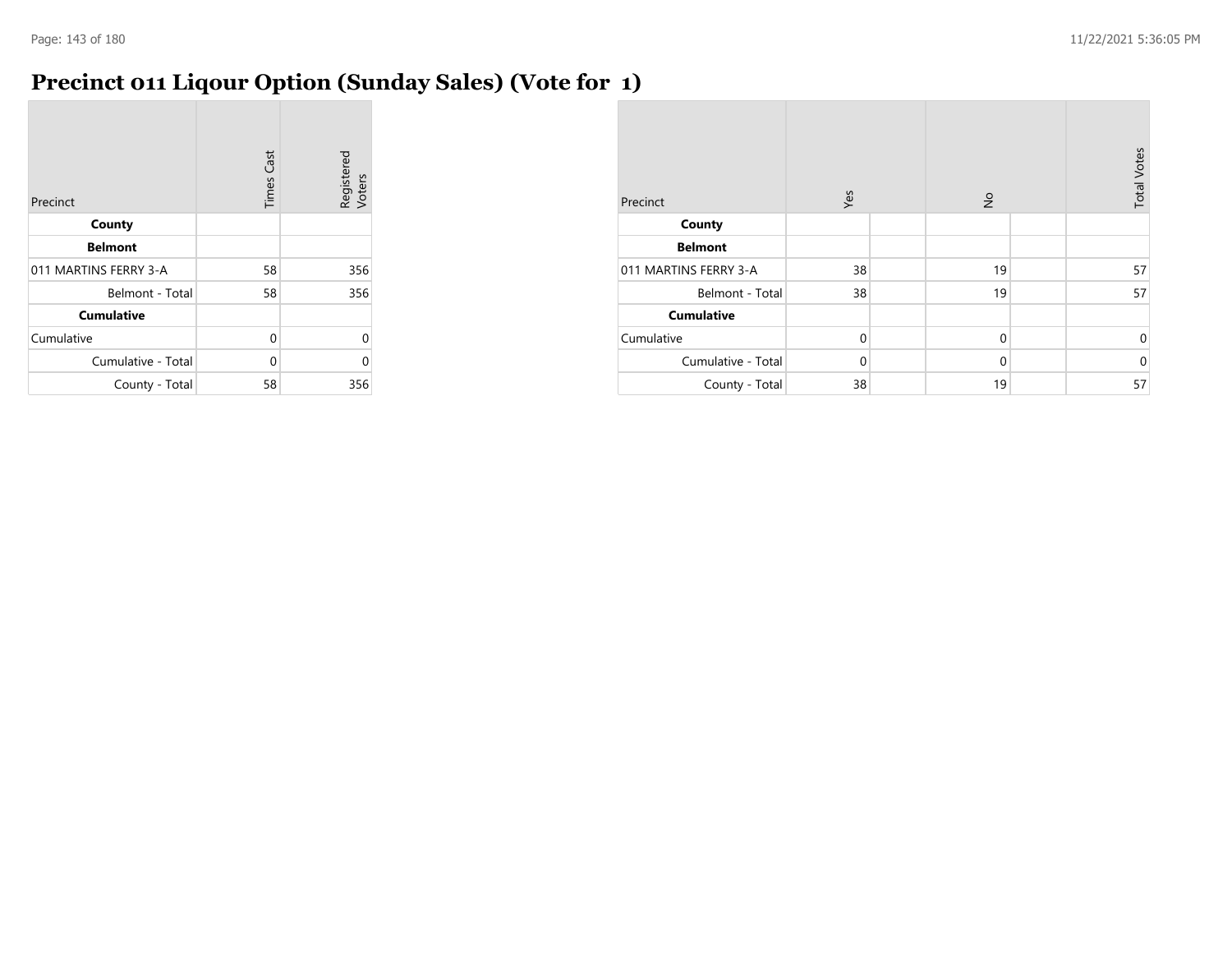# Precinct 011 Liqour Option (Sunday Sales) (Vote for 1)

| Precinct | Times Cast | Registered Voters |
|---|---|---|
| **County** | | |
| **Belmont** | | |
| 011 MARTINS FERRY 3-A | 58 | 356 |
| Belmont - Total | 58 | 356 |
| **Cumulative** | | |
| Cumulative | 0 | 0 |
| Cumulative - Total | 0 | 0 |
| County - Total | 58 | 356 |

| Precinct | Yes | | No | | Total Votes |
|---|---|---|---|---|---|
| **County** | | | | | |
| **Belmont** | | | | | |
| 011 MARTINS FERRY 3-A | 38 | | 19 | | 57 |
| Belmont - Total | 38 | | 19 | | 57 |
| **Cumulative** | | | | | |
| Cumulative | 0 | | 0 | | 0 |
| Cumulative - Total | 0 | | 0 | | 0 |
| County - Total | 38 | | 19 | | 57 |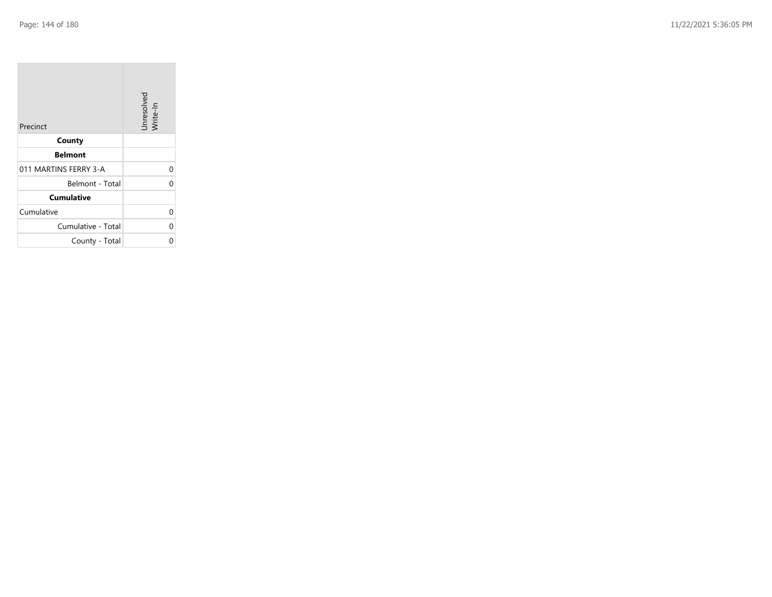| Precinct | Unresolved Write-In |
|---|---|
| **County** | |
| **Belmont** | |
| 011 MARTINS FERRY 3-A | 0 |
| Belmont - Total | 0 |
| **Cumulative** | |
| Cumulative | 0 |
| Cumulative - Total | 0 |
| County - Total | 0 |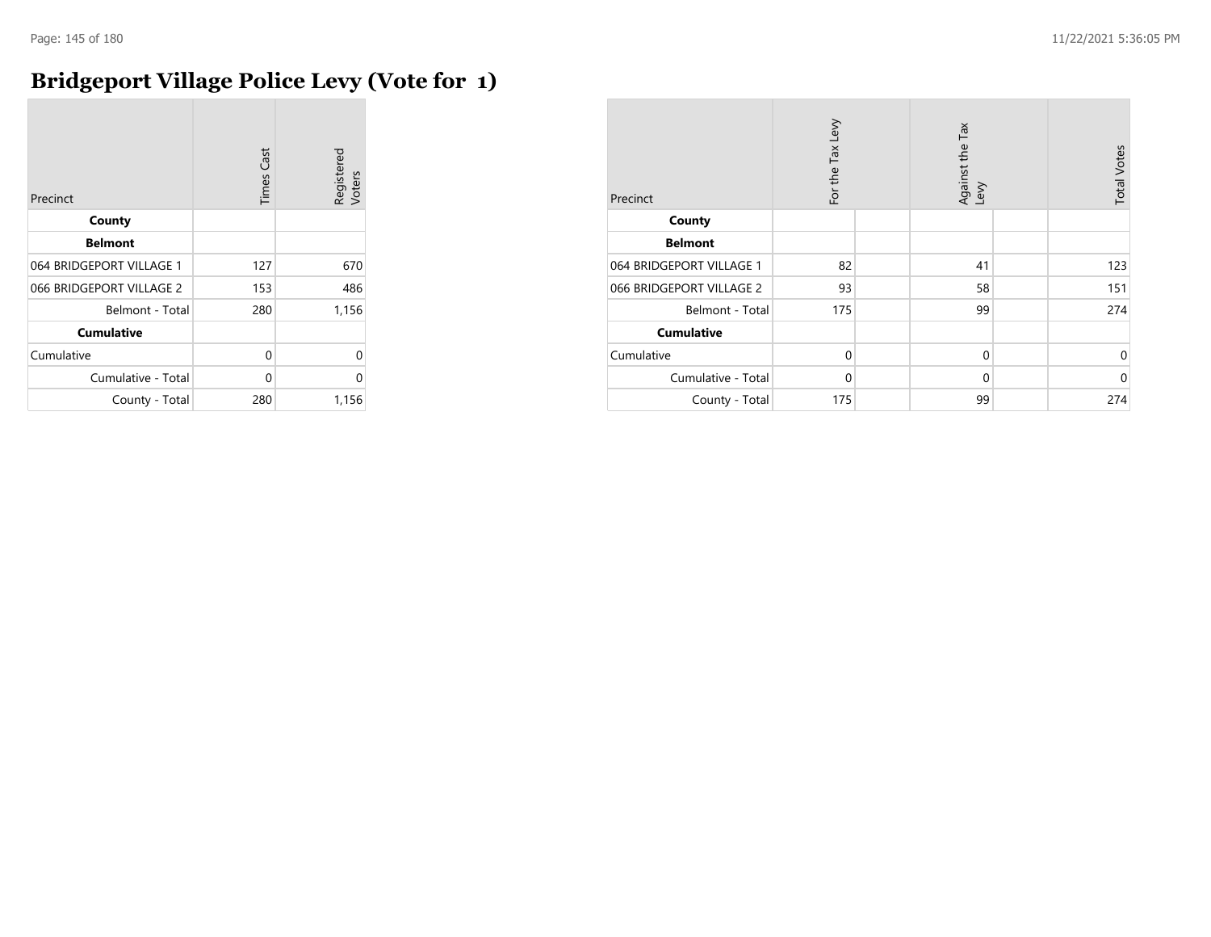# Bridgeport Village Police Levy (Vote for 1)

| Precinct | Times Cast | Registered Voters |
|---|---|---|
| **County** | | |
| **Belmont** | | |
| 064 BRIDGEPORT VILLAGE 1 | 127 | 670 |
| 066 BRIDGEPORT VILLAGE 2 | 153 | 486 |
| Belmont - Total | 280 | 1,156 |
| **Cumulative** | | |
| Cumulative | 0 | 0 |
| Cumulative - Total | 0 | 0 |
| County - Total | 280 | 1,156 |

| Precinct | For the Tax Levy | | Against the Tax Levy | | Total Votes |
|---|---|---|---|---|---|
| **County** | | | | | |
| **Belmont** | | | | | |
| 064 BRIDGEPORT VILLAGE 1 | 82 | | 41 | | 123 |
| 066 BRIDGEPORT VILLAGE 2 | 93 | | 58 | | 151 |
| Belmont - Total | 175 | | 99 | | 274 |
| **Cumulative** | | | | | |
| Cumulative | 0 | | 0 | | 0 |
| Cumulative - Total | 0 | | 0 | | 0 |
| County - Total | 175 | | 99 | | 274 |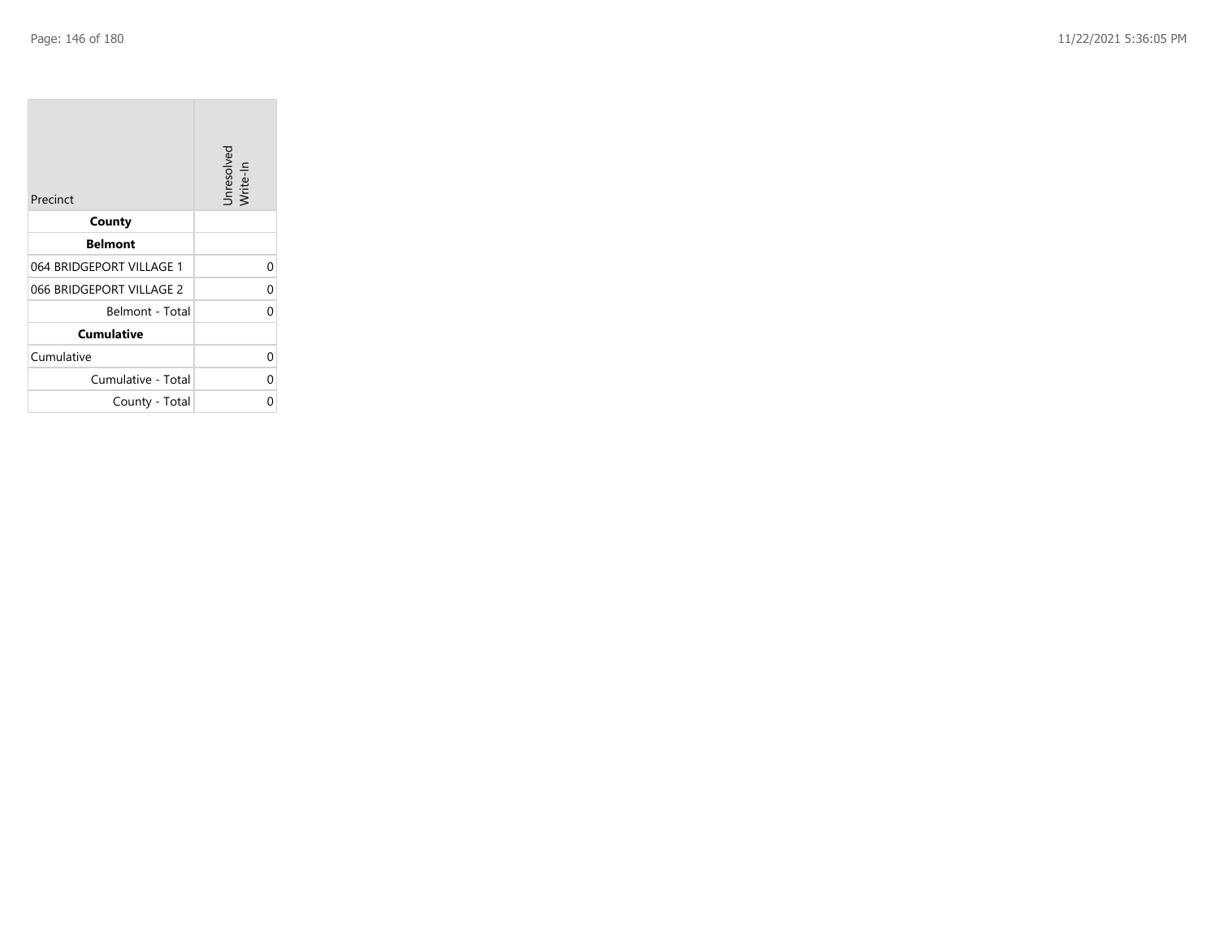| Precinct | Unresolved Write-In |
|---|---|
| **County** | |
| **Belmont** | |
| 064 BRIDGEPORT VILLAGE 1 | 0 |
| 066 BRIDGEPORT VILLAGE 2 | 0 |
| Belmont - Total | 0 |
| **Cumulative** | |
| Cumulative | 0 |
| Cumulative - Total | 0 |
| County - Total | 0 |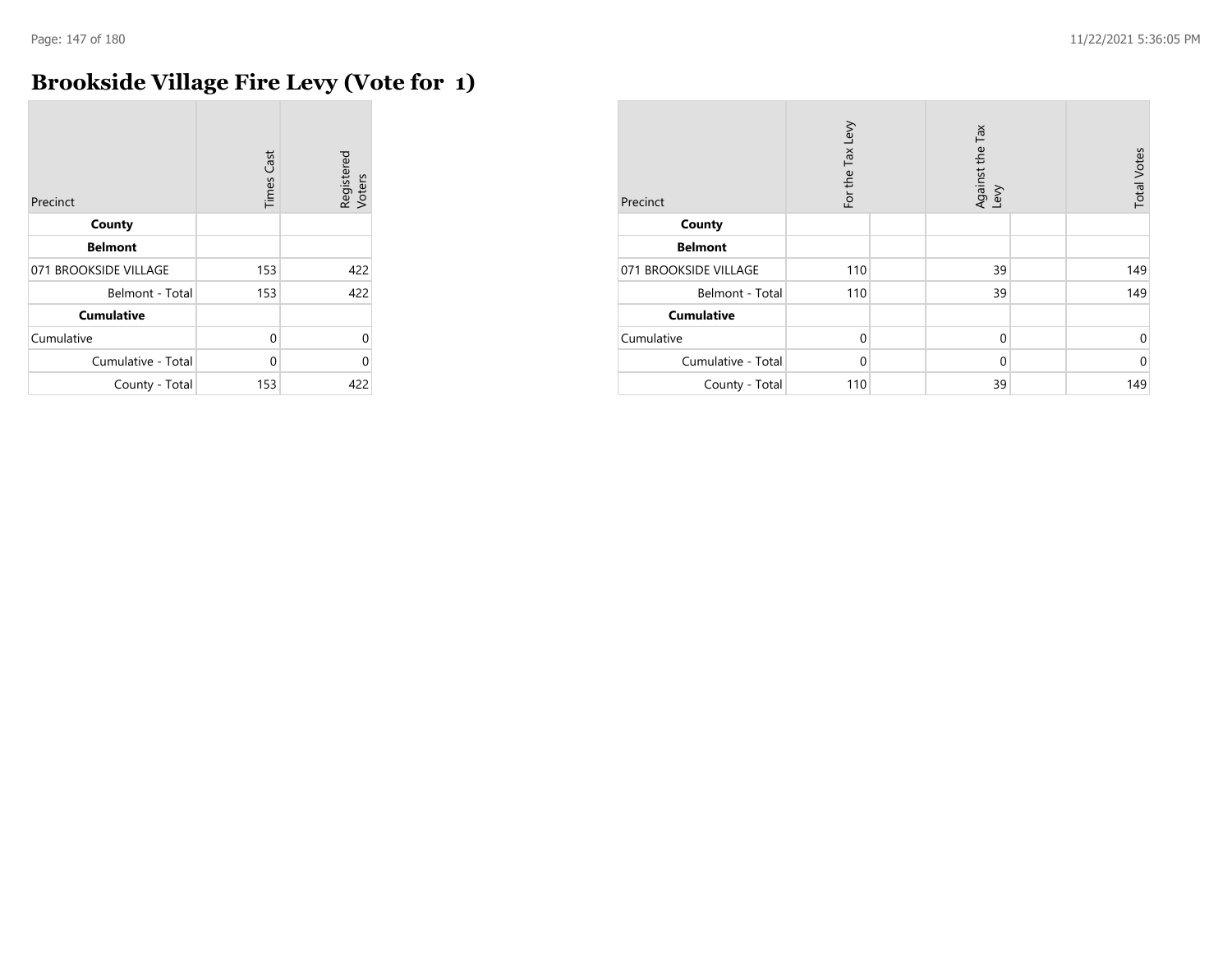# Brookside Village Fire Levy (Vote for 1)

| Precinct | Times Cast | Registered Voters |
|---|---|---|
| **County** | | |
| **Belmont** | | |
| 071 BROOKSIDE VILLAGE | 153 | 422 |
| Belmont - Total | 153 | 422 |
| **Cumulative** | | |
| Cumulative | 0 | 0 |
| Cumulative - Total | 0 | 0 |
| County - Total | 153 | 422 |

| Precinct | For the Tax Levy | | Against the Tax Levy | | Total Votes |
|---|---|---|---|---|---|
| **County** | | | | | |
| **Belmont** | | | | | |
| 071 BROOKSIDE VILLAGE | 110 | | 39 | | 149 |
| Belmont - Total | 110 | | 39 | | 149 |
| **Cumulative** | | | | | |
| Cumulative | 0 | | 0 | | 0 |
| Cumulative - Total | 0 | | 0 | | 0 |
| County - Total | 110 | | 39 | | 149 |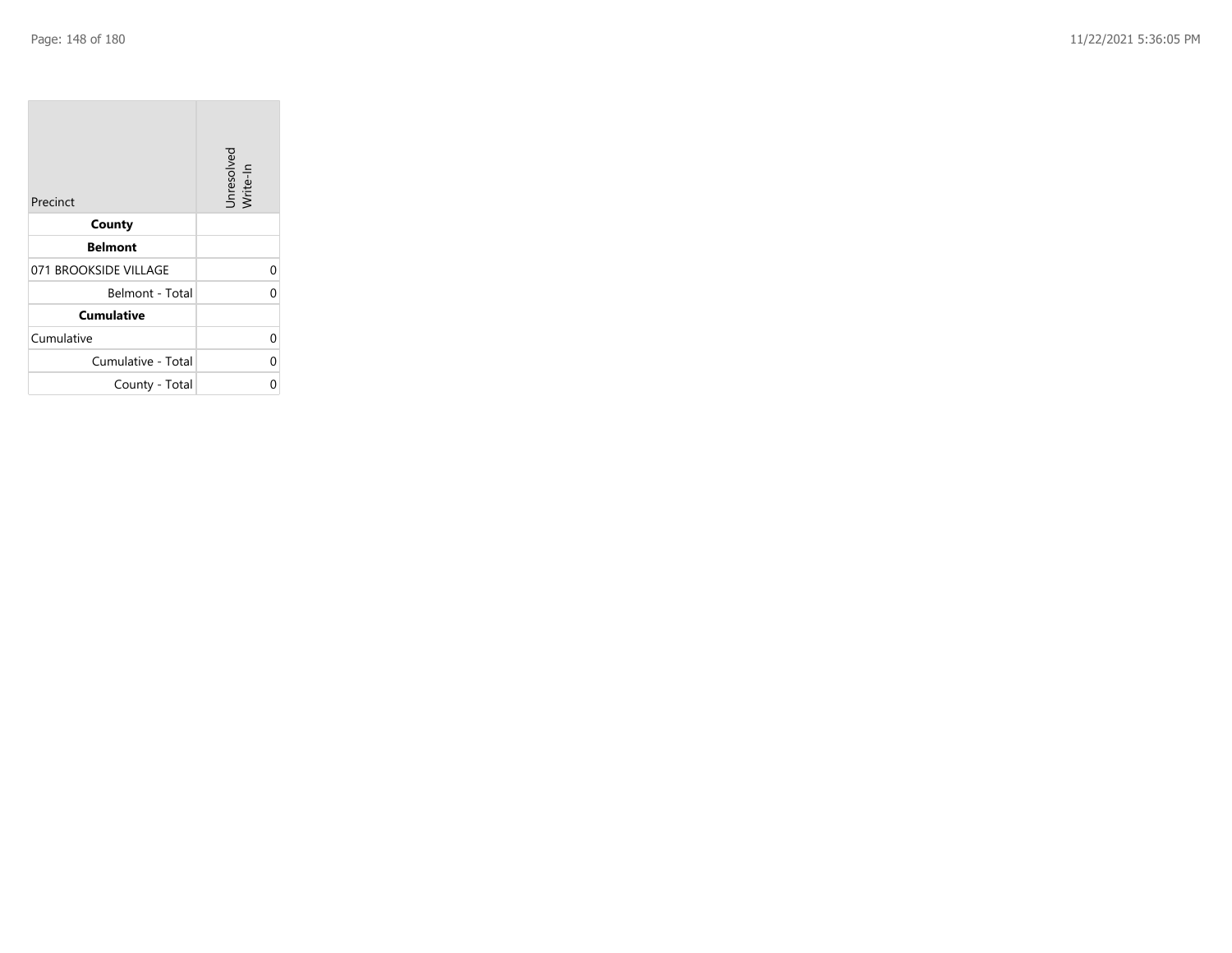| Precinct | Unresolved Write-In |
|---|---|
| **County** | |
| **Belmont** | |
| 071 BROOKSIDE VILLAGE | 0 |
| Belmont - Total | 0 |
| **Cumulative** | |
| Cumulative | 0 |
| Cumulative - Total | 0 |
| County - Total | 0 |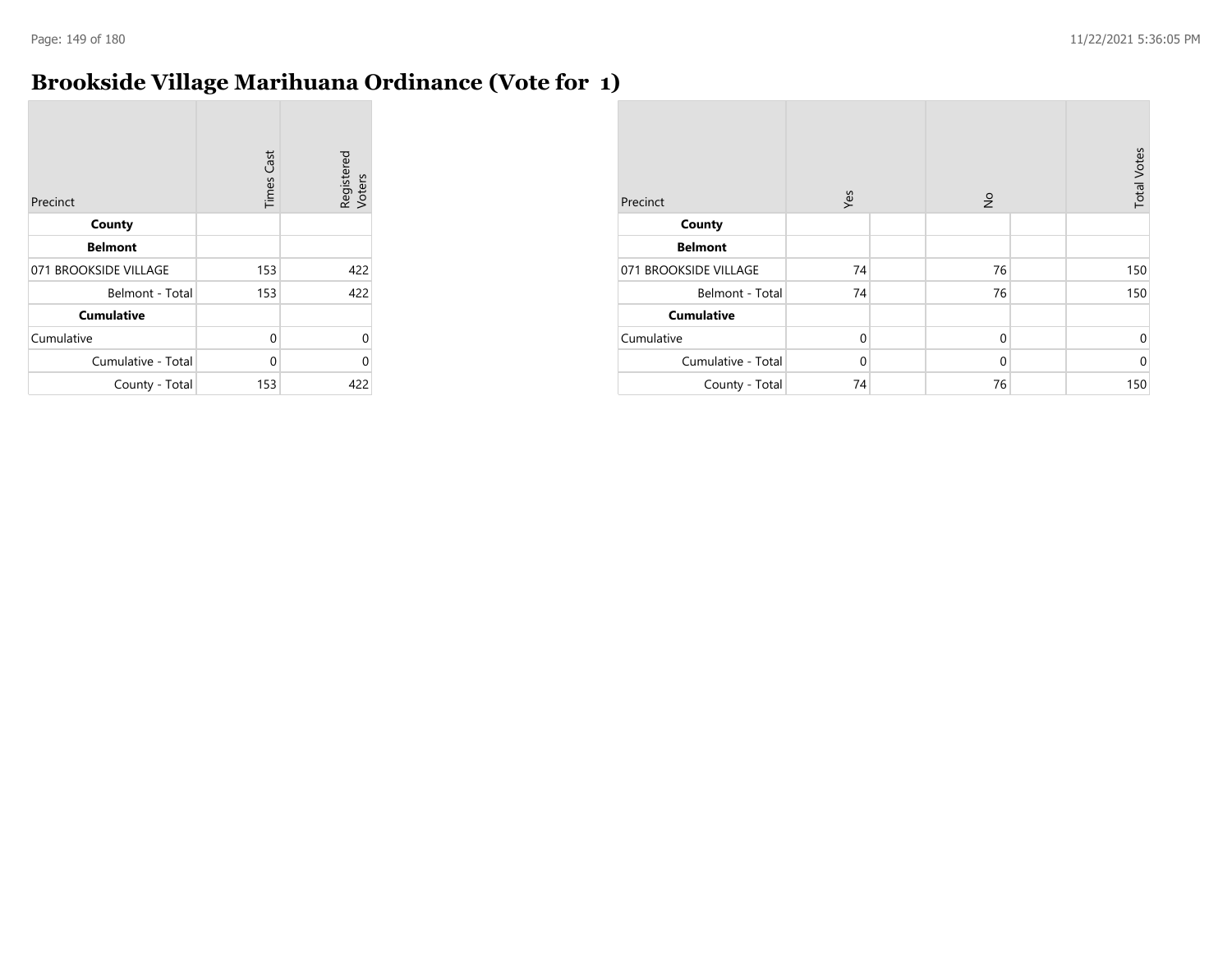# Brookside Village Marihuana Ordinance (Vote for 1)

| Precinct | Times Cast | Registered Voters |
|---|---|---|
| **County** | | |
| **Belmont** | | |
| 071 BROOKSIDE VILLAGE | 153 | 422 |
| Belmont - Total | 153 | 422 |
| **Cumulative** | | |
| Cumulative | 0 | 0 |
| Cumulative - Total | 0 | 0 |
| County - Total | 153 | 422 |

| Precinct | Yes | | No | | Total Votes |
|---|---|---|---|---|---|
| **County** | | | | | |
| **Belmont** | | | | | |
| 071 BROOKSIDE VILLAGE | 74 | | 76 | | 150 |
| Belmont - Total | 74 | | 76 | | 150 |
| **Cumulative** | | | | | |
| Cumulative | 0 | | 0 | | 0 |
| Cumulative - Total | 0 | | 0 | | 0 |
| County - Total | 74 | | 76 | | 150 |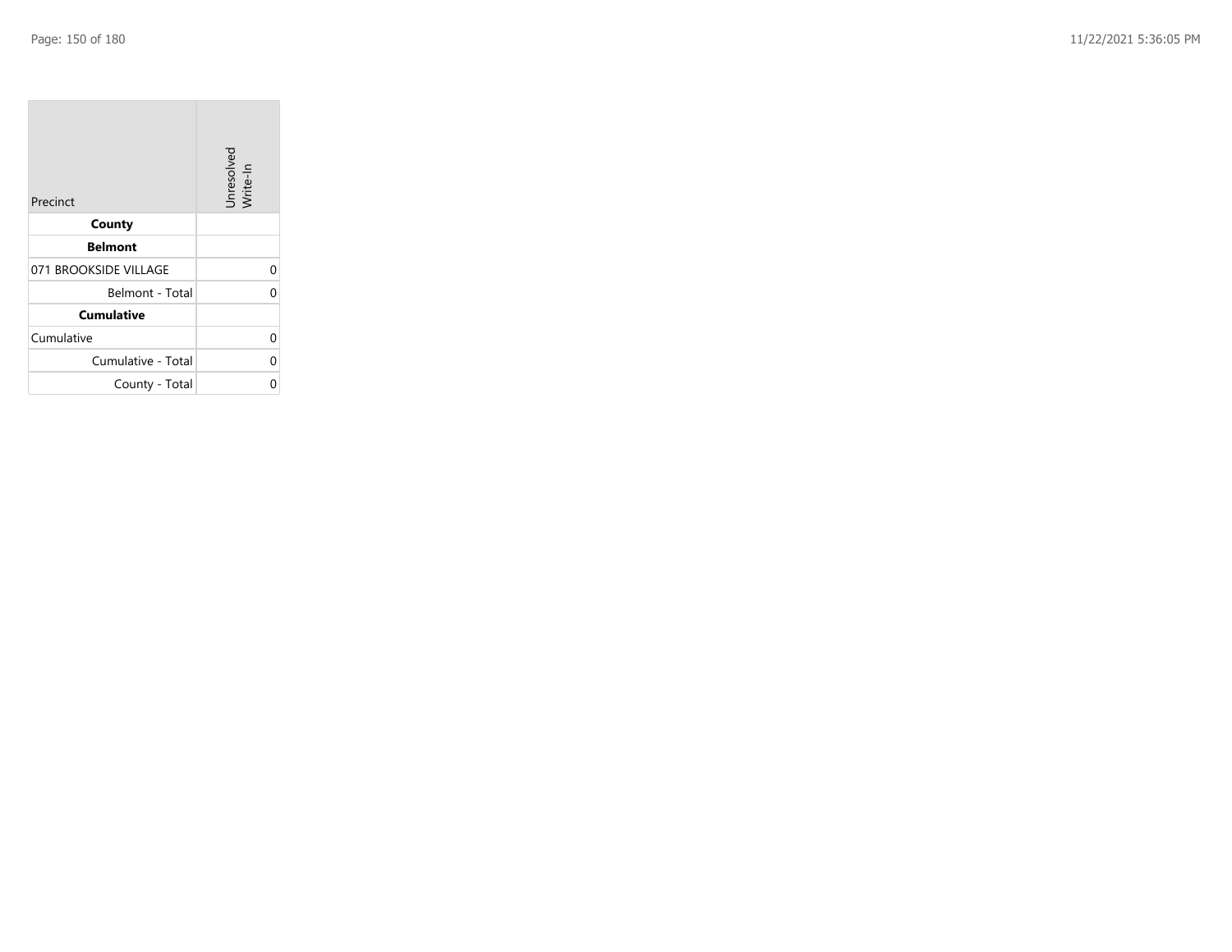| Precinct | Unresolved Write-In |
|---|---|
| **County** | |
| **Belmont** | |
| 071 BROOKSIDE VILLAGE | 0 |
| Belmont - Total | 0 |
| **Cumulative** | |
| Cumulative | 0 |
| Cumulative - Total | 0 |
| County - Total | 0 |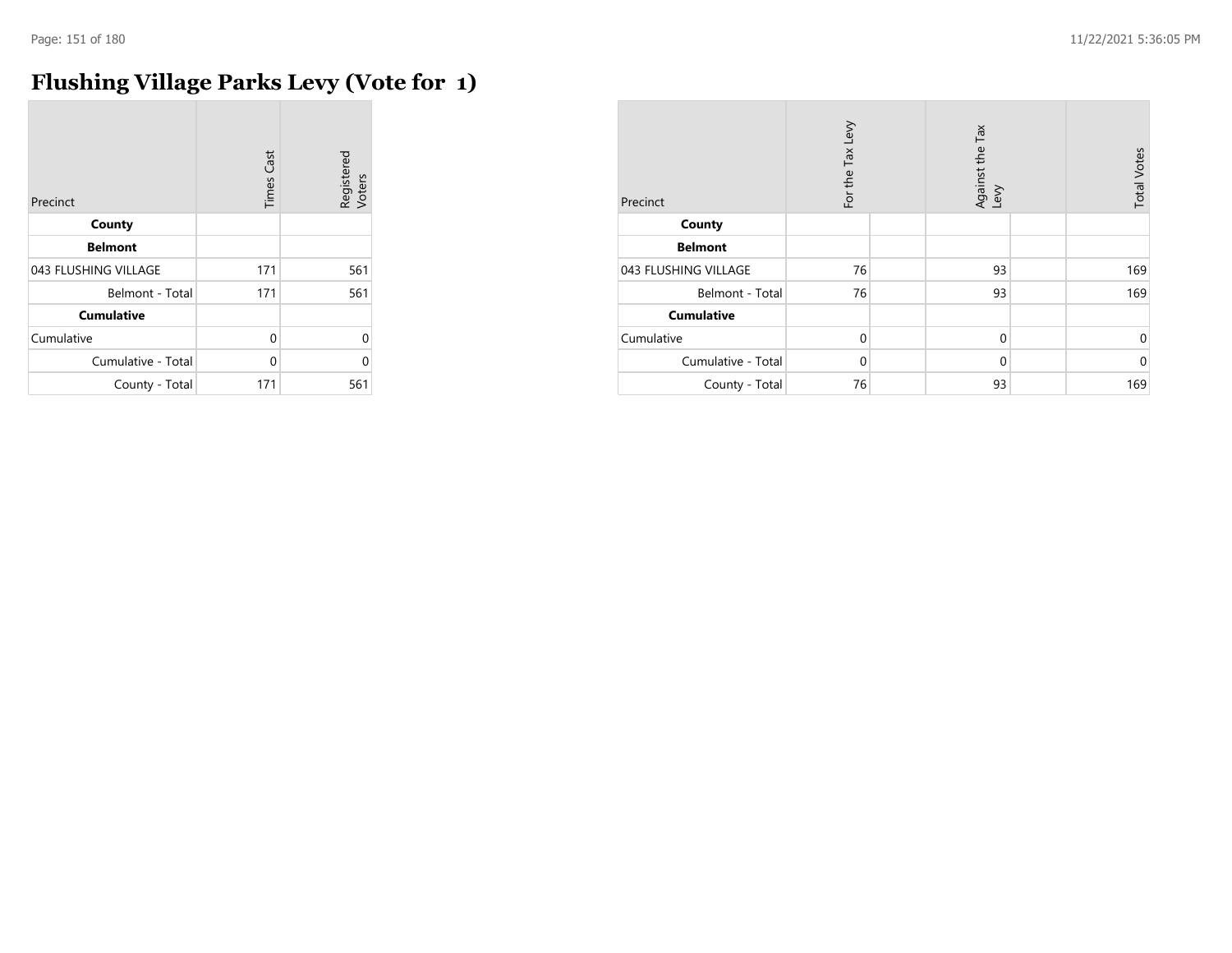# Flushing Village Parks Levy (Vote for 1)

| Precinct | Times Cast | Registered Voters |
|---|---|---|
| **County** | | |
| **Belmont** | | |
| 043 FLUSHING VILLAGE | 171 | 561 |
| Belmont - Total | 171 | 561 |
| **Cumulative** | | |
| Cumulative | 0 | 0 |
| Cumulative - Total | 0 | 0 |
| County - Total | 171 | 561 |

| Precinct | For the Tax Levy | Against the Tax Levy | Total Votes |
|---|---|---|---|
| **County** | | | |
| **Belmont** | | | |
| 043 FLUSHING VILLAGE | 76 | 93 | 169 |
| Belmont - Total | 76 | 93 | 169 |
| **Cumulative** | | | |
| Cumulative | 0 | 0 | 0 |
| Cumulative - Total | 0 | 0 | 0 |
| County - Total | 76 | 93 | 169 |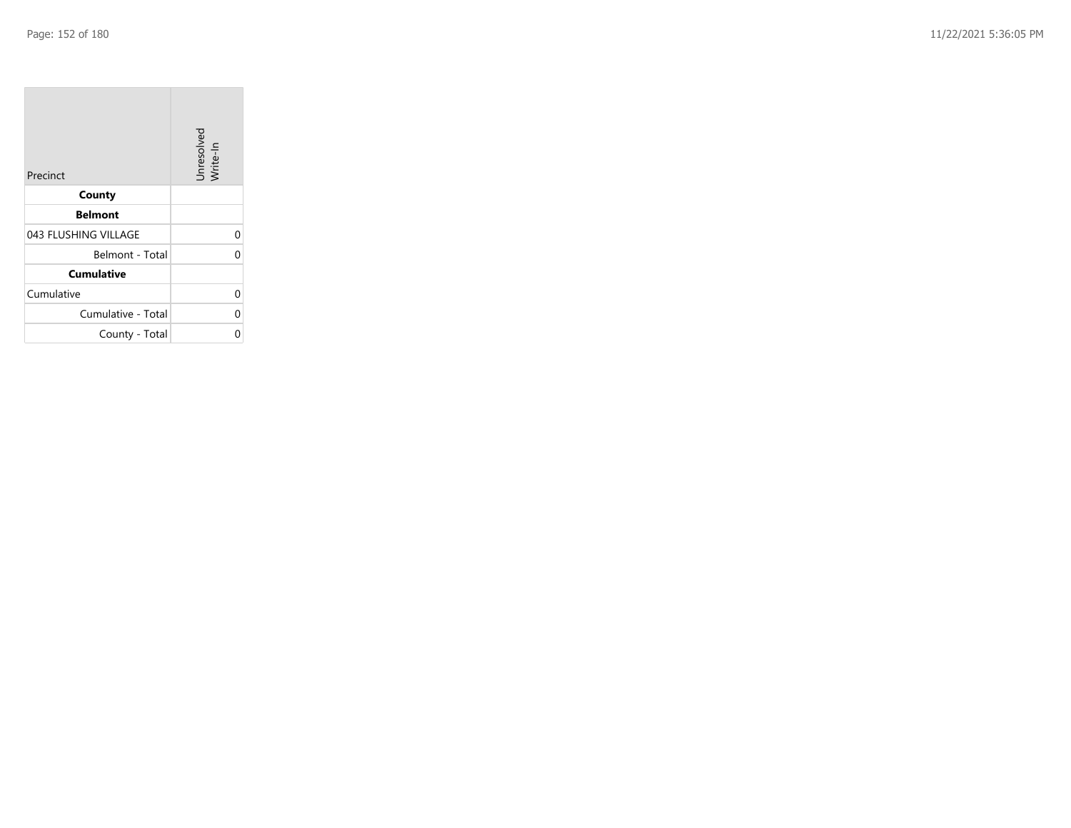| Precinct | Unresolved Write-In |
| --- | --- |
| **County** | |
| **Belmont** | |
| 043 FLUSHING VILLAGE | 0 |
| Belmont - Total | 0 |
| **Cumulative** | |
| Cumulative | 0 |
| Cumulative - Total | 0 |
| County - Total | 0 |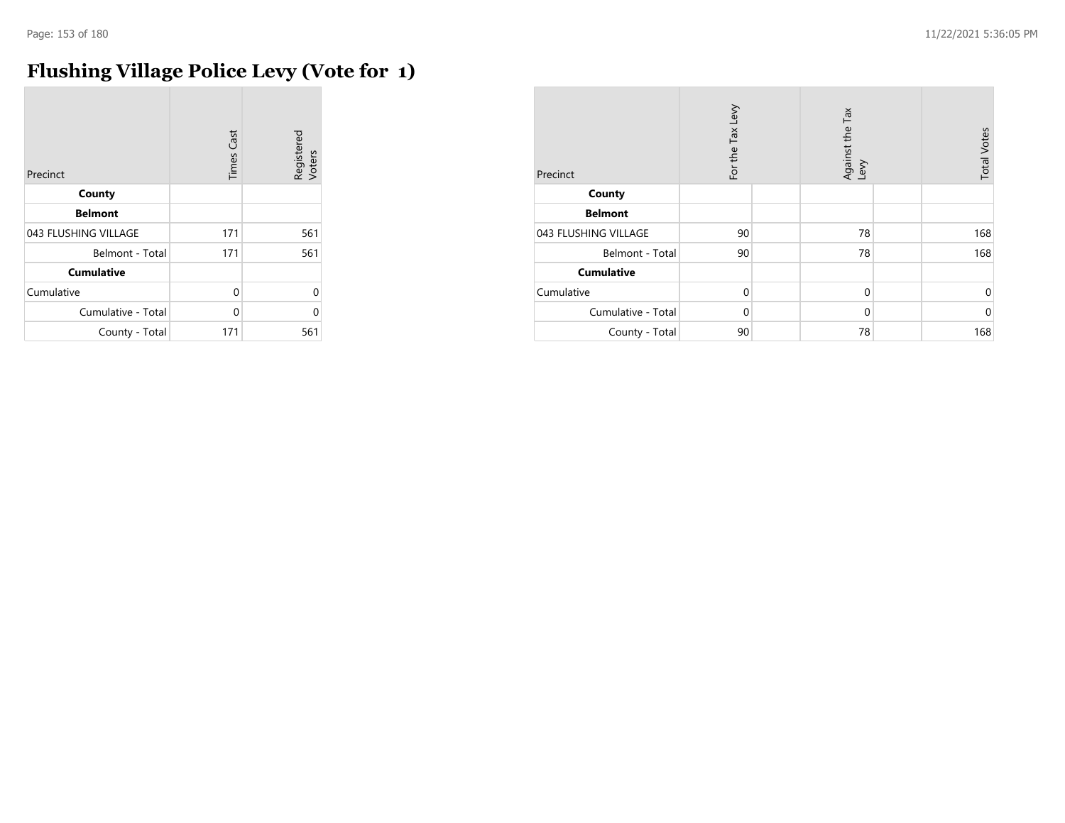# Flushing Village Police Levy (Vote for 1)

| Precinct | Times Cast | Registered Voters |
|---|---|---|
| **County** | | |
| **Belmont** | | |
| 043 FLUSHING VILLAGE | 171 | 561 |
| Belmont - Total | 171 | 561 |
| **Cumulative** | | |
| Cumulative | 0 | 0 |
| Cumulative - Total | 0 | 0 |
| County - Total | 171 | 561 |

| Precinct | For the Tax Levy | | Against the Tax Levy | | Total Votes |
|---|---|---|---|---|---|
| **County** | | | | | |
| **Belmont** | | | | | |
| 043 FLUSHING VILLAGE | 90 | | 78 | | 168 |
| Belmont - Total | 90 | | 78 | | 168 |
| **Cumulative** | | | | | |
| Cumulative | 0 | | 0 | | 0 |
| Cumulative - Total | 0 | | 0 | | 0 |
| County - Total | 90 | | 78 | | 168 |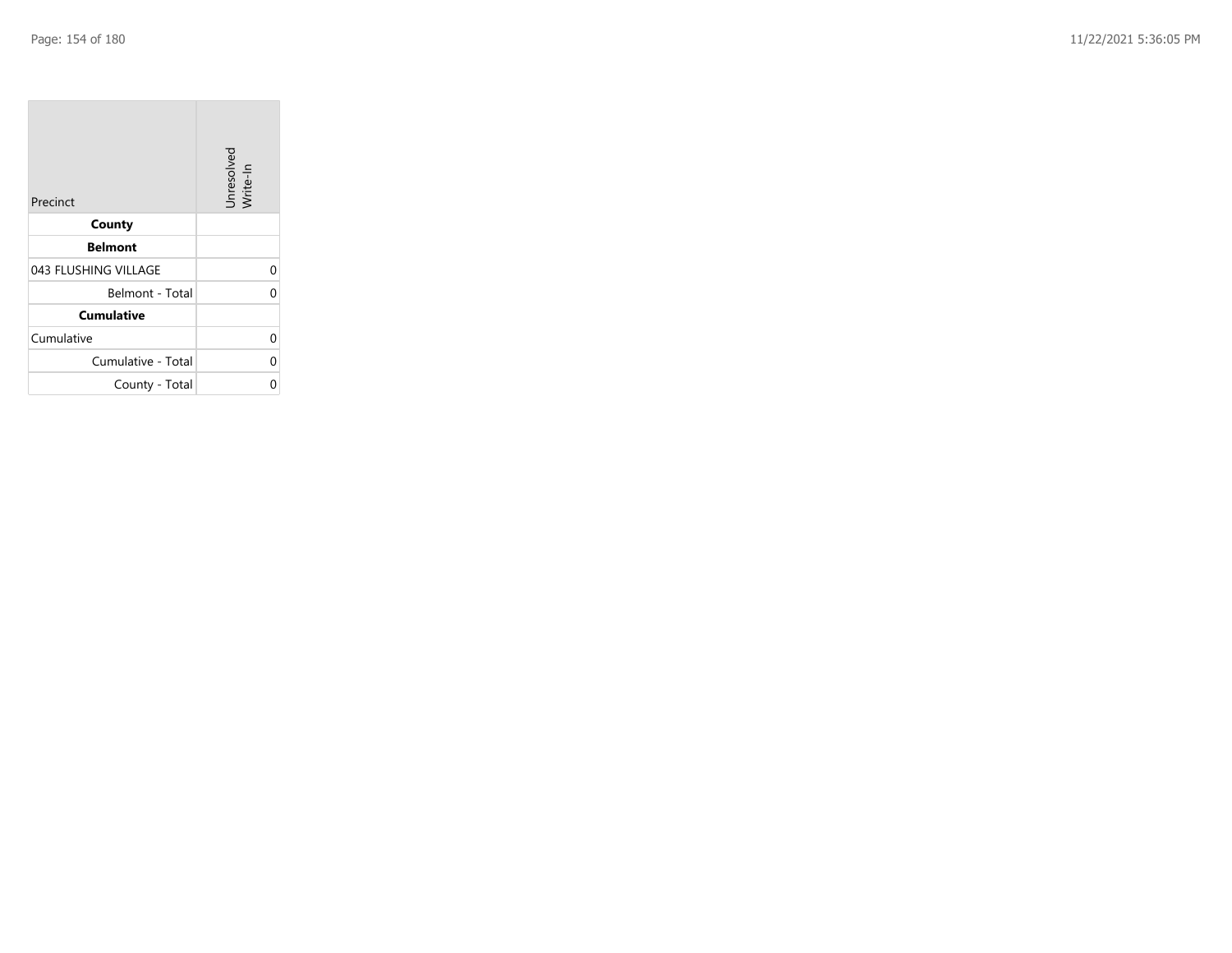| Precinct | Unresolved Write-In |
|---|---|
| **County** | |
| **Belmont** | |
| 043 FLUSHING VILLAGE | 0 |
| Belmont - Total | 0 |
| **Cumulative** | |
| Cumulative | 0 |
| Cumulative - Total | 0 |
| County - Total | 0 |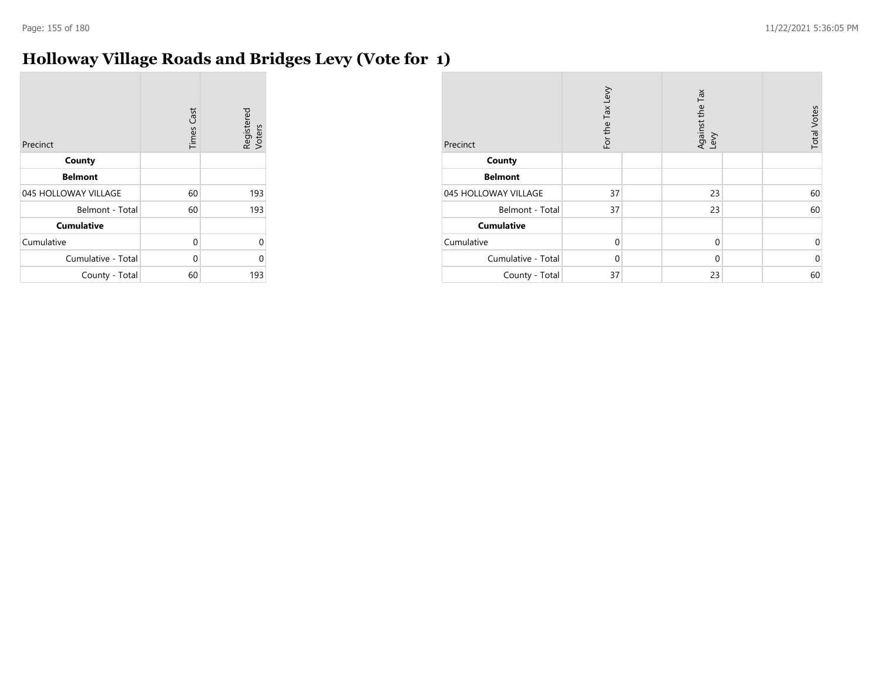# Holloway Village Roads and Bridges Levy (Vote for 1)

| Precinct | Times Cast | Registered Voters |
|---|---|---|
| **County** | | |
| **Belmont** | | |
| 045 HOLLOWAY VILLAGE | 60 | 193 |
| Belmont - Total | 60 | 193 |
| **Cumulative** | | |
| Cumulative | 0 | 0 |
| Cumulative - Total | 0 | 0 |
| County - Total | 60 | 193 |

| Precinct | For the Tax Levy | Against the Tax Levy | Total Votes |
|---|---|---|---|
| **County** | | | |
| **Belmont** | | | |
| 045 HOLLOWAY VILLAGE | 37 | 23 | 60 |
| Belmont - Total | 37 | 23 | 60 |
| **Cumulative** | | | |
| Cumulative | 0 | 0 | 0 |
| Cumulative - Total | 0 | 0 | 0 |
| County - Total | 37 | 23 | 60 |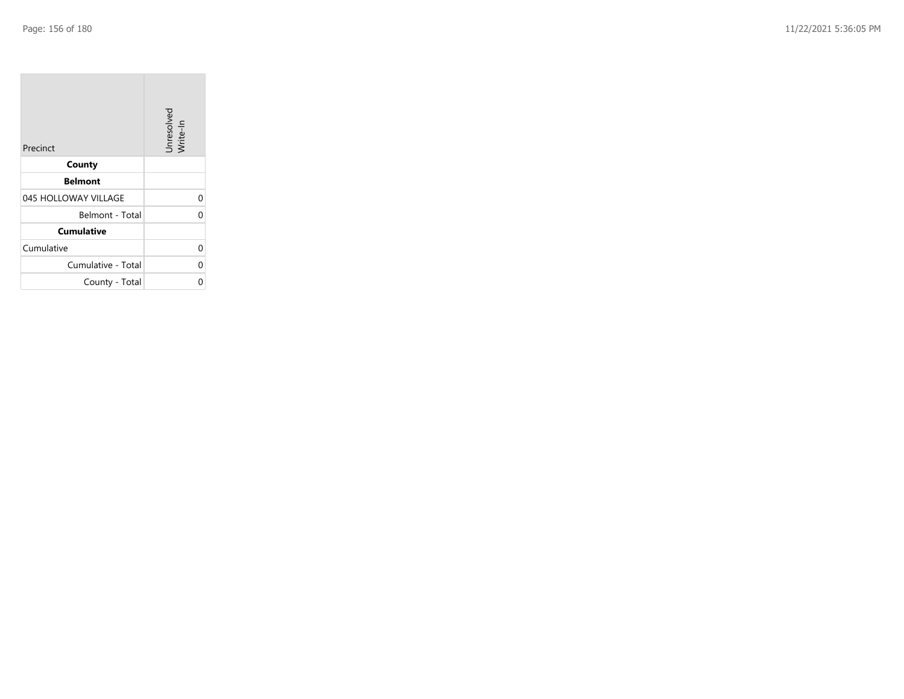| Precinct | Unresolved Write-In |
|---|---|
| **County** | |
| **Belmont** | |
| 045 HOLLOWAY VILLAGE | 0 |
| Belmont - Total | 0 |
| **Cumulative** | |
| Cumulative | 0 |
| Cumulative - Total | 0 |
| County - Total | 0 |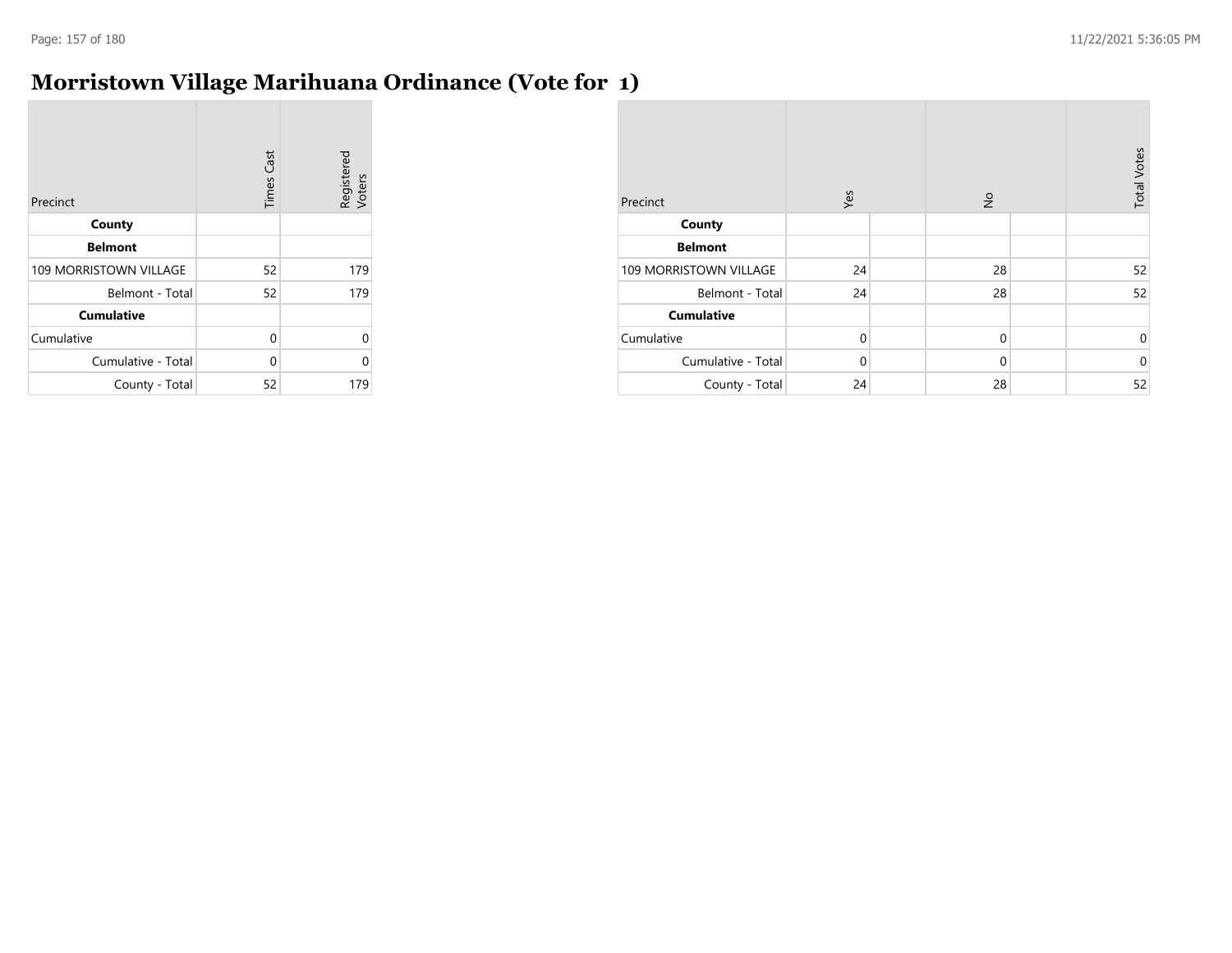# Morristown Village Marihuana Ordinance (Vote for 1)

| Precinct | Times Cast | Registered Voters |
|---|---|---|
| **County** | | |
| **Belmont** | | |
| 109 MORRISTOWN VILLAGE | 52 | 179 |
| Belmont - Total | 52 | 179 |
| **Cumulative** | | |
| Cumulative | 0 | 0 |
| Cumulative - Total | 0 | 0 |
| County - Total | 52 | 179 |

| Precinct | Yes | | No | | Total Votes |
|---|---|---|---|---|---|
| **County** | | | | | |
| **Belmont** | | | | | |
| 109 MORRISTOWN VILLAGE | 24 | | 28 | | 52 |
| Belmont - Total | 24 | | 28 | | 52 |
| **Cumulative** | | | | | |
| Cumulative | 0 | | 0 | | 0 |
| Cumulative - Total | 0 | | 0 | | 0 |
| County - Total | 24 | | 28 | | 52 |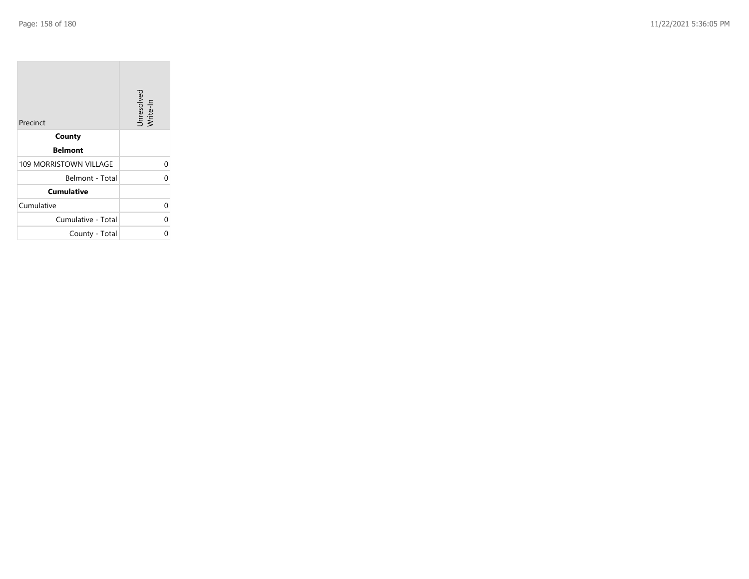| Precinct | Unresolved Write-In |
| --- | --- |
| **County** | |
| **Belmont** | |
| 109 MORRISTOWN VILLAGE | 0 |
| Belmont - Total | 0 |
| **Cumulative** | |
| Cumulative | 0 |
| Cumulative - Total | 0 |
| County - Total | 0 |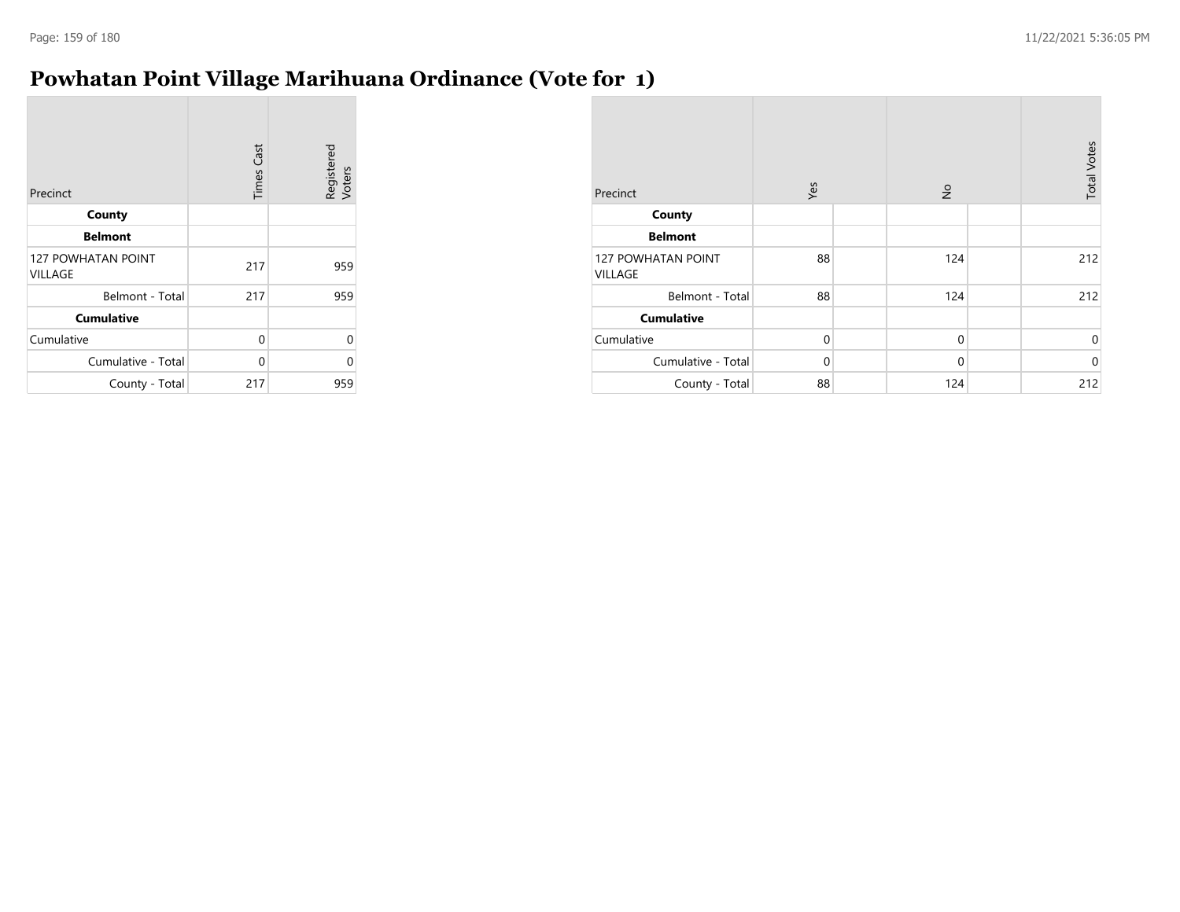# Powhatan Point Village Marihuana Ordinance (Vote for 1)

| Precinct | Times Cast | Registered Voters |
|---|---|---|
| **County** | | |
| **Belmont** | | |
| 127 POWHATAN POINT VILLAGE | 217 | 959 |
| Belmont - Total | 217 | 959 |
| **Cumulative** | | |
| Cumulative | 0 | 0 |
| Cumulative - Total | 0 | 0 |
| County - Total | 217 | 959 |

| Precinct | Yes | | No | | Total Votes |
|---|---|---|---|---|---|
| **County** | | | | | |
| **Belmont** | | | | | |
| 127 POWHATAN POINT VILLAGE | 88 | | 124 | | 212 |
| Belmont - Total | 88 | | 124 | | 212 |
| **Cumulative** | | | | | |
| Cumulative | 0 | | 0 | | 0 |
| Cumulative - Total | 0 | | 0 | | 0 |
| County - Total | 88 | | 124 | | 212 |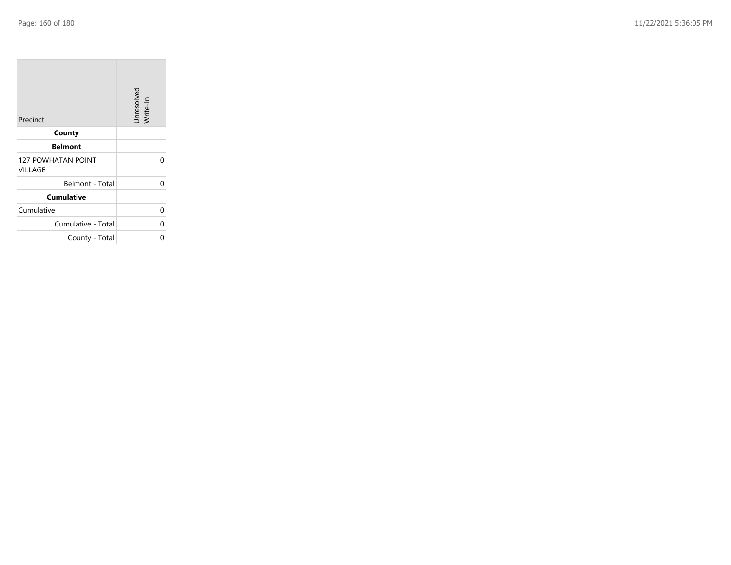| Precinct | Unresolved Write-In |
| --- | --- |
| **County** | |
| **Belmont** | |
| 127 POWHATAN POINT VILLAGE | 0 |
| Belmont - Total | 0 |
| **Cumulative** | |
| Cumulative | 0 |
| Cumulative - Total | 0 |
| County - Total | 0 |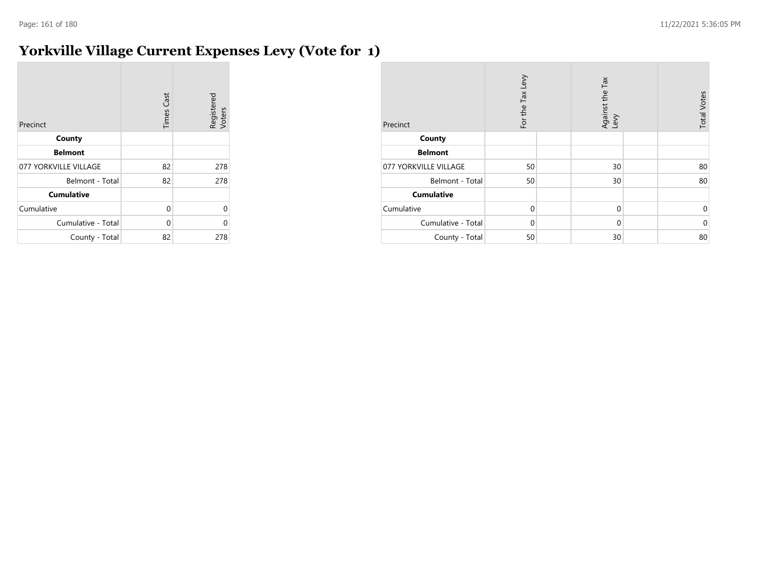# Yorkville Village Current Expenses Levy (Vote for 1)

| Precinct | Times Cast | Registered Voters |
|---|---|---|
| **County** | | |
| **Belmont** | | |
| 077 YORKVILLE VILLAGE | 82 | 278 |
| Belmont - Total | 82 | 278 |
| **Cumulative** | | |
| Cumulative | 0 | 0 |
| Cumulative - Total | 0 | 0 |
| County - Total | 82 | 278 |

| Precinct | For the Tax Levy | | Against the Tax Levy | | Total Votes |
|---|---|---|---|---|---|
| **County** | | | | | |
| **Belmont** | | | | | |
| 077 YORKVILLE VILLAGE | 50 | | 30 | | 80 |
| Belmont - Total | 50 | | 30 | | 80 |
| **Cumulative** | | | | | |
| Cumulative | 0 | | 0 | | 0 |
| Cumulative - Total | 0 | | 0 | | 0 |
| County - Total | 50 | | 30 | | 80 |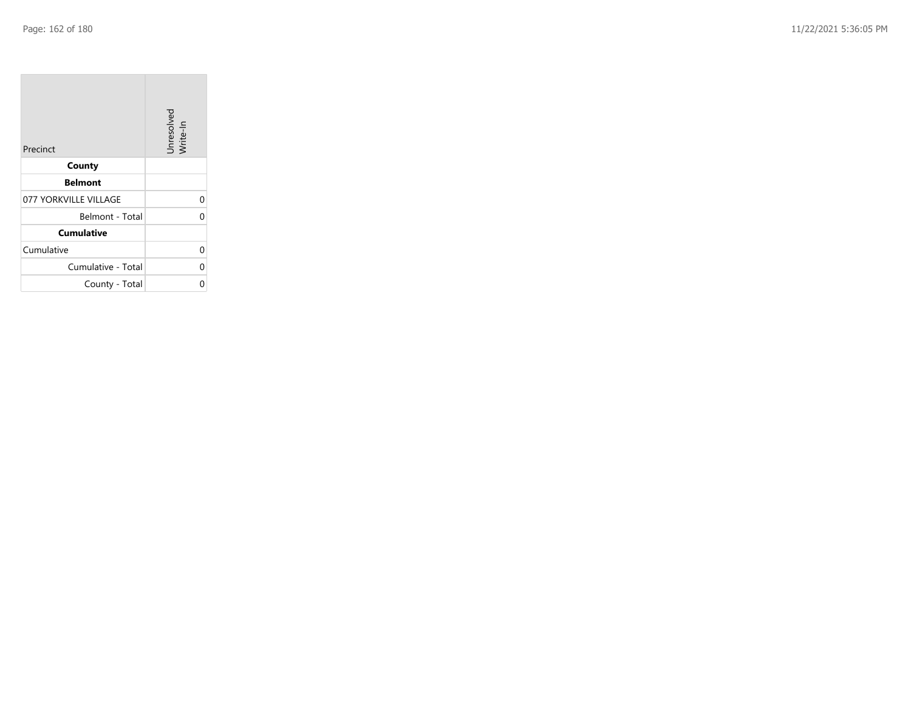| Precinct | Unresolved Write-In |
|---|---|
| **County** | |
| **Belmont** | |
| 077 YORKVILLE VILLAGE | 0 |
| Belmont - Total | 0 |
| **Cumulative** | |
| Cumulative | 0 |
| Cumulative - Total | 0 |
| County - Total | 0 |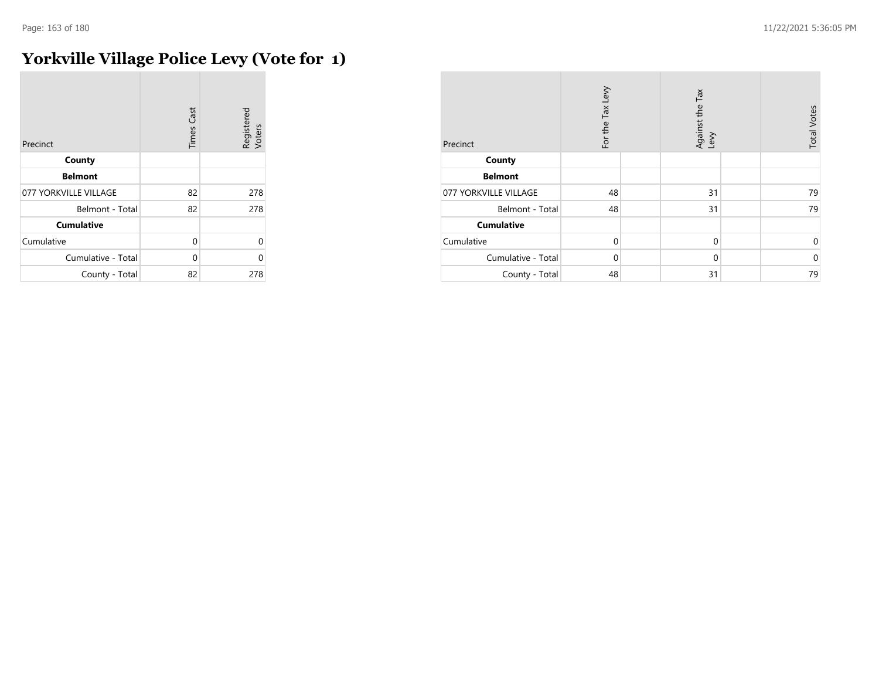# Yorkville Village Police Levy (Vote for 1)

| Precinct | Times Cast | Registered Voters |
|---|---|---|
| **County** | | |
| **Belmont** | | |
| 077 YORKVILLE VILLAGE | 82 | 278 |
| Belmont - Total | 82 | 278 |
| **Cumulative** | | |
| Cumulative | 0 | 0 |
| Cumulative - Total | 0 | 0 |
| County - Total | 82 | 278 |

| Precinct | For the Tax Levy | | Against the Tax Levy | | Total Votes |
|---|---|---|---|---|---|
| **County** | | | | | |
| **Belmont** | | | | | |
| 077 YORKVILLE VILLAGE | 48 | | 31 | | 79 |
| Belmont - Total | 48 | | 31 | | 79 |
| **Cumulative** | | | | | |
| Cumulative | 0 | | 0 | | 0 |
| Cumulative - Total | 0 | | 0 | | 0 |
| County - Total | 48 | | 31 | | 79 |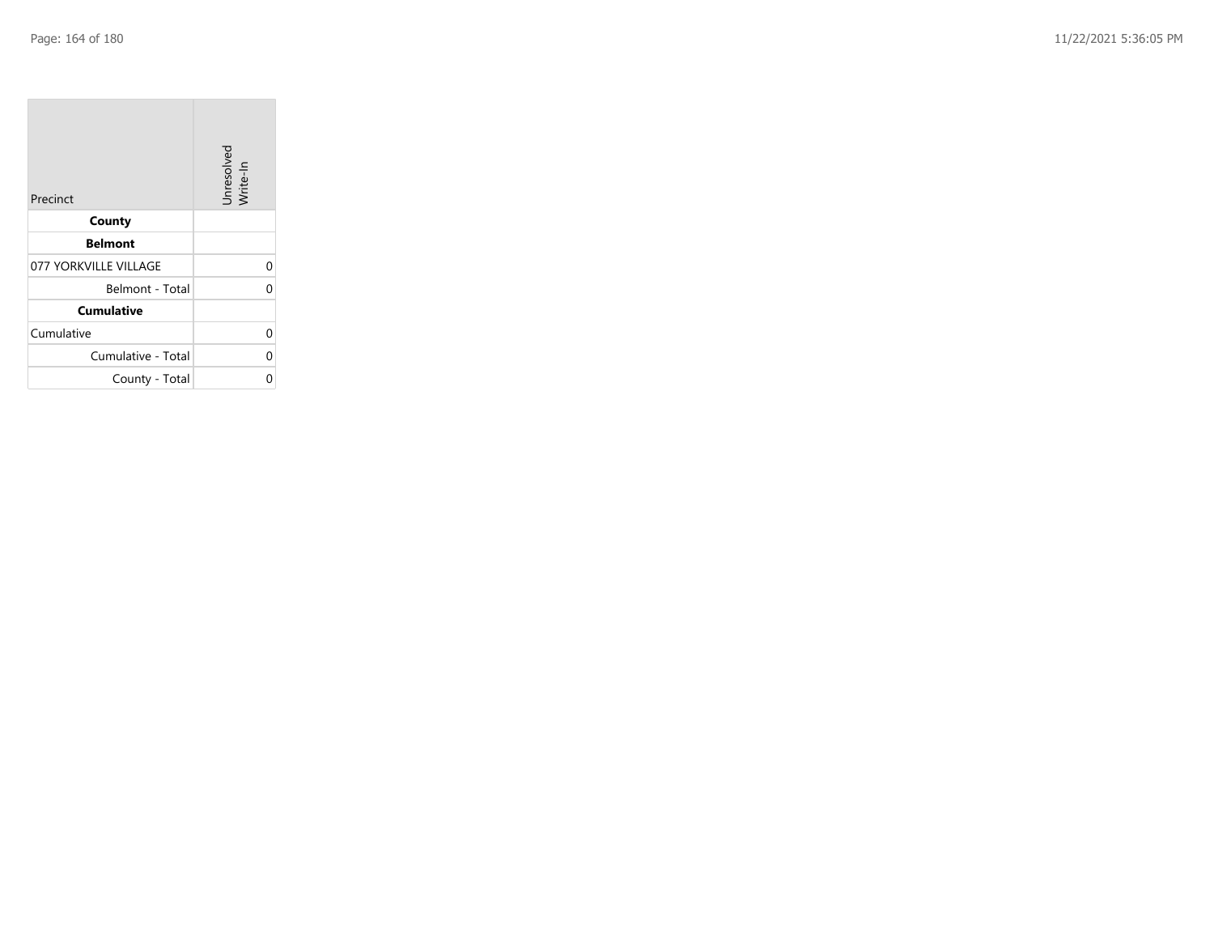| Precinct | Unresolved Write-In |
|---|---|
| **County** | |
| **Belmont** | |
| 077 YORKVILLE VILLAGE | 0 |
| Belmont - Total | 0 |
| **Cumulative** | |
| Cumulative | 0 |
| Cumulative - Total | 0 |
| County - Total | 0 |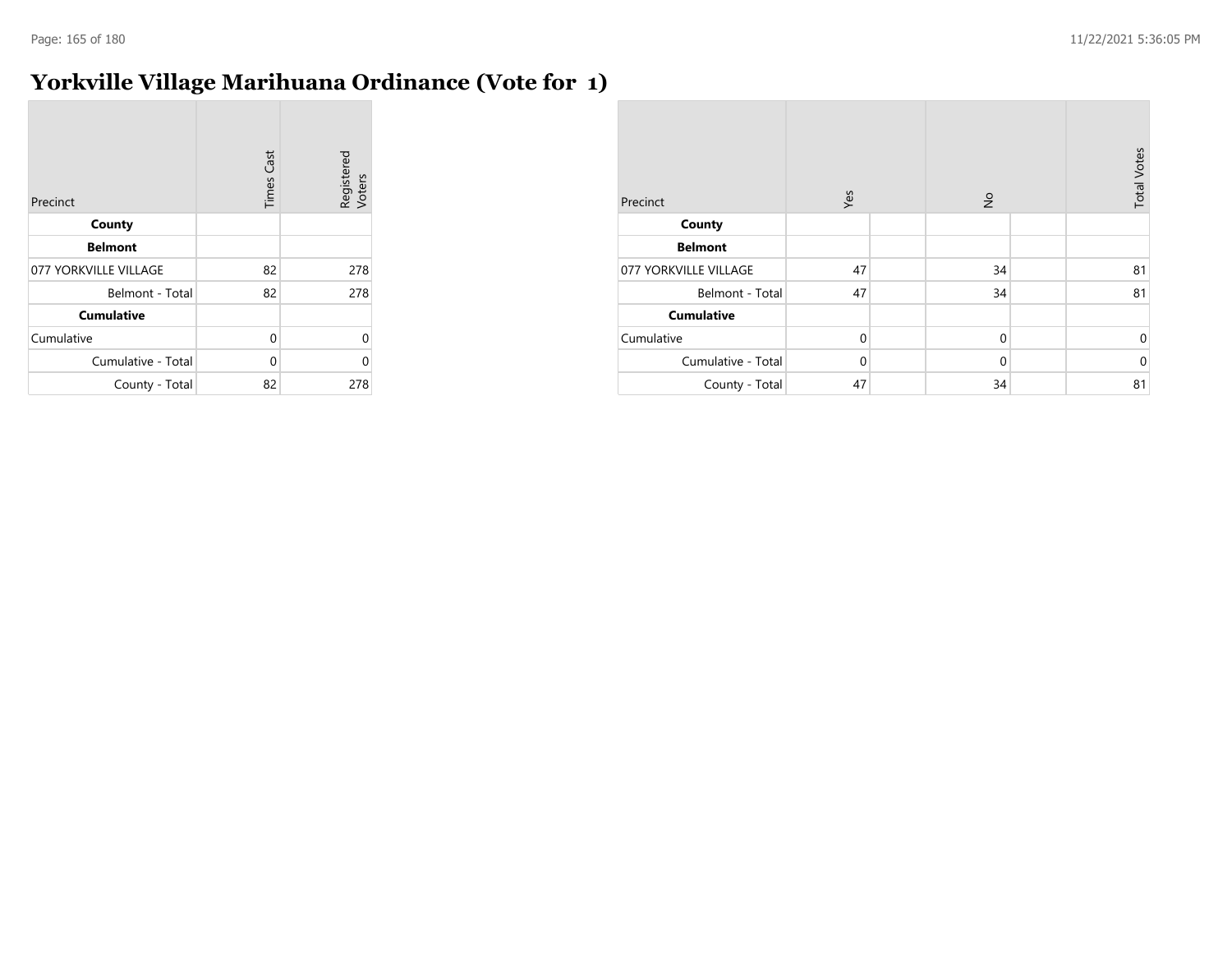# Yorkville Village Marihuana Ordinance (Vote for 1)

| Precinct | Times Cast | Registered Voters |
|---|---|---|
| **County** | | |
| **Belmont** | | |
| 077 YORKVILLE VILLAGE | 82 | 278 |
| Belmont - Total | 82 | 278 |
| **Cumulative** | | |
| Cumulative | 0 | 0 |
| Cumulative - Total | 0 | 0 |
| County - Total | 82 | 278 |

| Precinct | Yes | | No | | Total Votes |
|---|---|---|---|---|---|
| **County** | | | | | |
| **Belmont** | | | | | |
| 077 YORKVILLE VILLAGE | 47 | | 34 | | 81 |
| Belmont - Total | 47 | | 34 | | 81 |
| **Cumulative** | | | | | |
| Cumulative | 0 | | 0 | | 0 |
| Cumulative - Total | 0 | | 0 | | 0 |
| County - Total | 47 | | 34 | | 81 |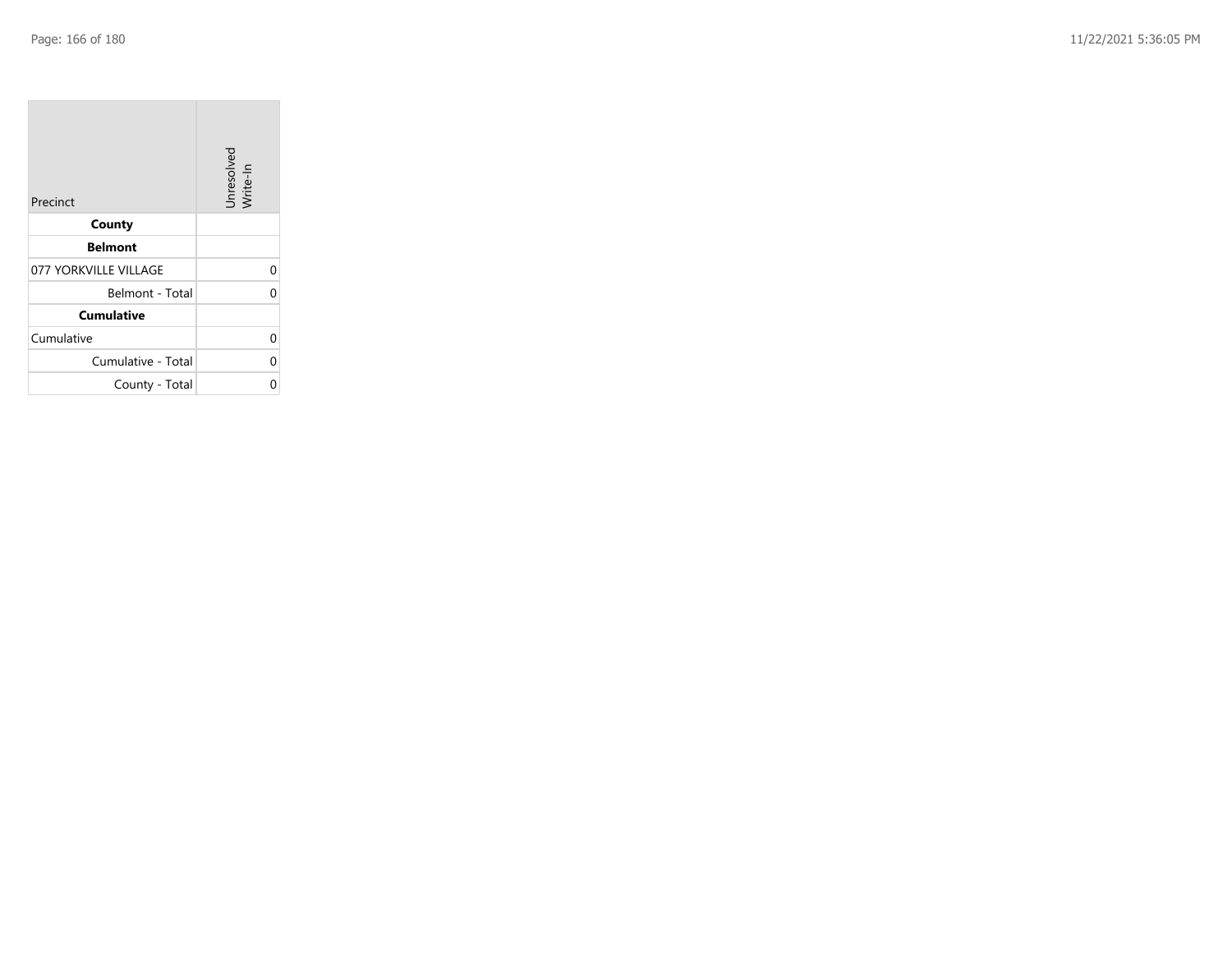| Precinct | Unresolved Write-In |
|---|---|
| **County** | |
| **Belmont** | |
| 077 YORKVILLE VILLAGE | 0 |
| Belmont - Total | 0 |
| **Cumulative** | |
| Cumulative | 0 |
| Cumulative - Total | 0 |
| County - Total | 0 |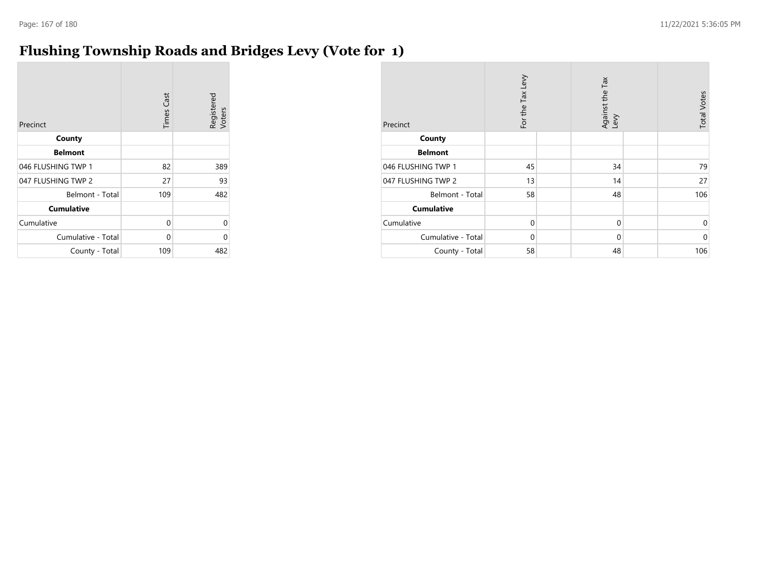# Flushing Township Roads and Bridges Levy (Vote for 1)

| Precinct | Times Cast | Registered Voters |
|---|---|---|
| **County** | | |
| **Belmont** | | |
| 046 FLUSHING TWP 1 | 82 | 389 |
| 047 FLUSHING TWP 2 | 27 | 93 |
| Belmont - Total | 109 | 482 |
| **Cumulative** | | |
| Cumulative | 0 | 0 |
| Cumulative - Total | 0 | 0 |
| County - Total | 109 | 482 |

| Precinct | For the Tax Levy | | Against the Tax Levy | | Total Votes |
|---|---|---|---|---|---|
| **County** | | | | | |
| **Belmont** | | | | | |
| 046 FLUSHING TWP 1 | 45 | | 34 | | 79 |
| 047 FLUSHING TWP 2 | 13 | | 14 | | 27 |
| Belmont - Total | 58 | | 48 | | 106 |
| **Cumulative** | | | | | |
| Cumulative | 0 | | 0 | | 0 |
| Cumulative - Total | 0 | | 0 | | 0 |
| County - Total | 58 | | 48 | | 106 |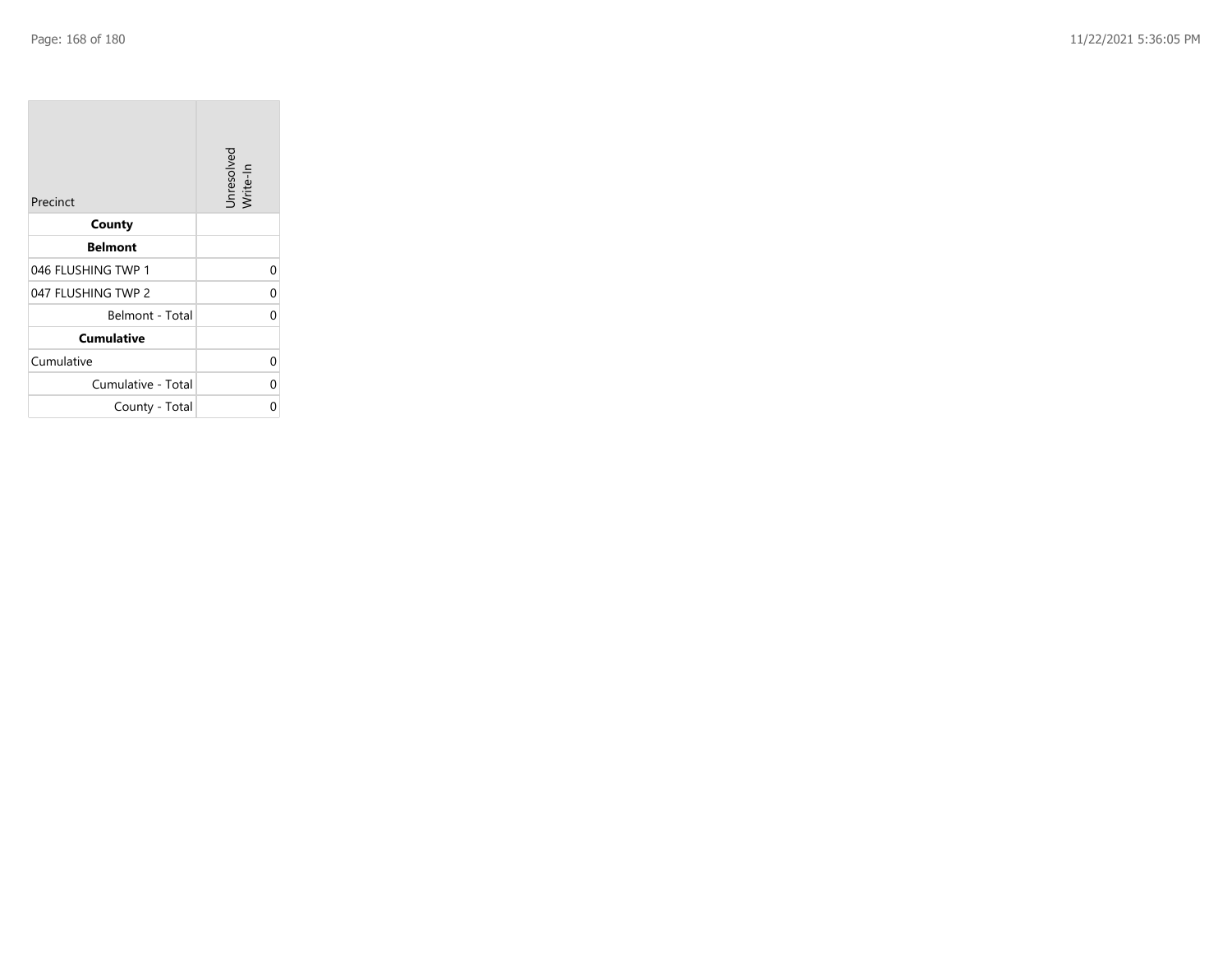| Precinct | Unresolved Write-In |
| --- | --- |
| **County** | |
| **Belmont** | |
| 046 FLUSHING TWP 1 | 0 |
| 047 FLUSHING TWP 2 | 0 |
| Belmont - Total | 0 |
| **Cumulative** | |
| Cumulative | 0 |
| Cumulative - Total | 0 |
| County - Total | 0 |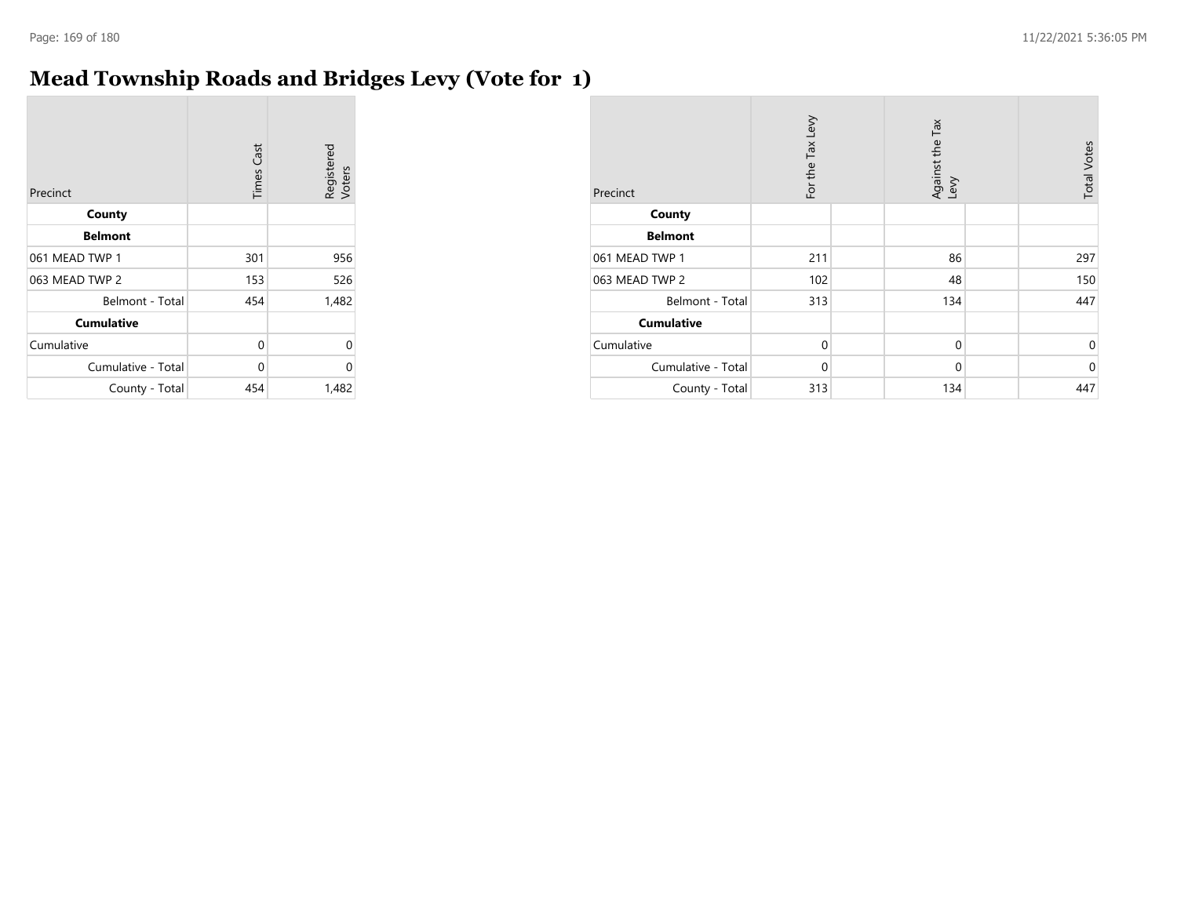# Mead Township Roads and Bridges Levy (Vote for 1)

| Precinct | Times Cast | Registered Voters |
|---|---|---|
| **County** | | |
| **Belmont** | | |
| 061 MEAD TWP 1 | 301 | 956 |
| 063 MEAD TWP 2 | 153 | 526 |
| Belmont - Total | 454 | 1,482 |
| **Cumulative** | | |
| Cumulative | 0 | 0 |
| Cumulative - Total | 0 | 0 |
| County - Total | 454 | 1,482 |

| Precinct | For the Tax Levy | | Against the Tax Levy | | Total Votes |
|---|---|---|---|---|---|
| **County** | | | | | |
| **Belmont** | | | | | |
| 061 MEAD TWP 1 | 211 | | 86 | | 297 |
| 063 MEAD TWP 2 | 102 | | 48 | | 150 |
| Belmont - Total | 313 | | 134 | | 447 |
| **Cumulative** | | | | | |
| Cumulative | 0 | | 0 | | 0 |
| Cumulative - Total | 0 | | 0 | | 0 |
| County - Total | 313 | | 134 | | 447 |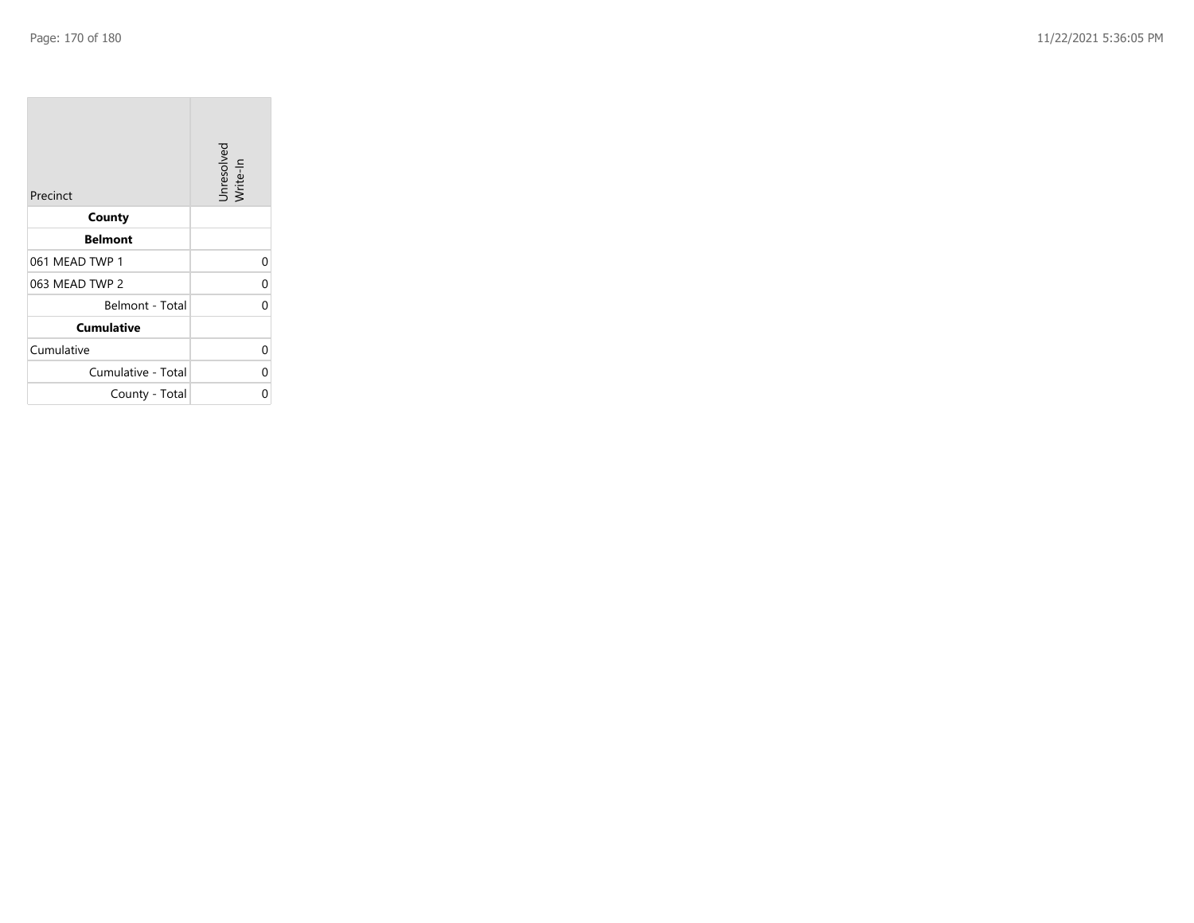| Precinct | Unresolved Write-In |
|---|---|
| **County** | |
| **Belmont** | |
| 061 MEAD TWP 1 | 0 |
| 063 MEAD TWP 2 | 0 |
| Belmont - Total | 0 |
| **Cumulative** | |
| Cumulative | 0 |
| Cumulative - Total | 0 |
| County - Total | 0 |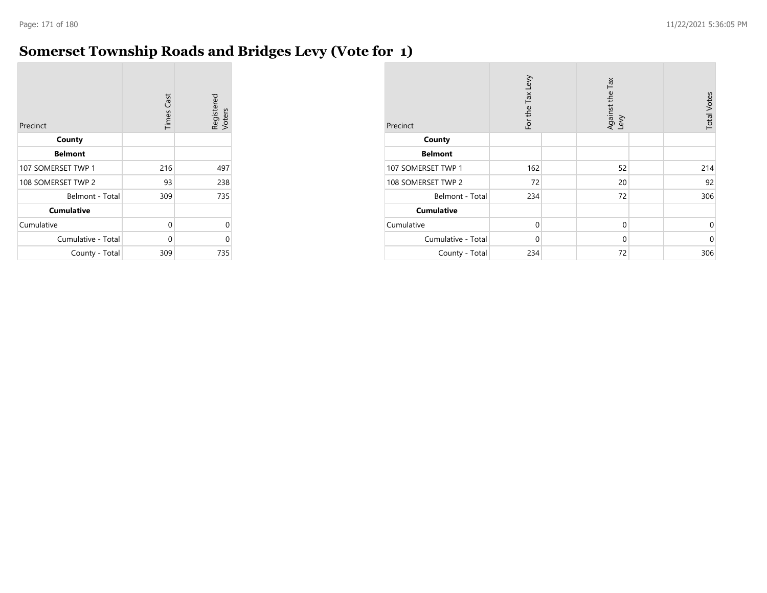# Somerset Township Roads and Bridges Levy (Vote for 1)

| Precinct | Times Cast | Registered Voters |
|---|---|---|
| **County** | | |
| **Belmont** | | |
| 107 SOMERSET TWP 1 | 216 | 497 |
| 108 SOMERSET TWP 2 | 93 | 238 |
| Belmont - Total | 309 | 735 |
| **Cumulative** | | |
| Cumulative | 0 | 0 |
| Cumulative - Total | 0 | 0 |
| County - Total | 309 | 735 |

| Precinct | For the Tax Levy | | Against the Tax Levy | | Total Votes |
|---|---|---|---|---|---|
| **County** | | | | | |
| **Belmont** | | | | | |
| 107 SOMERSET TWP 1 | 162 | | 52 | | 214 |
| 108 SOMERSET TWP 2 | 72 | | 20 | | 92 |
| Belmont - Total | 234 | | 72 | | 306 |
| **Cumulative** | | | | | |
| Cumulative | 0 | | 0 | | 0 |
| Cumulative - Total | 0 | | 0 | | 0 |
| County - Total | 234 | | 72 | | 306 |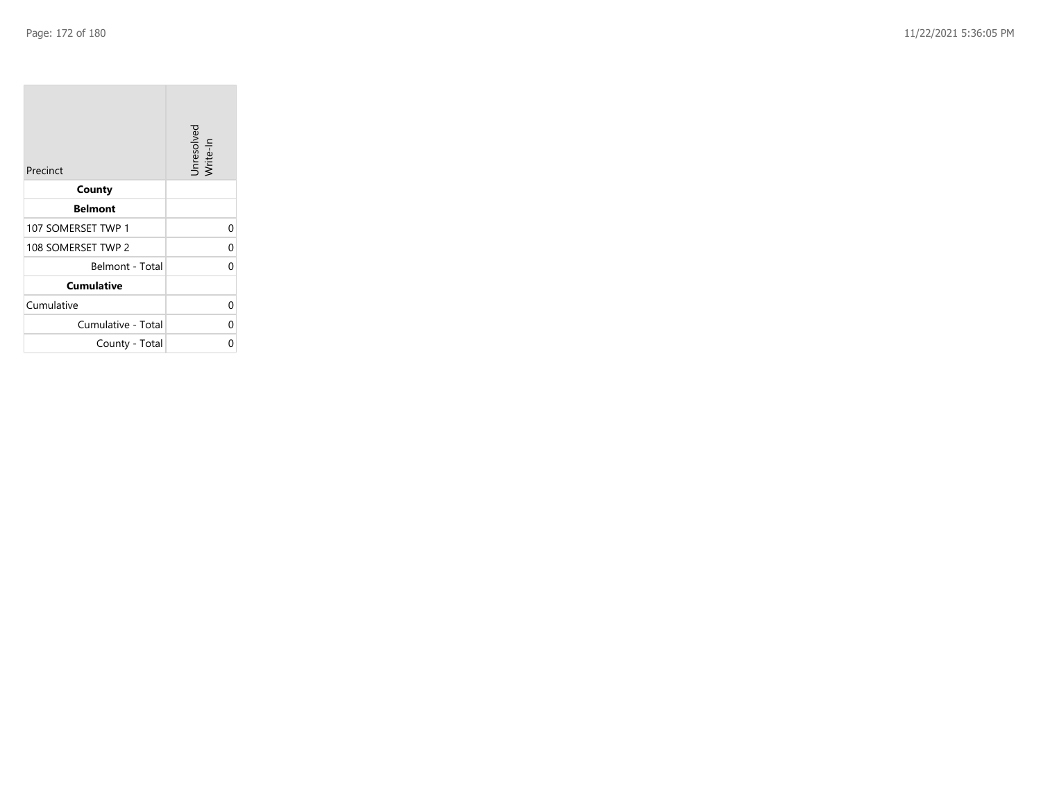| Precinct | Unresolved Write-In |
| --- | --- |
| **County** | |
| **Belmont** | |
| 107 SOMERSET TWP 1 | 0 |
| 108 SOMERSET TWP 2 | 0 |
| Belmont - Total | 0 |
| **Cumulative** | |
| Cumulative | 0 |
| Cumulative - Total | 0 |
| County - Total | 0 |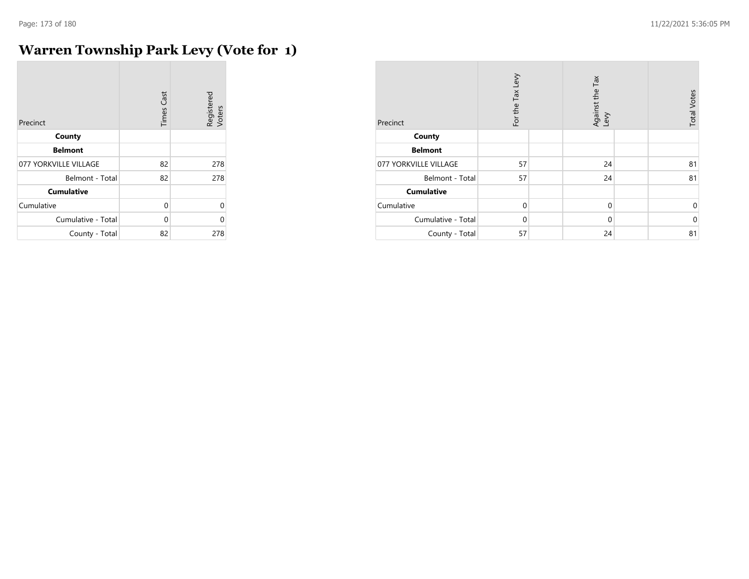# Warren Township Park Levy (Vote for 1)

| Precinct | Times Cast | Registered Voters |
|---|---|---|
| **County** | | |
| **Belmont** | | |
| 077 YORKVILLE VILLAGE | 82 | 278 |
| Belmont - Total | 82 | 278 |
| **Cumulative** | | |
| Cumulative | 0 | 0 |
| Cumulative - Total | 0 | 0 |
| County - Total | 82 | 278 |

| Precinct | For the Tax Levy | | Against the Tax Levy | | Total Votes |
|---|---|---|---|---|---|
| **County** | | | | | |
| **Belmont** | | | | | |
| 077 YORKVILLE VILLAGE | 57 | | 24 | | 81 |
| Belmont - Total | 57 | | 24 | | 81 |
| **Cumulative** | | | | | |
| Cumulative | 0 | | 0 | | 0 |
| Cumulative - Total | 0 | | 0 | | 0 |
| County - Total | 57 | | 24 | | 81 |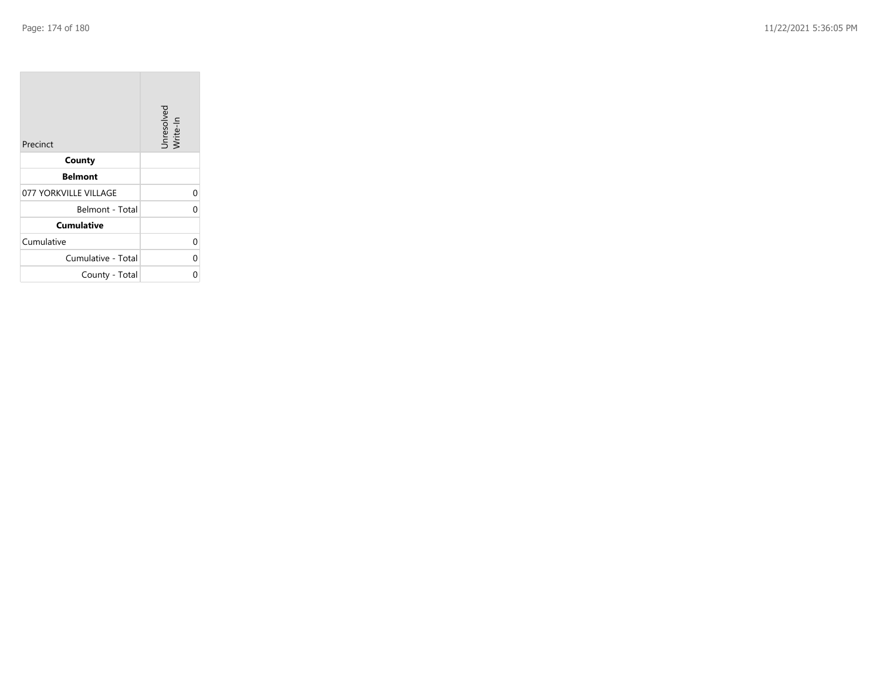| Precinct | Unresolved Write-In |
| --- | --- |
| **County** | |
| **Belmont** | |
| 077 YORKVILLE VILLAGE | 0 |
| Belmont - Total | 0 |
| **Cumulative** | |
| Cumulative | 0 |
| Cumulative - Total | 0 |
| County - Total | 0 |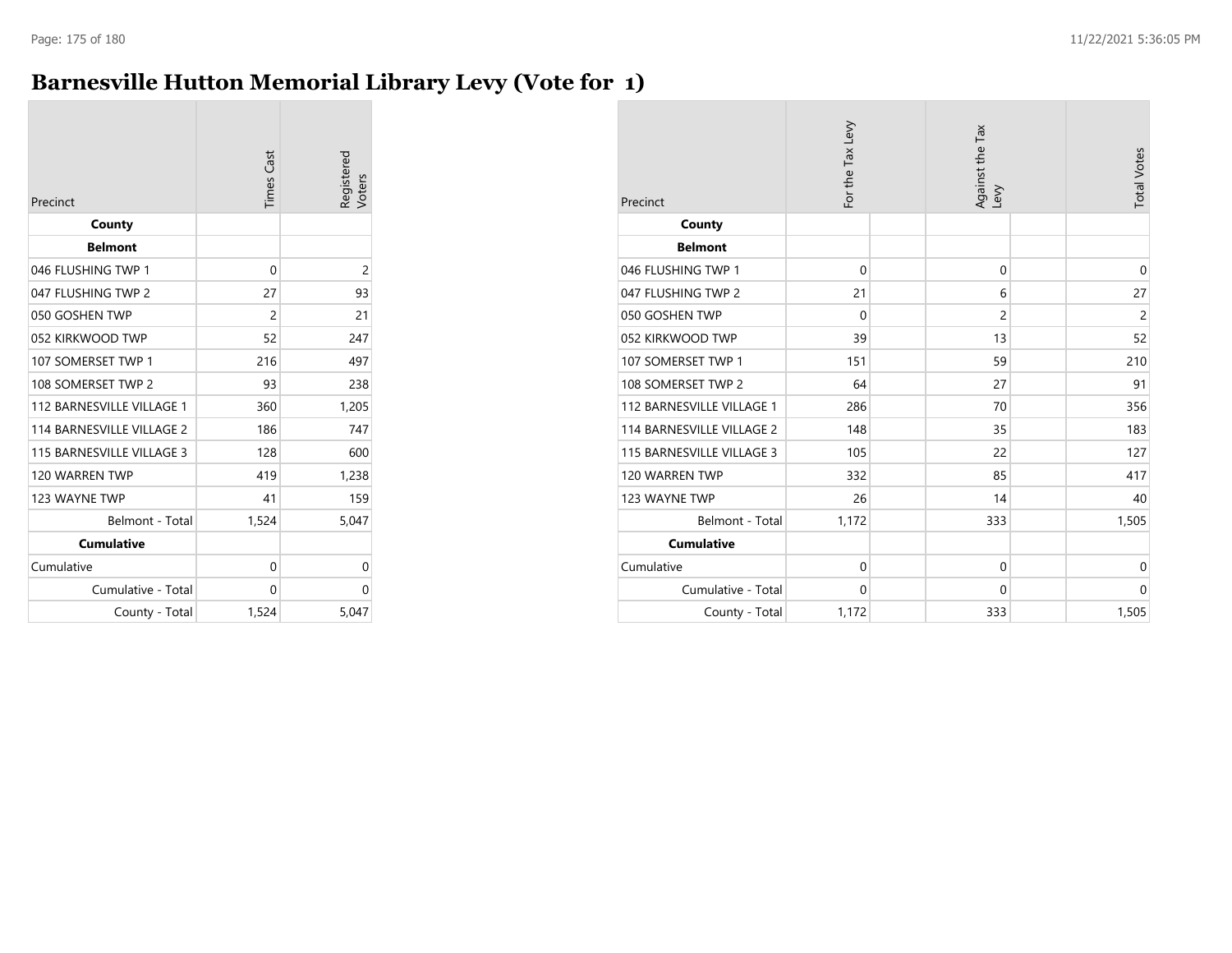# Barnesville Hutton Memorial Library Levy (Vote for 1)

| Precinct | Times Cast | Registered Voters |
|---|---|---|
| **County** | | |
| **Belmont** | | |
| 046 FLUSHING TWP 1 | 0 | 2 |
| 047 FLUSHING TWP 2 | 27 | 93 |
| 050 GOSHEN TWP | 2 | 21 |
| 052 KIRKWOOD TWP | 52 | 247 |
| 107 SOMERSET TWP 1 | 216 | 497 |
| 108 SOMERSET TWP 2 | 93 | 238 |
| 112 BARNESVILLE VILLAGE 1 | 360 | 1,205 |
| 114 BARNESVILLE VILLAGE 2 | 186 | 747 |
| 115 BARNESVILLE VILLAGE 3 | 128 | 600 |
| 120 WARREN TWP | 419 | 1,238 |
| 123 WAYNE TWP | 41 | 159 |
| Belmont - Total | 1,524 | 5,047 |
| **Cumulative** | | |
| Cumulative | 0 | 0 |
| Cumulative - Total | 0 | 0 |
| County - Total | 1,524 | 5,047 |

| Precinct | For the Tax Levy | Against the Tax Levy | Total Votes |
|---|---|---|---|
| **County** | | | |
| **Belmont** | | | |
| 046 FLUSHING TWP 1 | 0 | 0 | 0 |
| 047 FLUSHING TWP 2 | 21 | 6 | 27 |
| 050 GOSHEN TWP | 0 | 2 | 2 |
| 052 KIRKWOOD TWP | 39 | 13 | 52 |
| 107 SOMERSET TWP 1 | 151 | 59 | 210 |
| 108 SOMERSET TWP 2 | 64 | 27 | 91 |
| 112 BARNESVILLE VILLAGE 1 | 286 | 70 | 356 |
| 114 BARNESVILLE VILLAGE 2 | 148 | 35 | 183 |
| 115 BARNESVILLE VILLAGE 3 | 105 | 22 | 127 |
| 120 WARREN TWP | 332 | 85 | 417 |
| 123 WAYNE TWP | 26 | 14 | 40 |
| Belmont - Total | 1,172 | 333 | 1,505 |
| **Cumulative** | | | |
| Cumulative | 0 | 0 | 0 |
| Cumulative - Total | 0 | 0 | 0 |
| County - Total | 1,172 | 333 | 1,505 |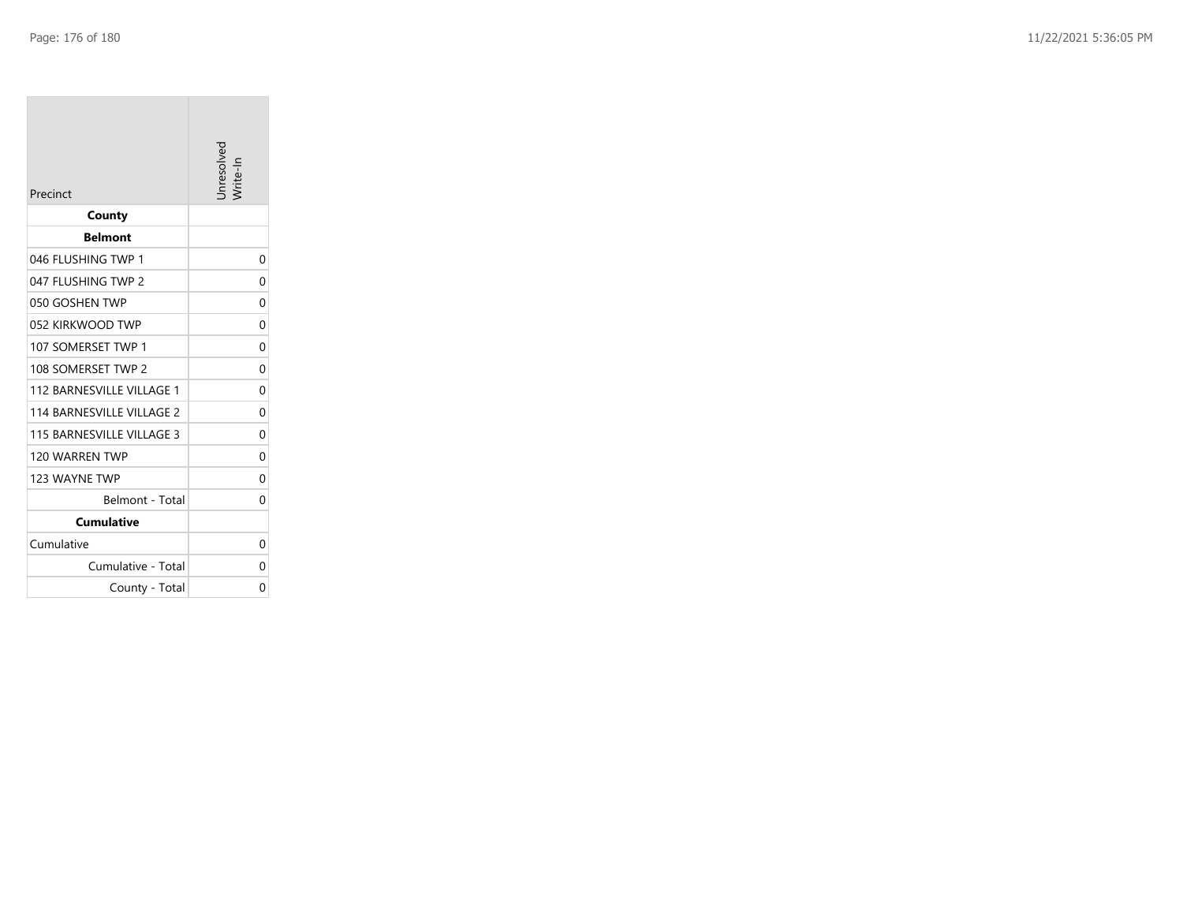| Precinct | Unresolved Write-In |
| --- | --- |
| **County** | |
| **Belmont** | |
| 046 FLUSHING TWP 1 | 0 |
| 047 FLUSHING TWP 2 | 0 |
| 050 GOSHEN TWP | 0 |
| 052 KIRKWOOD TWP | 0 |
| 107 SOMERSET TWP 1 | 0 |
| 108 SOMERSET TWP 2 | 0 |
| 112 BARNESVILLE VILLAGE 1 | 0 |
| 114 BARNESVILLE VILLAGE 2 | 0 |
| 115 BARNESVILLE VILLAGE 3 | 0 |
| 120 WARREN TWP | 0 |
| 123 WAYNE TWP | 0 |
| Belmont - Total | 0 |
| **Cumulative** | |
| Cumulative | 0 |
| Cumulative - Total | 0 |
| County - Total | 0 |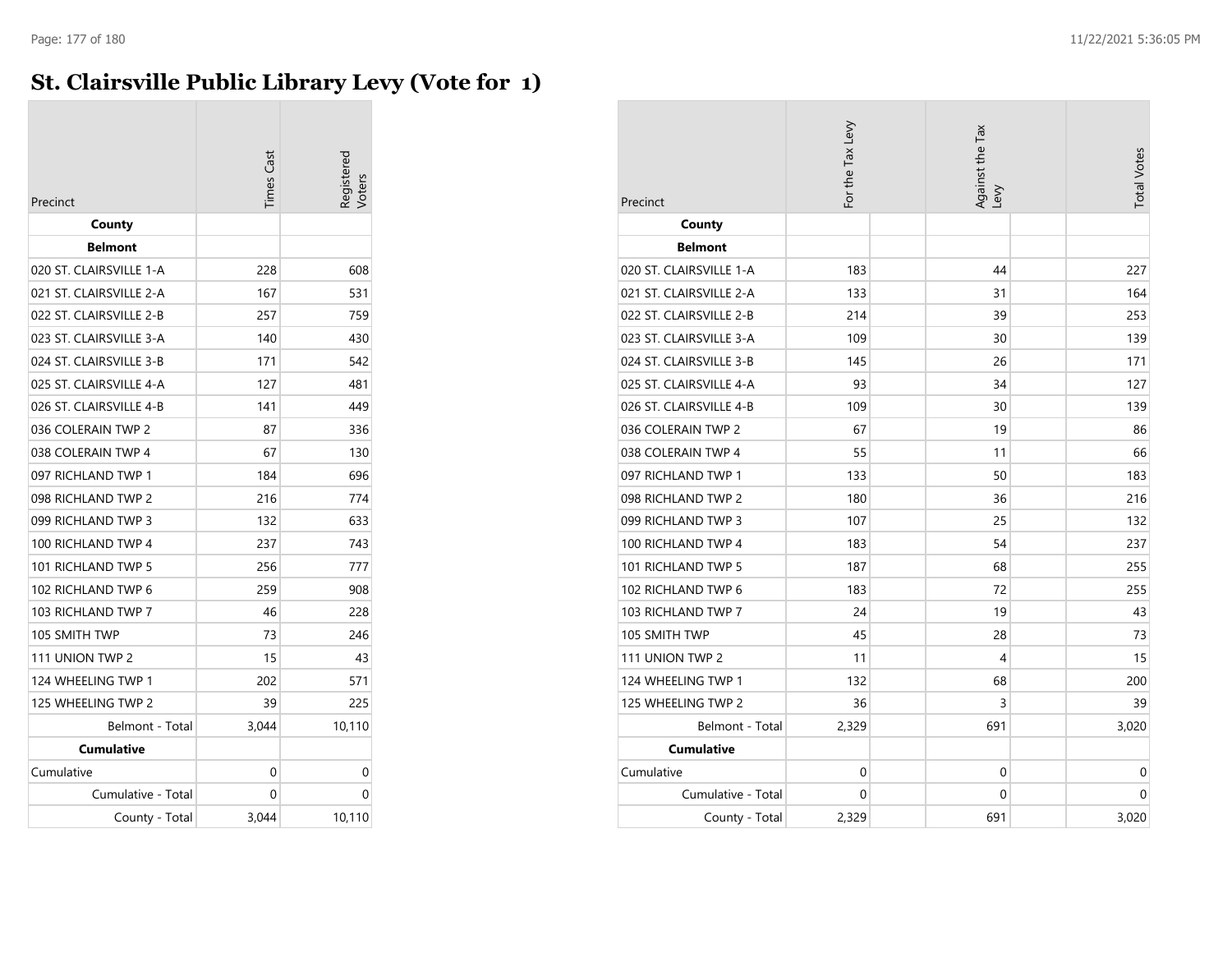# St. Clairsville Public Library Levy (Vote for 1)

| Precinct | Times Cast | Registered Voters |
|---|---|---|
| **County** | | |
| **Belmont** | | |
| 020 ST. CLAIRSVILLE 1-A | 228 | 608 |
| 021 ST. CLAIRSVILLE 2-A | 167 | 531 |
| 022 ST. CLAIRSVILLE 2-B | 257 | 759 |
| 023 ST. CLAIRSVILLE 3-A | 140 | 430 |
| 024 ST. CLAIRSVILLE 3-B | 171 | 542 |
| 025 ST. CLAIRSVILLE 4-A | 127 | 481 |
| 026 ST. CLAIRSVILLE 4-B | 141 | 449 |
| 036 COLERAIN TWP 2 | 87 | 336 |
| 038 COLERAIN TWP 4 | 67 | 130 |
| 097 RICHLAND TWP 1 | 184 | 696 |
| 098 RICHLAND TWP 2 | 216 | 774 |
| 099 RICHLAND TWP 3 | 132 | 633 |
| 100 RICHLAND TWP 4 | 237 | 743 |
| 101 RICHLAND TWP 5 | 256 | 777 |
| 102 RICHLAND TWP 6 | 259 | 908 |
| 103 RICHLAND TWP 7 | 46 | 228 |
| 105 SMITH TWP | 73 | 246 |
| 111 UNION TWP 2 | 15 | 43 |
| 124 WHEELING TWP 1 | 202 | 571 |
| 125 WHEELING TWP 2 | 39 | 225 |
| Belmont - Total | 3,044 | 10,110 |
| **Cumulative** | | |
| Cumulative | 0 | 0 |
| Cumulative - Total | 0 | 0 |
| County - Total | 3,044 | 10,110 |

| Precinct | For the Tax Levy | Against the Tax Levy | Total Votes |
|---|---|---|---|
| **County** | | | |
| **Belmont** | | | |
| 020 ST. CLAIRSVILLE 1-A | 183 | 44 | 227 |
| 021 ST. CLAIRSVILLE 2-A | 133 | 31 | 164 |
| 022 ST. CLAIRSVILLE 2-B | 214 | 39 | 253 |
| 023 ST. CLAIRSVILLE 3-A | 109 | 30 | 139 |
| 024 ST. CLAIRSVILLE 3-B | 145 | 26 | 171 |
| 025 ST. CLAIRSVILLE 4-A | 93 | 34 | 127 |
| 026 ST. CLAIRSVILLE 4-B | 109 | 30 | 139 |
| 036 COLERAIN TWP 2 | 67 | 19 | 86 |
| 038 COLERAIN TWP 4 | 55 | 11 | 66 |
| 097 RICHLAND TWP 1 | 133 | 50 | 183 |
| 098 RICHLAND TWP 2 | 180 | 36 | 216 |
| 099 RICHLAND TWP 3 | 107 | 25 | 132 |
| 100 RICHLAND TWP 4 | 183 | 54 | 237 |
| 101 RICHLAND TWP 5 | 187 | 68 | 255 |
| 102 RICHLAND TWP 6 | 183 | 72 | 255 |
| 103 RICHLAND TWP 7 | 24 | 19 | 43 |
| 105 SMITH TWP | 45 | 28 | 73 |
| 111 UNION TWP 2 | 11 | 4 | 15 |
| 124 WHEELING TWP 1 | 132 | 68 | 200 |
| 125 WHEELING TWP 2 | 36 | 3 | 39 |
| Belmont - Total | 2,329 | 691 | 3,020 |
| **Cumulative** | | | |
| Cumulative | 0 | 0 | 0 |
| Cumulative - Total | 0 | 0 | 0 |
| County - Total | 2,329 | 691 | 3,020 |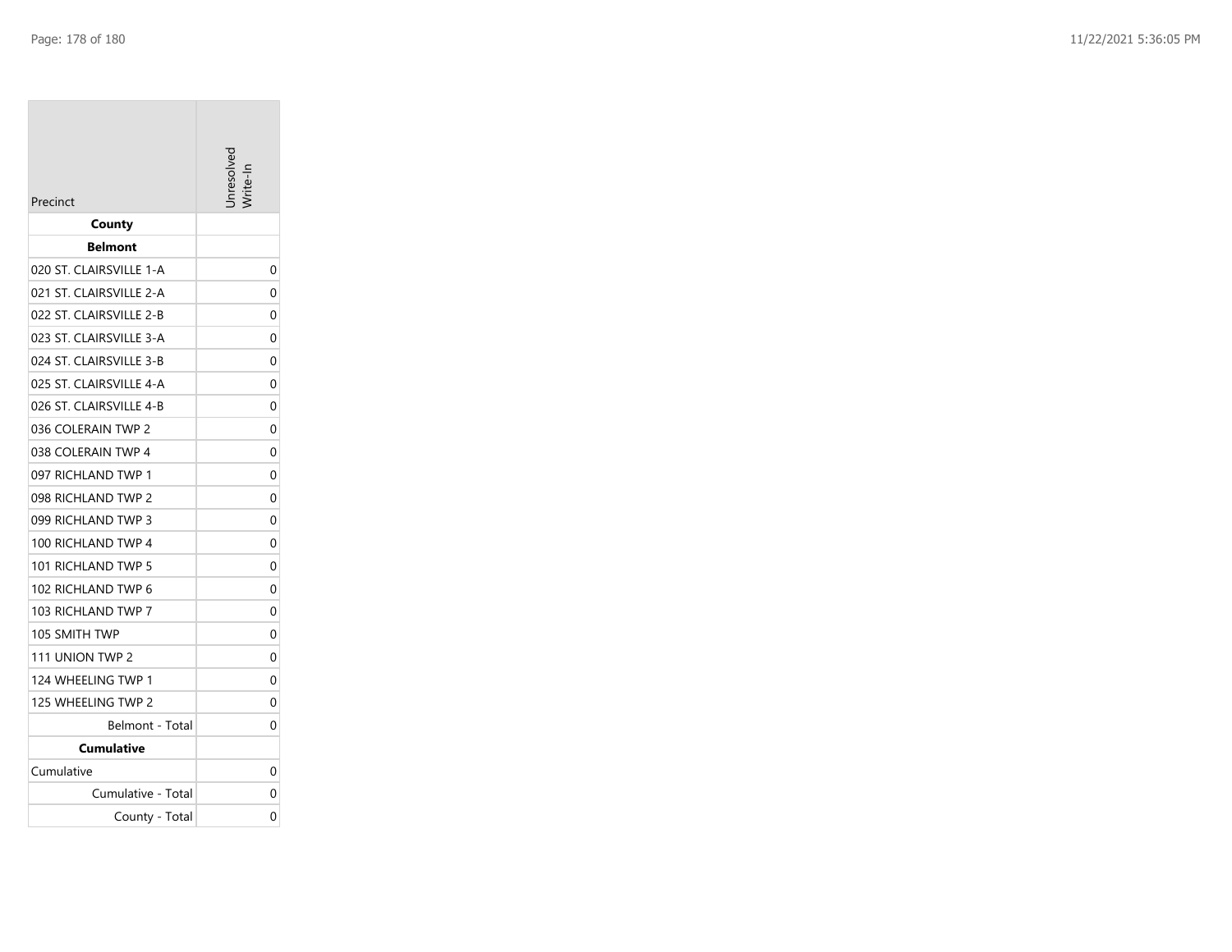| Precinct | Unresolved Write-In |
|---|---|
| **County** | |
| **Belmont** | |
| 020 ST. CLAIRSVILLE 1-A | 0 |
| 021 ST. CLAIRSVILLE 2-A | 0 |
| 022 ST. CLAIRSVILLE 2-B | 0 |
| 023 ST. CLAIRSVILLE 3-A | 0 |
| 024 ST. CLAIRSVILLE 3-B | 0 |
| 025 ST. CLAIRSVILLE 4-A | 0 |
| 026 ST. CLAIRSVILLE 4-B | 0 |
| 036 COLERAIN TWP 2 | 0 |
| 038 COLERAIN TWP 4 | 0 |
| 097 RICHLAND TWP 1 | 0 |
| 098 RICHLAND TWP 2 | 0 |
| 099 RICHLAND TWP 3 | 0 |
| 100 RICHLAND TWP 4 | 0 |
| 101 RICHLAND TWP 5 | 0 |
| 102 RICHLAND TWP 6 | 0 |
| 103 RICHLAND TWP 7 | 0 |
| 105 SMITH TWP | 0 |
| 111 UNION TWP 2 | 0 |
| 124 WHEELING TWP 1 | 0 |
| 125 WHEELING TWP 2 | 0 |
| Belmont - Total | 0 |
| **Cumulative** | |
| Cumulative | 0 |
| Cumulative - Total | 0 |
| County - Total | 0 |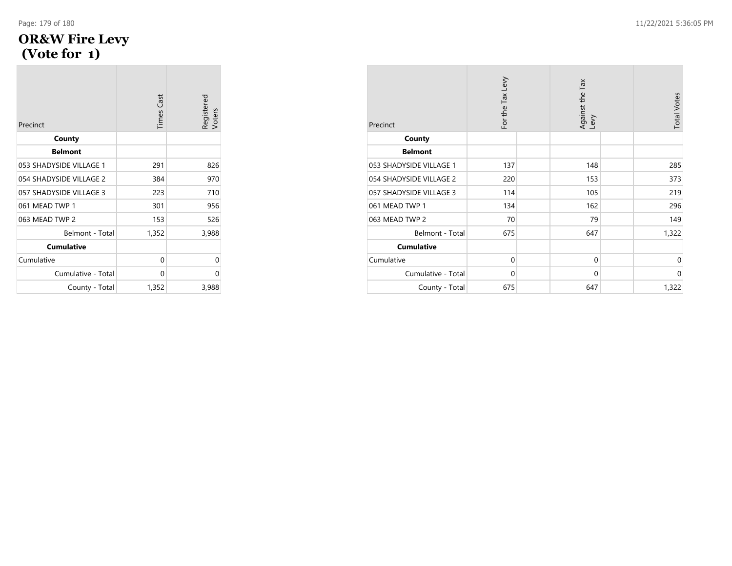# OR&W Fire Levy (Vote for 1)

| Precinct | Times Cast | Registered Voters |
|---|---|---|
| **County** | | |
| **Belmont** | | |
| 053 SHADYSIDE VILLAGE 1 | 291 | 826 |
| 054 SHADYSIDE VILLAGE 2 | 384 | 970 |
| 057 SHADYSIDE VILLAGE 3 | 223 | 710 |
| 061 MEAD TWP 1 | 301 | 956 |
| 063 MEAD TWP 2 | 153 | 526 |
| Belmont - Total | 1,352 | 3,988 |
| **Cumulative** | | |
| Cumulative | 0 | 0 |
| Cumulative - Total | 0 | 0 |
| County - Total | 1,352 | 3,988 |

| Precinct | For the Tax Levy | Against the Tax Levy | Total Votes |
|---|---|---|---|
| **County** | | | |
| **Belmont** | | | |
| 053 SHADYSIDE VILLAGE 1 | 137 | 148 | 285 |
| 054 SHADYSIDE VILLAGE 2 | 220 | 153 | 373 |
| 057 SHADYSIDE VILLAGE 3 | 114 | 105 | 219 |
| 061 MEAD TWP 1 | 134 | 162 | 296 |
| 063 MEAD TWP 2 | 70 | 79 | 149 |
| Belmont - Total | 675 | 647 | 1,322 |
| **Cumulative** | | | |
| Cumulative | 0 | 0 | 0 |
| Cumulative - Total | 0 | 0 | 0 |
| County - Total | 675 | 647 | 1,322 |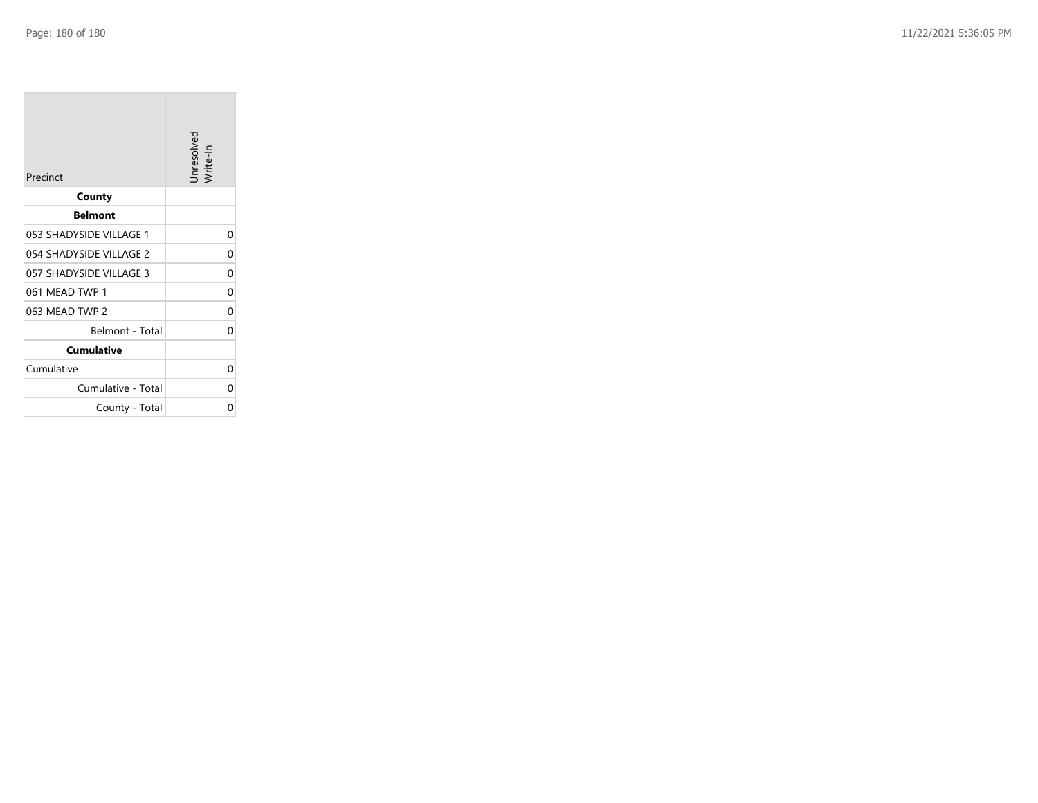| Precinct | Unresolved Write-In |
|---|---|
| **County** | |
| **Belmont** | |
| 053 SHADYSIDE VILLAGE 1 | 0 |
| 054 SHADYSIDE VILLAGE 2 | 0 |
| 057 SHADYSIDE VILLAGE 3 | 0 |
| 061 MEAD TWP 1 | 0 |
| 063 MEAD TWP 2 | 0 |
| Belmont - Total | 0 |
| **Cumulative** | |
| Cumulative | 0 |
| Cumulative - Total | 0 |
| County - Total | 0 |